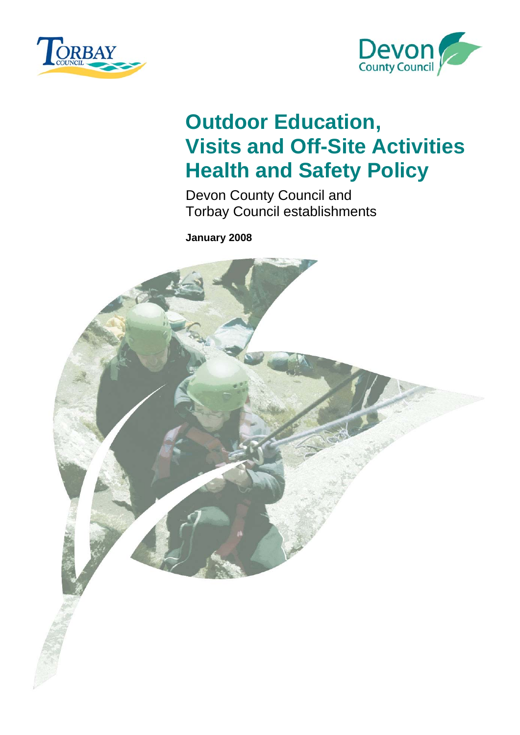# Outdoor Education, Visits and Off-Site Activities Health and Safety Policy

Devon County Council and Torbay Council establishments

**January 2008**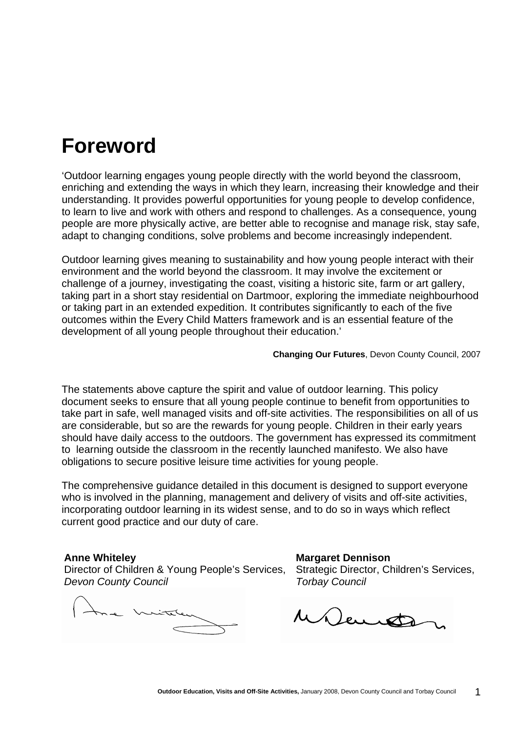# Foreword

'Outdoor learning engages young people directly with the world beyond the classroom, enriching and extending the ways in which they learn, increasing their knowledge and their understanding. It provides powerful opportunities for young people to develop confidence, to learn to live and work with others and respond to challenges. As a consequence, young people are more physically active, are better able to recognise and manage risk, stay safe, adapt to changing conditions, solve problems and become increasingly independent.

Outdoor learning gives meaning to sustainability and how young people interact with their environment and the world beyond the classroom. It may involve the excitement or challenge of a journey, investigating the coast, visiting a historic site, farm or art gallery, taking part in a short stay residential on Dartmoor, exploring the immediate neighbourhood or taking part in an extended expedition. It contributes significantly to each of the five outcomes within the Every Child Matters framework and is an essential feature of the development of all young people throughout their education.'

**Changing Our Futures**, Devon County Council, 2007

The statements above capture the spirit and value of outdoor learning. This policy document seeks to ensure that all young people continue to benefit from opportunities to take part in safe, well managed visits and off-site activities. The responsibilities on all of us are considerable, but so are the rewards for young people. Children in their early years should have daily access to the outdoors. The government has expressed its commitment to learning outside the classroom in the recently launched manifesto. We also have obligations to secure positive leisure time activities for young people.

The comprehensive guidance detailed in this document is designed to support everyone who is involved in the planning, management and delivery of visits and off-site activities, incorporating outdoor learning in its widest sense, and to do so in ways which reflect current good practice and our duty of care.

**Anne Whiteley**
Director of Children & Young People's Services,
*Devon County Council*

**Margaret Dennison**
Strategic Director, Children's Services,
*Torbay Council*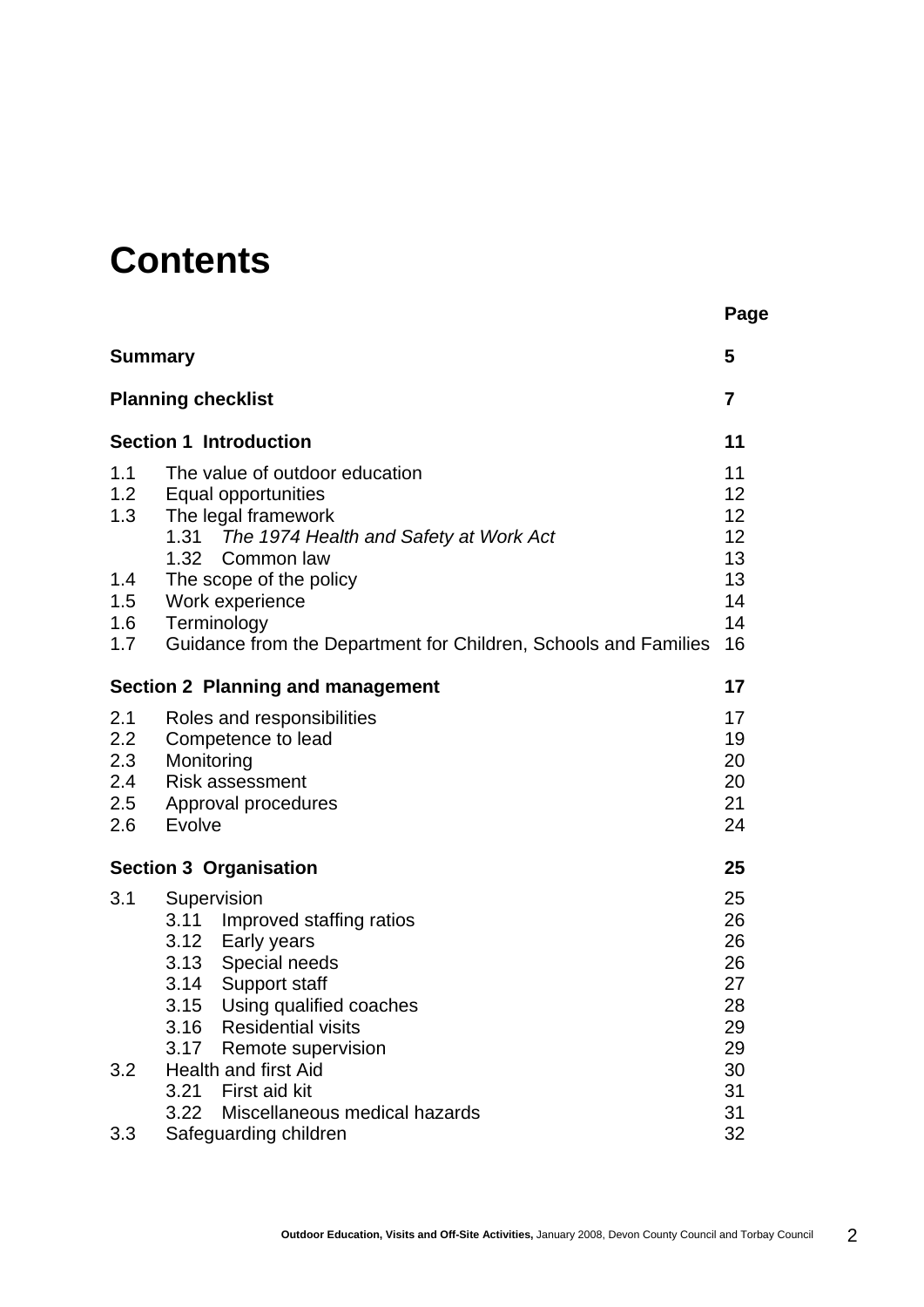# Contents

| | | Page |
|---|---|---|
| **Summary** | | **5** |
| **Planning checklist** | | **7** |
| **Section 1 Introduction** | | **11** |
| 1.1 | The value of outdoor education | 11 |
| 1.2 | Equal opportunities | 12 |
| 1.3 | The legal framework | 12 |
| | 1.31 *The 1974 Health and Safety at Work Act* | 12 |
| | 1.32 Common law | 13 |
| 1.4 | The scope of the policy | 13 |
| 1.5 | Work experience | 14 |
| 1.6 | Terminology | 14 |
| 1.7 | Guidance from the Department for Children, Schools and Families | 16 |
| **Section 2 Planning and management** | | **17** |
| 2.1 | Roles and responsibilities | 17 |
| 2.2 | Competence to lead | 19 |
| 2.3 | Monitoring | 20 |
| 2.4 | Risk assessment | 20 |
| 2.5 | Approval procedures | 21 |
| 2.6 | Evolve | 24 |
| **Section 3 Organisation** | | **25** |
| 3.1 | Supervision | 25 |
| | 3.11 Improved staffing ratios | 26 |
| | 3.12 Early years | 26 |
| | 3.13 Special needs | 26 |
| | 3.14 Support staff | 27 |
| | 3.15 Using qualified coaches | 28 |
| | 3.16 Residential visits | 29 |
| | 3.17 Remote supervision | 29 |
| 3.2 | Health and first Aid | 30 |
| | 3.21 First aid kit | 31 |
| | 3.22 Miscellaneous medical hazards | 31 |
| 3.3 | Safeguarding children | 32 |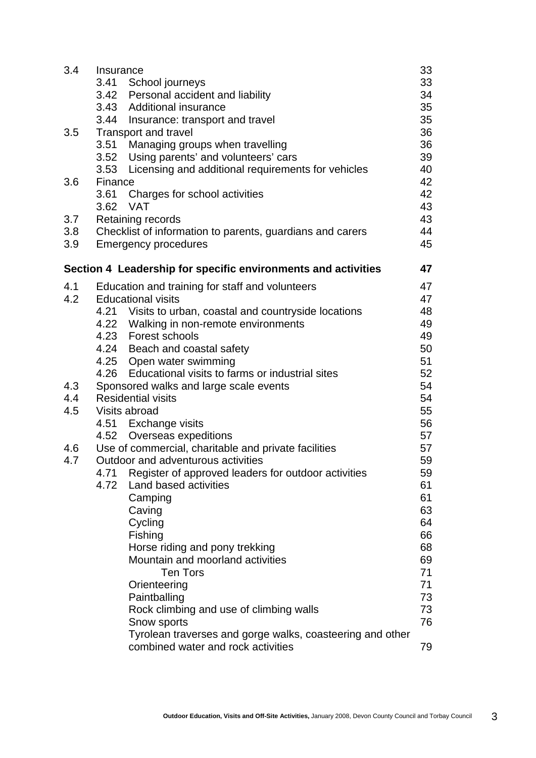| | | | |
|---|---|---|---|
| 3.4 | Insurance | | 33 |
| | 3.41 | School journeys | 33 |
| | 3.42 | Personal accident and liability | 34 |
| | 3.43 | Additional insurance | 35 |
| | 3.44 | Insurance: transport and travel | 35 |
| 3.5 | Transport and travel | | 36 |
| | 3.51 | Managing groups when travelling | 36 |
| | 3.52 | Using parents' and volunteers' cars | 39 |
| | 3.53 | Licensing and additional requirements for vehicles | 40 |
| 3.6 | Finance | | 42 |
| | 3.61 | Charges for school activities | 42 |
| | 3.62 | VAT | 43 |
| 3.7 | Retaining records | | 43 |
| 3.8 | Checklist of information to parents, guardians and carers | | 44 |
| 3.9 | Emergency procedures | | 45 |
| **Section 4** | **Leadership for specific environments and activities** | | **47** |
| 4.1 | Education and training for staff and volunteers | | 47 |
| 4.2 | Educational visits | | 47 |
| | 4.21 | Visits to urban, coastal and countryside locations | 48 |
| | 4.22 | Walking in non-remote environments | 49 |
| | 4.23 | Forest schools | 49 |
| | 4.24 | Beach and coastal safety | 50 |
| | 4.25 | Open water swimming | 51 |
| | 4.26 | Educational visits to farms or industrial sites | 52 |
| 4.3 | Sponsored walks and large scale events | | 54 |
| 4.4 | Residential visits | | 54 |
| 4.5 | Visits abroad | | 55 |
| | 4.51 | Exchange visits | 56 |
| | 4.52 | Overseas expeditions | 57 |
| 4.6 | Use of commercial, charitable and private facilities | | 57 |
| 4.7 | Outdoor and adventurous activities | | 59 |
| | 4.71 | Register of approved leaders for outdoor activities | 59 |
| | 4.72 | Land based activities | 61 |
| | | Camping | 61 |
| | | Caving | 63 |
| | | Cycling | 64 |
| | | Fishing | 66 |
| | | Horse riding and pony trekking | 68 |
| | | Mountain and moorland activities | 69 |
| | | Ten Tors | 71 |
| | | Orienteering | 71 |
| | | Paintballing | 73 |
| | | Rock climbing and use of climbing walls | 73 |
| | | Snow sports | 76 |
| | | Tyrolean traverses and gorge walks, coasteering and other combined water and rock activities | 79 |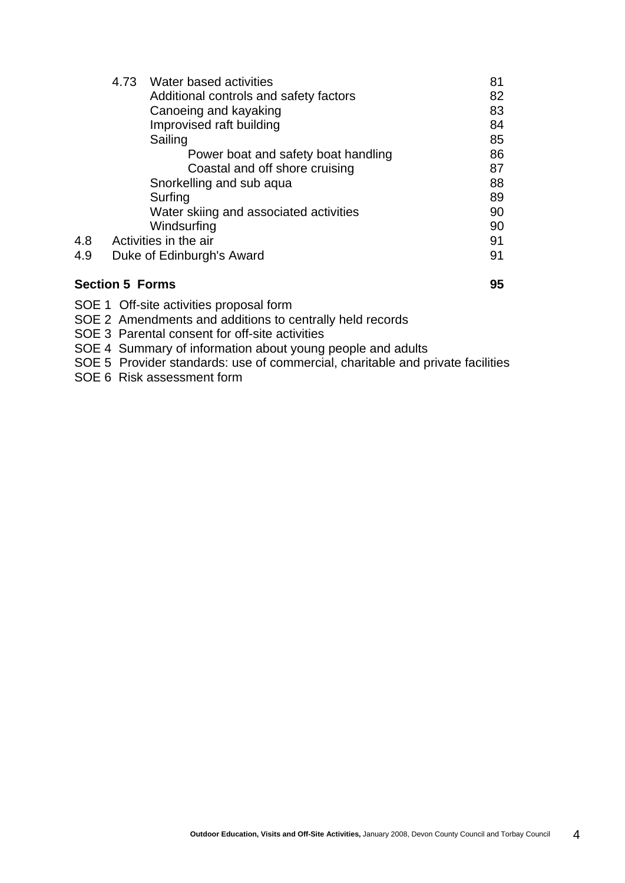| | | | |
|---|---|---|---|
| | 4.73 | Water based activities | 81 |
| | | Additional controls and safety factors | 82 |
| | | Canoeing and kayaking | 83 |
| | | Improvised raft building | 84 |
| | | Sailing | 85 |
| | | Power boat and safety boat handling | 86 |
| | | Coastal and off shore cruising | 87 |
| | | Snorkelling and sub aqua | 88 |
| | | Surfing | 89 |
| | | Water skiing and associated activities | 90 |
| | | Windsurfing | 90 |
| 4.8 | Activities in the air | | 91 |
| 4.9 | Duke of Edinburgh's Award | | 91 |

**Section 5 Forms** **95**

SOE 1 Off-site activities proposal form
SOE 2 Amendments and additions to centrally held records
SOE 3 Parental consent for off-site activities
SOE 4 Summary of information about young people and adults
SOE 5 Provider standards: use of commercial, charitable and private facilities
SOE 6 Risk assessment form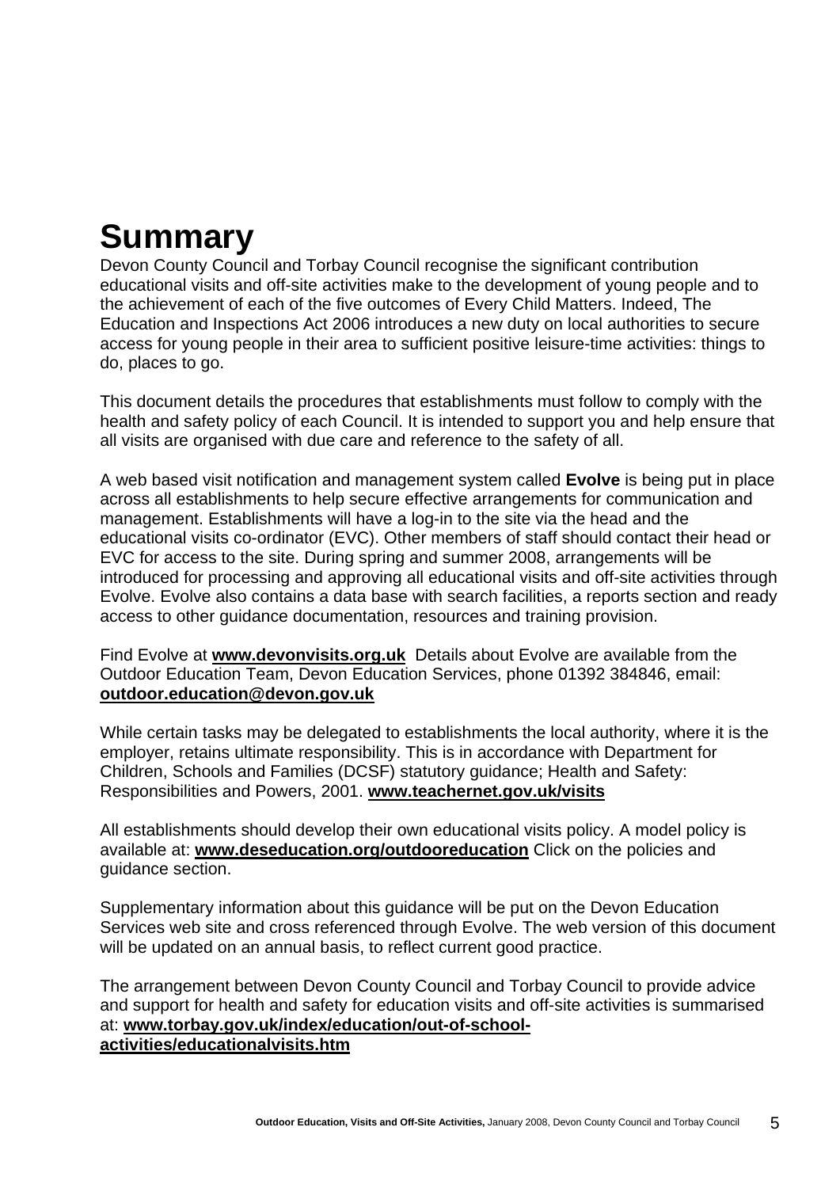# Summary

Devon County Council and Torbay Council recognise the significant contribution educational visits and off-site activities make to the development of young people and to the achievement of each of the five outcomes of Every Child Matters. Indeed, The Education and Inspections Act 2006 introduces a new duty on local authorities to secure access for young people in their area to sufficient positive leisure-time activities: things to do, places to go.

This document details the procedures that establishments must follow to comply with the health and safety policy of each Council. It is intended to support you and help ensure that all visits are organised with due care and reference to the safety of all.

A web based visit notification and management system called **Evolve** is being put in place across all establishments to help secure effective arrangements for communication and management. Establishments will have a log-in to the site via the head and the educational visits co-ordinator (EVC). Other members of staff should contact their head or EVC for access to the site. During spring and summer 2008, arrangements will be introduced for processing and approving all educational visits and off-site activities through Evolve. Evolve also contains a data base with search facilities, a reports section and ready access to other guidance documentation, resources and training provision.

Find Evolve at **www.devonvisits.org.uk** Details about Evolve are available from the Outdoor Education Team, Devon Education Services, phone 01392 384846, email: **outdoor.education@devon.gov.uk**

While certain tasks may be delegated to establishments the local authority, where it is the employer, retains ultimate responsibility. This is in accordance with Department for Children, Schools and Families (DCSF) statutory guidance; Health and Safety: Responsibilities and Powers, 2001. **www.teachernet.gov.uk/visits**

All establishments should develop their own educational visits policy. A model policy is available at: **www.deseducation.org/outdooreducation** Click on the policies and guidance section.

Supplementary information about this guidance will be put on the Devon Education Services web site and cross referenced through Evolve. The web version of this document will be updated on an annual basis, to reflect current good practice.

The arrangement between Devon County Council and Torbay Council to provide advice and support for health and safety for education visits and off-site activities is summarised at: **www.torbay.gov.uk/index/education/out-of-school-activities/educationalvisits.htm**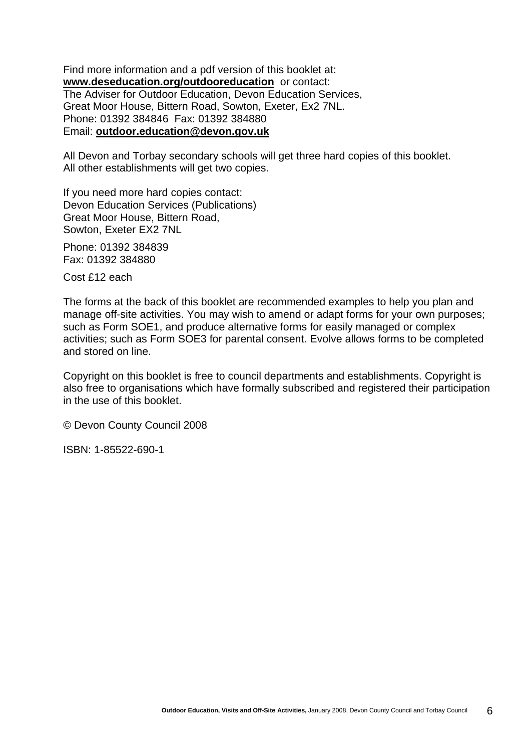Find more information and a pdf version of this booklet at:
**www.deseducation.org/outdooreducation** or contact:
The Adviser for Outdoor Education, Devon Education Services,
Great Moor House, Bittern Road, Sowton, Exeter, Ex2 7NL.
Phone: 01392 384846 Fax: 01392 384880
Email: **outdoor.education@devon.gov.uk**

All Devon and Torbay secondary schools will get three hard copies of this booklet.
All other establishments will get two copies.

If you need more hard copies contact:
Devon Education Services (Publications)
Great Moor House, Bittern Road,
Sowton, Exeter EX2 7NL

Phone: 01392 384839
Fax: 01392 384880

Cost £12 each

The forms at the back of this booklet are recommended examples to help you plan and manage off-site activities. You may wish to amend or adapt forms for your own purposes; such as Form SOE1, and produce alternative forms for easily managed or complex activities; such as Form SOE3 for parental consent. Evolve allows forms to be completed and stored on line.

Copyright on this booklet is free to council departments and establishments. Copyright is also free to organisations which have formally subscribed and registered their participation in the use of this booklet.

© Devon County Council 2008

ISBN: 1-85522-690-1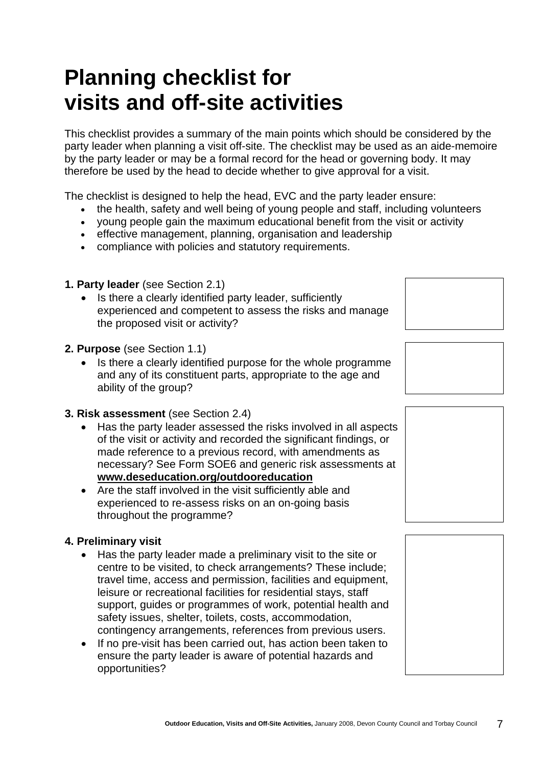# Planning checklist for visits and off-site activities

This checklist provides a summary of the main points which should be considered by the party leader when planning a visit off-site. The checklist may be used as an aide-memoire by the party leader or may be a formal record for the head or governing body. It may therefore be used by the head to decide whether to give approval for a visit.

The checklist is designed to help the head, EVC and the party leader ensure:

- the health, safety and well being of young people and staff, including volunteers
- young people gain the maximum educational benefit from the visit or activity
- effective management, planning, organisation and leadership
- compliance with policies and statutory requirements.

**1. Party leader** (see Section 2.1)

- Is there a clearly identified party leader, sufficiently experienced and competent to assess the risks and manage the proposed visit or activity?

**2. Purpose** (see Section 1.1)

- Is there a clearly identified purpose for the whole programme and any of its constituent parts, appropriate to the age and ability of the group?

**3. Risk assessment** (see Section 2.4)

- Has the party leader assessed the risks involved in all aspects of the visit or activity and recorded the significant findings, or made reference to a previous record, with amendments as necessary? See Form SOE6 and generic risk assessments at **www.deseducation.org/outdooreducation**
- Are the staff involved in the visit sufficiently able and experienced to re-assess risks on an on-going basis throughout the programme?

**4. Preliminary visit**

- Has the party leader made a preliminary visit to the site or centre to be visited, to check arrangements? These include; travel time, access and permission, facilities and equipment, leisure or recreational facilities for residential stays, staff support, guides or programmes of work, potential health and safety issues, shelter, toilets, costs, accommodation, contingency arrangements, references from previous users.
- If no pre-visit has been carried out, has action been taken to ensure the party leader is aware of potential hazards and opportunities?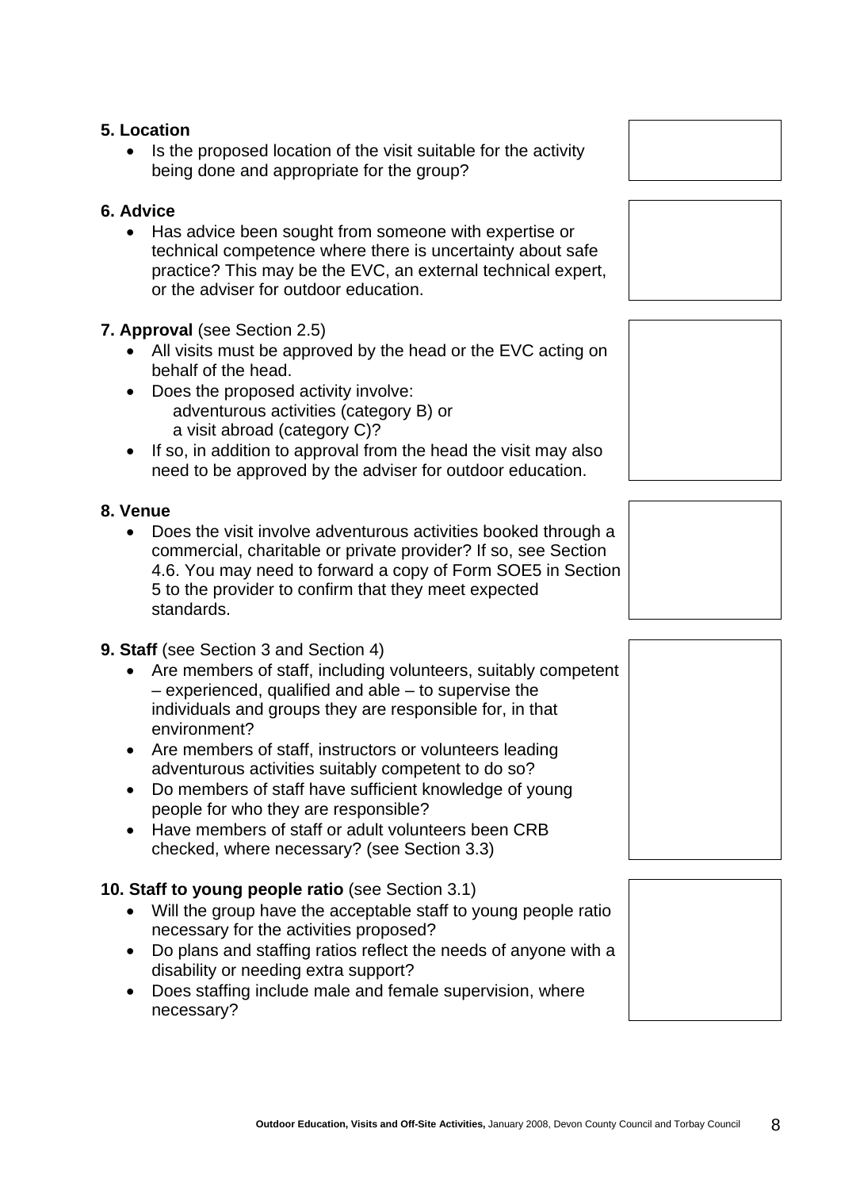**5. Location**

- Is the proposed location of the visit suitable for the activity being done and appropriate for the group?

**6. Advice**

- Has advice been sought from someone with expertise or technical competence where there is uncertainty about safe practice? This may be the EVC, an external technical expert, or the adviser for outdoor education.

**7. Approval** (see Section 2.5)

- All visits must be approved by the head or the EVC acting on behalf of the head.
- Does the proposed activity involve:
  adventurous activities (category B) or
  a visit abroad (category C)?
- If so, in addition to approval from the head the visit may also need to be approved by the adviser for outdoor education.

**8. Venue**

- Does the visit involve adventurous activities booked through a commercial, charitable or private provider? If so, see Section 4.6. You may need to forward a copy of Form SOE5 in Section 5 to the provider to confirm that they meet expected standards.

**9. Staff** (see Section 3 and Section 4)

- Are members of staff, including volunteers, suitably competent – experienced, qualified and able – to supervise the individuals and groups they are responsible for, in that environment?
- Are members of staff, instructors or volunteers leading adventurous activities suitably competent to do so?
- Do members of staff have sufficient knowledge of young people for who they are responsible?
- Have members of staff or adult volunteers been CRB checked, where necessary? (see Section 3.3)

**10. Staff to young people ratio** (see Section 3.1)

- Will the group have the acceptable staff to young people ratio necessary for the activities proposed?
- Do plans and staffing ratios reflect the needs of anyone with a disability or needing extra support?
- Does staffing include male and female supervision, where necessary?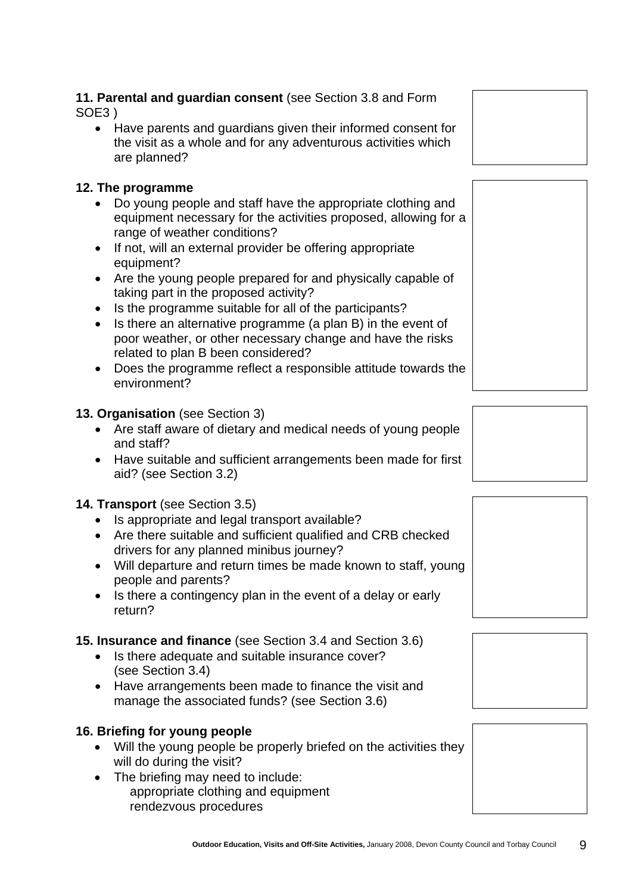**11. Parental and guardian consent** (see Section 3.8 and Form SOE3 )

- Have parents and guardians given their informed consent for the visit as a whole and for any adventurous activities which are planned?

**12. The programme**

- Do young people and staff have the appropriate clothing and equipment necessary for the activities proposed, allowing for a range of weather conditions?
- If not, will an external provider be offering appropriate equipment?
- Are the young people prepared for and physically capable of taking part in the proposed activity?
- Is the programme suitable for all of the participants?
- Is there an alternative programme (a plan B) in the event of poor weather, or other necessary change and have the risks related to plan B been considered?
- Does the programme reflect a responsible attitude towards the environment?

**13. Organisation** (see Section 3)

- Are staff aware of dietary and medical needs of young people and staff?
- Have suitable and sufficient arrangements been made for first aid? (see Section 3.2)

**14. Transport** (see Section 3.5)

- Is appropriate and legal transport available?
- Are there suitable and sufficient qualified and CRB checked drivers for any planned minibus journey?
- Will departure and return times be made known to staff, young people and parents?
- Is there a contingency plan in the event of a delay or early return?

**15. Insurance and finance** (see Section 3.4 and Section 3.6)

- Is there adequate and suitable insurance cover? (see Section 3.4)
- Have arrangements been made to finance the visit and manage the associated funds? (see Section 3.6)

**16. Briefing for young people**

- Will the young people be properly briefed on the activities they will do during the visit?
- The briefing may need to include:
  appropriate clothing and equipment
  rendezvous procedures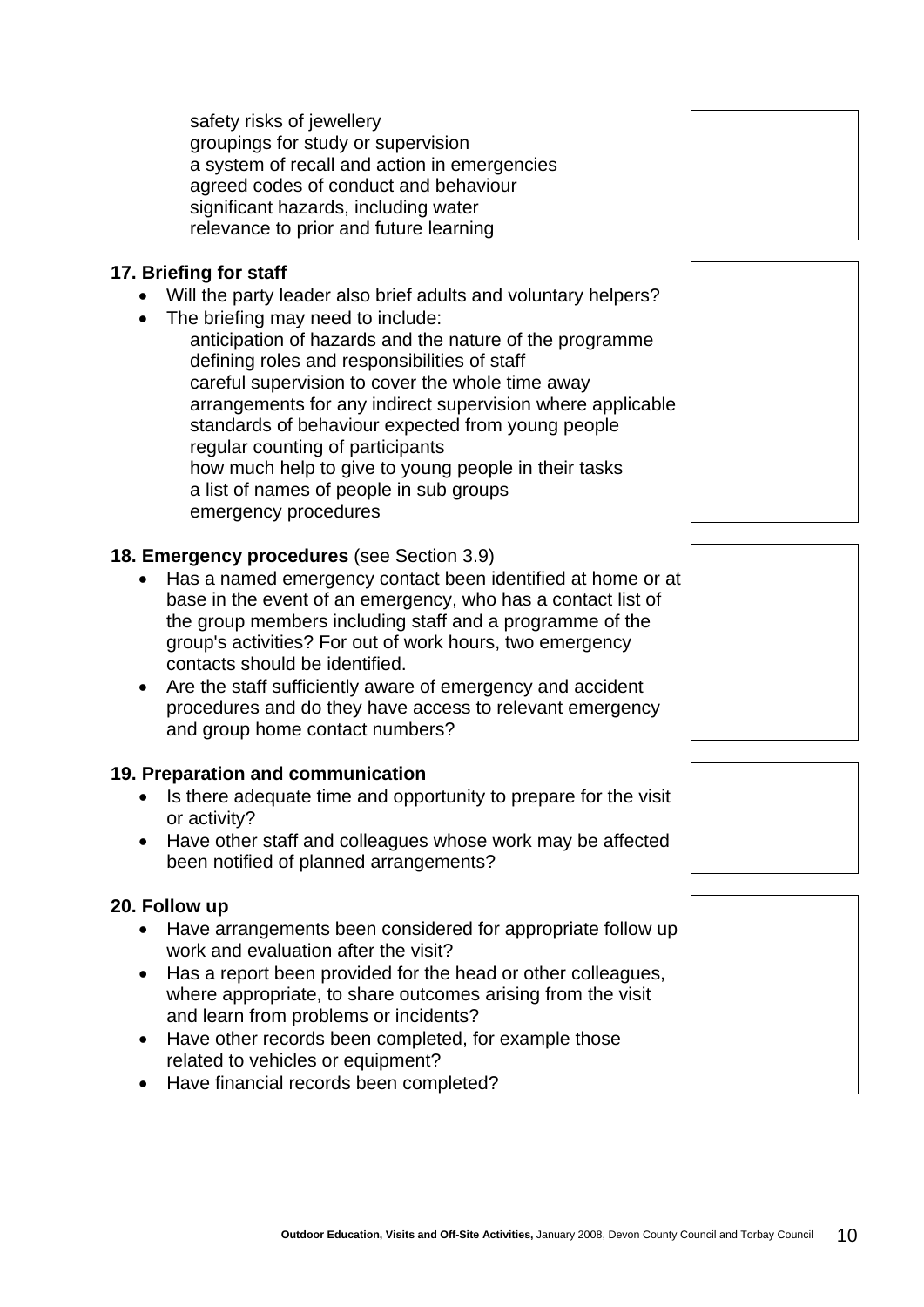safety risks of jewellery
groupings for study or supervision
a system of recall and action in emergencies
agreed codes of conduct and behaviour
significant hazards, including water
relevance to prior and future learning

**17. Briefing for staff**

- Will the party leader also brief adults and voluntary helpers?
- The briefing may need to include:
  anticipation of hazards and the nature of the programme
  defining roles and responsibilities of staff
  careful supervision to cover the whole time away
  arrangements for any indirect supervision where applicable
  standards of behaviour expected from young people
  regular counting of participants
  how much help to give to young people in their tasks
  a list of names of people in sub groups
  emergency procedures

**18. Emergency procedures** (see Section 3.9)

- Has a named emergency contact been identified at home or at base in the event of an emergency, who has a contact list of the group members including staff and a programme of the group's activities? For out of work hours, two emergency contacts should be identified.
- Are the staff sufficiently aware of emergency and accident procedures and do they have access to relevant emergency and group home contact numbers?

**19. Preparation and communication**

- Is there adequate time and opportunity to prepare for the visit or activity?
- Have other staff and colleagues whose work may be affected been notified of planned arrangements?

**20. Follow up**

- Have arrangements been considered for appropriate follow up work and evaluation after the visit?
- Has a report been provided for the head or other colleagues, where appropriate, to share outcomes arising from the visit and learn from problems or incidents?
- Have other records been completed, for example those related to vehicles or equipment?
- Have financial records been completed?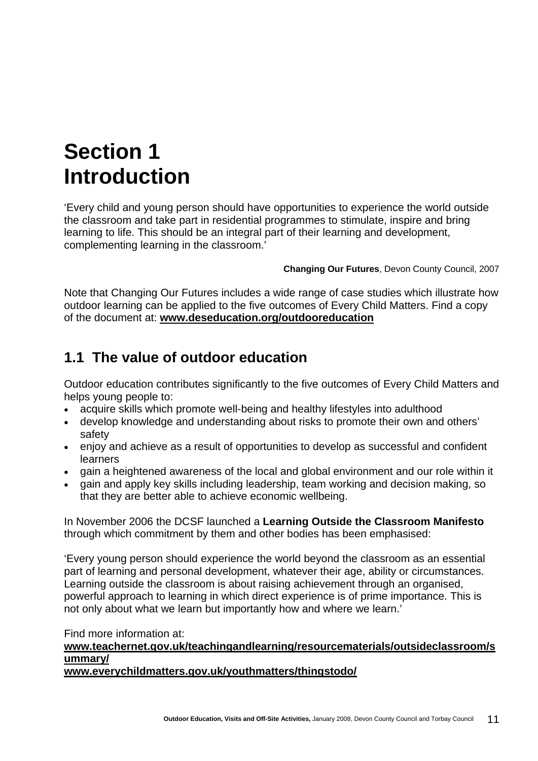# Section 1 Introduction

'Every child and young person should have opportunities to experience the world outside the classroom and take part in residential programmes to stimulate, inspire and bring learning to life. This should be an integral part of their learning and development, complementing learning in the classroom.'

**Changing Our Futures**, Devon County Council, 2007

Note that Changing Our Futures includes a wide range of case studies which illustrate how outdoor learning can be applied to the five outcomes of Every Child Matters. Find a copy of the document at: **www.deseducation.org/outdooreducation**

## 1.1 The value of outdoor education

Outdoor education contributes significantly to the five outcomes of Every Child Matters and helps young people to:

- acquire skills which promote well-being and healthy lifestyles into adulthood
- develop knowledge and understanding about risks to promote their own and others' safety
- enjoy and achieve as a result of opportunities to develop as successful and confident learners
- gain a heightened awareness of the local and global environment and our role within it
- gain and apply key skills including leadership, team working and decision making, so that they are better able to achieve economic wellbeing.

In November 2006 the DCSF launched a **Learning Outside the Classroom Manifesto** through which commitment by them and other bodies has been emphasised:

'Every young person should experience the world beyond the classroom as an essential part of learning and personal development, whatever their age, ability or circumstances. Learning outside the classroom is about raising achievement through an organised, powerful approach to learning in which direct experience is of prime importance. This is not only about what we learn but importantly how and where we learn.'

Find more information at:
**www.teachernet.gov.uk/teachingandlearning/resourcematerials/outsideclassroom/summary/**
**www.everychildmatters.gov.uk/youthmatters/thingstodo/**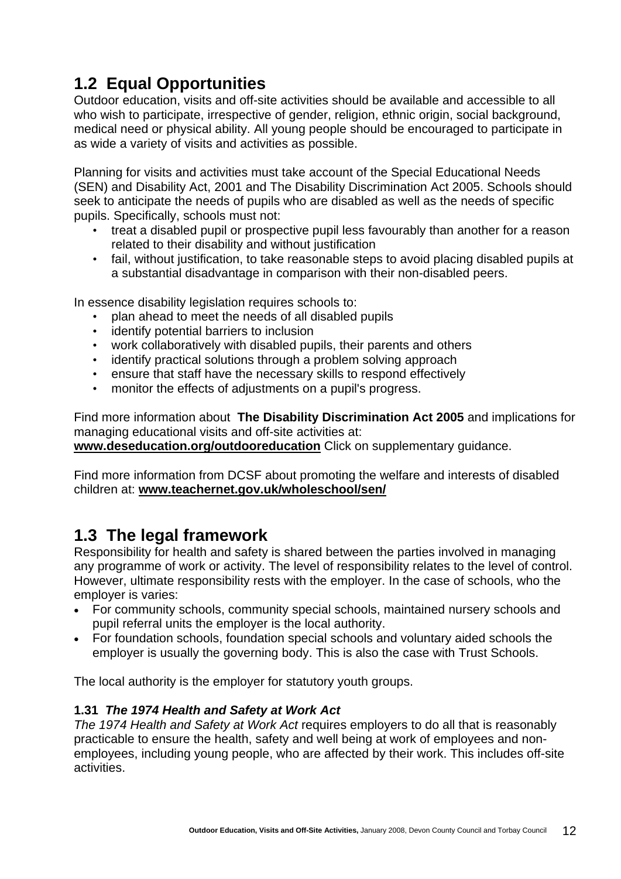## 1.2 Equal Opportunities

Outdoor education, visits and off-site activities should be available and accessible to all who wish to participate, irrespective of gender, religion, ethnic origin, social background, medical need or physical ability. All young people should be encouraged to participate in as wide a variety of visits and activities as possible.

Planning for visits and activities must take account of the Special Educational Needs (SEN) and Disability Act, 2001 and The Disability Discrimination Act 2005. Schools should seek to anticipate the needs of pupils who are disabled as well as the needs of specific pupils. Specifically, schools must not:

- treat a disabled pupil or prospective pupil less favourably than another for a reason related to their disability and without justification
- fail, without justification, to take reasonable steps to avoid placing disabled pupils at a substantial disadvantage in comparison with their non-disabled peers.

In essence disability legislation requires schools to:

- plan ahead to meet the needs of all disabled pupils
- identify potential barriers to inclusion
- work collaboratively with disabled pupils, their parents and others
- identify practical solutions through a problem solving approach
- ensure that staff have the necessary skills to respond effectively
- monitor the effects of adjustments on a pupil's progress.

Find more information about **The Disability Discrimination Act 2005** and implications for managing educational visits and off-site activities at:
**www.deseducation.org/outdooreducation** Click on supplementary guidance.

Find more information from DCSF about promoting the welfare and interests of disabled children at: **www.teachernet.gov.uk/wholeschool/sen/**

## 1.3 The legal framework

Responsibility for health and safety is shared between the parties involved in managing any programme of work or activity. The level of responsibility relates to the level of control. However, ultimate responsibility rests with the employer. In the case of schools, who the employer is varies:

- For community schools, community special schools, maintained nursery schools and pupil referral units the employer is the local authority.
- For foundation schools, foundation special schools and voluntary aided schools the employer is usually the governing body. This is also the case with Trust Schools.

The local authority is the employer for statutory youth groups.

### 1.31 *The 1974 Health and Safety at Work Act*

*The 1974 Health and Safety at Work Act* requires employers to do all that is reasonably practicable to ensure the health, safety and well being at work of employees and non-employees, including young people, who are affected by their work. This includes off-site activities.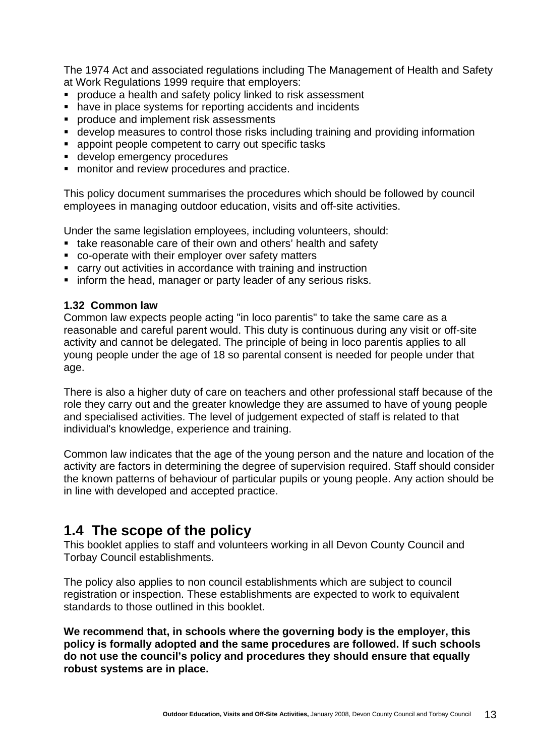The 1974 Act and associated regulations including The Management of Health and Safety at Work Regulations 1999 require that employers:

- produce a health and safety policy linked to risk assessment
- have in place systems for reporting accidents and incidents
- produce and implement risk assessments
- develop measures to control those risks including training and providing information
- appoint people competent to carry out specific tasks
- develop emergency procedures
- monitor and review procedures and practice.

This policy document summarises the procedures which should be followed by council employees in managing outdoor education, visits and off-site activities.

Under the same legislation employees, including volunteers, should:

- take reasonable care of their own and others' health and safety
- co-operate with their employer over safety matters
- carry out activities in accordance with training and instruction
- inform the head, manager or party leader of any serious risks.

### 1.32 Common law

Common law expects people acting "in loco parentis" to take the same care as a reasonable and careful parent would. This duty is continuous during any visit or off-site activity and cannot be delegated. The principle of being in loco parentis applies to all young people under the age of 18 so parental consent is needed for people under that age.

There is also a higher duty of care on teachers and other professional staff because of the role they carry out and the greater knowledge they are assumed to have of young people and specialised activities. The level of judgement expected of staff is related to that individual's knowledge, experience and training.

Common law indicates that the age of the young person and the nature and location of the activity are factors in determining the degree of supervision required. Staff should consider the known patterns of behaviour of particular pupils or young people. Any action should be in line with developed and accepted practice.

## 1.4 The scope of the policy

This booklet applies to staff and volunteers working in all Devon County Council and Torbay Council establishments.

The policy also applies to non council establishments which are subject to council registration or inspection. These establishments are expected to work to equivalent standards to those outlined in this booklet.

**We recommend that, in schools where the governing body is the employer, this policy is formally adopted and the same procedures are followed. If such schools do not use the council's policy and procedures they should ensure that equally robust systems are in place.**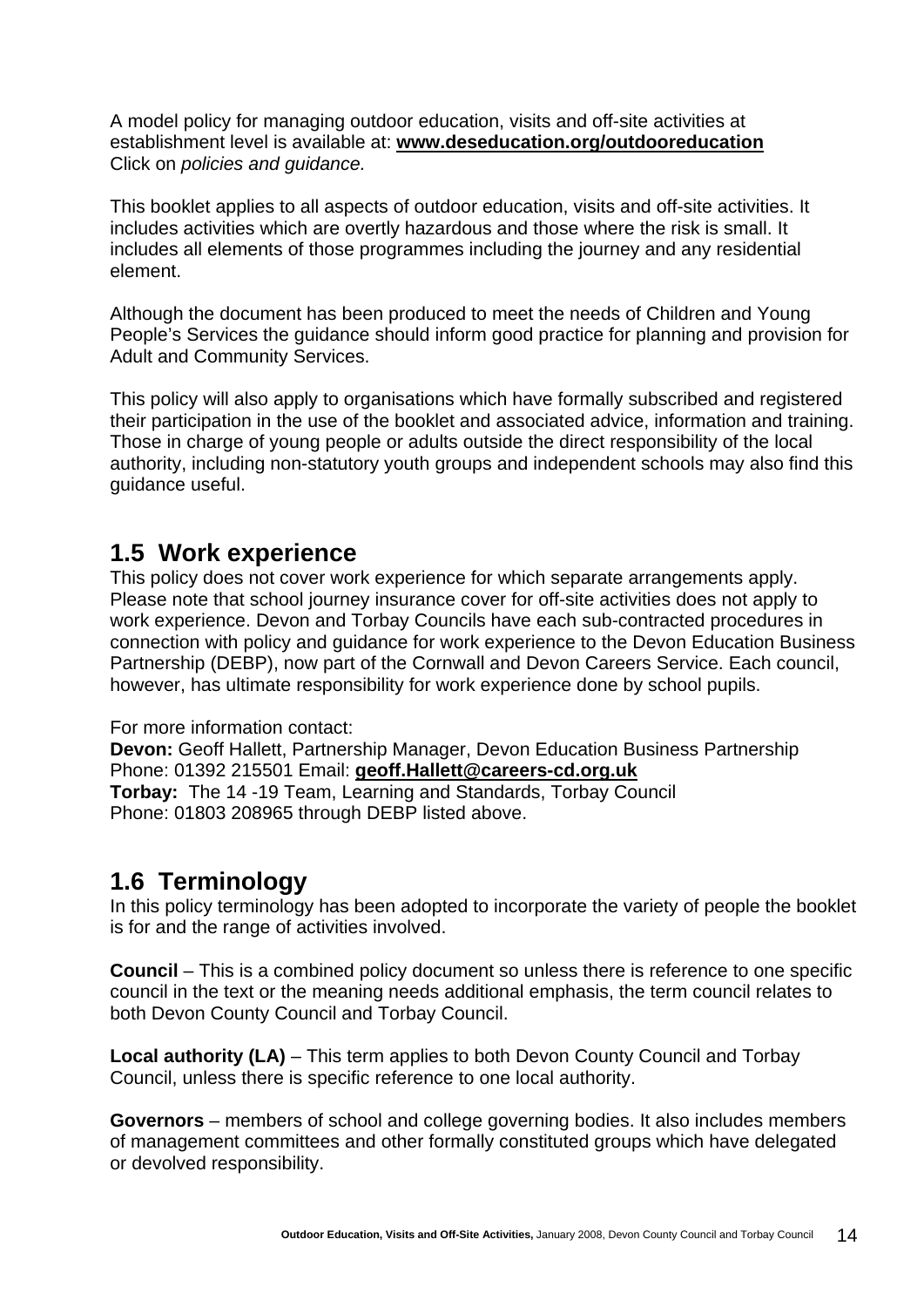A model policy for managing outdoor education, visits and off-site activities at establishment level is available at: **www.deseducation.org/outdooreducation** Click on *policies and guidance.*

This booklet applies to all aspects of outdoor education, visits and off-site activities. It includes activities which are overtly hazardous and those where the risk is small. It includes all elements of those programmes including the journey and any residential element.

Although the document has been produced to meet the needs of Children and Young People's Services the guidance should inform good practice for planning and provision for Adult and Community Services.

This policy will also apply to organisations which have formally subscribed and registered their participation in the use of the booklet and associated advice, information and training. Those in charge of young people or adults outside the direct responsibility of the local authority, including non-statutory youth groups and independent schools may also find this guidance useful.

## 1.5 Work experience

This policy does not cover work experience for which separate arrangements apply. Please note that school journey insurance cover for off-site activities does not apply to work experience. Devon and Torbay Councils have each sub-contracted procedures in connection with policy and guidance for work experience to the Devon Education Business Partnership (DEBP), now part of the Cornwall and Devon Careers Service. Each council, however, has ultimate responsibility for work experience done by school pupils.

For more information contact:
**Devon:** Geoff Hallett, Partnership Manager, Devon Education Business Partnership
Phone: 01392 215501 Email: **geoff.Hallett@careers-cd.org.uk**
**Torbay:** The 14 -19 Team, Learning and Standards, Torbay Council
Phone: 01803 208965 through DEBP listed above.

## 1.6 Terminology

In this policy terminology has been adopted to incorporate the variety of people the booklet is for and the range of activities involved.

**Council** – This is a combined policy document so unless there is reference to one specific council in the text or the meaning needs additional emphasis, the term council relates to both Devon County Council and Torbay Council.

**Local authority (LA)** – This term applies to both Devon County Council and Torbay Council, unless there is specific reference to one local authority.

**Governors** – members of school and college governing bodies. It also includes members of management committees and other formally constituted groups which have delegated or devolved responsibility.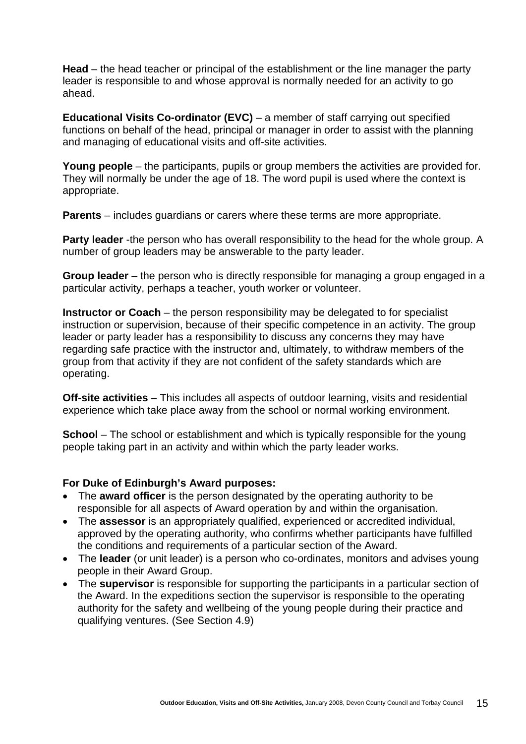**Head** – the head teacher or principal of the establishment or the line manager the party leader is responsible to and whose approval is normally needed for an activity to go ahead.

**Educational Visits Co-ordinator (EVC)** – a member of staff carrying out specified functions on behalf of the head, principal or manager in order to assist with the planning and managing of educational visits and off-site activities.

**Young people** – the participants, pupils or group members the activities are provided for. They will normally be under the age of 18. The word pupil is used where the context is appropriate.

**Parents** – includes guardians or carers where these terms are more appropriate.

**Party leader** -the person who has overall responsibility to the head for the whole group. A number of group leaders may be answerable to the party leader.

**Group leader** – the person who is directly responsible for managing a group engaged in a particular activity, perhaps a teacher, youth worker or volunteer.

**Instructor or Coach** – the person responsibility may be delegated to for specialist instruction or supervision, because of their specific competence in an activity. The group leader or party leader has a responsibility to discuss any concerns they may have regarding safe practice with the instructor and, ultimately, to withdraw members of the group from that activity if they are not confident of the safety standards which are operating.

**Off-site activities** – This includes all aspects of outdoor learning, visits and residential experience which take place away from the school or normal working environment.

**School** – The school or establishment and which is typically responsible for the young people taking part in an activity and within which the party leader works.

**For Duke of Edinburgh's Award purposes:**

- The **award officer** is the person designated by the operating authority to be responsible for all aspects of Award operation by and within the organisation.
- The **assessor** is an appropriately qualified, experienced or accredited individual, approved by the operating authority, who confirms whether participants have fulfilled the conditions and requirements of a particular section of the Award.
- The **leader** (or unit leader) is a person who co-ordinates, monitors and advises young people in their Award Group.
- The **supervisor** is responsible for supporting the participants in a particular section of the Award. In the expeditions section the supervisor is responsible to the operating authority for the safety and wellbeing of the young people during their practice and qualifying ventures. (See Section 4.9)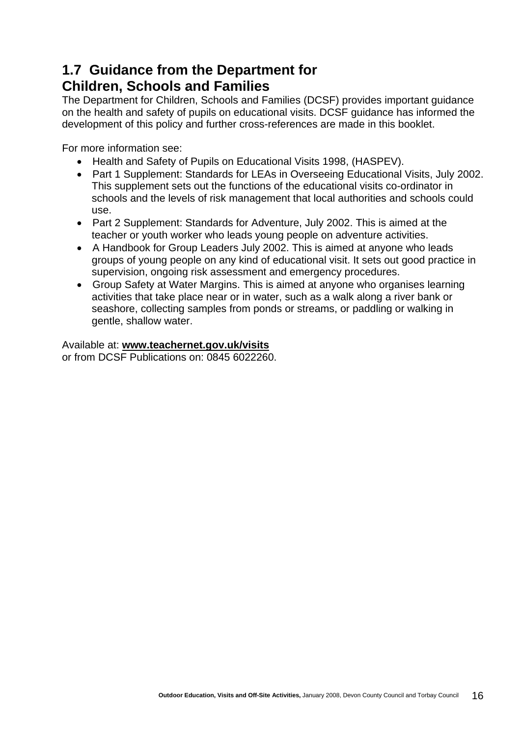## 1.7 Guidance from the Department for Children, Schools and Families

The Department for Children, Schools and Families (DCSF) provides important guidance on the health and safety of pupils on educational visits. DCSF guidance has informed the development of this policy and further cross-references are made in this booklet.

For more information see:

- Health and Safety of Pupils on Educational Visits 1998, (HASPEV).
- Part 1 Supplement: Standards for LEAs in Overseeing Educational Visits, July 2002. This supplement sets out the functions of the educational visits co-ordinator in schools and the levels of risk management that local authorities and schools could use.
- Part 2 Supplement: Standards for Adventure, July 2002. This is aimed at the teacher or youth worker who leads young people on adventure activities.
- A Handbook for Group Leaders July 2002. This is aimed at anyone who leads groups of young people on any kind of educational visit. It sets out good practice in supervision, ongoing risk assessment and emergency procedures.
- Group Safety at Water Margins. This is aimed at anyone who organises learning activities that take place near or in water, such as a walk along a river bank or seashore, collecting samples from ponds or streams, or paddling or walking in gentle, shallow water.

Available at: **www.teachernet.gov.uk/visits**
or from DCSF Publications on: 0845 6022260.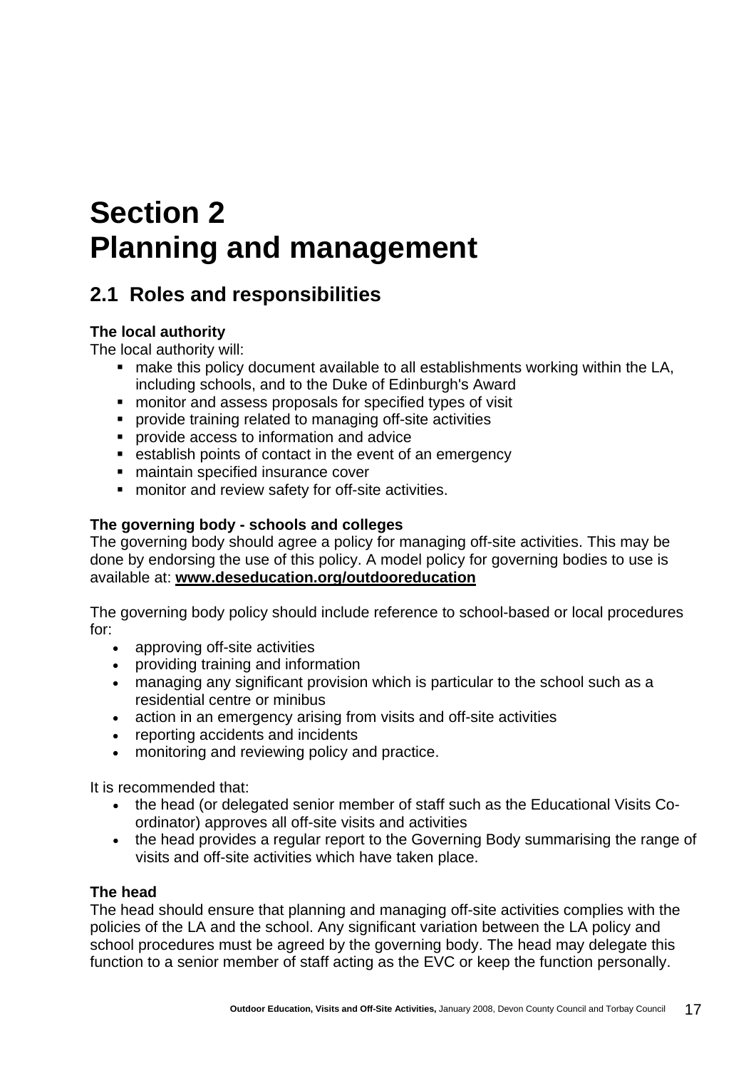# Section 2
# Planning and management

## 2.1 Roles and responsibilities

**The local authority**

The local authority will:

- make this policy document available to all establishments working within the LA, including schools, and to the Duke of Edinburgh's Award
- monitor and assess proposals for specified types of visit
- provide training related to managing off-site activities
- provide access to information and advice
- establish points of contact in the event of an emergency
- maintain specified insurance cover
- monitor and review safety for off-site activities.

**The governing body - schools and colleges**

The governing body should agree a policy for managing off-site activities. This may be done by endorsing the use of this policy. A model policy for governing bodies to use is available at: **www.deseducation.org/outdooreducation**

The governing body policy should include reference to school-based or local procedures for:

- approving off-site activities
- providing training and information
- managing any significant provision which is particular to the school such as a residential centre or minibus
- action in an emergency arising from visits and off-site activities
- reporting accidents and incidents
- monitoring and reviewing policy and practice.

It is recommended that:

- the head (or delegated senior member of staff such as the Educational Visits Co-ordinator) approves all off-site visits and activities
- the head provides a regular report to the Governing Body summarising the range of visits and off-site activities which have taken place.

**The head**

The head should ensure that planning and managing off-site activities complies with the policies of the LA and the school. Any significant variation between the LA policy and school procedures must be agreed by the governing body. The head may delegate this function to a senior member of staff acting as the EVC or keep the function personally.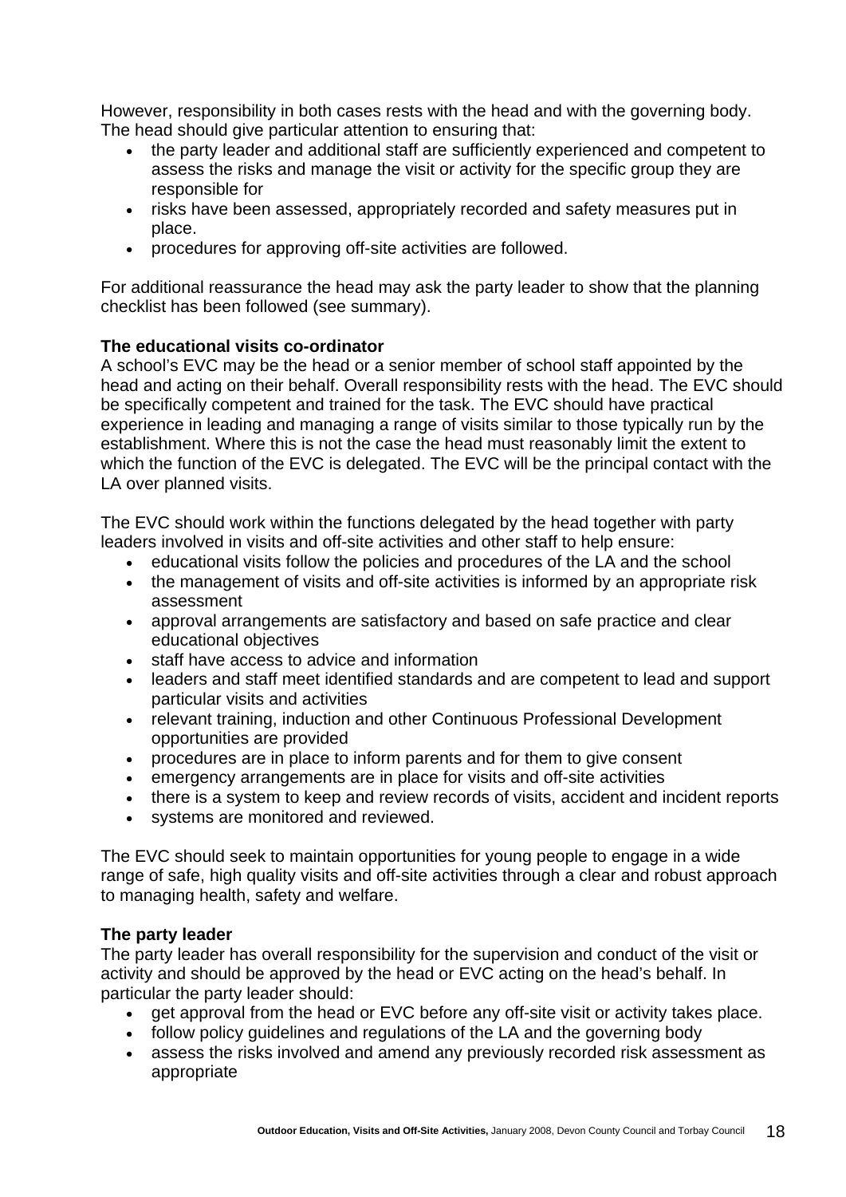However, responsibility in both cases rests with the head and with the governing body. The head should give particular attention to ensuring that:

- the party leader and additional staff are sufficiently experienced and competent to assess the risks and manage the visit or activity for the specific group they are responsible for
- risks have been assessed, appropriately recorded and safety measures put in place.
- procedures for approving off-site activities are followed.

For additional reassurance the head may ask the party leader to show that the planning checklist has been followed (see summary).

**The educational visits co-ordinator**

A school's EVC may be the head or a senior member of school staff appointed by the head and acting on their behalf. Overall responsibility rests with the head. The EVC should be specifically competent and trained for the task. The EVC should have practical experience in leading and managing a range of visits similar to those typically run by the establishment. Where this is not the case the head must reasonably limit the extent to which the function of the EVC is delegated. The EVC will be the principal contact with the LA over planned visits.

The EVC should work within the functions delegated by the head together with party leaders involved in visits and off-site activities and other staff to help ensure:

- educational visits follow the policies and procedures of the LA and the school
- the management of visits and off-site activities is informed by an appropriate risk assessment
- approval arrangements are satisfactory and based on safe practice and clear educational objectives
- staff have access to advice and information
- leaders and staff meet identified standards and are competent to lead and support particular visits and activities
- relevant training, induction and other Continuous Professional Development opportunities are provided
- procedures are in place to inform parents and for them to give consent
- emergency arrangements are in place for visits and off-site activities
- there is a system to keep and review records of visits, accident and incident reports
- systems are monitored and reviewed.

The EVC should seek to maintain opportunities for young people to engage in a wide range of safe, high quality visits and off-site activities through a clear and robust approach to managing health, safety and welfare.

**The party leader**

The party leader has overall responsibility for the supervision and conduct of the visit or activity and should be approved by the head or EVC acting on the head's behalf. In particular the party leader should:

- get approval from the head or EVC before any off-site visit or activity takes place.
- follow policy guidelines and regulations of the LA and the governing body
- assess the risks involved and amend any previously recorded risk assessment as appropriate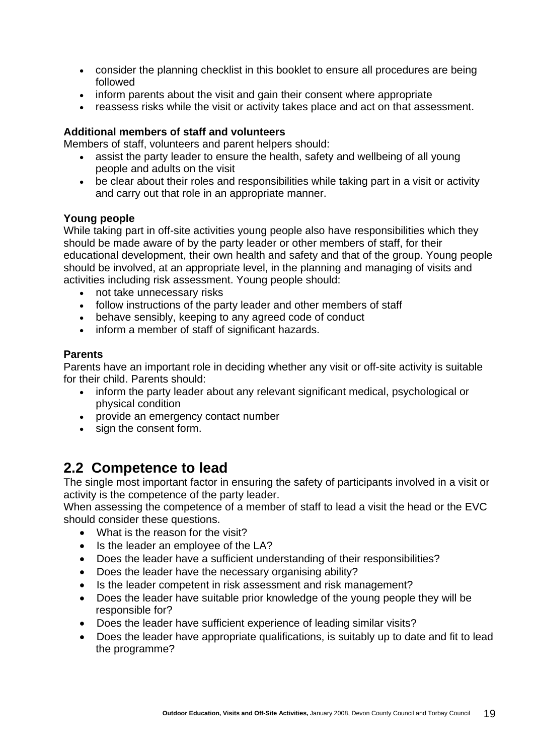- consider the planning checklist in this booklet to ensure all procedures are being followed
- inform parents about the visit and gain their consent where appropriate
- reassess risks while the visit or activity takes place and act on that assessment.

**Additional members of staff and volunteers**

Members of staff, volunteers and parent helpers should:

- assist the party leader to ensure the health, safety and wellbeing of all young people and adults on the visit
- be clear about their roles and responsibilities while taking part in a visit or activity and carry out that role in an appropriate manner.

**Young people**

While taking part in off-site activities young people also have responsibilities which they should be made aware of by the party leader or other members of staff, for their educational development, their own health and safety and that of the group. Young people should be involved, at an appropriate level, in the planning and managing of visits and activities including risk assessment. Young people should:

- not take unnecessary risks
- follow instructions of the party leader and other members of staff
- behave sensibly, keeping to any agreed code of conduct
- inform a member of staff of significant hazards.

**Parents**

Parents have an important role in deciding whether any visit or off-site activity is suitable for their child. Parents should:

- inform the party leader about any relevant significant medical, psychological or physical condition
- provide an emergency contact number
- sign the consent form.

## 2.2 Competence to lead

The single most important factor in ensuring the safety of participants involved in a visit or activity is the competence of the party leader.

When assessing the competence of a member of staff to lead a visit the head or the EVC should consider these questions.

- What is the reason for the visit?
- Is the leader an employee of the LA?
- Does the leader have a sufficient understanding of their responsibilities?
- Does the leader have the necessary organising ability?
- Is the leader competent in risk assessment and risk management?
- Does the leader have suitable prior knowledge of the young people they will be responsible for?
- Does the leader have sufficient experience of leading similar visits?
- Does the leader have appropriate qualifications, is suitably up to date and fit to lead the programme?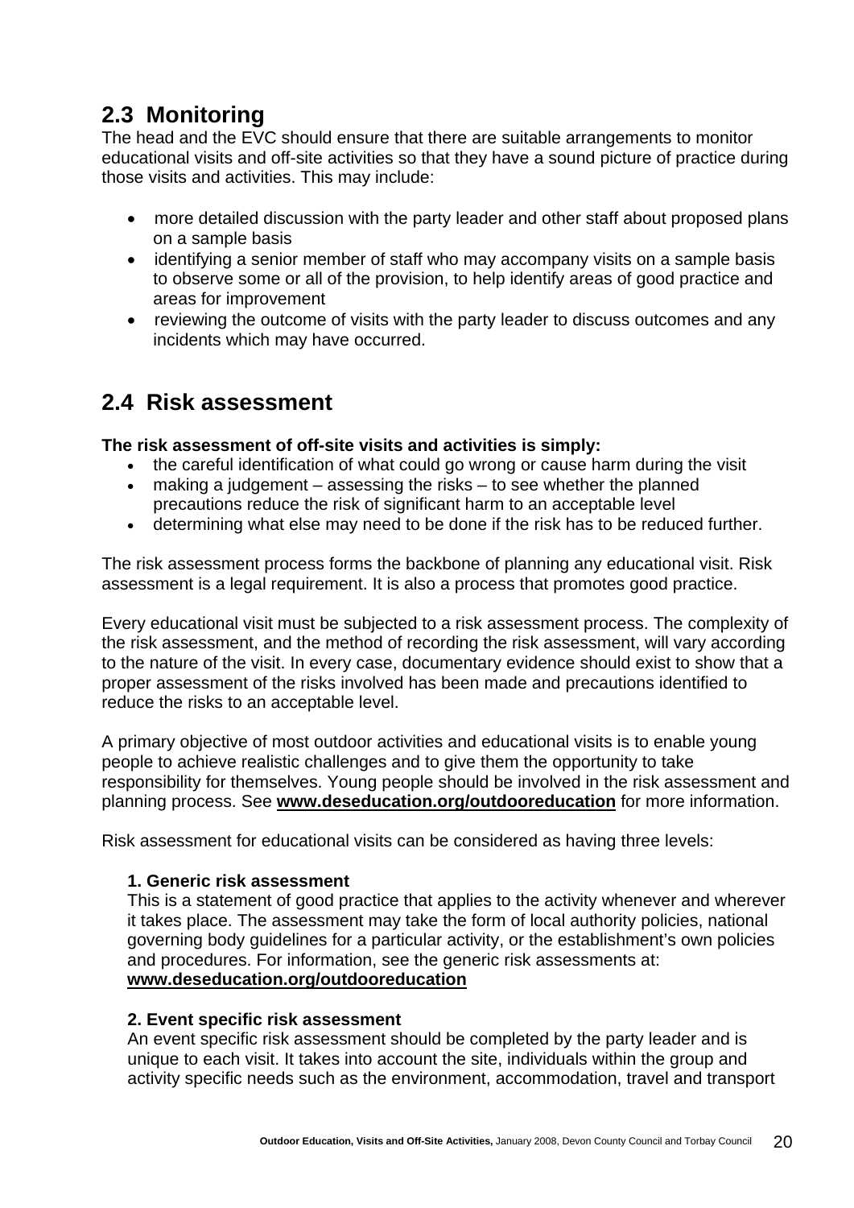## 2.3 Monitoring

The head and the EVC should ensure that there are suitable arrangements to monitor educational visits and off-site activities so that they have a sound picture of practice during those visits and activities. This may include:

- more detailed discussion with the party leader and other staff about proposed plans on a sample basis
- identifying a senior member of staff who may accompany visits on a sample basis to observe some or all of the provision, to help identify areas of good practice and areas for improvement
- reviewing the outcome of visits with the party leader to discuss outcomes and any incidents which may have occurred.

## 2.4 Risk assessment

**The risk assessment of off-site visits and activities is simply:**

- the careful identification of what could go wrong or cause harm during the visit
- making a judgement – assessing the risks – to see whether the planned precautions reduce the risk of significant harm to an acceptable level
- determining what else may need to be done if the risk has to be reduced further.

The risk assessment process forms the backbone of planning any educational visit. Risk assessment is a legal requirement. It is also a process that promotes good practice.

Every educational visit must be subjected to a risk assessment process. The complexity of the risk assessment, and the method of recording the risk assessment, will vary according to the nature of the visit. In every case, documentary evidence should exist to show that a proper assessment of the risks involved has been made and precautions identified to reduce the risks to an acceptable level.

A primary objective of most outdoor activities and educational visits is to enable young people to achieve realistic challenges and to give them the opportunity to take responsibility for themselves. Young people should be involved in the risk assessment and planning process. See **www.deseducation.org/outdooreducation** for more information.

Risk assessment for educational visits can be considered as having three levels:

**1. Generic risk assessment**
This is a statement of good practice that applies to the activity whenever and wherever it takes place. The assessment may take the form of local authority policies, national governing body guidelines for a particular activity, or the establishment's own policies and procedures. For information, see the generic risk assessments at: **www.deseducation.org/outdooreducation**

**2. Event specific risk assessment**
An event specific risk assessment should be completed by the party leader and is unique to each visit. It takes into account the site, individuals within the group and activity specific needs such as the environment, accommodation, travel and transport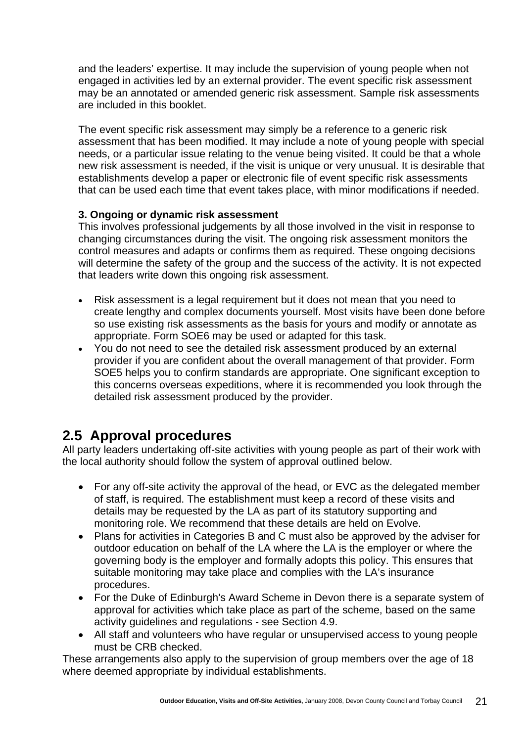and the leaders' expertise. It may include the supervision of young people when not engaged in activities led by an external provider. The event specific risk assessment may be an annotated or amended generic risk assessment. Sample risk assessments are included in this booklet.

The event specific risk assessment may simply be a reference to a generic risk assessment that has been modified. It may include a note of young people with special needs, or a particular issue relating to the venue being visited. It could be that a whole new risk assessment is needed, if the visit is unique or very unusual. It is desirable that establishments develop a paper or electronic file of event specific risk assessments that can be used each time that event takes place, with minor modifications if needed.

**3. Ongoing or dynamic risk assessment**

This involves professional judgements by all those involved in the visit in response to changing circumstances during the visit. The ongoing risk assessment monitors the control measures and adapts or confirms them as required. These ongoing decisions will determine the safety of the group and the success of the activity. It is not expected that leaders write down this ongoing risk assessment.

- Risk assessment is a legal requirement but it does not mean that you need to create lengthy and complex documents yourself. Most visits have been done before so use existing risk assessments as the basis for yours and modify or annotate as appropriate. Form SOE6 may be used or adapted for this task.
- You do not need to see the detailed risk assessment produced by an external provider if you are confident about the overall management of that provider. Form SOE5 helps you to confirm standards are appropriate. One significant exception to this concerns overseas expeditions, where it is recommended you look through the detailed risk assessment produced by the provider.

## 2.5 Approval procedures

All party leaders undertaking off-site activities with young people as part of their work with the local authority should follow the system of approval outlined below.

- For any off-site activity the approval of the head, or EVC as the delegated member of staff, is required. The establishment must keep a record of these visits and details may be requested by the LA as part of its statutory supporting and monitoring role. We recommend that these details are held on Evolve.
- Plans for activities in Categories B and C must also be approved by the adviser for outdoor education on behalf of the LA where the LA is the employer or where the governing body is the employer and formally adopts this policy. This ensures that suitable monitoring may take place and complies with the LA's insurance procedures.
- For the Duke of Edinburgh's Award Scheme in Devon there is a separate system of approval for activities which take place as part of the scheme, based on the same activity guidelines and regulations - see Section 4.9.
- All staff and volunteers who have regular or unsupervised access to young people must be CRB checked.

These arrangements also apply to the supervision of group members over the age of 18 where deemed appropriate by individual establishments.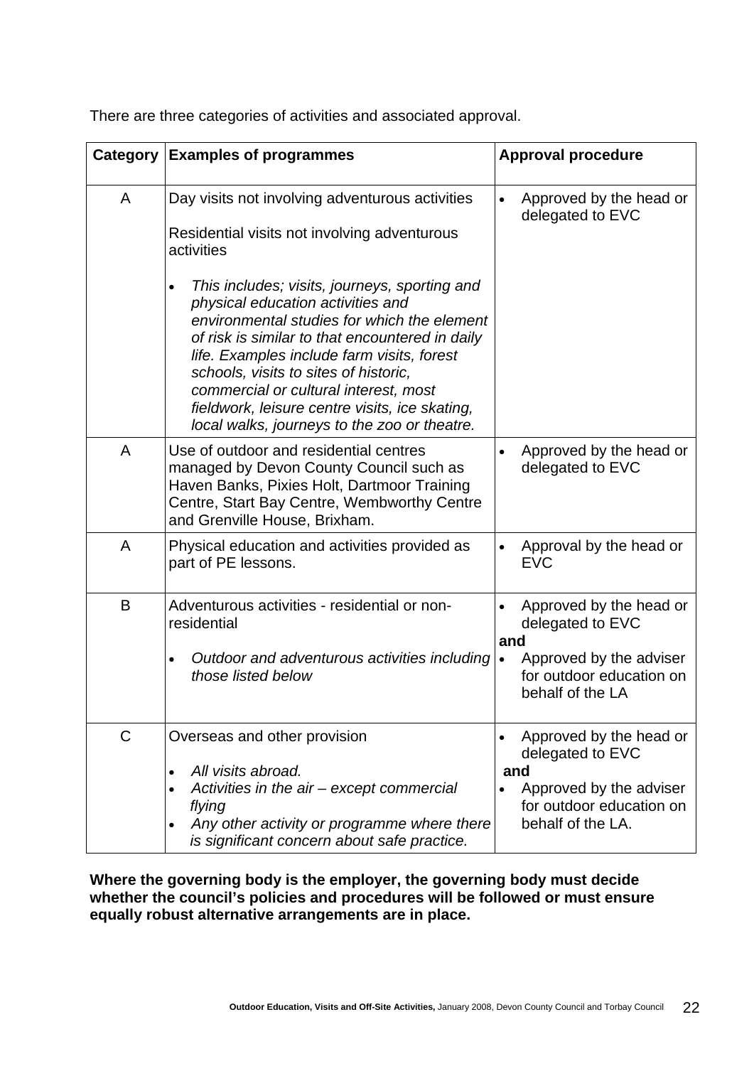There are three categories of activities and associated approval.

| Category | Examples of programmes | Approval procedure |
|---|---|---|
| A | Day visits not involving adventurous activities<br><br>Residential visits not involving adventurous activities<br><br>• *This includes; visits, journeys, sporting and physical education activities and environmental studies for which the element of risk is similar to that encountered in daily life. Examples include farm visits, forest schools, visits to sites of historic, commercial or cultural interest, most fieldwork, leisure centre visits, ice skating, local walks, journeys to the zoo or theatre.* | • Approved by the head or delegated to EVC |
| A | Use of outdoor and residential centres managed by Devon County Council such as Haven Banks, Pixies Holt, Dartmoor Training Centre, Start Bay Centre, Wembworthy Centre and Grenville House, Brixham. | • Approved by the head or delegated to EVC |
| A | Physical education and activities provided as part of PE lessons. | • Approval by the head or EVC |
| B | Adventurous activities - residential or non-residential<br><br>• *Outdoor and adventurous activities including those listed below* | • Approved by the head or delegated to EVC<br>**and**<br>• Approved by the adviser for outdoor education on behalf of the LA |
| C | Overseas and other provision<br><br>• *All visits abroad.*<br>• *Activities in the air – except commercial flying*<br>• *Any other activity or programme where there is significant concern about safe practice.* | • Approved by the head or delegated to EVC<br>**and**<br>• Approved by the adviser for outdoor education on behalf of the LA. |

**Where the governing body is the employer, the governing body must decide whether the council's policies and procedures will be followed or must ensure equally robust alternative arrangements are in place.**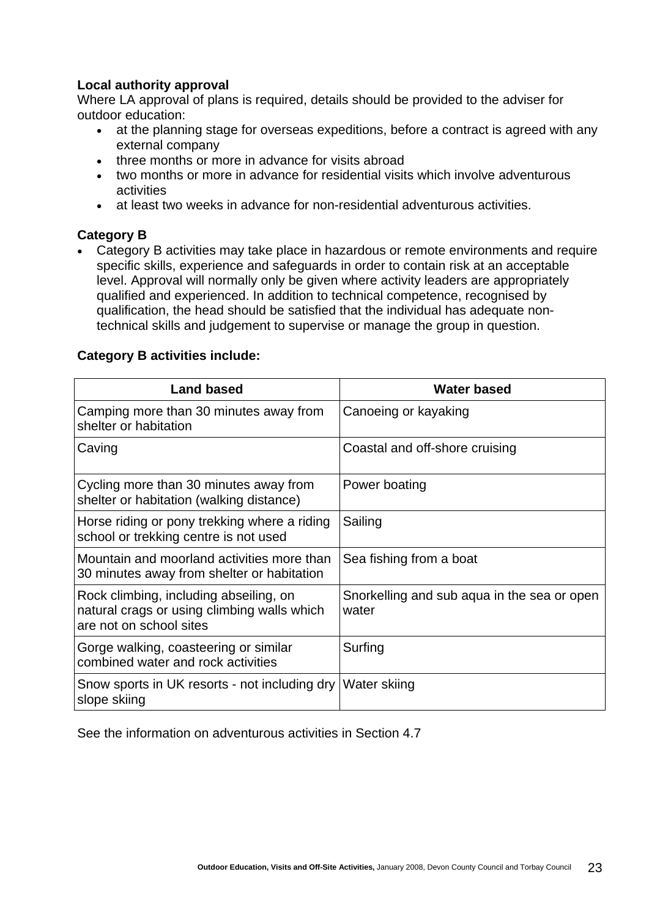**Local authority approval**

Where LA approval of plans is required, details should be provided to the adviser for outdoor education:

- at the planning stage for overseas expeditions, before a contract is agreed with any external company
- three months or more in advance for visits abroad
- two months or more in advance for residential visits which involve adventurous activities
- at least two weeks in advance for non-residential adventurous activities.

**Category B**

- Category B activities may take place in hazardous or remote environments and require specific skills, experience and safeguards in order to contain risk at an acceptable level. Approval will normally only be given where activity leaders are appropriately qualified and experienced. In addition to technical competence, recognised by qualification, the head should be satisfied that the individual has adequate non-technical skills and judgement to supervise or manage the group in question.

**Category B activities include:**

| Land based | Water based |
|---|---|
| Camping more than 30 minutes away from shelter or habitation | Canoeing or kayaking |
| Caving | Coastal and off-shore cruising |
| Cycling more than 30 minutes away from shelter or habitation (walking distance) | Power boating |
| Horse riding or pony trekking where a riding school or trekking centre is not used | Sailing |
| Mountain and moorland activities more than 30 minutes away from shelter or habitation | Sea fishing from a boat |
| Rock climbing, including abseiling, on natural crags or using climbing walls which are not on school sites | Snorkelling and sub aqua in the sea or open water |
| Gorge walking, coasteering or similar combined water and rock activities | Surfing |
| Snow sports in UK resorts - not including dry slope skiing | Water skiing |

See the information on adventurous activities in Section 4.7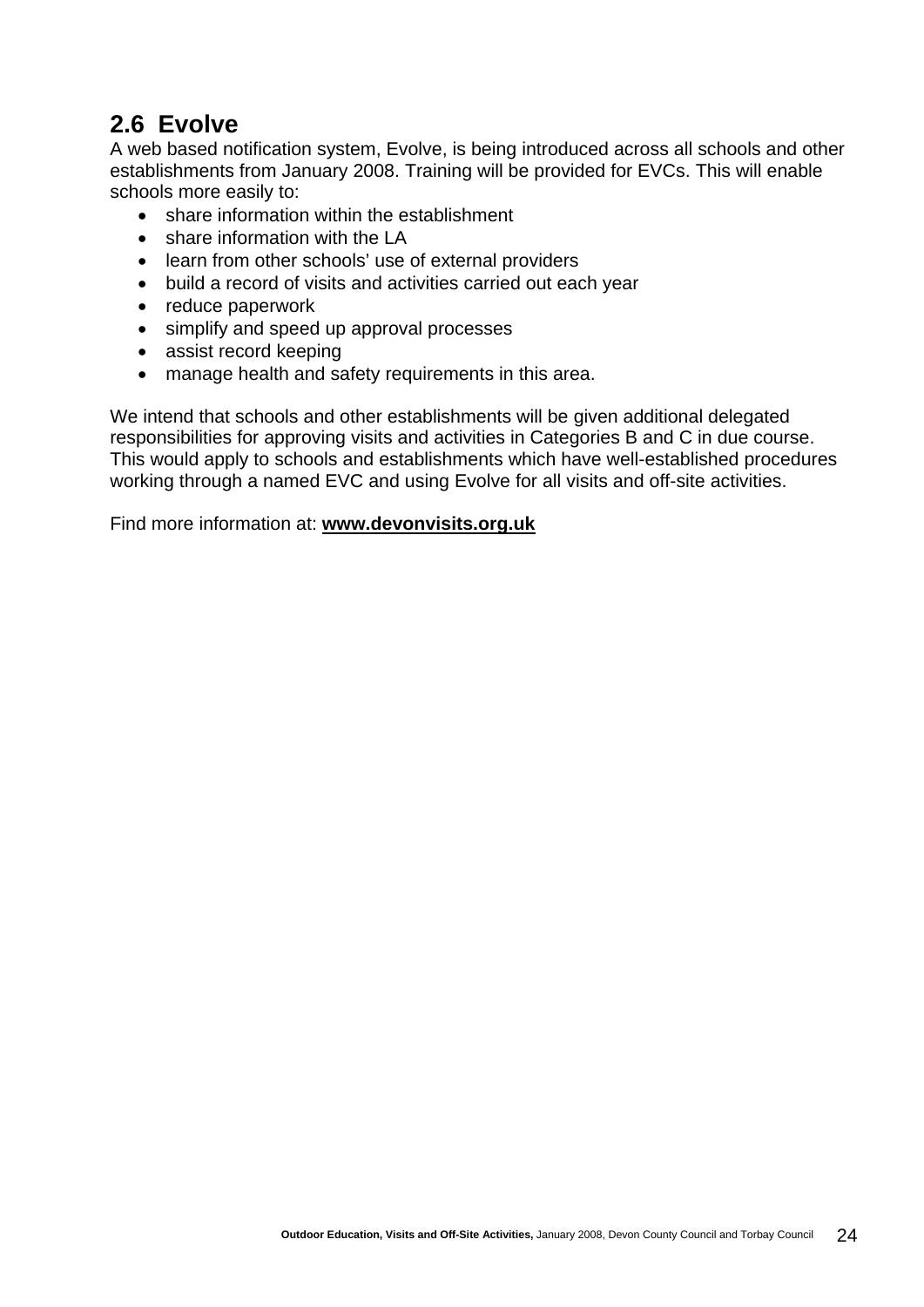## 2.6 Evolve

A web based notification system, Evolve, is being introduced across all schools and other establishments from January 2008. Training will be provided for EVCs. This will enable schools more easily to:

- share information within the establishment
- share information with the LA
- learn from other schools' use of external providers
- build a record of visits and activities carried out each year
- reduce paperwork
- simplify and speed up approval processes
- assist record keeping
- manage health and safety requirements in this area.

We intend that schools and other establishments will be given additional delegated responsibilities for approving visits and activities in Categories B and C in due course. This would apply to schools and establishments which have well-established procedures working through a named EVC and using Evolve for all visits and off-site activities.

Find more information at: **www.devonvisits.org.uk**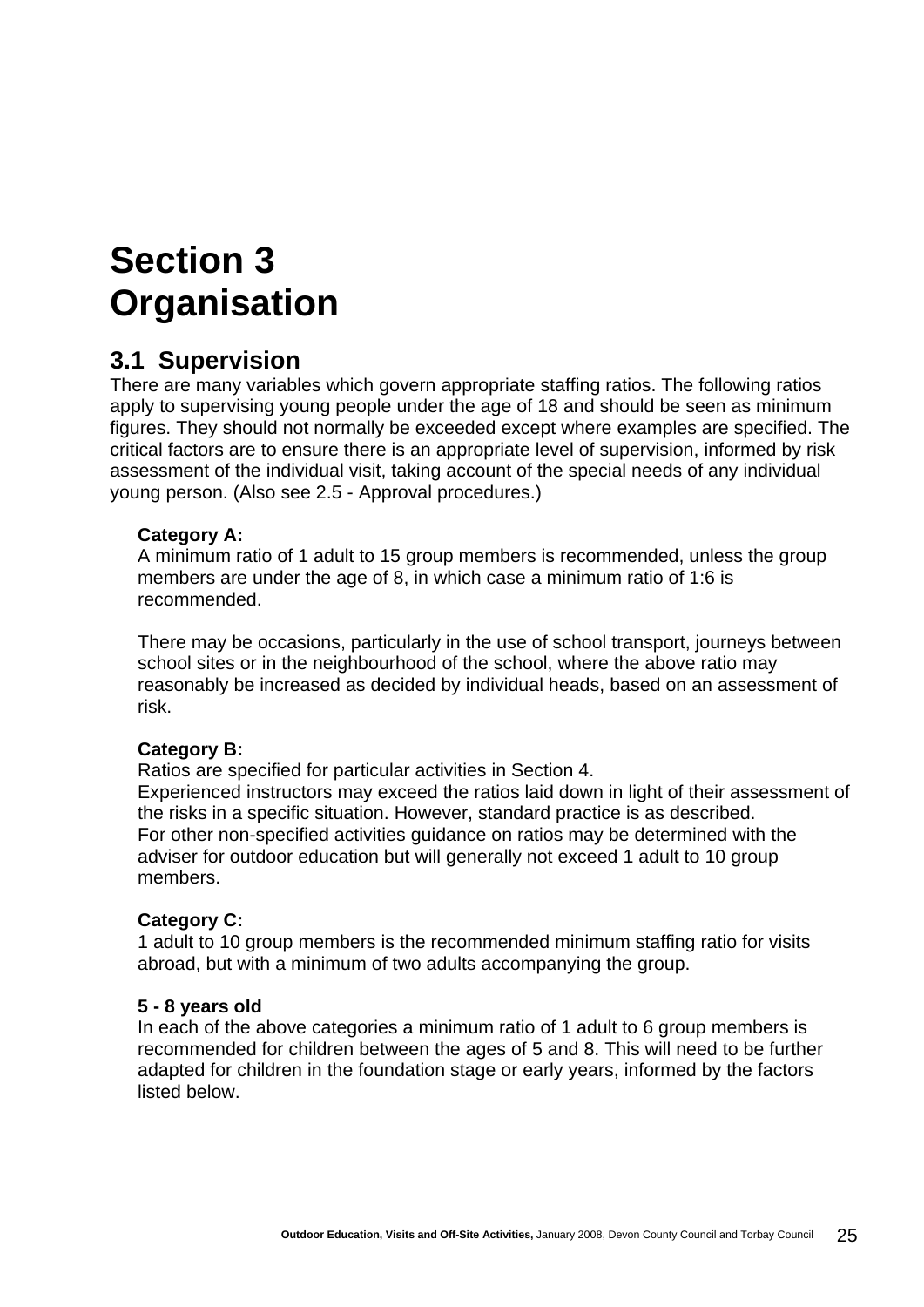# Section 3 Organisation

## 3.1 Supervision

There are many variables which govern appropriate staffing ratios. The following ratios apply to supervising young people under the age of 18 and should be seen as minimum figures. They should not normally be exceeded except where examples are specified. The critical factors are to ensure there is an appropriate level of supervision, informed by risk assessment of the individual visit, taking account of the special needs of any individual young person. (Also see 2.5 - Approval procedures.)

**Category A:**
A minimum ratio of 1 adult to 15 group members is recommended, unless the group members are under the age of 8, in which case a minimum ratio of 1:6 is recommended.

There may be occasions, particularly in the use of school transport, journeys between school sites or in the neighbourhood of the school, where the above ratio may reasonably be increased as decided by individual heads, based on an assessment of risk.

**Category B:**
Ratios are specified for particular activities in Section 4.
Experienced instructors may exceed the ratios laid down in light of their assessment of the risks in a specific situation. However, standard practice is as described.
For other non-specified activities guidance on ratios may be determined with the adviser for outdoor education but will generally not exceed 1 adult to 10 group members.

**Category C:**
1 adult to 10 group members is the recommended minimum staffing ratio for visits abroad, but with a minimum of two adults accompanying the group.

**5 - 8 years old**
In each of the above categories a minimum ratio of 1 adult to 6 group members is recommended for children between the ages of 5 and 8. This will need to be further adapted for children in the foundation stage or early years, informed by the factors listed below.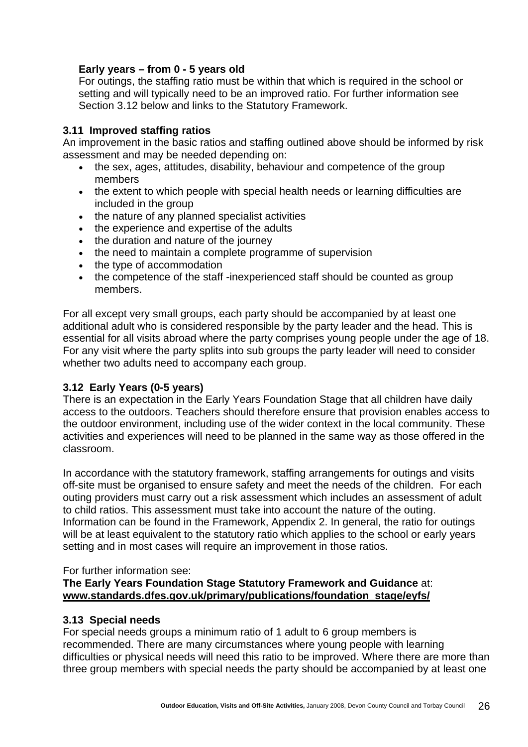**Early years – from 0 - 5 years old**

For outings, the staffing ratio must be within that which is required in the school or setting and will typically need to be an improved ratio. For further information see Section 3.12 below and links to the Statutory Framework.

### 3.11 Improved staffing ratios

An improvement in the basic ratios and staffing outlined above should be informed by risk assessment and may be needed depending on:

- the sex, ages, attitudes, disability, behaviour and competence of the group members
- the extent to which people with special health needs or learning difficulties are included in the group
- the nature of any planned specialist activities
- the experience and expertise of the adults
- the duration and nature of the journey
- the need to maintain a complete programme of supervision
- the type of accommodation
- the competence of the staff -inexperienced staff should be counted as group members.

For all except very small groups, each party should be accompanied by at least one additional adult who is considered responsible by the party leader and the head. This is essential for all visits abroad where the party comprises young people under the age of 18. For any visit where the party splits into sub groups the party leader will need to consider whether two adults need to accompany each group.

### 3.12 Early Years (0-5 years)

There is an expectation in the Early Years Foundation Stage that all children have daily access to the outdoors. Teachers should therefore ensure that provision enables access to the outdoor environment, including use of the wider context in the local community. These activities and experiences will need to be planned in the same way as those offered in the classroom.

In accordance with the statutory framework, staffing arrangements for outings and visits off-site must be organised to ensure safety and meet the needs of the children. For each outing providers must carry out a risk assessment which includes an assessment of adult to child ratios. This assessment must take into account the nature of the outing. Information can be found in the Framework, Appendix 2. In general, the ratio for outings will be at least equivalent to the statutory ratio which applies to the school or early years setting and in most cases will require an improvement in those ratios.

For further information see:

**The Early Years Foundation Stage Statutory Framework and Guidance** at:
**www.standards.dfes.gov.uk/primary/publications/foundation_stage/eyfs/**

### 3.13 Special needs

For special needs groups a minimum ratio of 1 adult to 6 group members is recommended. There are many circumstances where young people with learning difficulties or physical needs will need this ratio to be improved. Where there are more than three group members with special needs the party should be accompanied by at least one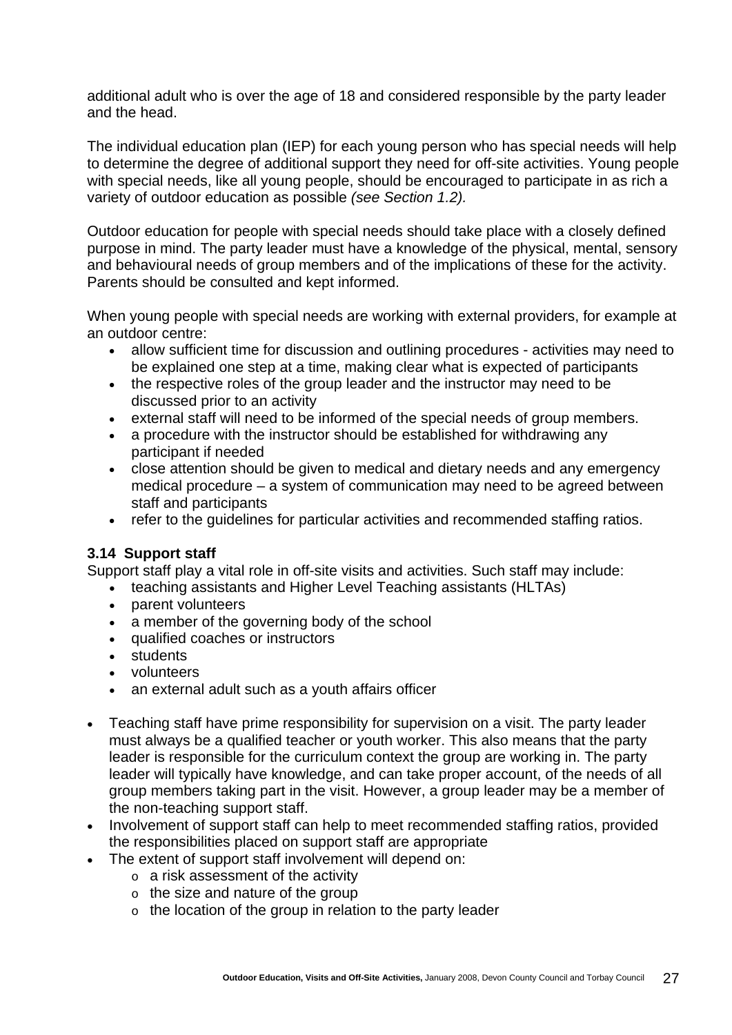additional adult who is over the age of 18 and considered responsible by the party leader and the head.

The individual education plan (IEP) for each young person who has special needs will help to determine the degree of additional support they need for off-site activities. Young people with special needs, like all young people, should be encouraged to participate in as rich a variety of outdoor education as possible *(see Section 1.2).*

Outdoor education for people with special needs should take place with a closely defined purpose in mind. The party leader must have a knowledge of the physical, mental, sensory and behavioural needs of group members and of the implications of these for the activity. Parents should be consulted and kept informed.

When young people with special needs are working with external providers, for example at an outdoor centre:

- allow sufficient time for discussion and outlining procedures - activities may need to be explained one step at a time, making clear what is expected of participants
- the respective roles of the group leader and the instructor may need to be discussed prior to an activity
- external staff will need to be informed of the special needs of group members.
- a procedure with the instructor should be established for withdrawing any participant if needed
- close attention should be given to medical and dietary needs and any emergency medical procedure – a system of communication may need to be agreed between staff and participants
- refer to the guidelines for particular activities and recommended staffing ratios.

### 3.14 Support staff

Support staff play a vital role in off-site visits and activities. Such staff may include:

- teaching assistants and Higher Level Teaching assistants (HLTAs)
- parent volunteers
- a member of the governing body of the school
- qualified coaches or instructors
- students
- volunteers
- an external adult such as a youth affairs officer

- Teaching staff have prime responsibility for supervision on a visit. The party leader must always be a qualified teacher or youth worker. This also means that the party leader is responsible for the curriculum context the group are working in. The party leader will typically have knowledge, and can take proper account, of the needs of all group members taking part in the visit. However, a group leader may be a member of the non-teaching support staff.
- Involvement of support staff can help to meet recommended staffing ratios, provided the responsibilities placed on support staff are appropriate
- The extent of support staff involvement will depend on:
  - a risk assessment of the activity
  - the size and nature of the group
  - the location of the group in relation to the party leader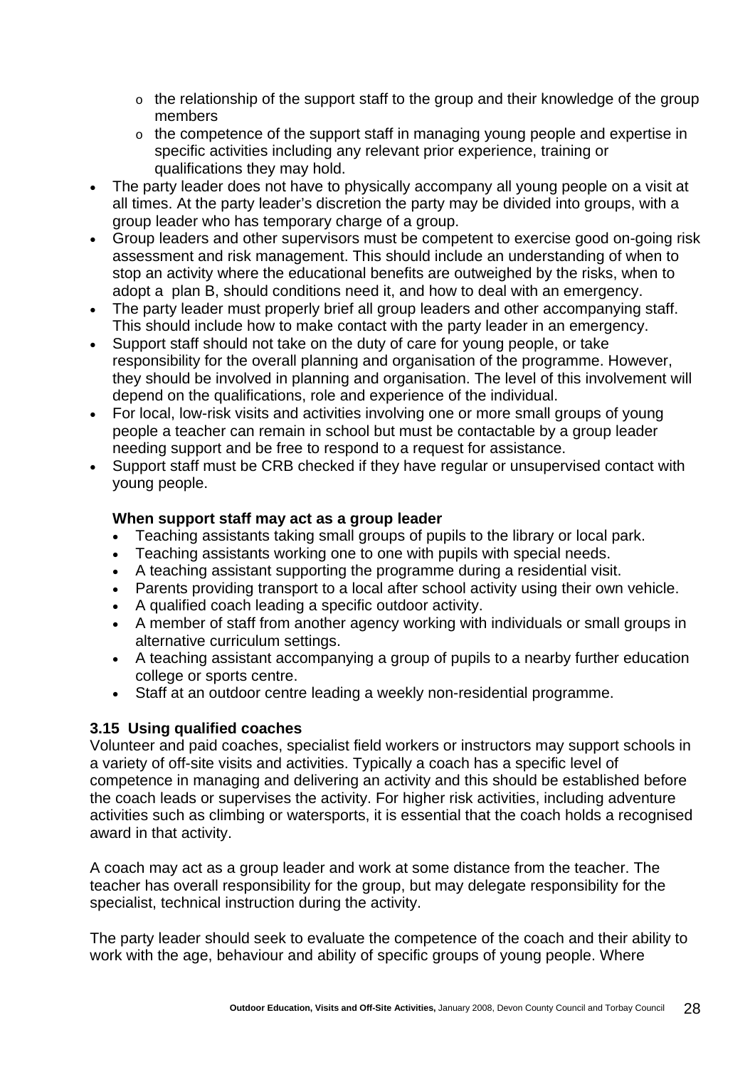- the relationship of the support staff to the group and their knowledge of the group members
  - the competence of the support staff in managing young people and expertise in specific activities including any relevant prior experience, training or qualifications they may hold.
- The party leader does not have to physically accompany all young people on a visit at all times. At the party leader's discretion the party may be divided into groups, with a group leader who has temporary charge of a group.
- Group leaders and other supervisors must be competent to exercise good on-going risk assessment and risk management. This should include an understanding of when to stop an activity where the educational benefits are outweighed by the risks, when to adopt a plan B, should conditions need it, and how to deal with an emergency.
- The party leader must properly brief all group leaders and other accompanying staff. This should include how to make contact with the party leader in an emergency.
- Support staff should not take on the duty of care for young people, or take responsibility for the overall planning and organisation of the programme. However, they should be involved in planning and organisation. The level of this involvement will depend on the qualifications, role and experience of the individual.
- For local, low-risk visits and activities involving one or more small groups of young people a teacher can remain in school but must be contactable by a group leader needing support and be free to respond to a request for assistance.
- Support staff must be CRB checked if they have regular or unsupervised contact with young people.

**When support staff may act as a group leader**

- Teaching assistants taking small groups of pupils to the library or local park.
- Teaching assistants working one to one with pupils with special needs.
- A teaching assistant supporting the programme during a residential visit.
- Parents providing transport to a local after school activity using their own vehicle.
- A qualified coach leading a specific outdoor activity.
- A member of staff from another agency working with individuals or small groups in alternative curriculum settings.
- A teaching assistant accompanying a group of pupils to a nearby further education college or sports centre.
- Staff at an outdoor centre leading a weekly non-residential programme.

### 3.15 Using qualified coaches

Volunteer and paid coaches, specialist field workers or instructors may support schools in a variety of off-site visits and activities. Typically a coach has a specific level of competence in managing and delivering an activity and this should be established before the coach leads or supervises the activity. For higher risk activities, including adventure activities such as climbing or watersports, it is essential that the coach holds a recognised award in that activity.

A coach may act as a group leader and work at some distance from the teacher. The teacher has overall responsibility for the group, but may delegate responsibility for the specialist, technical instruction during the activity.

The party leader should seek to evaluate the competence of the coach and their ability to work with the age, behaviour and ability of specific groups of young people. Where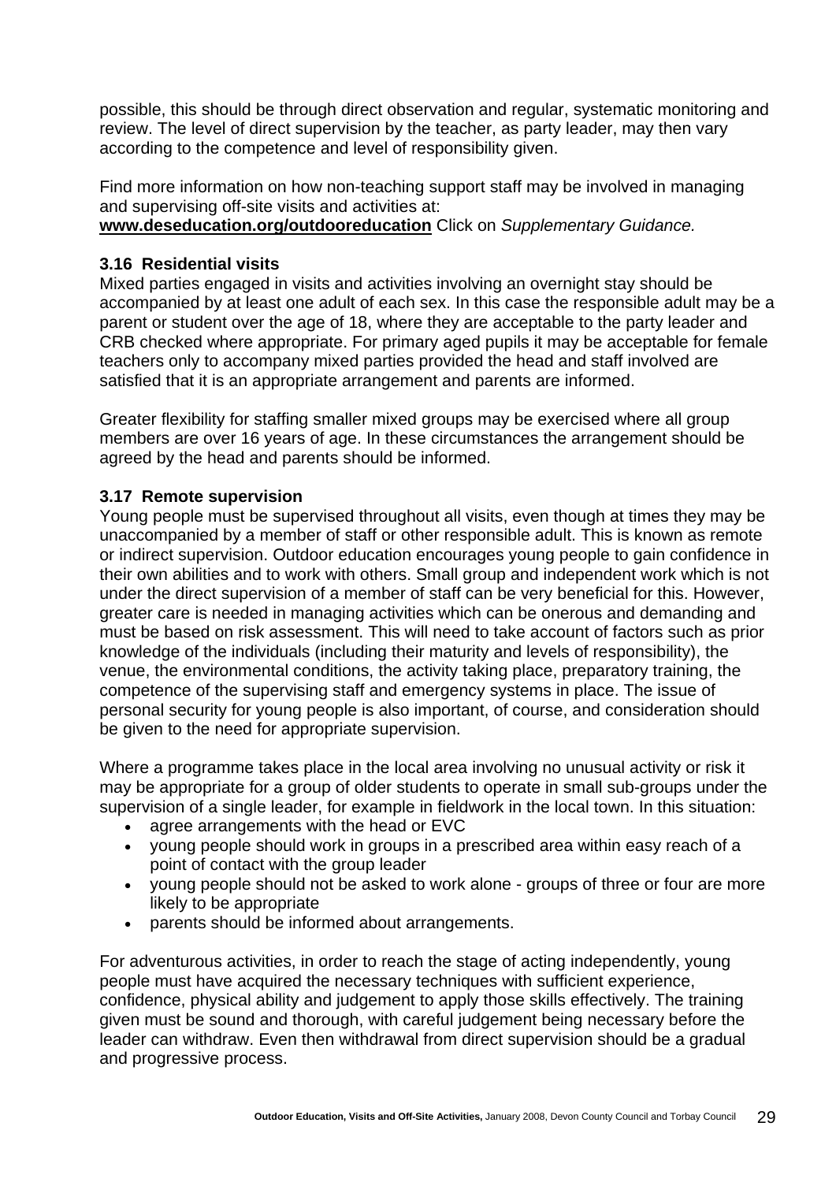possible, this should be through direct observation and regular, systematic monitoring and review. The level of direct supervision by the teacher, as party leader, may then vary according to the competence and level of responsibility given.

Find more information on how non-teaching support staff may be involved in managing and supervising off-site visits and activities at:
**www.deseducation.org/outdooreducation** Click on *Supplementary Guidance.*

### 3.16 Residential visits

Mixed parties engaged in visits and activities involving an overnight stay should be accompanied by at least one adult of each sex. In this case the responsible adult may be a parent or student over the age of 18, where they are acceptable to the party leader and CRB checked where appropriate. For primary aged pupils it may be acceptable for female teachers only to accompany mixed parties provided the head and staff involved are satisfied that it is an appropriate arrangement and parents are informed.

Greater flexibility for staffing smaller mixed groups may be exercised where all group members are over 16 years of age. In these circumstances the arrangement should be agreed by the head and parents should be informed.

### 3.17 Remote supervision

Young people must be supervised throughout all visits, even though at times they may be unaccompanied by a member of staff or other responsible adult. This is known as remote or indirect supervision. Outdoor education encourages young people to gain confidence in their own abilities and to work with others. Small group and independent work which is not under the direct supervision of a member of staff can be very beneficial for this. However, greater care is needed in managing activities which can be onerous and demanding and must be based on risk assessment. This will need to take account of factors such as prior knowledge of the individuals (including their maturity and levels of responsibility), the venue, the environmental conditions, the activity taking place, preparatory training, the competence of the supervising staff and emergency systems in place. The issue of personal security for young people is also important, of course, and consideration should be given to the need for appropriate supervision.

Where a programme takes place in the local area involving no unusual activity or risk it may be appropriate for a group of older students to operate in small sub-groups under the supervision of a single leader, for example in fieldwork in the local town. In this situation:

- agree arrangements with the head or EVC
- young people should work in groups in a prescribed area within easy reach of a point of contact with the group leader
- young people should not be asked to work alone - groups of three or four are more likely to be appropriate
- parents should be informed about arrangements.

For adventurous activities, in order to reach the stage of acting independently, young people must have acquired the necessary techniques with sufficient experience, confidence, physical ability and judgement to apply those skills effectively. The training given must be sound and thorough, with careful judgement being necessary before the leader can withdraw. Even then withdrawal from direct supervision should be a gradual and progressive process.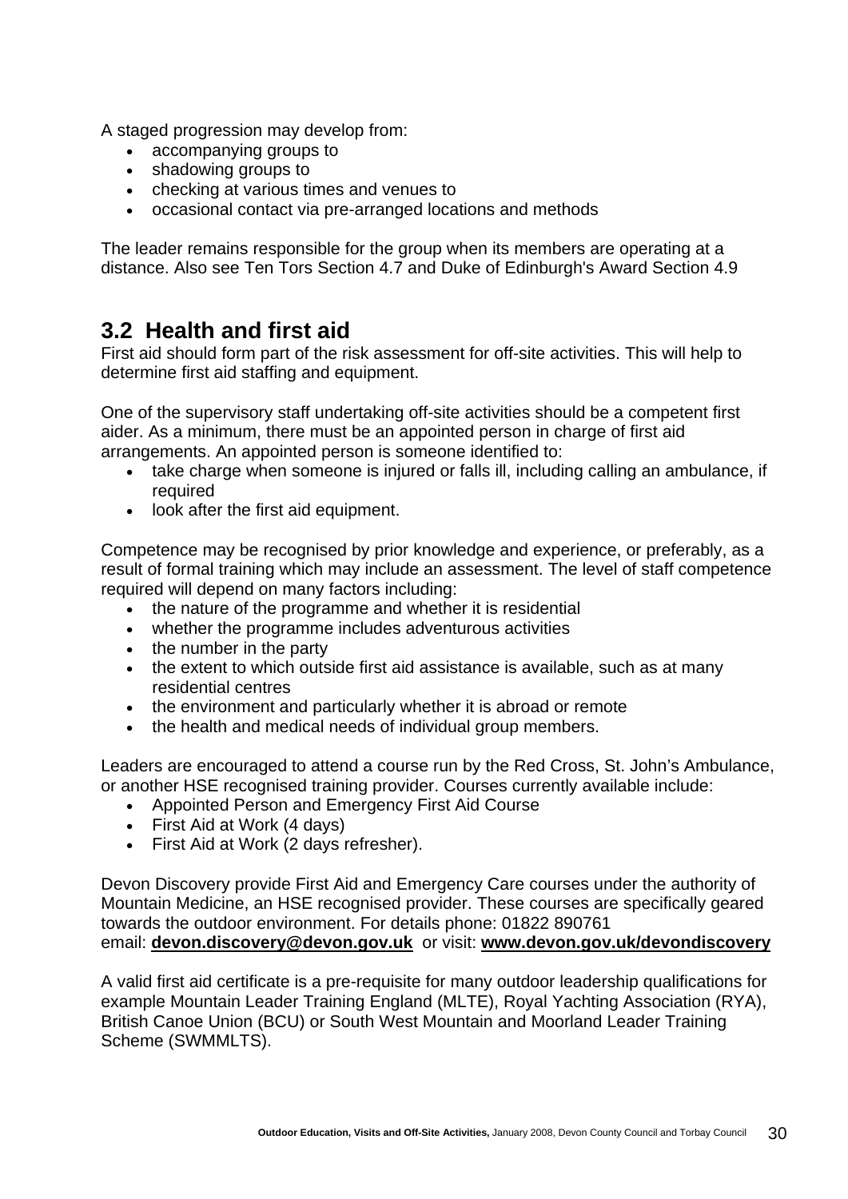A staged progression may develop from:

- accompanying groups to
- shadowing groups to
- checking at various times and venues to
- occasional contact via pre-arranged locations and methods

The leader remains responsible for the group when its members are operating at a distance. Also see Ten Tors Section 4.7 and Duke of Edinburgh's Award Section 4.9

## 3.2 Health and first aid

First aid should form part of the risk assessment for off-site activities. This will help to determine first aid staffing and equipment.

One of the supervisory staff undertaking off-site activities should be a competent first aider. As a minimum, there must be an appointed person in charge of first aid arrangements. An appointed person is someone identified to:

- take charge when someone is injured or falls ill, including calling an ambulance, if required
- look after the first aid equipment.

Competence may be recognised by prior knowledge and experience, or preferably, as a result of formal training which may include an assessment. The level of staff competence required will depend on many factors including:

- the nature of the programme and whether it is residential
- whether the programme includes adventurous activities
- the number in the party
- the extent to which outside first aid assistance is available, such as at many residential centres
- the environment and particularly whether it is abroad or remote
- the health and medical needs of individual group members.

Leaders are encouraged to attend a course run by the Red Cross, St. John's Ambulance, or another HSE recognised training provider. Courses currently available include:

- Appointed Person and Emergency First Aid Course
- First Aid at Work (4 days)
- First Aid at Work (2 days refresher).

Devon Discovery provide First Aid and Emergency Care courses under the authority of Mountain Medicine, an HSE recognised provider. These courses are specifically geared towards the outdoor environment. For details phone: 01822 890761
email: **devon.discovery@devon.gov.uk** or visit: **www.devon.gov.uk/devondiscovery**

A valid first aid certificate is a pre-requisite for many outdoor leadership qualifications for example Mountain Leader Training England (MLTE), Royal Yachting Association (RYA), British Canoe Union (BCU) or South West Mountain and Moorland Leader Training Scheme (SWMMLTS).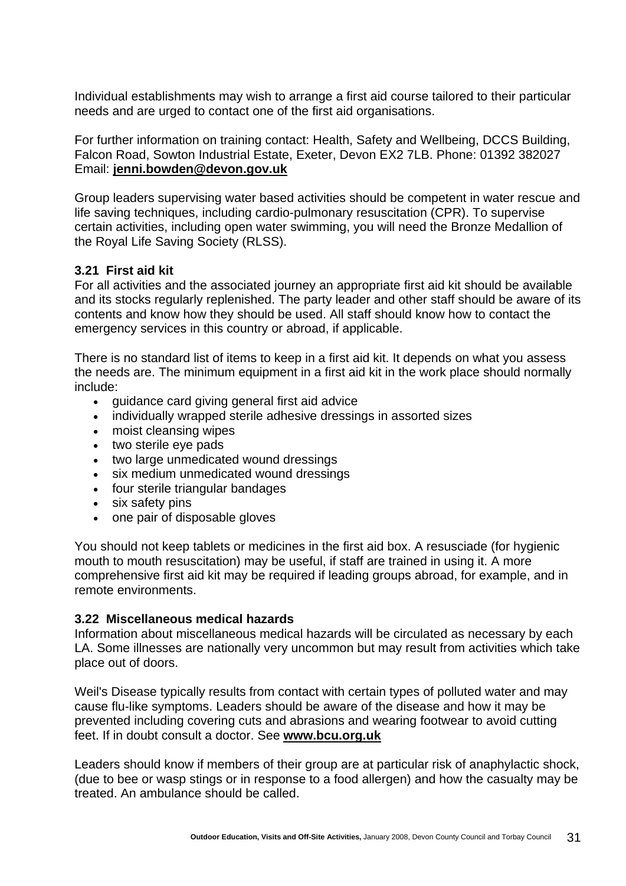Individual establishments may wish to arrange a first aid course tailored to their particular needs and are urged to contact one of the first aid organisations.

For further information on training contact: Health, Safety and Wellbeing, DCCS Building, Falcon Road, Sowton Industrial Estate, Exeter, Devon EX2 7LB. Phone: 01392 382027 Email: **jenni.bowden@devon.gov.uk**

Group leaders supervising water based activities should be competent in water rescue and life saving techniques, including cardio-pulmonary resuscitation (CPR). To supervise certain activities, including open water swimming, you will need the Bronze Medallion of the Royal Life Saving Society (RLSS).

### 3.21 First aid kit

For all activities and the associated journey an appropriate first aid kit should be available and its stocks regularly replenished. The party leader and other staff should be aware of its contents and know how they should be used. All staff should know how to contact the emergency services in this country or abroad, if applicable.

There is no standard list of items to keep in a first aid kit. It depends on what you assess the needs are. The minimum equipment in a first aid kit in the work place should normally include:

- guidance card giving general first aid advice
- individually wrapped sterile adhesive dressings in assorted sizes
- moist cleansing wipes
- two sterile eye pads
- two large unmedicated wound dressings
- six medium unmedicated wound dressings
- four sterile triangular bandages
- six safety pins
- one pair of disposable gloves

You should not keep tablets or medicines in the first aid box. A resusciade (for hygienic mouth to mouth resuscitation) may be useful, if staff are trained in using it. A more comprehensive first aid kit may be required if leading groups abroad, for example, and in remote environments.

### 3.22 Miscellaneous medical hazards

Information about miscellaneous medical hazards will be circulated as necessary by each LA. Some illnesses are nationally very uncommon but may result from activities which take place out of doors.

Weil's Disease typically results from contact with certain types of polluted water and may cause flu-like symptoms. Leaders should be aware of the disease and how it may be prevented including covering cuts and abrasions and wearing footwear to avoid cutting feet. If in doubt consult a doctor. See **www.bcu.org.uk**

Leaders should know if members of their group are at particular risk of anaphylactic shock, (due to bee or wasp stings or in response to a food allergen) and how the casualty may be treated. An ambulance should be called.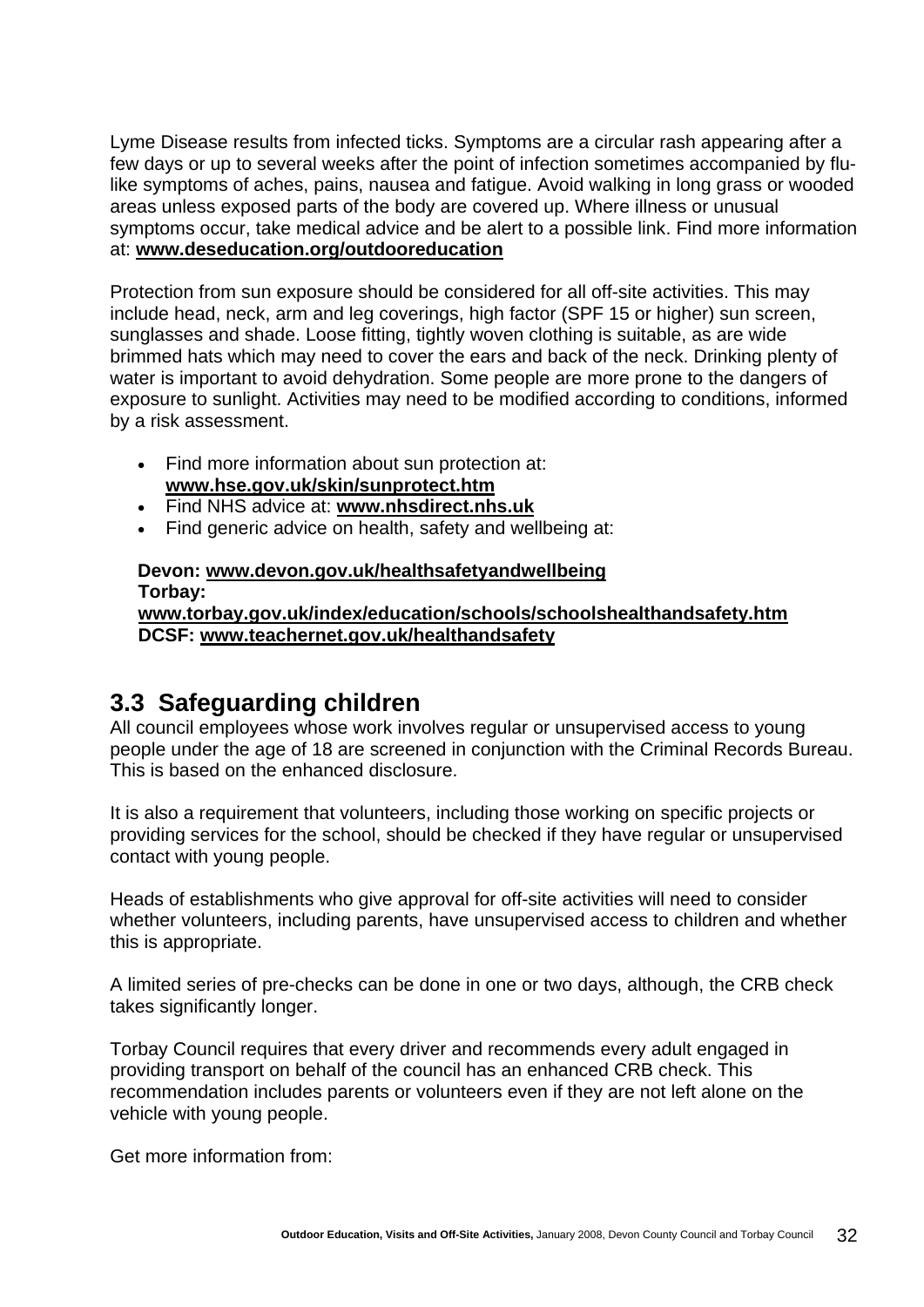Lyme Disease results from infected ticks. Symptoms are a circular rash appearing after a few days or up to several weeks after the point of infection sometimes accompanied by flu-like symptoms of aches, pains, nausea and fatigue. Avoid walking in long grass or wooded areas unless exposed parts of the body are covered up. Where illness or unusual symptoms occur, take medical advice and be alert to a possible link. Find more information at: **www.deseducation.org/outdooreducation**

Protection from sun exposure should be considered for all off-site activities. This may include head, neck, arm and leg coverings, high factor (SPF 15 or higher) sun screen, sunglasses and shade. Loose fitting, tightly woven clothing is suitable, as are wide brimmed hats which may need to cover the ears and back of the neck. Drinking plenty of water is important to avoid dehydration. Some people are more prone to the dangers of exposure to sunlight. Activities may need to be modified according to conditions, informed by a risk assessment.

- Find more information about sun protection at: **www.hse.gov.uk/skin/sunprotect.htm**
- Find NHS advice at: **www.nhsdirect.nhs.uk**
- Find generic advice on health, safety and wellbeing at:

**Devon: www.devon.gov.uk/healthsafetyandwellbeing**
**Torbay:**
**www.torbay.gov.uk/index/education/schools/schoolshealthandsafety.htm**
**DCSF: www.teachernet.gov.uk/healthandsafety**

## 3.3 Safeguarding children

All council employees whose work involves regular or unsupervised access to young people under the age of 18 are screened in conjunction with the Criminal Records Bureau. This is based on the enhanced disclosure.

It is also a requirement that volunteers, including those working on specific projects or providing services for the school, should be checked if they have regular or unsupervised contact with young people.

Heads of establishments who give approval for off-site activities will need to consider whether volunteers, including parents, have unsupervised access to children and whether this is appropriate.

A limited series of pre-checks can be done in one or two days, although, the CRB check takes significantly longer.

Torbay Council requires that every driver and recommends every adult engaged in providing transport on behalf of the council has an enhanced CRB check. This recommendation includes parents or volunteers even if they are not left alone on the vehicle with young people.

Get more information from: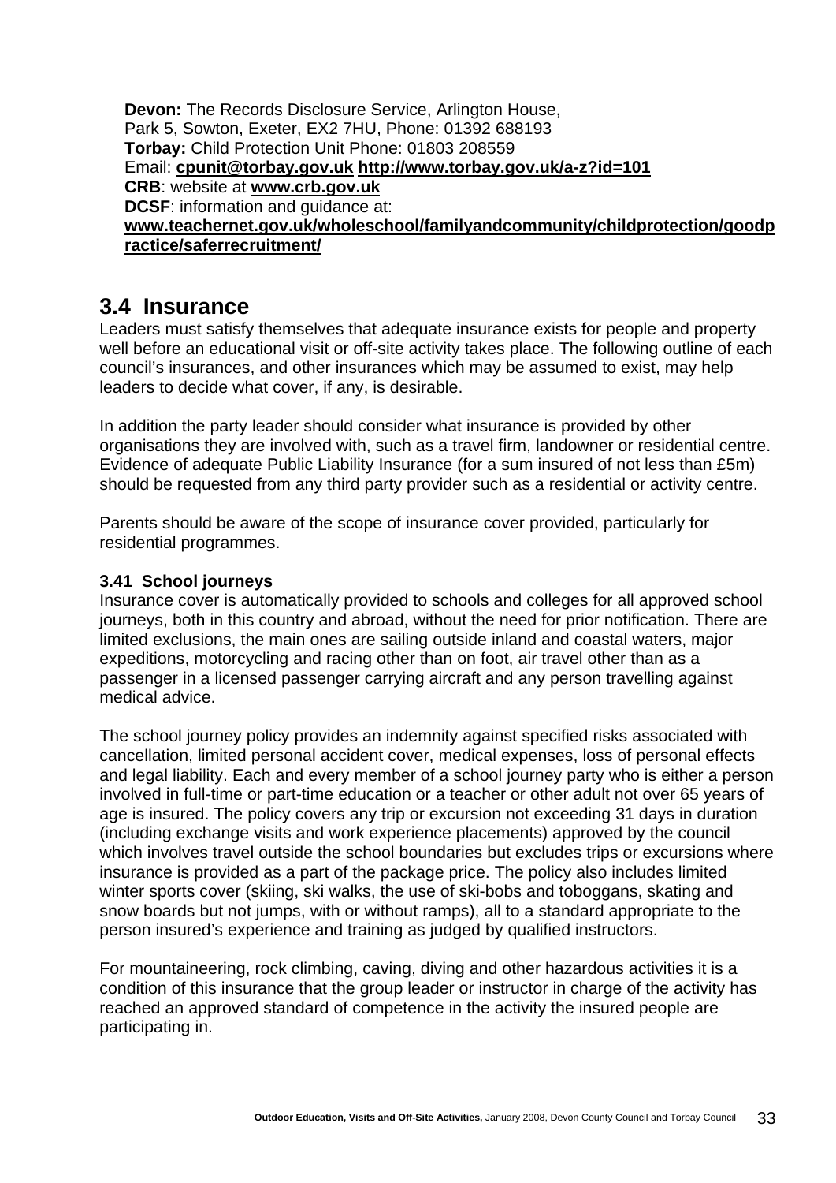**Devon:** The Records Disclosure Service, Arlington House,
Park 5, Sowton, Exeter, EX2 7HU, Phone: 01392 688193
**Torbay:** Child Protection Unit Phone: 01803 208559
Email: **cpunit@torbay.gov.uk** **http://www.torbay.gov.uk/a-z?id=101**
**CRB**: website at **www.crb.gov.uk**
**DCSF**: information and guidance at:
**www.teachernet.gov.uk/wholeschool/familyandcommunity/childprotection/goodpractice/saferrecruitment/**

## 3.4 Insurance

Leaders must satisfy themselves that adequate insurance exists for people and property well before an educational visit or off-site activity takes place. The following outline of each council's insurances, and other insurances which may be assumed to exist, may help leaders to decide what cover, if any, is desirable.

In addition the party leader should consider what insurance is provided by other organisations they are involved with, such as a travel firm, landowner or residential centre. Evidence of adequate Public Liability Insurance (for a sum insured of not less than £5m) should be requested from any third party provider such as a residential or activity centre.

Parents should be aware of the scope of insurance cover provided, particularly for residential programmes.

### 3.41 School journeys

Insurance cover is automatically provided to schools and colleges for all approved school journeys, both in this country and abroad, without the need for prior notification. There are limited exclusions, the main ones are sailing outside inland and coastal waters, major expeditions, motorcycling and racing other than on foot, air travel other than as a passenger in a licensed passenger carrying aircraft and any person travelling against medical advice.

The school journey policy provides an indemnity against specified risks associated with cancellation, limited personal accident cover, medical expenses, loss of personal effects and legal liability. Each and every member of a school journey party who is either a person involved in full-time or part-time education or a teacher or other adult not over 65 years of age is insured. The policy covers any trip or excursion not exceeding 31 days in duration (including exchange visits and work experience placements) approved by the council which involves travel outside the school boundaries but excludes trips or excursions where insurance is provided as a part of the package price. The policy also includes limited winter sports cover (skiing, ski walks, the use of ski-bobs and toboggans, skating and snow boards but not jumps, with or without ramps), all to a standard appropriate to the person insured's experience and training as judged by qualified instructors.

For mountaineering, rock climbing, caving, diving and other hazardous activities it is a condition of this insurance that the group leader or instructor in charge of the activity has reached an approved standard of competence in the activity the insured people are participating in.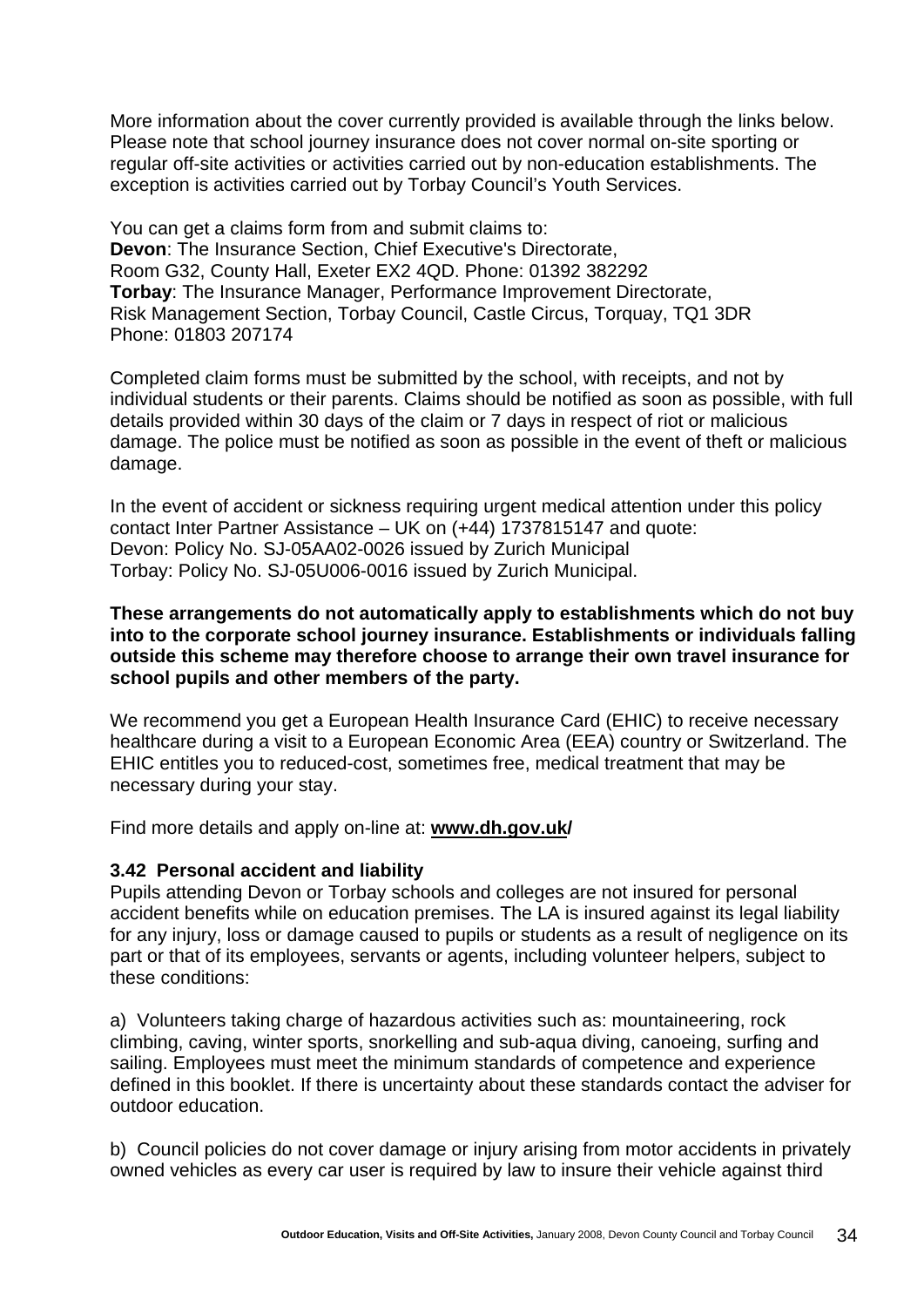More information about the cover currently provided is available through the links below. Please note that school journey insurance does not cover normal on-site sporting or regular off-site activities or activities carried out by non-education establishments. The exception is activities carried out by Torbay Council's Youth Services.

You can get a claims form from and submit claims to:
**Devon**: The Insurance Section, Chief Executive's Directorate, Room G32, County Hall, Exeter EX2 4QD. Phone: 01392 382292
**Torbay**: The Insurance Manager, Performance Improvement Directorate, Risk Management Section, Torbay Council, Castle Circus, Torquay, TQ1 3DR Phone: 01803 207174

Completed claim forms must be submitted by the school, with receipts, and not by individual students or their parents. Claims should be notified as soon as possible, with full details provided within 30 days of the claim or 7 days in respect of riot or malicious damage. The police must be notified as soon as possible in the event of theft or malicious damage.

In the event of accident or sickness requiring urgent medical attention under this policy contact Inter Partner Assistance – UK on (+44) 1737815147 and quote:
Devon: Policy No. SJ-05AA02-0026 issued by Zurich Municipal
Torbay: Policy No. SJ-05U006-0016 issued by Zurich Municipal.

**These arrangements do not automatically apply to establishments which do not buy into to the corporate school journey insurance. Establishments or individuals falling outside this scheme may therefore choose to arrange their own travel insurance for school pupils and other members of the party.**

We recommend you get a European Health Insurance Card (EHIC) to receive necessary healthcare during a visit to a European Economic Area (EEA) country or Switzerland. The EHIC entitles you to reduced-cost, sometimes free, medical treatment that may be necessary during your stay.

Find more details and apply on-line at: **www.dh.gov.uk/**

### 3.42 Personal accident and liability

Pupils attending Devon or Torbay schools and colleges are not insured for personal accident benefits while on education premises. The LA is insured against its legal liability for any injury, loss or damage caused to pupils or students as a result of negligence on its part or that of its employees, servants or agents, including volunteer helpers, subject to these conditions:

a) Volunteers taking charge of hazardous activities such as: mountaineering, rock climbing, caving, winter sports, snorkelling and sub-aqua diving, canoeing, surfing and sailing. Employees must meet the minimum standards of competence and experience defined in this booklet. If there is uncertainty about these standards contact the adviser for outdoor education.

b) Council policies do not cover damage or injury arising from motor accidents in privately owned vehicles as every car user is required by law to insure their vehicle against third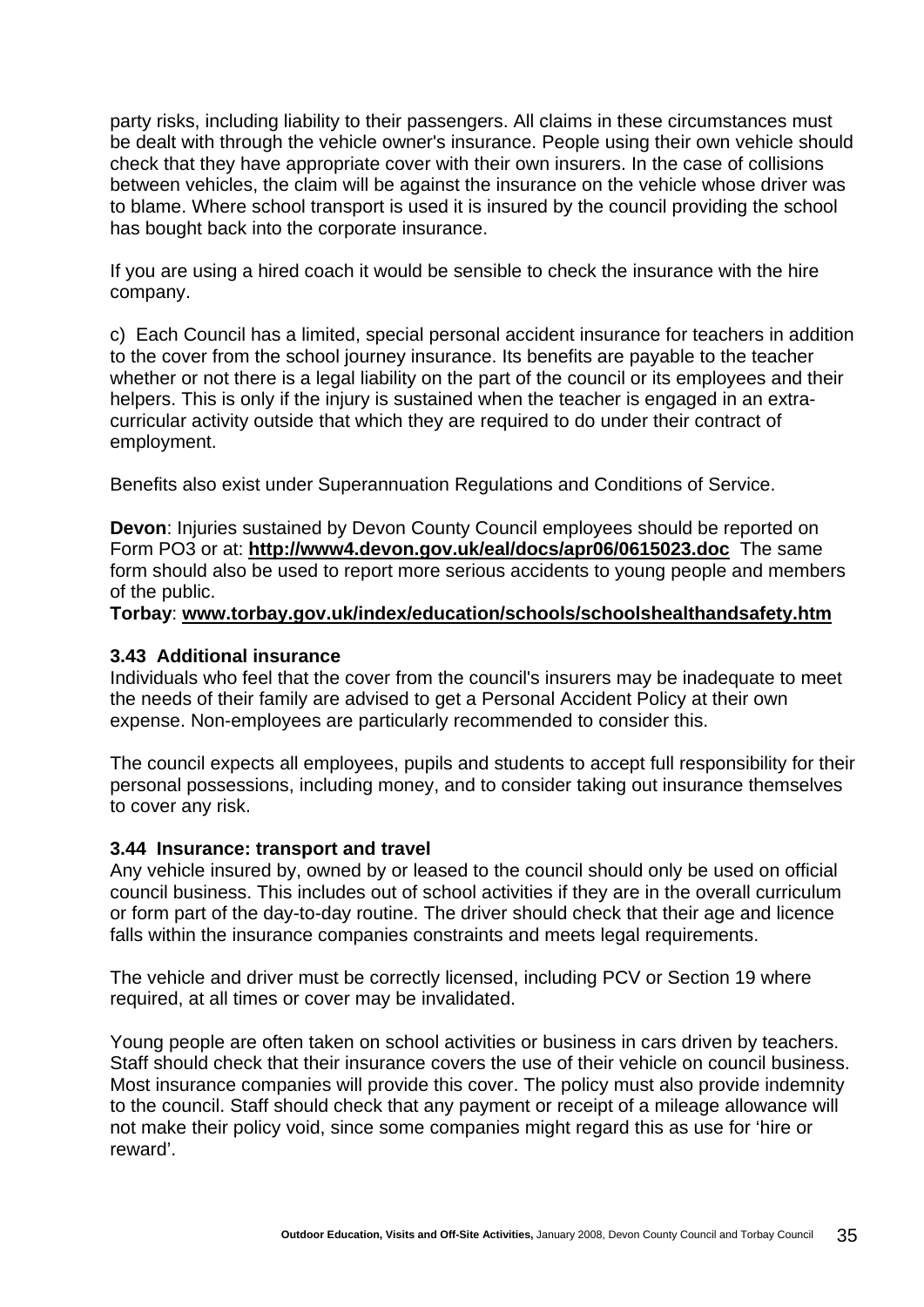party risks, including liability to their passengers. All claims in these circumstances must be dealt with through the vehicle owner's insurance. People using their own vehicle should check that they have appropriate cover with their own insurers. In the case of collisions between vehicles, the claim will be against the insurance on the vehicle whose driver was to blame. Where school transport is used it is insured by the council providing the school has bought back into the corporate insurance.

If you are using a hired coach it would be sensible to check the insurance with the hire company.

c) Each Council has a limited, special personal accident insurance for teachers in addition to the cover from the school journey insurance. Its benefits are payable to the teacher whether or not there is a legal liability on the part of the council or its employees and their helpers. This is only if the injury is sustained when the teacher is engaged in an extra-curricular activity outside that which they are required to do under their contract of employment.

Benefits also exist under Superannuation Regulations and Conditions of Service.

**Devon**: Injuries sustained by Devon County Council employees should be reported on Form PO3 or at: **http://www4.devon.gov.uk/eal/docs/apr06/0615023.doc** The same form should also be used to report more serious accidents to young people and members of the public.
**Torbay**: **www.torbay.gov.uk/index/education/schools/schoolshealthandsafety.htm**

### 3.43 Additional insurance

Individuals who feel that the cover from the council's insurers may be inadequate to meet the needs of their family are advised to get a Personal Accident Policy at their own expense. Non-employees are particularly recommended to consider this.

The council expects all employees, pupils and students to accept full responsibility for their personal possessions, including money, and to consider taking out insurance themselves to cover any risk.

### 3.44 Insurance: transport and travel

Any vehicle insured by, owned by or leased to the council should only be used on official council business. This includes out of school activities if they are in the overall curriculum or form part of the day-to-day routine. The driver should check that their age and licence falls within the insurance companies constraints and meets legal requirements.

The vehicle and driver must be correctly licensed, including PCV or Section 19 where required, at all times or cover may be invalidated.

Young people are often taken on school activities or business in cars driven by teachers. Staff should check that their insurance covers the use of their vehicle on council business. Most insurance companies will provide this cover. The policy must also provide indemnity to the council. Staff should check that any payment or receipt of a mileage allowance will not make their policy void, since some companies might regard this as use for 'hire or reward'.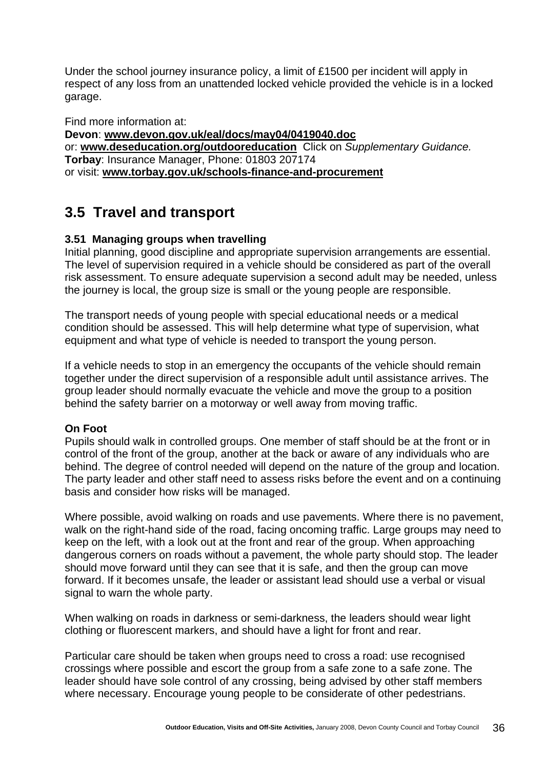Under the school journey insurance policy, a limit of £1500 per incident will apply in respect of any loss from an unattended locked vehicle provided the vehicle is in a locked garage.

Find more information at:
**Devon**: **www.devon.gov.uk/eal/docs/may04/0419040.doc**
or: **www.deseducation.org/outdooreducation** Click on *Supplementary Guidance.*
**Torbay**: Insurance Manager, Phone: 01803 207174
or visit: **www.torbay.gov.uk/schools-finance-and-procurement**

## 3.5 Travel and transport

### 3.51 Managing groups when travelling

Initial planning, good discipline and appropriate supervision arrangements are essential. The level of supervision required in a vehicle should be considered as part of the overall risk assessment. To ensure adequate supervision a second adult may be needed, unless the journey is local, the group size is small or the young people are responsible.

The transport needs of young people with special educational needs or a medical condition should be assessed. This will help determine what type of supervision, what equipment and what type of vehicle is needed to transport the young person.

If a vehicle needs to stop in an emergency the occupants of the vehicle should remain together under the direct supervision of a responsible adult until assistance arrives. The group leader should normally evacuate the vehicle and move the group to a position behind the safety barrier on a motorway or well away from moving traffic.

**On Foot**

Pupils should walk in controlled groups. One member of staff should be at the front or in control of the front of the group, another at the back or aware of any individuals who are behind. The degree of control needed will depend on the nature of the group and location. The party leader and other staff need to assess risks before the event and on a continuing basis and consider how risks will be managed.

Where possible, avoid walking on roads and use pavements. Where there is no pavement, walk on the right-hand side of the road, facing oncoming traffic. Large groups may need to keep on the left, with a look out at the front and rear of the group. When approaching dangerous corners on roads without a pavement, the whole party should stop. The leader should move forward until they can see that it is safe, and then the group can move forward. If it becomes unsafe, the leader or assistant lead should use a verbal or visual signal to warn the whole party.

When walking on roads in darkness or semi-darkness, the leaders should wear light clothing or fluorescent markers, and should have a light for front and rear.

Particular care should be taken when groups need to cross a road: use recognised crossings where possible and escort the group from a safe zone to a safe zone. The leader should have sole control of any crossing, being advised by other staff members where necessary. Encourage young people to be considerate of other pedestrians.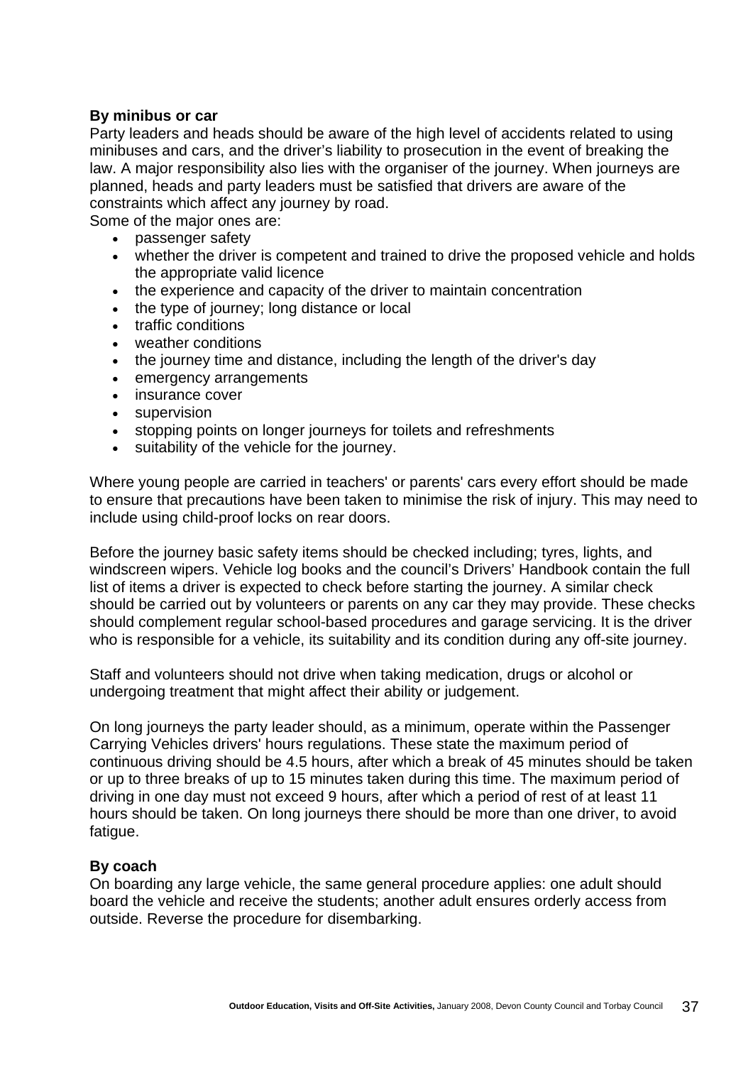### By minibus or car

Party leaders and heads should be aware of the high level of accidents related to using minibuses and cars, and the driver's liability to prosecution in the event of breaking the law. A major responsibility also lies with the organiser of the journey. When journeys are planned, heads and party leaders must be satisfied that drivers are aware of the constraints which affect any journey by road.

Some of the major ones are:

- passenger safety
- whether the driver is competent and trained to drive the proposed vehicle and holds the appropriate valid licence
- the experience and capacity of the driver to maintain concentration
- the type of journey; long distance or local
- traffic conditions
- weather conditions
- the journey time and distance, including the length of the driver's day
- emergency arrangements
- insurance cover
- supervision
- stopping points on longer journeys for toilets and refreshments
- suitability of the vehicle for the journey.

Where young people are carried in teachers' or parents' cars every effort should be made to ensure that precautions have been taken to minimise the risk of injury. This may need to include using child-proof locks on rear doors.

Before the journey basic safety items should be checked including; tyres, lights, and windscreen wipers. Vehicle log books and the council's Drivers' Handbook contain the full list of items a driver is expected to check before starting the journey. A similar check should be carried out by volunteers or parents on any car they may provide. These checks should complement regular school-based procedures and garage servicing. It is the driver who is responsible for a vehicle, its suitability and its condition during any off-site journey.

Staff and volunteers should not drive when taking medication, drugs or alcohol or undergoing treatment that might affect their ability or judgement.

On long journeys the party leader should, as a minimum, operate within the Passenger Carrying Vehicles drivers' hours regulations. These state the maximum period of continuous driving should be 4.5 hours, after which a break of 45 minutes should be taken or up to three breaks of up to 15 minutes taken during this time. The maximum period of driving in one day must not exceed 9 hours, after which a period of rest of at least 11 hours should be taken. On long journeys there should be more than one driver, to avoid fatigue.

### By coach

On boarding any large vehicle, the same general procedure applies: one adult should board the vehicle and receive the students; another adult ensures orderly access from outside. Reverse the procedure for disembarking.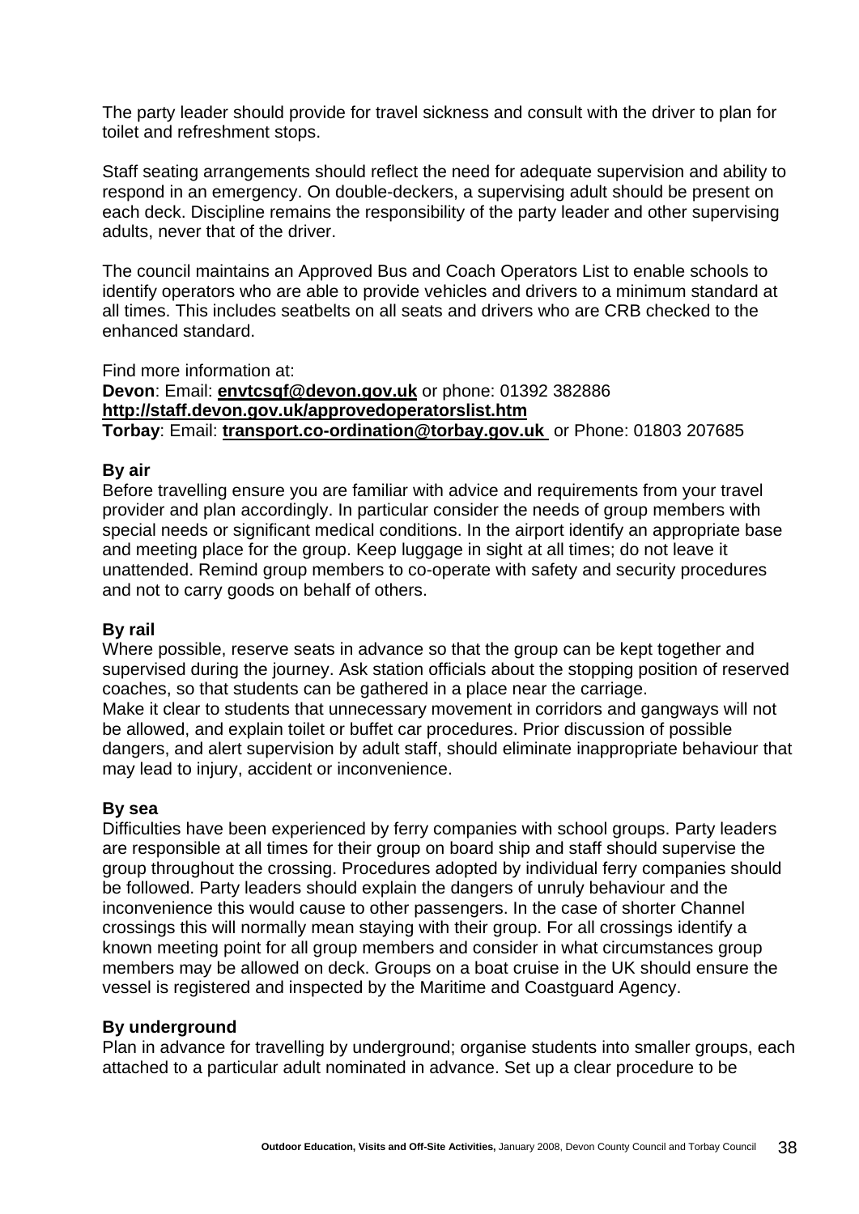The party leader should provide for travel sickness and consult with the driver to plan for toilet and refreshment stops.

Staff seating arrangements should reflect the need for adequate supervision and ability to respond in an emergency. On double-deckers, a supervising adult should be present on each deck. Discipline remains the responsibility of the party leader and other supervising adults, never that of the driver.

The council maintains an Approved Bus and Coach Operators List to enable schools to identify operators who are able to provide vehicles and drivers to a minimum standard at all times. This includes seatbelts on all seats and drivers who are CRB checked to the enhanced standard.

Find more information at:
**Devon**: Email: **envtcsqf@devon.gov.uk** or phone: 01392 382886
**http://staff.devon.gov.uk/approvedoperatorslist.htm**
**Torbay**: Email: **transport.co-ordination@torbay.gov.uk** or Phone: 01803 207685

**By air**
Before travelling ensure you are familiar with advice and requirements from your travel provider and plan accordingly. In particular consider the needs of group members with special needs or significant medical conditions. In the airport identify an appropriate base and meeting place for the group. Keep luggage in sight at all times; do not leave it unattended. Remind group members to co-operate with safety and security procedures and not to carry goods on behalf of others.

**By rail**
Where possible, reserve seats in advance so that the group can be kept together and supervised during the journey. Ask station officials about the stopping position of reserved coaches, so that students can be gathered in a place near the carriage.
Make it clear to students that unnecessary movement in corridors and gangways will not be allowed, and explain toilet or buffet car procedures. Prior discussion of possible dangers, and alert supervision by adult staff, should eliminate inappropriate behaviour that may lead to injury, accident or inconvenience.

**By sea**
Difficulties have been experienced by ferry companies with school groups. Party leaders are responsible at all times for their group on board ship and staff should supervise the group throughout the crossing. Procedures adopted by individual ferry companies should be followed. Party leaders should explain the dangers of unruly behaviour and the inconvenience this would cause to other passengers. In the case of shorter Channel crossings this will normally mean staying with their group. For all crossings identify a known meeting point for all group members and consider in what circumstances group members may be allowed on deck. Groups on a boat cruise in the UK should ensure the vessel is registered and inspected by the Maritime and Coastguard Agency.

**By underground**
Plan in advance for travelling by underground; organise students into smaller groups, each attached to a particular adult nominated in advance. Set up a clear procedure to be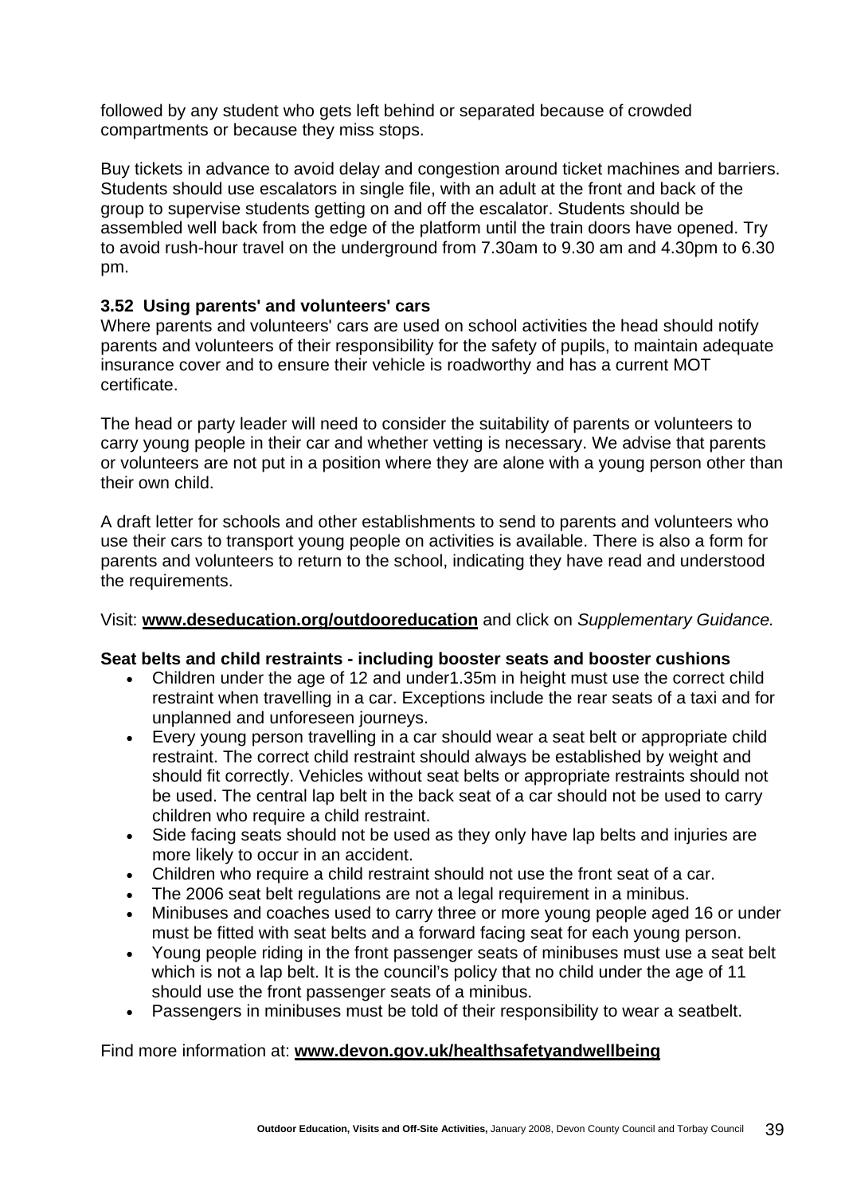followed by any student who gets left behind or separated because of crowded compartments or because they miss stops.

Buy tickets in advance to avoid delay and congestion around ticket machines and barriers. Students should use escalators in single file, with an adult at the front and back of the group to supervise students getting on and off the escalator. Students should be assembled well back from the edge of the platform until the train doors have opened. Try to avoid rush-hour travel on the underground from 7.30am to 9.30 am and 4.30pm to 6.30 pm.

### 3.52 Using parents' and volunteers' cars

Where parents and volunteers' cars are used on school activities the head should notify parents and volunteers of their responsibility for the safety of pupils, to maintain adequate insurance cover and to ensure their vehicle is roadworthy and has a current MOT certificate.

The head or party leader will need to consider the suitability of parents or volunteers to carry young people in their car and whether vetting is necessary. We advise that parents or volunteers are not put in a position where they are alone with a young person other than their own child.

A draft letter for schools and other establishments to send to parents and volunteers who use their cars to transport young people on activities is available. There is also a form for parents and volunteers to return to the school, indicating they have read and understood the requirements.

Visit: **www.deseducation.org/outdooreducation** and click on *Supplementary Guidance.*

**Seat belts and child restraints - including booster seats and booster cushions**

- Children under the age of 12 and under1.35m in height must use the correct child restraint when travelling in a car. Exceptions include the rear seats of a taxi and for unplanned and unforeseen journeys.
- Every young person travelling in a car should wear a seat belt or appropriate child restraint. The correct child restraint should always be established by weight and should fit correctly. Vehicles without seat belts or appropriate restraints should not be used. The central lap belt in the back seat of a car should not be used to carry children who require a child restraint.
- Side facing seats should not be used as they only have lap belts and injuries are more likely to occur in an accident.
- Children who require a child restraint should not use the front seat of a car.
- The 2006 seat belt regulations are not a legal requirement in a minibus.
- Minibuses and coaches used to carry three or more young people aged 16 or under must be fitted with seat belts and a forward facing seat for each young person.
- Young people riding in the front passenger seats of minibuses must use a seat belt which is not a lap belt. It is the council's policy that no child under the age of 11 should use the front passenger seats of a minibus.
- Passengers in minibuses must be told of their responsibility to wear a seatbelt.

Find more information at: **www.devon.gov.uk/healthsafetyandwellbeing**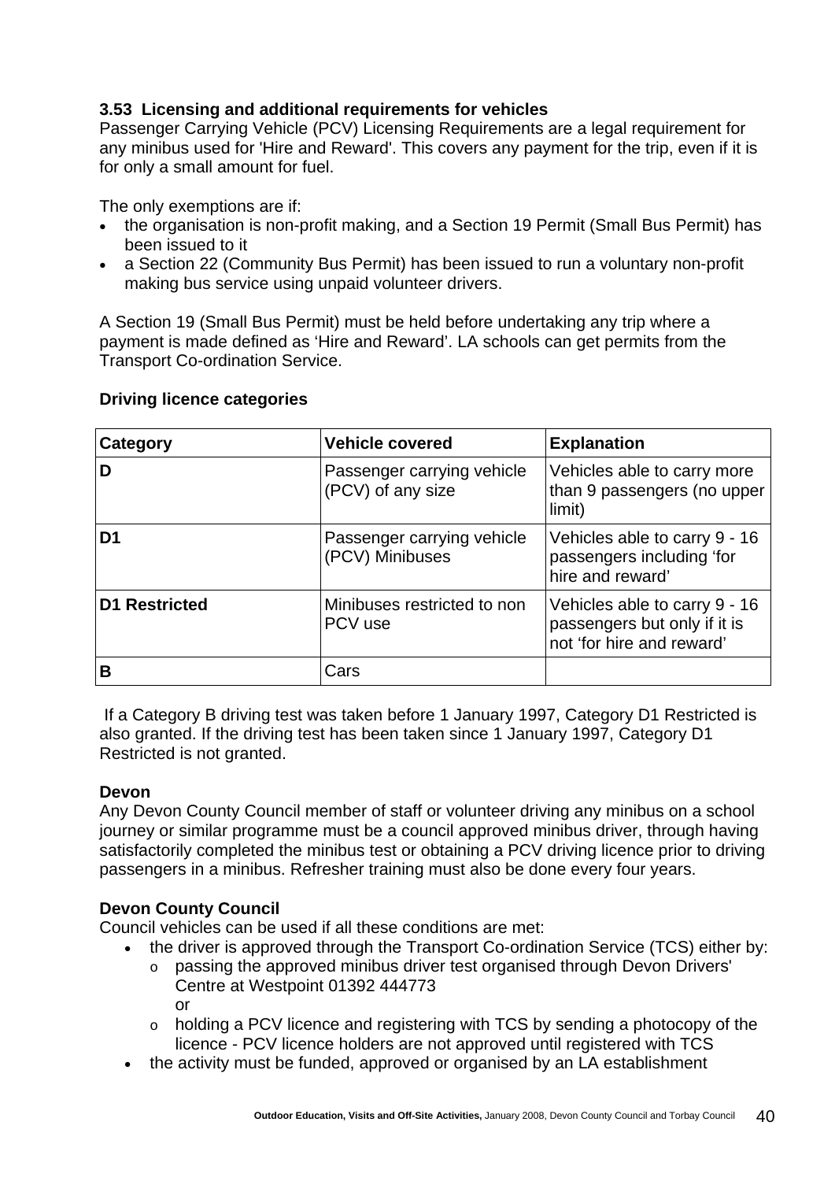### 3.53 Licensing and additional requirements for vehicles

Passenger Carrying Vehicle (PCV) Licensing Requirements are a legal requirement for any minibus used for 'Hire and Reward'. This covers any payment for the trip, even if it is for only a small amount for fuel.

The only exemptions are if:

- the organisation is non-profit making, and a Section 19 Permit (Small Bus Permit) has been issued to it
- a Section 22 (Community Bus Permit) has been issued to run a voluntary non-profit making bus service using unpaid volunteer drivers.

A Section 19 (Small Bus Permit) must be held before undertaking any trip where a payment is made defined as 'Hire and Reward'. LA schools can get permits from the Transport Co-ordination Service.

**Driving licence categories**

| Category | Vehicle covered | Explanation |
|---|---|---|
| **D** | Passenger carrying vehicle (PCV) of any size | Vehicles able to carry more than 9 passengers (no upper limit) |
| **D1** | Passenger carrying vehicle (PCV) Minibuses | Vehicles able to carry 9 - 16 passengers including 'for hire and reward' |
| **D1 Restricted** | Minibuses restricted to non PCV use | Vehicles able to carry 9 - 16 passengers but only if it is not 'for hire and reward' |
| **B** | Cars | |

If a Category B driving test was taken before 1 January 1997, Category D1 Restricted is also granted. If the driving test has been taken since 1 January 1997, Category D1 Restricted is not granted.

**Devon**

Any Devon County Council member of staff or volunteer driving any minibus on a school journey or similar programme must be a council approved minibus driver, through having satisfactorily completed the minibus test or obtaining a PCV driving licence prior to driving passengers in a minibus. Refresher training must also be done every four years.

**Devon County Council**

Council vehicles can be used if all these conditions are met:

- the driver is approved through the Transport Co-ordination Service (TCS) either by:
  - passing the approved minibus driver test organised through Devon Drivers' Centre at Westpoint 01392 444773
    or
  - holding a PCV licence and registering with TCS by sending a photocopy of the licence - PCV licence holders are not approved until registered with TCS
- the activity must be funded, approved or organised by an LA establishment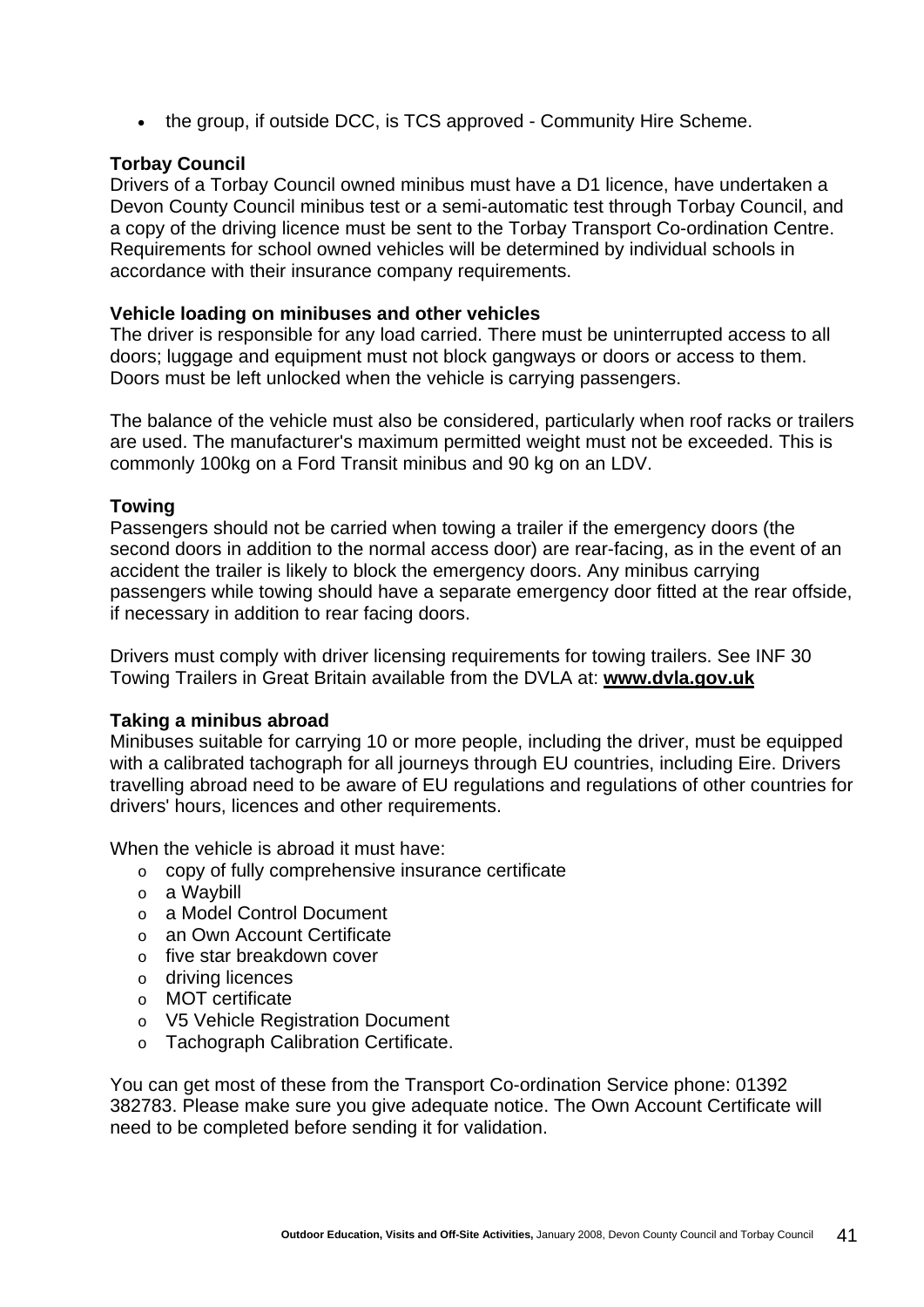- the group, if outside DCC, is TCS approved - Community Hire Scheme.

**Torbay Council**

Drivers of a Torbay Council owned minibus must have a D1 licence, have undertaken a Devon County Council minibus test or a semi-automatic test through Torbay Council, and a copy of the driving licence must be sent to the Torbay Transport Co-ordination Centre. Requirements for school owned vehicles will be determined by individual schools in accordance with their insurance company requirements.

**Vehicle loading on minibuses and other vehicles**

The driver is responsible for any load carried. There must be uninterrupted access to all doors; luggage and equipment must not block gangways or doors or access to them. Doors must be left unlocked when the vehicle is carrying passengers.

The balance of the vehicle must also be considered, particularly when roof racks or trailers are used. The manufacturer's maximum permitted weight must not be exceeded. This is commonly 100kg on a Ford Transit minibus and 90 kg on an LDV.

**Towing**

Passengers should not be carried when towing a trailer if the emergency doors (the second doors in addition to the normal access door) are rear-facing, as in the event of an accident the trailer is likely to block the emergency doors. Any minibus carrying passengers while towing should have a separate emergency door fitted at the rear offside, if necessary in addition to rear facing doors.

Drivers must comply with driver licensing requirements for towing trailers. See INF 30 Towing Trailers in Great Britain available from the DVLA at: **www.dvla.gov.uk**

**Taking a minibus abroad**

Minibuses suitable for carrying 10 or more people, including the driver, must be equipped with a calibrated tachograph for all journeys through EU countries, including Eire. Drivers travelling abroad need to be aware of EU regulations and regulations of other countries for drivers' hours, licences and other requirements.

When the vehicle is abroad it must have:

- copy of fully comprehensive insurance certificate
- a Waybill
- a Model Control Document
- an Own Account Certificate
- five star breakdown cover
- driving licences
- MOT certificate
- V5 Vehicle Registration Document
- Tachograph Calibration Certificate.

You can get most of these from the Transport Co-ordination Service phone: 01392 382783. Please make sure you give adequate notice. The Own Account Certificate will need to be completed before sending it for validation.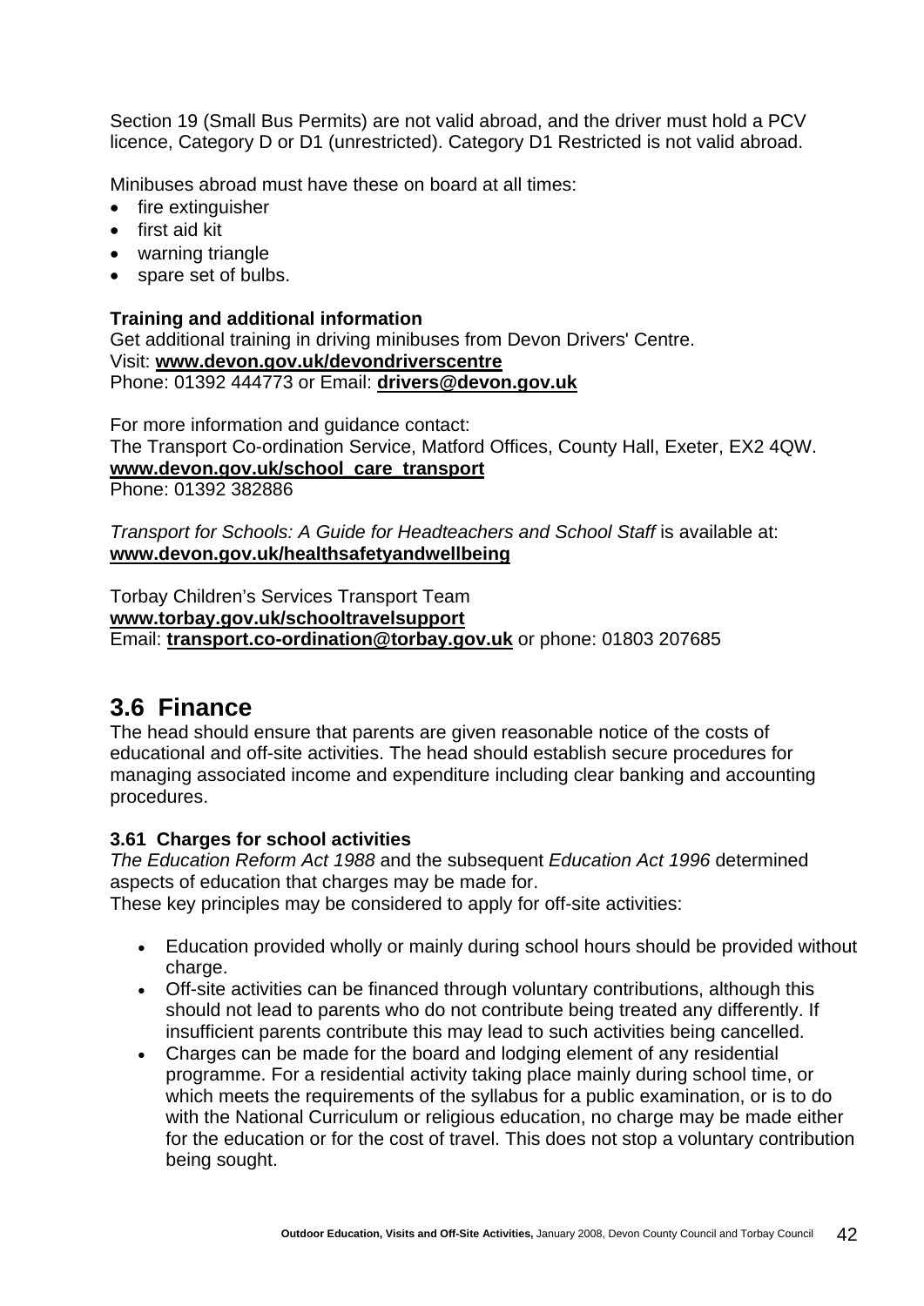Section 19 (Small Bus Permits) are not valid abroad, and the driver must hold a PCV licence, Category D or D1 (unrestricted). Category D1 Restricted is not valid abroad.

Minibuses abroad must have these on board at all times:

- fire extinguisher
- first aid kit
- warning triangle
- spare set of bulbs.

**Training and additional information**
Get additional training in driving minibuses from Devon Drivers' Centre.
Visit: **www.devon.gov.uk/devondriverscentre**
Phone: 01392 444773 or Email: **drivers@devon.gov.uk**

For more information and guidance contact:
The Transport Co-ordination Service, Matford Offices, County Hall, Exeter, EX2 4QW.
**www.devon.gov.uk/school_care_transport**
Phone: 01392 382886

*Transport for Schools: A Guide for Headteachers and School Staff* is available at:
**www.devon.gov.uk/healthsafetyandwellbeing**

Torbay Children's Services Transport Team
**www.torbay.gov.uk/schooltravelsupport**
Email: **transport.co-ordination@torbay.gov.uk** or phone: 01803 207685

## 3.6 Finance

The head should ensure that parents are given reasonable notice of the costs of educational and off-site activities. The head should establish secure procedures for managing associated income and expenditure including clear banking and accounting procedures.

### 3.61 Charges for school activities

*The Education Reform Act 1988* and the subsequent *Education Act 1996* determined aspects of education that charges may be made for.
These key principles may be considered to apply for off-site activities:

- Education provided wholly or mainly during school hours should be provided without charge.
- Off-site activities can be financed through voluntary contributions, although this should not lead to parents who do not contribute being treated any differently. If insufficient parents contribute this may lead to such activities being cancelled.
- Charges can be made for the board and lodging element of any residential programme. For a residential activity taking place mainly during school time, or which meets the requirements of the syllabus for a public examination, or is to do with the National Curriculum or religious education, no charge may be made either for the education or for the cost of travel. This does not stop a voluntary contribution being sought.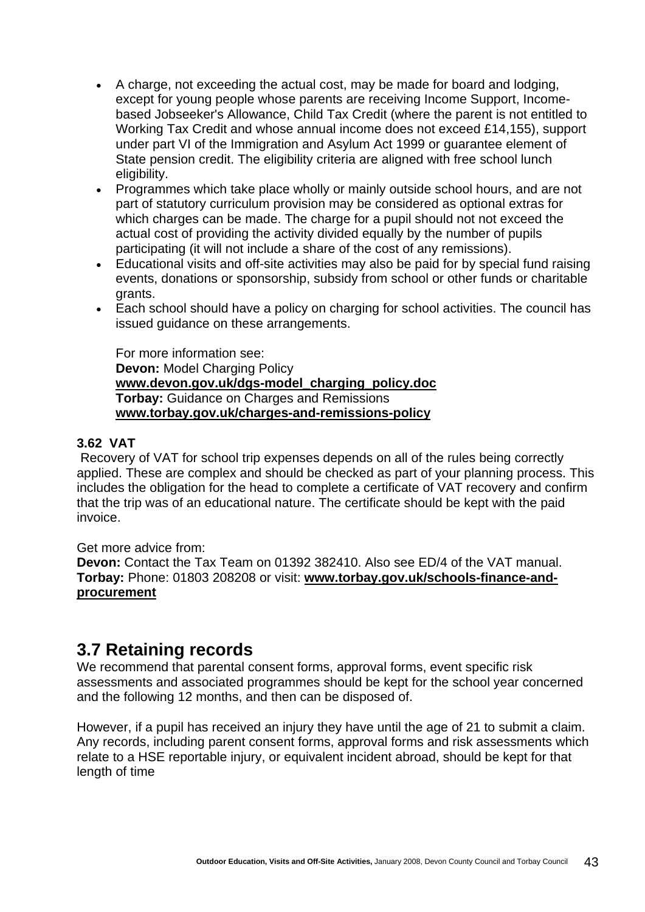- A charge, not exceeding the actual cost, may be made for board and lodging, except for young people whose parents are receiving Income Support, Income-based Jobseeker's Allowance, Child Tax Credit (where the parent is not entitled to Working Tax Credit and whose annual income does not exceed £14,155), support under part VI of the Immigration and Asylum Act 1999 or guarantee element of State pension credit. The eligibility criteria are aligned with free school lunch eligibility.
- Programmes which take place wholly or mainly outside school hours, and are not part of statutory curriculum provision may be considered as optional extras for which charges can be made. The charge for a pupil should not not exceed the actual cost of providing the activity divided equally by the number of pupils participating (it will not include a share of the cost of any remissions).
- Educational visits and off-site activities may also be paid for by special fund raising events, donations or sponsorship, subsidy from school or other funds or charitable grants.
- Each school should have a policy on charging for school activities. The council has issued guidance on these arrangements.

  For more information see:
  **Devon:** Model Charging Policy
  **www.devon.gov.uk/dgs-model_charging_policy.doc**
  **Torbay:** Guidance on Charges and Remissions
  **www.torbay.gov.uk/charges-and-remissions-policy**

### 3.62 VAT

Recovery of VAT for school trip expenses depends on all of the rules being correctly applied. These are complex and should be checked as part of your planning process. This includes the obligation for the head to complete a certificate of VAT recovery and confirm that the trip was of an educational nature. The certificate should be kept with the paid invoice.

Get more advice from:
**Devon:** Contact the Tax Team on 01392 382410. Also see ED/4 of the VAT manual.
**Torbay:** Phone: 01803 208208 or visit: **www.torbay.gov.uk/schools-finance-and-procurement**

## 3.7 Retaining records

We recommend that parental consent forms, approval forms, event specific risk assessments and associated programmes should be kept for the school year concerned and the following 12 months, and then can be disposed of.

However, if a pupil has received an injury they have until the age of 21 to submit a claim. Any records, including parent consent forms, approval forms and risk assessments which relate to a HSE reportable injury, or equivalent incident abroad, should be kept for that length of time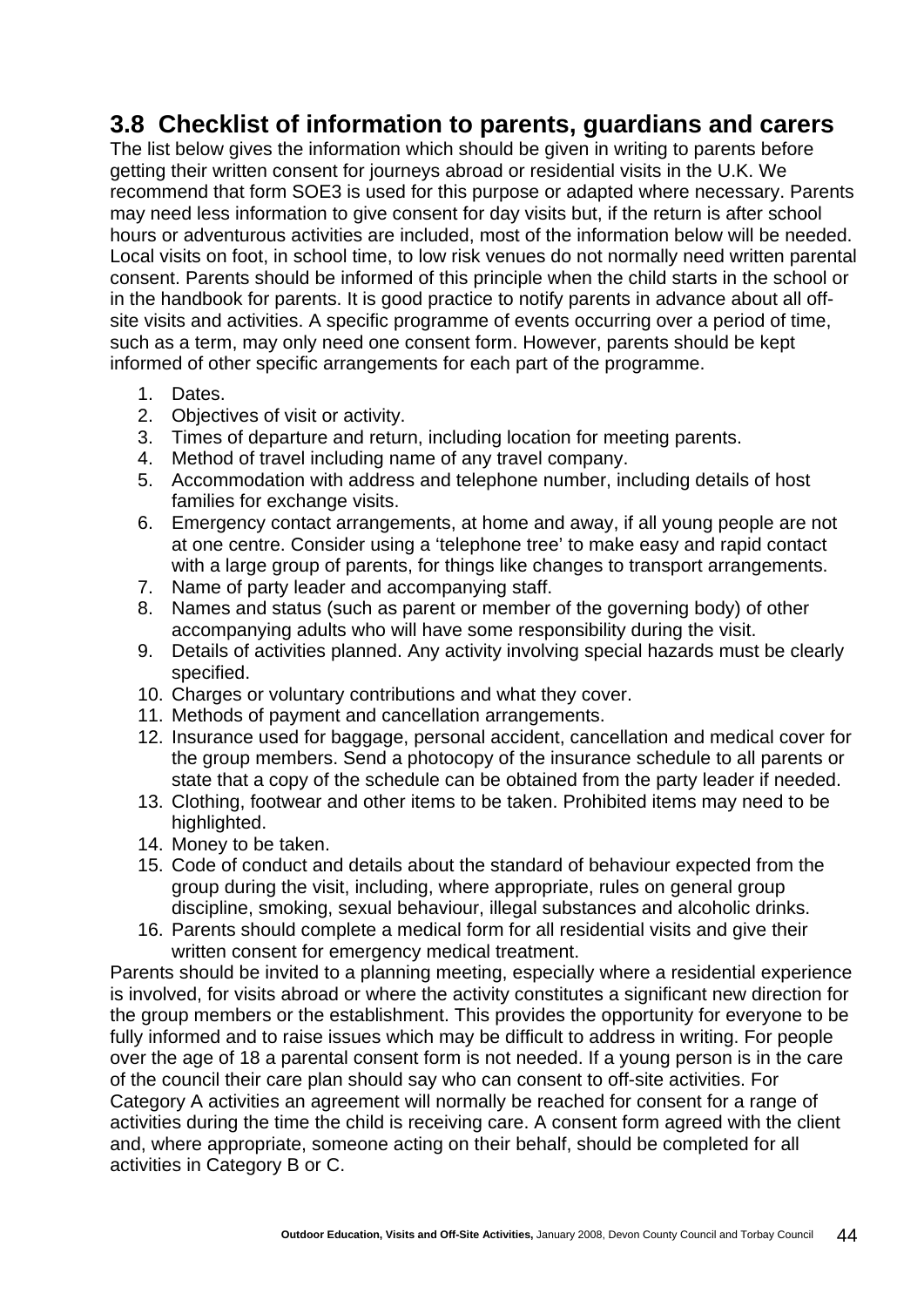## 3.8 Checklist of information to parents, guardians and carers

The list below gives the information which should be given in writing to parents before getting their written consent for journeys abroad or residential visits in the U.K. We recommend that form SOE3 is used for this purpose or adapted where necessary. Parents may need less information to give consent for day visits but, if the return is after school hours or adventurous activities are included, most of the information below will be needed. Local visits on foot, in school time, to low risk venues do not normally need written parental consent. Parents should be informed of this principle when the child starts in the school or in the handbook for parents. It is good practice to notify parents in advance about all off-site visits and activities. A specific programme of events occurring over a period of time, such as a term, may only need one consent form. However, parents should be kept informed of other specific arrangements for each part of the programme.

1. Dates.
2. Objectives of visit or activity.
3. Times of departure and return, including location for meeting parents.
4. Method of travel including name of any travel company.
5. Accommodation with address and telephone number, including details of host families for exchange visits.
6. Emergency contact arrangements, at home and away, if all young people are not at one centre. Consider using a 'telephone tree' to make easy and rapid contact with a large group of parents, for things like changes to transport arrangements.
7. Name of party leader and accompanying staff.
8. Names and status (such as parent or member of the governing body) of other accompanying adults who will have some responsibility during the visit.
9. Details of activities planned. Any activity involving special hazards must be clearly specified.
10. Charges or voluntary contributions and what they cover.
11. Methods of payment and cancellation arrangements.
12. Insurance used for baggage, personal accident, cancellation and medical cover for the group members. Send a photocopy of the insurance schedule to all parents or state that a copy of the schedule can be obtained from the party leader if needed.
13. Clothing, footwear and other items to be taken. Prohibited items may need to be highlighted.
14. Money to be taken.
15. Code of conduct and details about the standard of behaviour expected from the group during the visit, including, where appropriate, rules on general group discipline, smoking, sexual behaviour, illegal substances and alcoholic drinks.
16. Parents should complete a medical form for all residential visits and give their written consent for emergency medical treatment.

Parents should be invited to a planning meeting, especially where a residential experience is involved, for visits abroad or where the activity constitutes a significant new direction for the group members or the establishment. This provides the opportunity for everyone to be fully informed and to raise issues which may be difficult to address in writing. For people over the age of 18 a parental consent form is not needed. If a young person is in the care of the council their care plan should say who can consent to off-site activities. For Category A activities an agreement will normally be reached for consent for a range of activities during the time the child is receiving care. A consent form agreed with the client and, where appropriate, someone acting on their behalf, should be completed for all activities in Category B or C.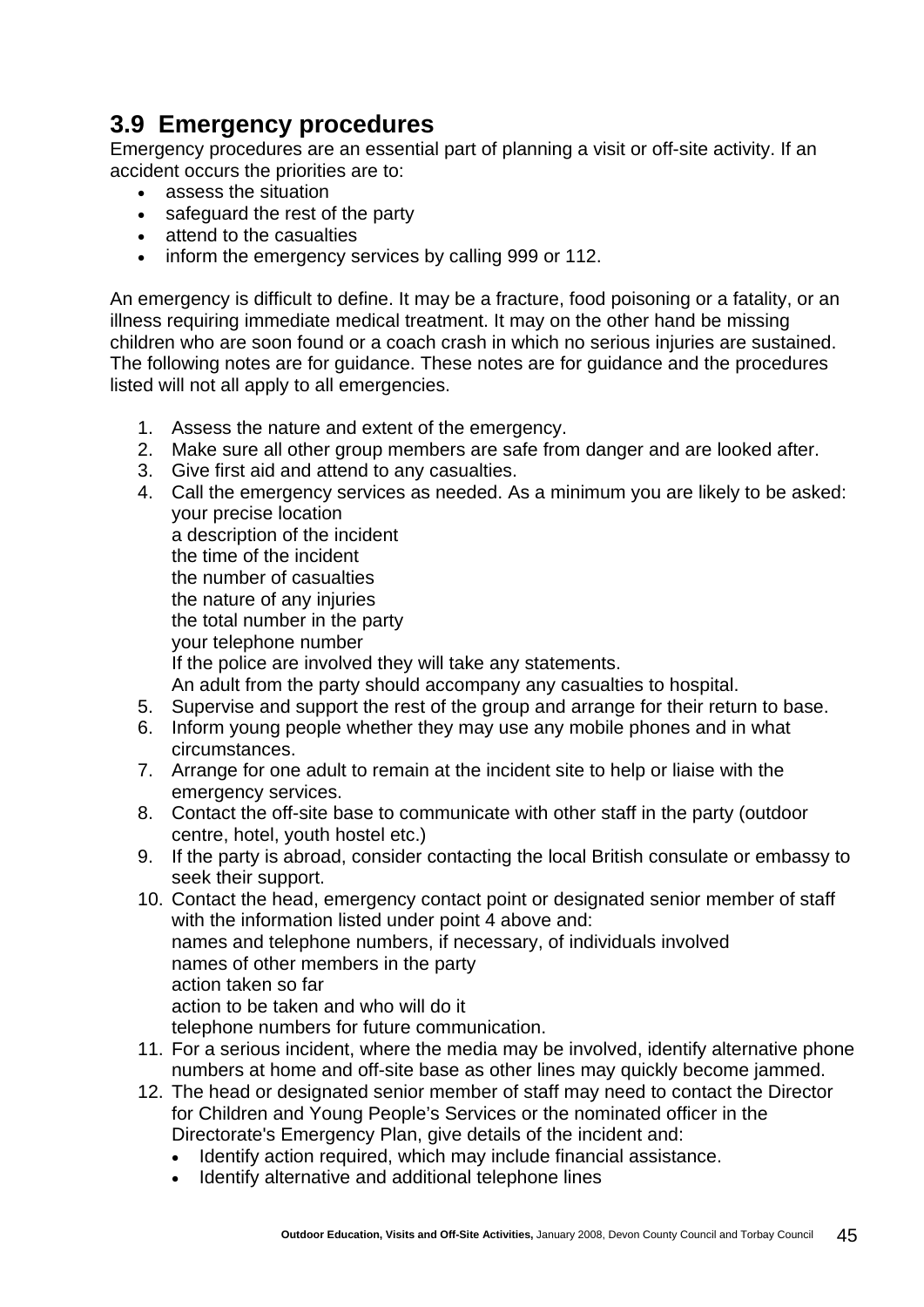## 3.9 Emergency procedures

Emergency procedures are an essential part of planning a visit or off-site activity. If an accident occurs the priorities are to:

- assess the situation
- safeguard the rest of the party
- attend to the casualties
- inform the emergency services by calling 999 or 112.

An emergency is difficult to define. It may be a fracture, food poisoning or a fatality, or an illness requiring immediate medical treatment. It may on the other hand be missing children who are soon found or a coach crash in which no serious injuries are sustained. The following notes are for guidance. These notes are for guidance and the procedures listed will not all apply to all emergencies.

1. Assess the nature and extent of the emergency.
2. Make sure all other group members are safe from danger and are looked after.
3. Give first aid and attend to any casualties.
4. Call the emergency services as needed. As a minimum you are likely to be asked:
   your precise location
   a description of the incident
   the time of the incident
   the number of casualties
   the nature of any injuries
   the total number in the party
   your telephone number
   If the police are involved they will take any statements.
   An adult from the party should accompany any casualties to hospital.
5. Supervise and support the rest of the group and arrange for their return to base.
6. Inform young people whether they may use any mobile phones and in what circumstances.
7. Arrange for one adult to remain at the incident site to help or liaise with the emergency services.
8. Contact the off-site base to communicate with other staff in the party (outdoor centre, hotel, youth hostel etc.)
9. If the party is abroad, consider contacting the local British consulate or embassy to seek their support.
10. Contact the head, emergency contact point or designated senior member of staff with the information listed under point 4 above and:
    names and telephone numbers, if necessary, of individuals involved
    names of other members in the party
    action taken so far
    action to be taken and who will do it
    telephone numbers for future communication.
11. For a serious incident, where the media may be involved, identify alternative phone numbers at home and off-site base as other lines may quickly become jammed.
12. The head or designated senior member of staff may need to contact the Director for Children and Young People's Services or the nominated officer in the Directorate's Emergency Plan, give details of the incident and:
    - Identify action required, which may include financial assistance.
    - Identify alternative and additional telephone lines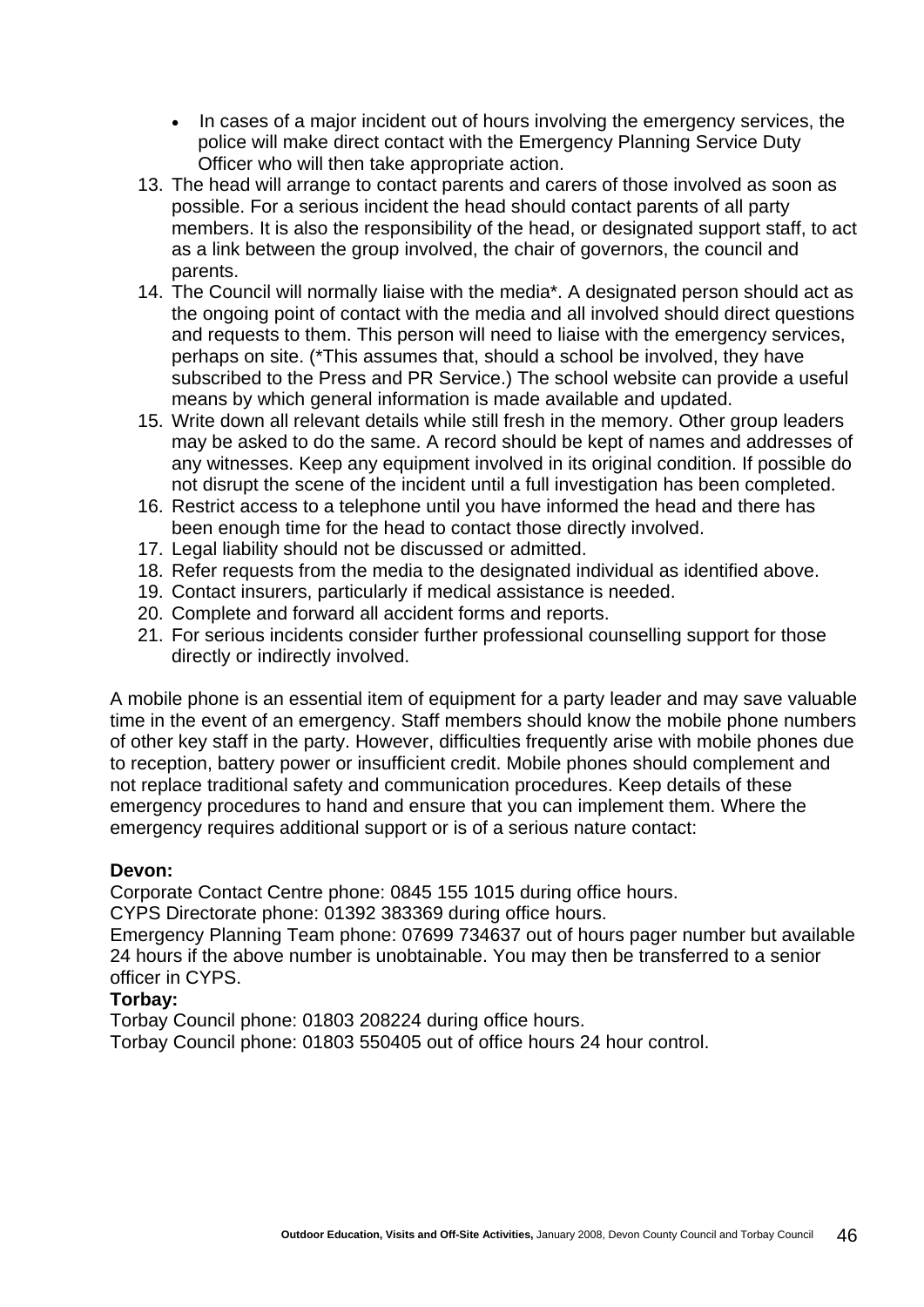- In cases of a major incident out of hours involving the emergency services, the police will make direct contact with the Emergency Planning Service Duty Officer who will then take appropriate action.

13. The head will arrange to contact parents and carers of those involved as soon as possible. For a serious incident the head should contact parents of all party members. It is also the responsibility of the head, or designated support staff, to act as a link between the group involved, the chair of governors, the council and parents.
14. The Council will normally liaise with the media*. A designated person should act as the ongoing point of contact with the media and all involved should direct questions and requests to them. This person will need to liaise with the emergency services, perhaps on site. (*This assumes that, should a school be involved, they have subscribed to the Press and PR Service.) The school website can provide a useful means by which general information is made available and updated.
15. Write down all relevant details while still fresh in the memory. Other group leaders may be asked to do the same. A record should be kept of names and addresses of any witnesses. Keep any equipment involved in its original condition. If possible do not disrupt the scene of the incident until a full investigation has been completed.
16. Restrict access to a telephone until you have informed the head and there has been enough time for the head to contact those directly involved.
17. Legal liability should not be discussed or admitted.
18. Refer requests from the media to the designated individual as identified above.
19. Contact insurers, particularly if medical assistance is needed.
20. Complete and forward all accident forms and reports.
21. For serious incidents consider further professional counselling support for those directly or indirectly involved.

A mobile phone is an essential item of equipment for a party leader and may save valuable time in the event of an emergency. Staff members should know the mobile phone numbers of other key staff in the party. However, difficulties frequently arise with mobile phones due to reception, battery power or insufficient credit. Mobile phones should complement and not replace traditional safety and communication procedures. Keep details of these emergency procedures to hand and ensure that you can implement them. Where the emergency requires additional support or is of a serious nature contact:

**Devon:**

Corporate Contact Centre phone: 0845 155 1015 during office hours.

CYPS Directorate phone: 01392 383369 during office hours.

Emergency Planning Team phone: 07699 734637 out of hours pager number but available 24 hours if the above number is unobtainable. You may then be transferred to a senior officer in CYPS.

**Torbay:**

Torbay Council phone: 01803 208224 during office hours.

Torbay Council phone: 01803 550405 out of office hours 24 hour control.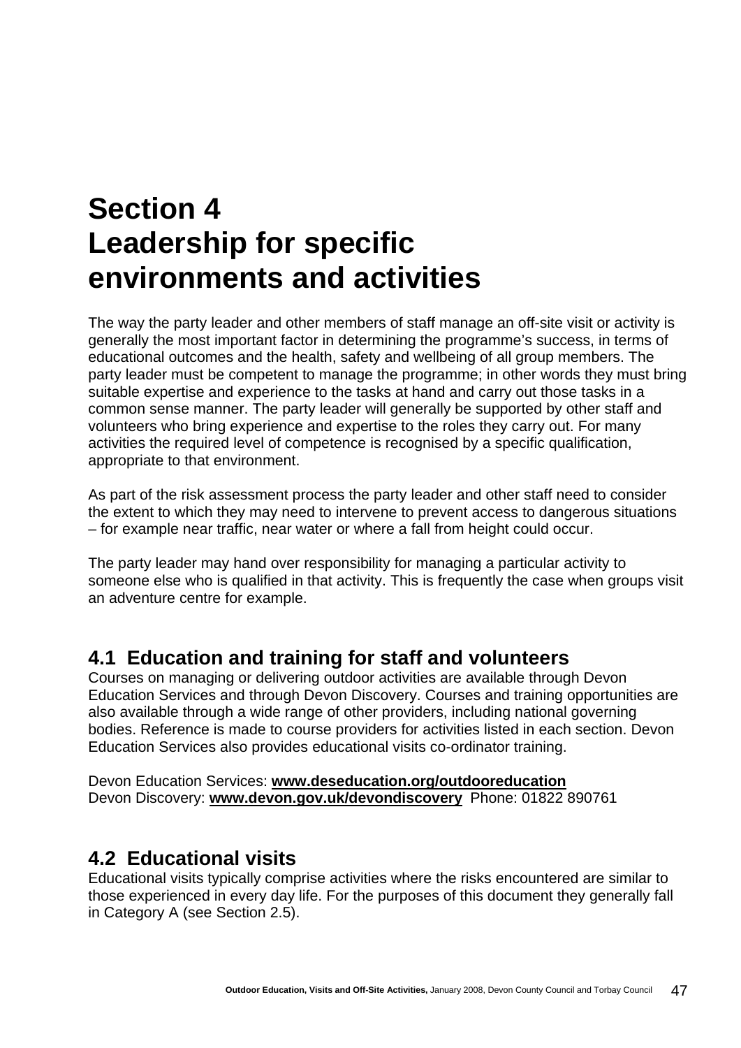# Section 4
# Leadership for specific environments and activities

The way the party leader and other members of staff manage an off-site visit or activity is generally the most important factor in determining the programme's success, in terms of educational outcomes and the health, safety and wellbeing of all group members. The party leader must be competent to manage the programme; in other words they must bring suitable expertise and experience to the tasks at hand and carry out those tasks in a common sense manner. The party leader will generally be supported by other staff and volunteers who bring experience and expertise to the roles they carry out. For many activities the required level of competence is recognised by a specific qualification, appropriate to that environment.

As part of the risk assessment process the party leader and other staff need to consider the extent to which they may need to intervene to prevent access to dangerous situations – for example near traffic, near water or where a fall from height could occur.

The party leader may hand over responsibility for managing a particular activity to someone else who is qualified in that activity. This is frequently the case when groups visit an adventure centre for example.

## 4.1 Education and training for staff and volunteers

Courses on managing or delivering outdoor activities are available through Devon Education Services and through Devon Discovery. Courses and training opportunities are also available through a wide range of other providers, including national governing bodies. Reference is made to course providers for activities listed in each section. Devon Education Services also provides educational visits co-ordinator training.

Devon Education Services: **www.deseducation.org/outdooreducation**
Devon Discovery: **www.devon.gov.uk/devondiscovery** Phone: 01822 890761

## 4.2 Educational visits

Educational visits typically comprise activities where the risks encountered are similar to those experienced in every day life. For the purposes of this document they generally fall in Category A (see Section 2.5).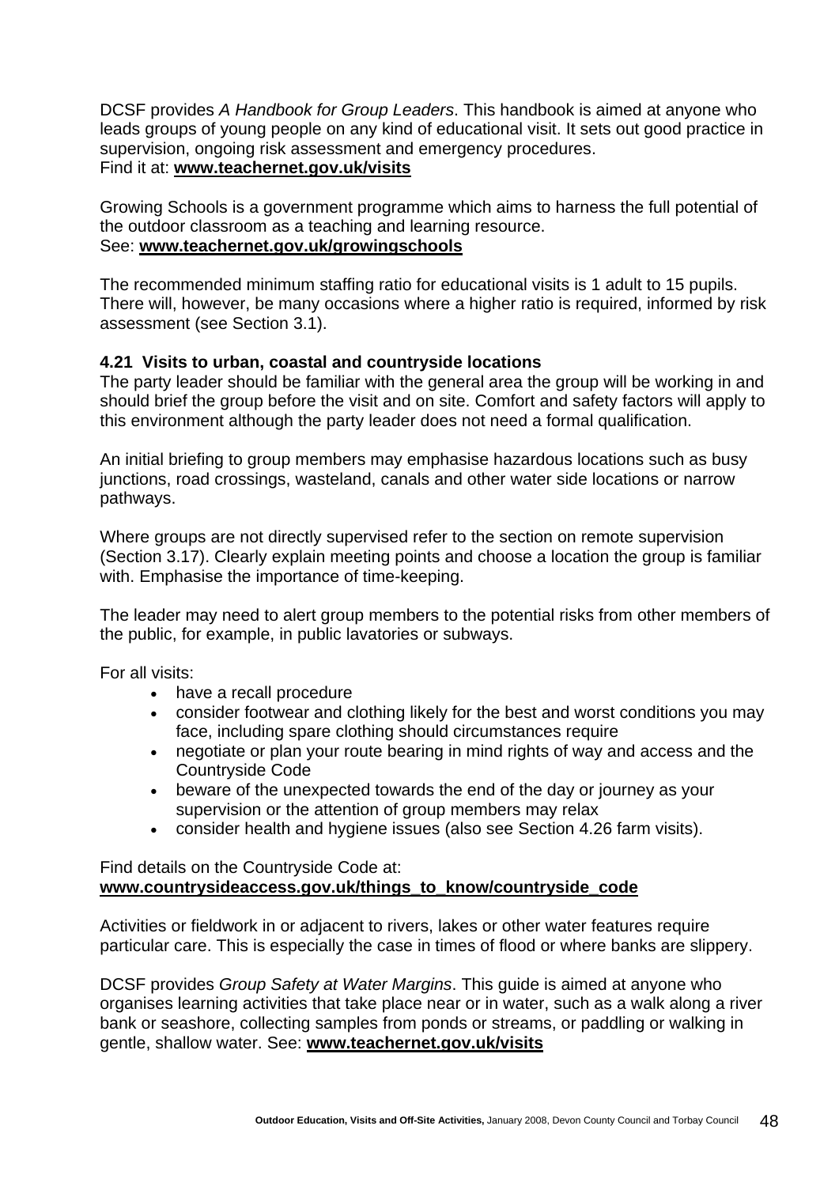DCSF provides *A Handbook for Group Leaders*. This handbook is aimed at anyone who leads groups of young people on any kind of educational visit. It sets out good practice in supervision, ongoing risk assessment and emergency procedures.
Find it at: **www.teachernet.gov.uk/visits**

Growing Schools is a government programme which aims to harness the full potential of the outdoor classroom as a teaching and learning resource.
See: **www.teachernet.gov.uk/growingschools**

The recommended minimum staffing ratio for educational visits is 1 adult to 15 pupils. There will, however, be many occasions where a higher ratio is required, informed by risk assessment (see Section 3.1).

### 4.21 Visits to urban, coastal and countryside locations

The party leader should be familiar with the general area the group will be working in and should brief the group before the visit and on site. Comfort and safety factors will apply to this environment although the party leader does not need a formal qualification.

An initial briefing to group members may emphasise hazardous locations such as busy junctions, road crossings, wasteland, canals and other water side locations or narrow pathways.

Where groups are not directly supervised refer to the section on remote supervision (Section 3.17). Clearly explain meeting points and choose a location the group is familiar with. Emphasise the importance of time-keeping.

The leader may need to alert group members to the potential risks from other members of the public, for example, in public lavatories or subways.

For all visits:

- have a recall procedure
- consider footwear and clothing likely for the best and worst conditions you may face, including spare clothing should circumstances require
- negotiate or plan your route bearing in mind rights of way and access and the Countryside Code
- beware of the unexpected towards the end of the day or journey as your supervision or the attention of group members may relax
- consider health and hygiene issues (also see Section 4.26 farm visits).

Find details on the Countryside Code at:
**www.countrysideaccess.gov.uk/things_to_know/countryside_code**

Activities or fieldwork in or adjacent to rivers, lakes or other water features require particular care. This is especially the case in times of flood or where banks are slippery.

DCSF provides *Group Safety at Water Margins*. This guide is aimed at anyone who organises learning activities that take place near or in water, such as a walk along a river bank or seashore, collecting samples from ponds or streams, or paddling or walking in gentle, shallow water. See: **www.teachernet.gov.uk/visits**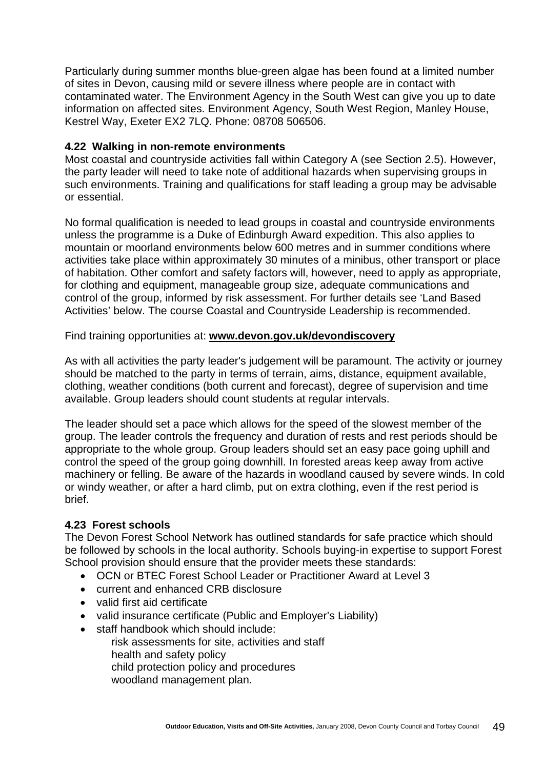Particularly during summer months blue-green algae has been found at a limited number of sites in Devon, causing mild or severe illness where people are in contact with contaminated water. The Environment Agency in the South West can give you up to date information on affected sites. Environment Agency, South West Region, Manley House, Kestrel Way, Exeter EX2 7LQ. Phone: 08708 506506.

### 4.22 Walking in non-remote environments

Most coastal and countryside activities fall within Category A (see Section 2.5). However, the party leader will need to take note of additional hazards when supervising groups in such environments. Training and qualifications for staff leading a group may be advisable or essential.

No formal qualification is needed to lead groups in coastal and countryside environments unless the programme is a Duke of Edinburgh Award expedition. This also applies to mountain or moorland environments below 600 metres and in summer conditions where activities take place within approximately 30 minutes of a minibus, other transport or place of habitation. Other comfort and safety factors will, however, need to apply as appropriate, for clothing and equipment, manageable group size, adequate communications and control of the group, informed by risk assessment. For further details see 'Land Based Activities' below. The course Coastal and Countryside Leadership is recommended.

Find training opportunities at: **www.devon.gov.uk/devondiscovery**

As with all activities the party leader's judgement will be paramount. The activity or journey should be matched to the party in terms of terrain, aims, distance, equipment available, clothing, weather conditions (both current and forecast), degree of supervision and time available. Group leaders should count students at regular intervals.

The leader should set a pace which allows for the speed of the slowest member of the group. The leader controls the frequency and duration of rests and rest periods should be appropriate to the whole group. Group leaders should set an easy pace going uphill and control the speed of the group going downhill. In forested areas keep away from active machinery or felling. Be aware of the hazards in woodland caused by severe winds. In cold or windy weather, or after a hard climb, put on extra clothing, even if the rest period is brief.

### 4.23 Forest schools

The Devon Forest School Network has outlined standards for safe practice which should be followed by schools in the local authority. Schools buying-in expertise to support Forest School provision should ensure that the provider meets these standards:

- OCN or BTEC Forest School Leader or Practitioner Award at Level 3
- current and enhanced CRB disclosure
- valid first aid certificate
- valid insurance certificate (Public and Employer's Liability)
- staff handbook which should include:
  - risk assessments for site, activities and staff
  - health and safety policy
  - child protection policy and procedures
  - woodland management plan.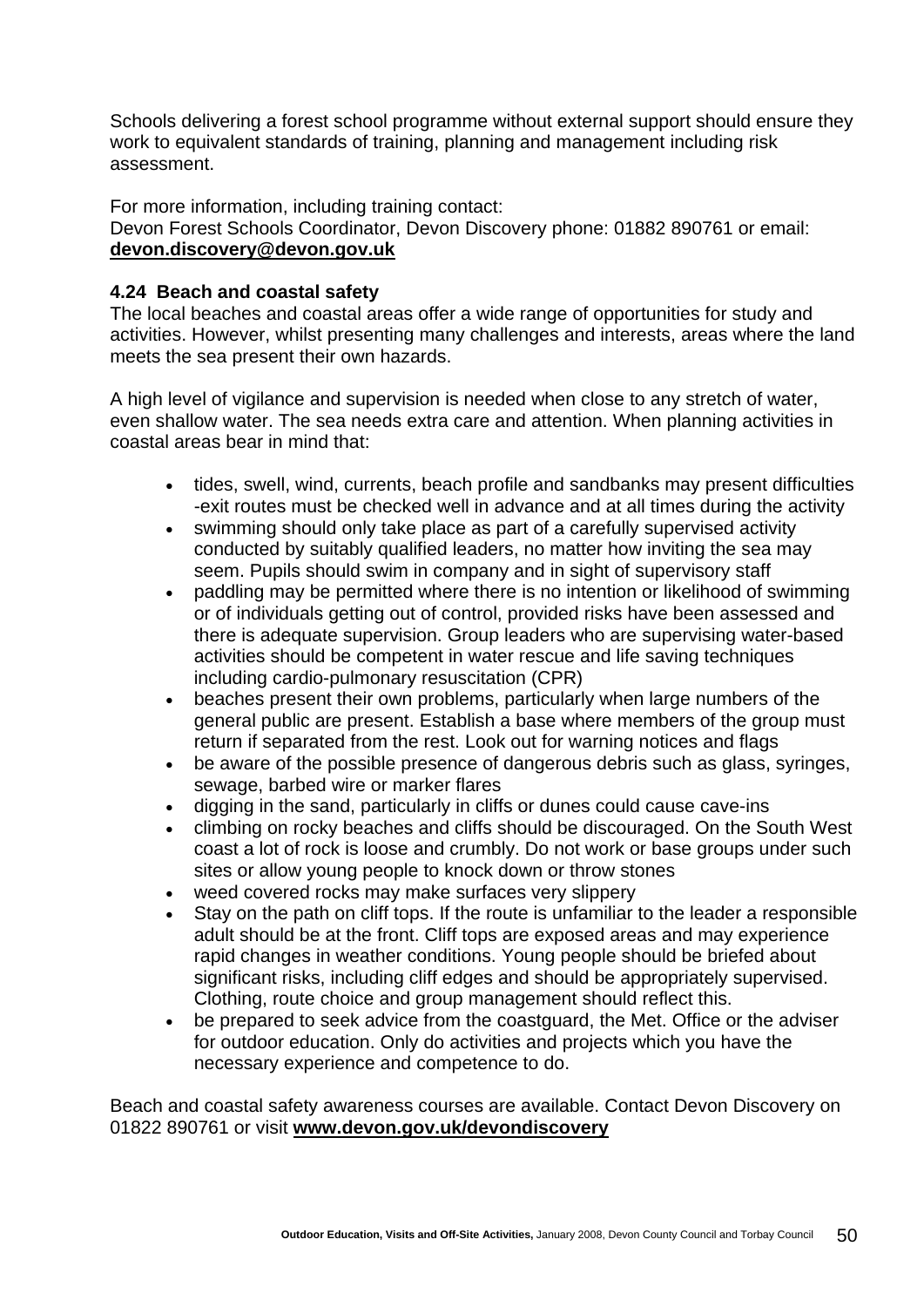Schools delivering a forest school programme without external support should ensure they work to equivalent standards of training, planning and management including risk assessment.

For more information, including training contact:
Devon Forest Schools Coordinator, Devon Discovery phone: 01882 890761 or email: **devon.discovery@devon.gov.uk**

### 4.24 Beach and coastal safety

The local beaches and coastal areas offer a wide range of opportunities for study and activities. However, whilst presenting many challenges and interests, areas where the land meets the sea present their own hazards.

A high level of vigilance and supervision is needed when close to any stretch of water, even shallow water. The sea needs extra care and attention. When planning activities in coastal areas bear in mind that:

- tides, swell, wind, currents, beach profile and sandbanks may present difficulties -exit routes must be checked well in advance and at all times during the activity
- swimming should only take place as part of a carefully supervised activity conducted by suitably qualified leaders, no matter how inviting the sea may seem. Pupils should swim in company and in sight of supervisory staff
- paddling may be permitted where there is no intention or likelihood of swimming or of individuals getting out of control, provided risks have been assessed and there is adequate supervision. Group leaders who are supervising water-based activities should be competent in water rescue and life saving techniques including cardio-pulmonary resuscitation (CPR)
- beaches present their own problems, particularly when large numbers of the general public are present. Establish a base where members of the group must return if separated from the rest. Look out for warning notices and flags
- be aware of the possible presence of dangerous debris such as glass, syringes, sewage, barbed wire or marker flares
- digging in the sand, particularly in cliffs or dunes could cause cave-ins
- climbing on rocky beaches and cliffs should be discouraged. On the South West coast a lot of rock is loose and crumbly. Do not work or base groups under such sites or allow young people to knock down or throw stones
- weed covered rocks may make surfaces very slippery
- Stay on the path on cliff tops. If the route is unfamiliar to the leader a responsible adult should be at the front. Cliff tops are exposed areas and may experience rapid changes in weather conditions. Young people should be briefed about significant risks, including cliff edges and should be appropriately supervised. Clothing, route choice and group management should reflect this.
- be prepared to seek advice from the coastguard, the Met. Office or the adviser for outdoor education. Only do activities and projects which you have the necessary experience and competence to do.

Beach and coastal safety awareness courses are available. Contact Devon Discovery on 01822 890761 or visit **www.devon.gov.uk/devondiscovery**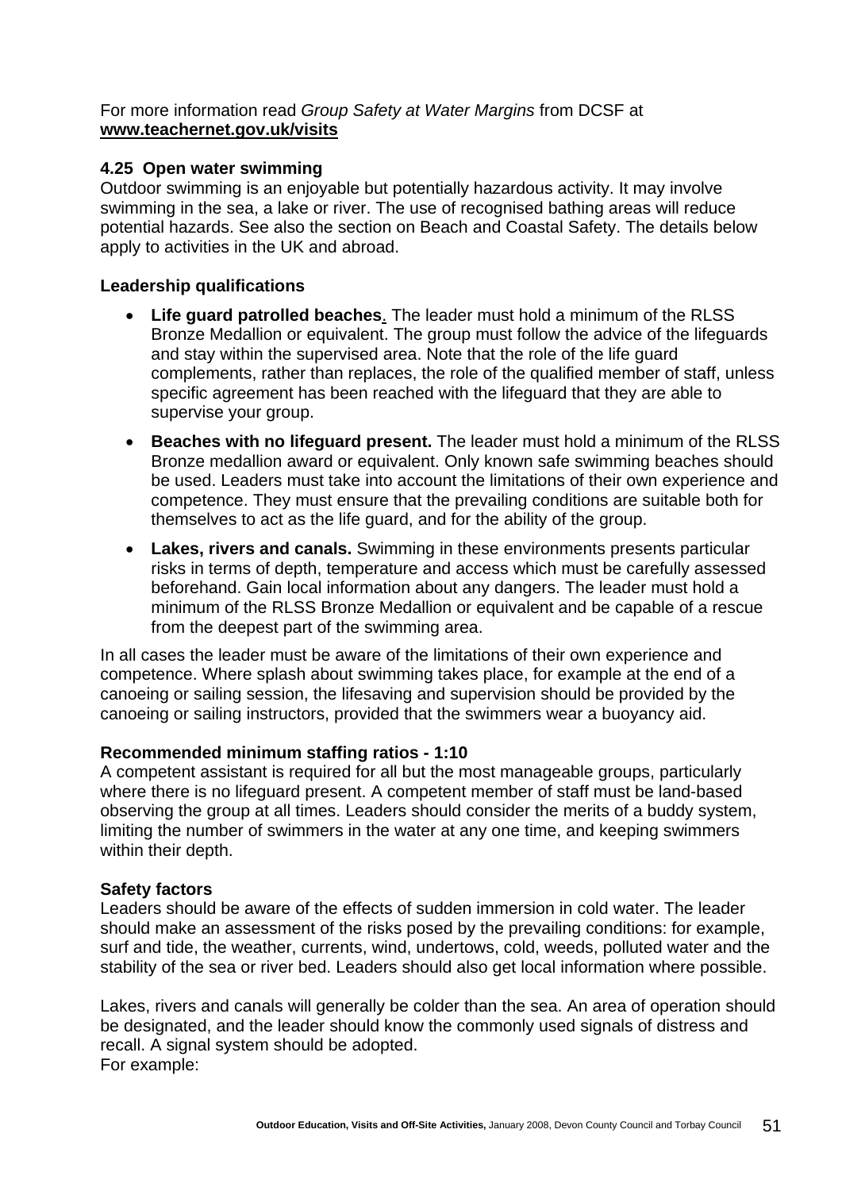For more information read *Group Safety at Water Margins* from DCSF at **www.teachernet.gov.uk/visits**

### 4.25 Open water swimming

Outdoor swimming is an enjoyable but potentially hazardous activity. It may involve swimming in the sea, a lake or river. The use of recognised bathing areas will reduce potential hazards. See also the section on Beach and Coastal Safety. The details below apply to activities in the UK and abroad.

**Leadership qualifications**

- **Life guard patrolled beaches**. The leader must hold a minimum of the RLSS Bronze Medallion or equivalent. The group must follow the advice of the lifeguards and stay within the supervised area. Note that the role of the life guard complements, rather than replaces, the role of the qualified member of staff, unless specific agreement has been reached with the lifeguard that they are able to supervise your group.
- **Beaches with no lifeguard present.** The leader must hold a minimum of the RLSS Bronze medallion award or equivalent. Only known safe swimming beaches should be used. Leaders must take into account the limitations of their own experience and competence. They must ensure that the prevailing conditions are suitable both for themselves to act as the life guard, and for the ability of the group.
- **Lakes, rivers and canals.** Swimming in these environments presents particular risks in terms of depth, temperature and access which must be carefully assessed beforehand. Gain local information about any dangers. The leader must hold a minimum of the RLSS Bronze Medallion or equivalent and be capable of a rescue from the deepest part of the swimming area.

In all cases the leader must be aware of the limitations of their own experience and competence. Where splash about swimming takes place, for example at the end of a canoeing or sailing session, the lifesaving and supervision should be provided by the canoeing or sailing instructors, provided that the swimmers wear a buoyancy aid.

**Recommended minimum staffing ratios - 1:10**

A competent assistant is required for all but the most manageable groups, particularly where there is no lifeguard present. A competent member of staff must be land-based observing the group at all times. Leaders should consider the merits of a buddy system, limiting the number of swimmers in the water at any one time, and keeping swimmers within their depth.

**Safety factors**

Leaders should be aware of the effects of sudden immersion in cold water. The leader should make an assessment of the risks posed by the prevailing conditions: for example, surf and tide, the weather, currents, wind, undertows, cold, weeds, polluted water and the stability of the sea or river bed. Leaders should also get local information where possible.

Lakes, rivers and canals will generally be colder than the sea. An area of operation should be designated, and the leader should know the commonly used signals of distress and recall. A signal system should be adopted.
For example: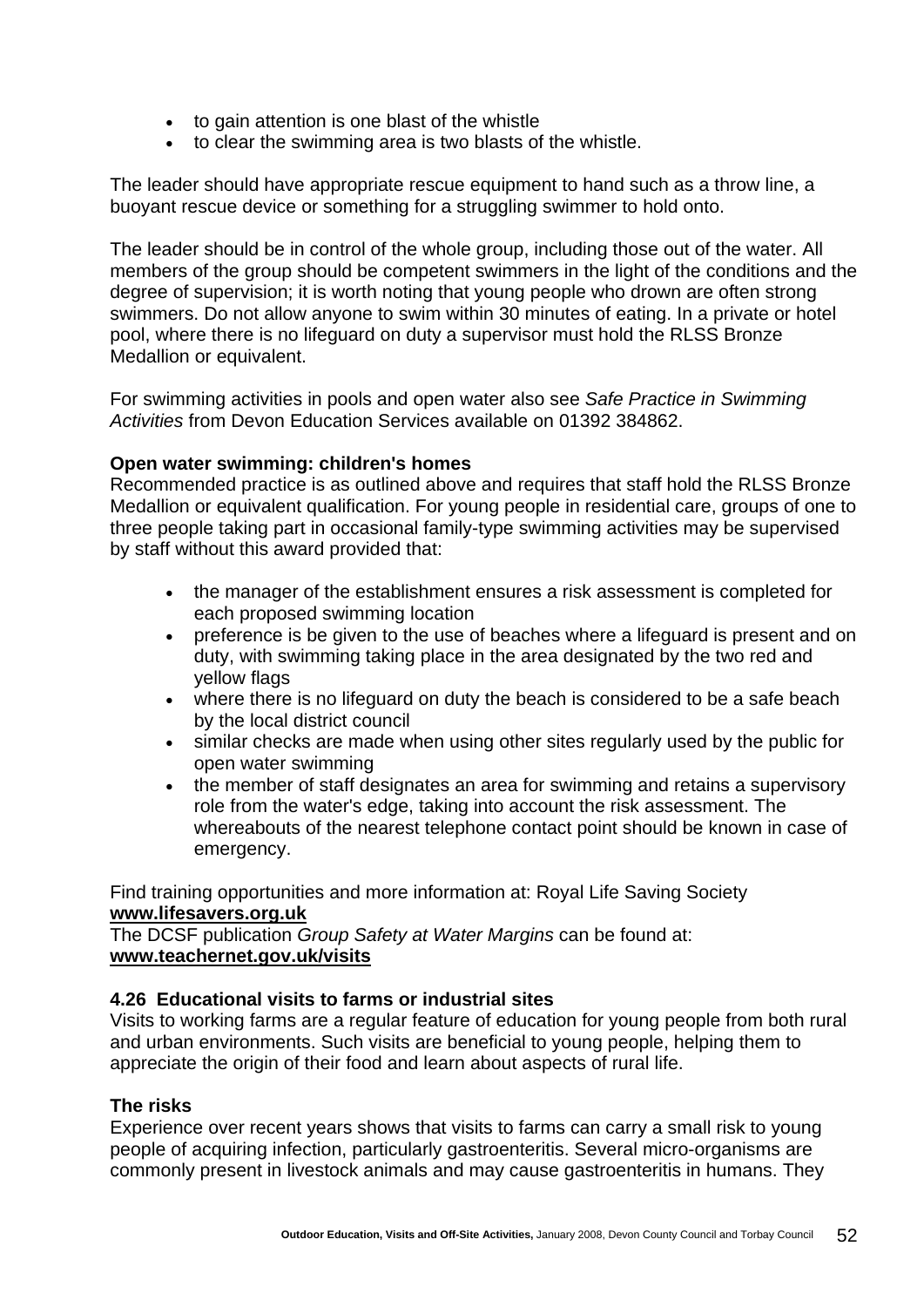- to gain attention is one blast of the whistle
- to clear the swimming area is two blasts of the whistle.

The leader should have appropriate rescue equipment to hand such as a throw line, a buoyant rescue device or something for a struggling swimmer to hold onto.

The leader should be in control of the whole group, including those out of the water. All members of the group should be competent swimmers in the light of the conditions and the degree of supervision; it is worth noting that young people who drown are often strong swimmers. Do not allow anyone to swim within 30 minutes of eating. In a private or hotel pool, where there is no lifeguard on duty a supervisor must hold the RLSS Bronze Medallion or equivalent.

For swimming activities in pools and open water also see *Safe Practice in Swimming Activities* from Devon Education Services available on 01392 384862.

**Open water swimming: children's homes**

Recommended practice is as outlined above and requires that staff hold the RLSS Bronze Medallion or equivalent qualification. For young people in residential care, groups of one to three people taking part in occasional family-type swimming activities may be supervised by staff without this award provided that:

- the manager of the establishment ensures a risk assessment is completed for each proposed swimming location
- preference is be given to the use of beaches where a lifeguard is present and on duty, with swimming taking place in the area designated by the two red and yellow flags
- where there is no lifeguard on duty the beach is considered to be a safe beach by the local district council
- similar checks are made when using other sites regularly used by the public for open water swimming
- the member of staff designates an area for swimming and retains a supervisory role from the water's edge, taking into account the risk assessment. The whereabouts of the nearest telephone contact point should be known in case of emergency.

Find training opportunities and more information at: Royal Life Saving Society
**www.lifesavers.org.uk**
The DCSF publication *Group Safety at Water Margins* can be found at:
**www.teachernet.gov.uk/visits**

**4.26 Educational visits to farms or industrial sites**

Visits to working farms are a regular feature of education for young people from both rural and urban environments. Such visits are beneficial to young people, helping them to appreciate the origin of their food and learn about aspects of rural life.

**The risks**

Experience over recent years shows that visits to farms can carry a small risk to young people of acquiring infection, particularly gastroenteritis. Several micro-organisms are commonly present in livestock animals and may cause gastroenteritis in humans. They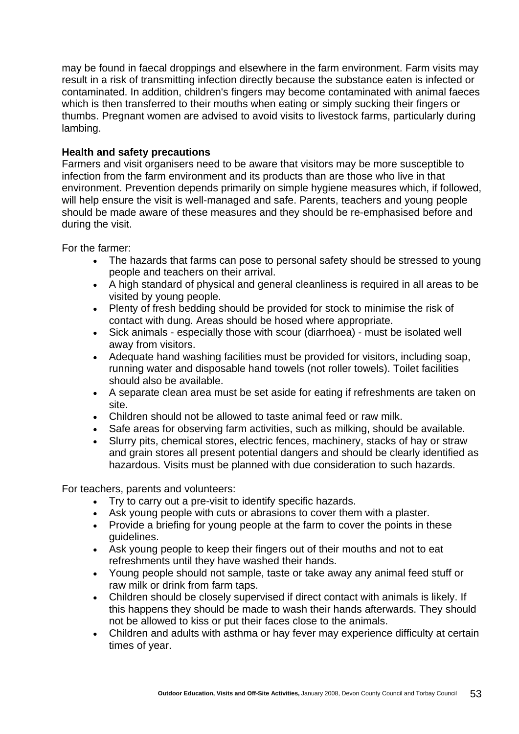may be found in faecal droppings and elsewhere in the farm environment. Farm visits may result in a risk of transmitting infection directly because the substance eaten is infected or contaminated. In addition, children's fingers may become contaminated with animal faeces which is then transferred to their mouths when eating or simply sucking their fingers or thumbs. Pregnant women are advised to avoid visits to livestock farms, particularly during lambing.

**Health and safety precautions**

Farmers and visit organisers need to be aware that visitors may be more susceptible to infection from the farm environment and its products than are those who live in that environment. Prevention depends primarily on simple hygiene measures which, if followed, will help ensure the visit is well-managed and safe. Parents, teachers and young people should be made aware of these measures and they should be re-emphasised before and during the visit.

For the farmer:

- The hazards that farms can pose to personal safety should be stressed to young people and teachers on their arrival.
- A high standard of physical and general cleanliness is required in all areas to be visited by young people.
- Plenty of fresh bedding should be provided for stock to minimise the risk of contact with dung. Areas should be hosed where appropriate.
- Sick animals - especially those with scour (diarrhoea) - must be isolated well away from visitors.
- Adequate hand washing facilities must be provided for visitors, including soap, running water and disposable hand towels (not roller towels). Toilet facilities should also be available.
- A separate clean area must be set aside for eating if refreshments are taken on site.
- Children should not be allowed to taste animal feed or raw milk.
- Safe areas for observing farm activities, such as milking, should be available.
- Slurry pits, chemical stores, electric fences, machinery, stacks of hay or straw and grain stores all present potential dangers and should be clearly identified as hazardous. Visits must be planned with due consideration to such hazards.

For teachers, parents and volunteers:

- Try to carry out a pre-visit to identify specific hazards.
- Ask young people with cuts or abrasions to cover them with a plaster.
- Provide a briefing for young people at the farm to cover the points in these guidelines.
- Ask young people to keep their fingers out of their mouths and not to eat refreshments until they have washed their hands.
- Young people should not sample, taste or take away any animal feed stuff or raw milk or drink from farm taps.
- Children should be closely supervised if direct contact with animals is likely. If this happens they should be made to wash their hands afterwards. They should not be allowed to kiss or put their faces close to the animals.
- Children and adults with asthma or hay fever may experience difficulty at certain times of year.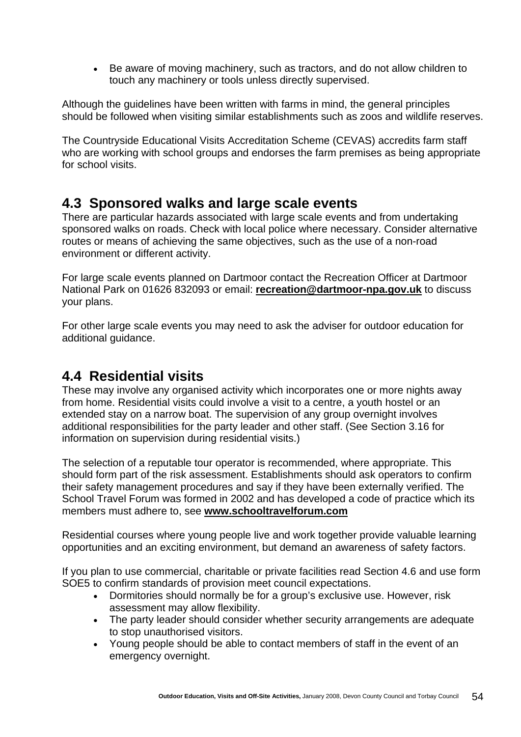- Be aware of moving machinery, such as tractors, and do not allow children to touch any machinery or tools unless directly supervised.

Although the guidelines have been written with farms in mind, the general principles should be followed when visiting similar establishments such as zoos and wildlife reserves.

The Countryside Educational Visits Accreditation Scheme (CEVAS) accredits farm staff who are working with school groups and endorses the farm premises as being appropriate for school visits.

## 4.3 Sponsored walks and large scale events

There are particular hazards associated with large scale events and from undertaking sponsored walks on roads. Check with local police where necessary. Consider alternative routes or means of achieving the same objectives, such as the use of a non-road environment or different activity.

For large scale events planned on Dartmoor contact the Recreation Officer at Dartmoor National Park on 01626 832093 or email: **recreation@dartmoor-npa.gov.uk** to discuss your plans.

For other large scale events you may need to ask the adviser for outdoor education for additional guidance.

## 4.4 Residential visits

These may involve any organised activity which incorporates one or more nights away from home. Residential visits could involve a visit to a centre, a youth hostel or an extended stay on a narrow boat. The supervision of any group overnight involves additional responsibilities for the party leader and other staff. (See Section 3.16 for information on supervision during residential visits.)

The selection of a reputable tour operator is recommended, where appropriate. This should form part of the risk assessment. Establishments should ask operators to confirm their safety management procedures and say if they have been externally verified. The School Travel Forum was formed in 2002 and has developed a code of practice which its members must adhere to, see **www.schooltravelforum.com**

Residential courses where young people live and work together provide valuable learning opportunities and an exciting environment, but demand an awareness of safety factors.

If you plan to use commercial, charitable or private facilities read Section 4.6 and use form SOE5 to confirm standards of provision meet council expectations.

- Dormitories should normally be for a group's exclusive use. However, risk assessment may allow flexibility.
- The party leader should consider whether security arrangements are adequate to stop unauthorised visitors.
- Young people should be able to contact members of staff in the event of an emergency overnight.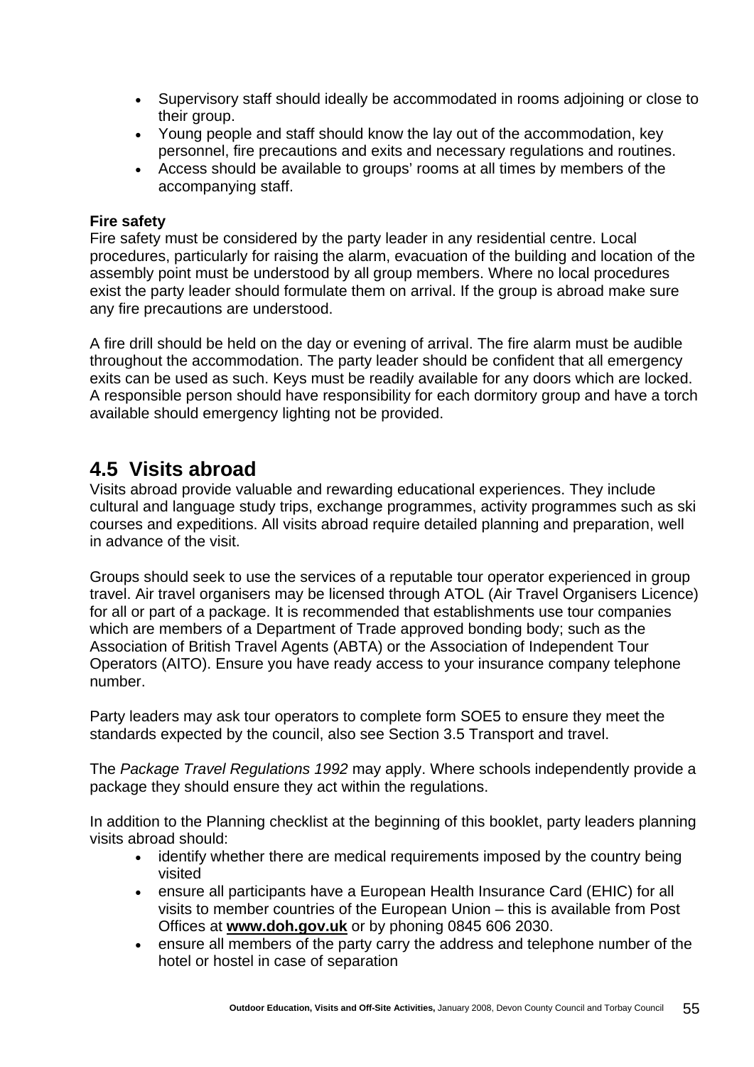- Supervisory staff should ideally be accommodated in rooms adjoining or close to their group.
- Young people and staff should know the lay out of the accommodation, key personnel, fire precautions and exits and necessary regulations and routines.
- Access should be available to groups' rooms at all times by members of the accompanying staff.

**Fire safety**

Fire safety must be considered by the party leader in any residential centre. Local procedures, particularly for raising the alarm, evacuation of the building and location of the assembly point must be understood by all group members. Where no local procedures exist the party leader should formulate them on arrival. If the group is abroad make sure any fire precautions are understood.

A fire drill should be held on the day or evening of arrival. The fire alarm must be audible throughout the accommodation. The party leader should be confident that all emergency exits can be used as such. Keys must be readily available for any doors which are locked. A responsible person should have responsibility for each dormitory group and have a torch available should emergency lighting not be provided.

## 4.5 Visits abroad

Visits abroad provide valuable and rewarding educational experiences. They include cultural and language study trips, exchange programmes, activity programmes such as ski courses and expeditions. All visits abroad require detailed planning and preparation, well in advance of the visit.

Groups should seek to use the services of a reputable tour operator experienced in group travel. Air travel organisers may be licensed through ATOL (Air Travel Organisers Licence) for all or part of a package. It is recommended that establishments use tour companies which are members of a Department of Trade approved bonding body; such as the Association of British Travel Agents (ABTA) or the Association of Independent Tour Operators (AITO). Ensure you have ready access to your insurance company telephone number.

Party leaders may ask tour operators to complete form SOE5 to ensure they meet the standards expected by the council, also see Section 3.5 Transport and travel.

The *Package Travel Regulations 1992* may apply. Where schools independently provide a package they should ensure they act within the regulations.

In addition to the Planning checklist at the beginning of this booklet, party leaders planning visits abroad should:

- identify whether there are medical requirements imposed by the country being visited
- ensure all participants have a European Health Insurance Card (EHIC) for all visits to member countries of the European Union – this is available from Post Offices at **www.doh.gov.uk** or by phoning 0845 606 2030.
- ensure all members of the party carry the address and telephone number of the hotel or hostel in case of separation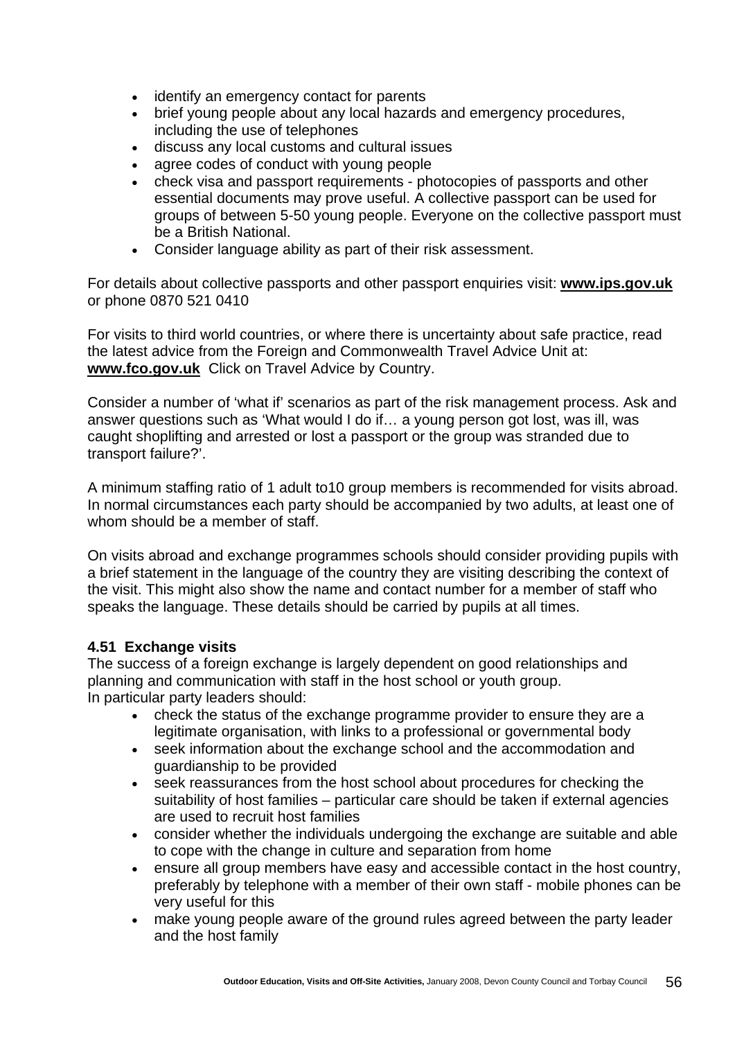- identify an emergency contact for parents
- brief young people about any local hazards and emergency procedures, including the use of telephones
- discuss any local customs and cultural issues
- agree codes of conduct with young people
- check visa and passport requirements - photocopies of passports and other essential documents may prove useful. A collective passport can be used for groups of between 5-50 young people. Everyone on the collective passport must be a British National.
- Consider language ability as part of their risk assessment.

For details about collective passports and other passport enquiries visit: **www.ips.gov.uk** or phone 0870 521 0410

For visits to third world countries, or where there is uncertainty about safe practice, read the latest advice from the Foreign and Commonwealth Travel Advice Unit at: **www.fco.gov.uk** Click on Travel Advice by Country.

Consider a number of 'what if' scenarios as part of the risk management process. Ask and answer questions such as 'What would I do if… a young person got lost, was ill, was caught shoplifting and arrested or lost a passport or the group was stranded due to transport failure?'.

A minimum staffing ratio of 1 adult to10 group members is recommended for visits abroad. In normal circumstances each party should be accompanied by two adults, at least one of whom should be a member of staff.

On visits abroad and exchange programmes schools should consider providing pupils with a brief statement in the language of the country they are visiting describing the context of the visit. This might also show the name and contact number for a member of staff who speaks the language. These details should be carried by pupils at all times.

### 4.51 Exchange visits

The success of a foreign exchange is largely dependent on good relationships and planning and communication with staff in the host school or youth group.
In particular party leaders should:

- check the status of the exchange programme provider to ensure they are a legitimate organisation, with links to a professional or governmental body
- seek information about the exchange school and the accommodation and guardianship to be provided
- seek reassurances from the host school about procedures for checking the suitability of host families – particular care should be taken if external agencies are used to recruit host families
- consider whether the individuals undergoing the exchange are suitable and able to cope with the change in culture and separation from home
- ensure all group members have easy and accessible contact in the host country, preferably by telephone with a member of their own staff - mobile phones can be very useful for this
- make young people aware of the ground rules agreed between the party leader and the host family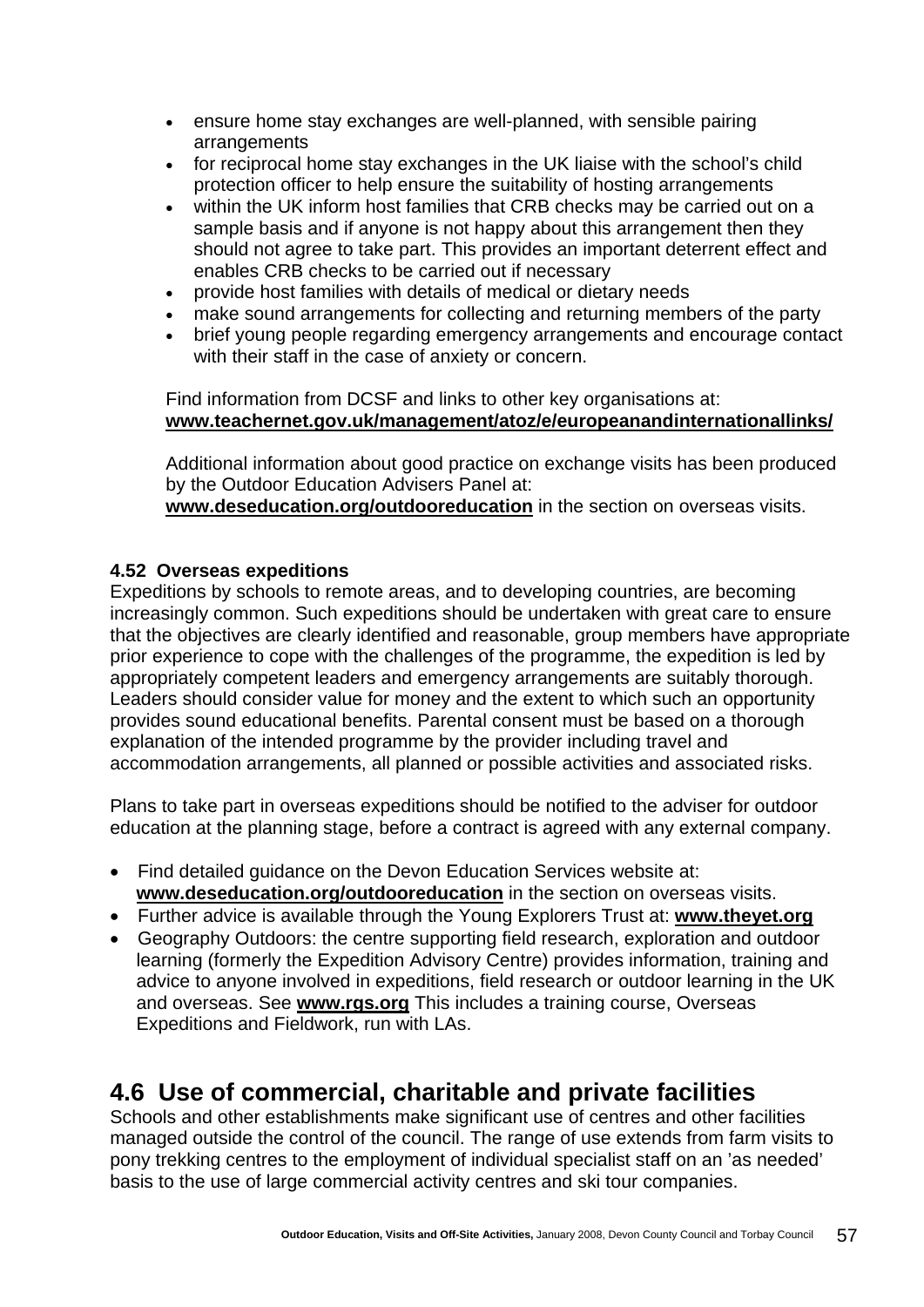- ensure home stay exchanges are well-planned, with sensible pairing arrangements
- for reciprocal home stay exchanges in the UK liaise with the school's child protection officer to help ensure the suitability of hosting arrangements
- within the UK inform host families that CRB checks may be carried out on a sample basis and if anyone is not happy about this arrangement then they should not agree to take part. This provides an important deterrent effect and enables CRB checks to be carried out if necessary
- provide host families with details of medical or dietary needs
- make sound arrangements for collecting and returning members of the party
- brief young people regarding emergency arrangements and encourage contact with their staff in the case of anxiety or concern.

Find information from DCSF and links to other key organisations at: **www.teachernet.gov.uk/management/atoz/e/europeanandinternationallinks/**

Additional information about good practice on exchange visits has been produced by the Outdoor Education Advisers Panel at: **www.deseducation.org/outdooreducation** in the section on overseas visits.

#### 4.52 Overseas expeditions

Expeditions by schools to remote areas, and to developing countries, are becoming increasingly common. Such expeditions should be undertaken with great care to ensure that the objectives are clearly identified and reasonable, group members have appropriate prior experience to cope with the challenges of the programme, the expedition is led by appropriately competent leaders and emergency arrangements are suitably thorough. Leaders should consider value for money and the extent to which such an opportunity provides sound educational benefits. Parental consent must be based on a thorough explanation of the intended programme by the provider including travel and accommodation arrangements, all planned or possible activities and associated risks.

Plans to take part in overseas expeditions should be notified to the adviser for outdoor education at the planning stage, before a contract is agreed with any external company.

- Find detailed guidance on the Devon Education Services website at: **www.deseducation.org/outdooreducation** in the section on overseas visits.
- Further advice is available through the Young Explorers Trust at: **www.theyet.org**
- Geography Outdoors: the centre supporting field research, exploration and outdoor learning (formerly the Expedition Advisory Centre) provides information, training and advice to anyone involved in expeditions, field research or outdoor learning in the UK and overseas. See **www.rgs.org** This includes a training course, Overseas Expeditions and Fieldwork, run with LAs.

## 4.6 Use of commercial, charitable and private facilities

Schools and other establishments make significant use of centres and other facilities managed outside the control of the council. The range of use extends from farm visits to pony trekking centres to the employment of individual specialist staff on an 'as needed' basis to the use of large commercial activity centres and ski tour companies.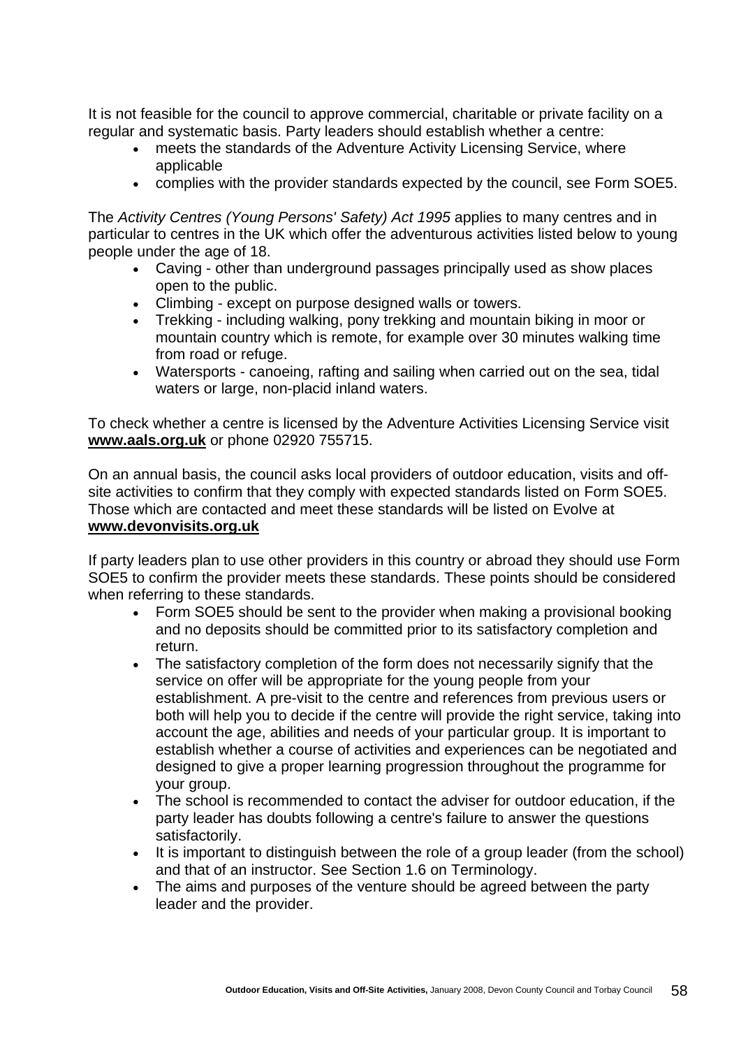It is not feasible for the council to approve commercial, charitable or private facility on a regular and systematic basis. Party leaders should establish whether a centre:

- meets the standards of the Adventure Activity Licensing Service, where applicable
- complies with the provider standards expected by the council, see Form SOE5.

The *Activity Centres (Young Persons' Safety) Act 1995* applies to many centres and in particular to centres in the UK which offer the adventurous activities listed below to young people under the age of 18.

- Caving - other than underground passages principally used as show places open to the public.
- Climbing - except on purpose designed walls or towers.
- Trekking - including walking, pony trekking and mountain biking in moor or mountain country which is remote, for example over 30 minutes walking time from road or refuge.
- Watersports - canoeing, rafting and sailing when carried out on the sea, tidal waters or large, non-placid inland waters.

To check whether a centre is licensed by the Adventure Activities Licensing Service visit **www.aals.org.uk** or phone 02920 755715.

On an annual basis, the council asks local providers of outdoor education, visits and off-site activities to confirm that they comply with expected standards listed on Form SOE5. Those which are contacted and meet these standards will be listed on Evolve at **www.devonvisits.org.uk**

If party leaders plan to use other providers in this country or abroad they should use Form SOE5 to confirm the provider meets these standards. These points should be considered when referring to these standards.

- Form SOE5 should be sent to the provider when making a provisional booking and no deposits should be committed prior to its satisfactory completion and return.
- The satisfactory completion of the form does not necessarily signify that the service on offer will be appropriate for the young people from your establishment. A pre-visit to the centre and references from previous users or both will help you to decide if the centre will provide the right service, taking into account the age, abilities and needs of your particular group. It is important to establish whether a course of activities and experiences can be negotiated and designed to give a proper learning progression throughout the programme for your group.
- The school is recommended to contact the adviser for outdoor education, if the party leader has doubts following a centre's failure to answer the questions satisfactorily.
- It is important to distinguish between the role of a group leader (from the school) and that of an instructor. See Section 1.6 on Terminology.
- The aims and purposes of the venture should be agreed between the party leader and the provider.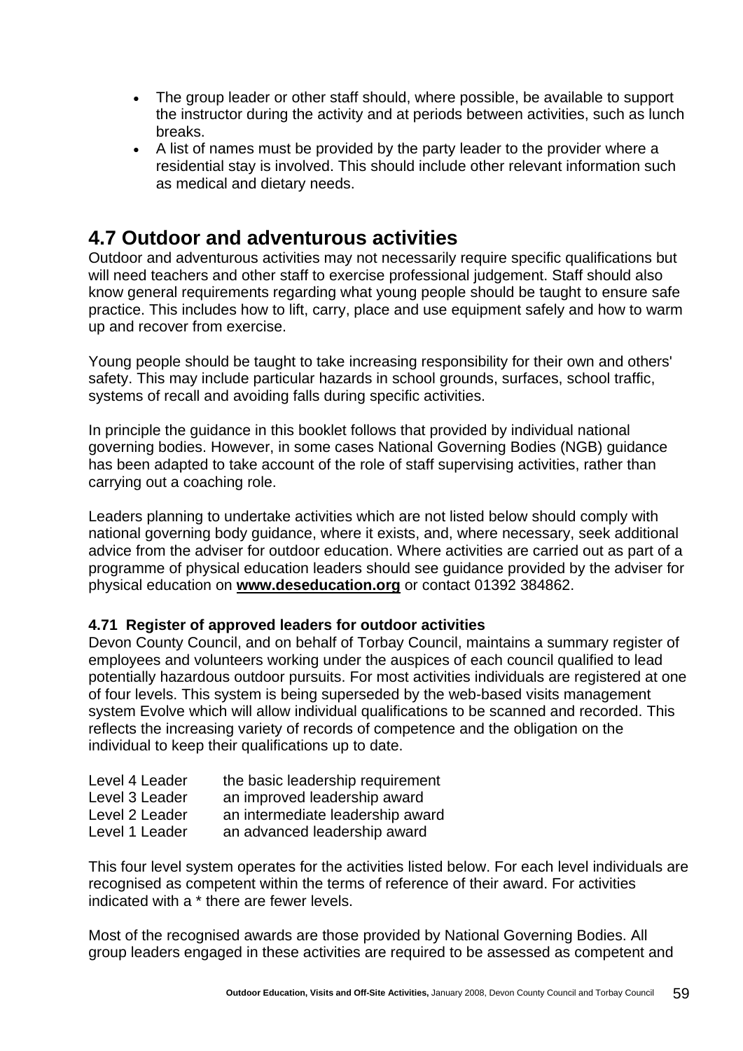- The group leader or other staff should, where possible, be available to support the instructor during the activity and at periods between activities, such as lunch breaks.
- A list of names must be provided by the party leader to the provider where a residential stay is involved. This should include other relevant information such as medical and dietary needs.

## 4.7 Outdoor and adventurous activities

Outdoor and adventurous activities may not necessarily require specific qualifications but will need teachers and other staff to exercise professional judgement. Staff should also know general requirements regarding what young people should be taught to ensure safe practice. This includes how to lift, carry, place and use equipment safely and how to warm up and recover from exercise.

Young people should be taught to take increasing responsibility for their own and others' safety. This may include particular hazards in school grounds, surfaces, school traffic, systems of recall and avoiding falls during specific activities.

In principle the guidance in this booklet follows that provided by individual national governing bodies. However, in some cases National Governing Bodies (NGB) guidance has been adapted to take account of the role of staff supervising activities, rather than carrying out a coaching role.

Leaders planning to undertake activities which are not listed below should comply with national governing body guidance, where it exists, and, where necessary, seek additional advice from the adviser for outdoor education. Where activities are carried out as part of a programme of physical education leaders should see guidance provided by the adviser for physical education on **www.deseducation.org** or contact 01392 384862.

#### 4.71 Register of approved leaders for outdoor activities

Devon County Council, and on behalf of Torbay Council, maintains a summary register of employees and volunteers working under the auspices of each council qualified to lead potentially hazardous outdoor pursuits. For most activities individuals are registered at one of four levels. This system is being superseded by the web-based visits management system Evolve which will allow individual qualifications to be scanned and recorded. This reflects the increasing variety of records of competence and the obligation on the individual to keep their qualifications up to date.

| | |
|---|---|
| Level 4 Leader | the basic leadership requirement |
| Level 3 Leader | an improved leadership award |
| Level 2 Leader | an intermediate leadership award |
| Level 1 Leader | an advanced leadership award |

This four level system operates for the activities listed below. For each level individuals are recognised as competent within the terms of reference of their award. For activities indicated with a * there are fewer levels.

Most of the recognised awards are those provided by National Governing Bodies. All group leaders engaged in these activities are required to be assessed as competent and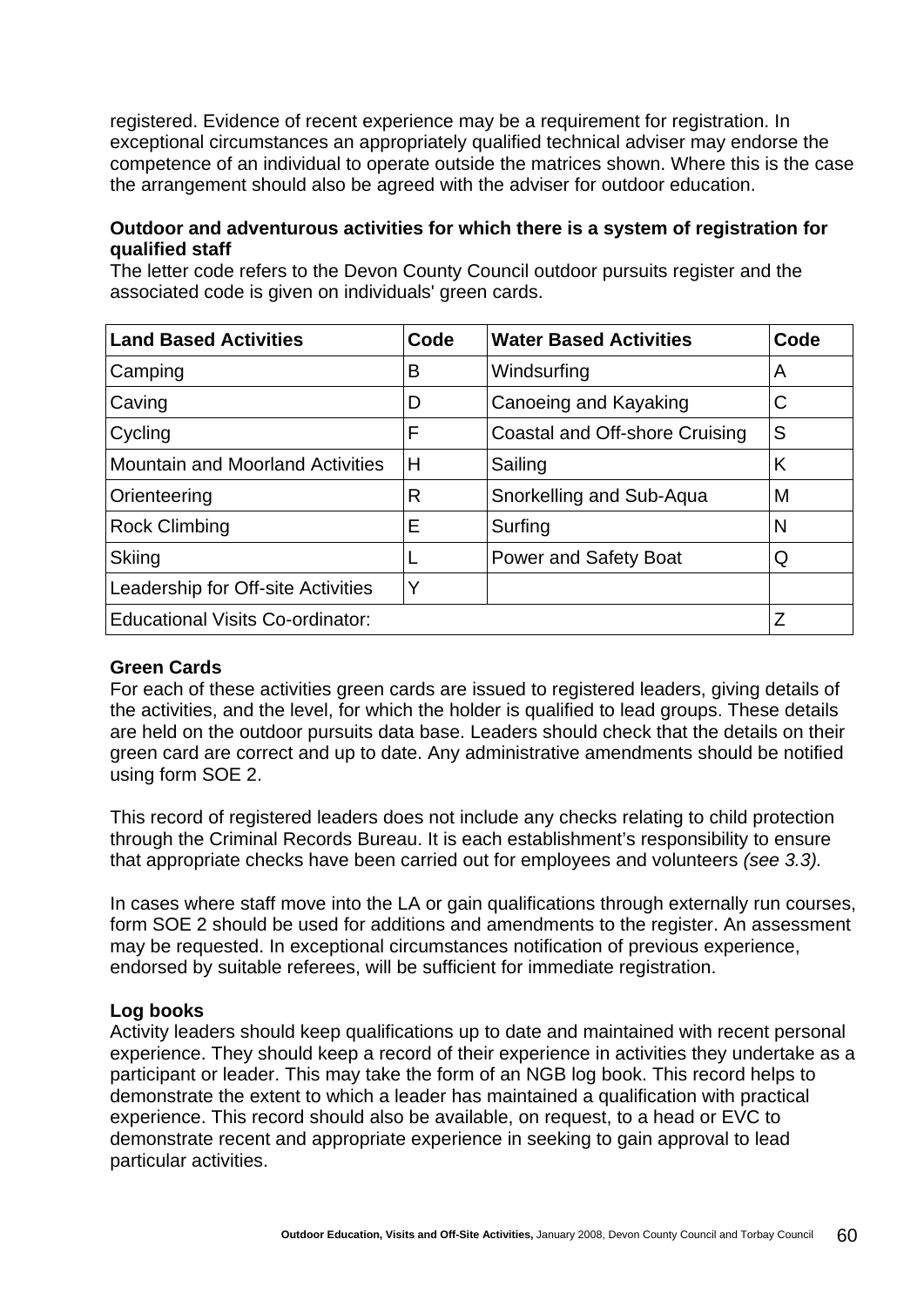registered. Evidence of recent experience may be a requirement for registration. In exceptional circumstances an appropriately qualified technical adviser may endorse the competence of an individual to operate outside the matrices shown. Where this is the case the arrangement should also be agreed with the adviser for outdoor education.

**Outdoor and adventurous activities for which there is a system of registration for qualified staff**

The letter code refers to the Devon County Council outdoor pursuits register and the associated code is given on individuals' green cards.

| Land Based Activities | Code | Water Based Activities | Code |
|---|---|---|---|
| Camping | B | Windsurfing | A |
| Caving | D | Canoeing and Kayaking | C |
| Cycling | F | Coastal and Off-shore Cruising | S |
| Mountain and Moorland Activities | H | Sailing | K |
| Orienteering | R | Snorkelling and Sub-Aqua | M |
| Rock Climbing | E | Surfing | N |
| Skiing | L | Power and Safety Boat | Q |
| Leadership for Off-site Activities | Y | | |
| Educational Visits Co-ordinator: | | | Z |

**Green Cards**

For each of these activities green cards are issued to registered leaders, giving details of the activities, and the level, for which the holder is qualified to lead groups. These details are held on the outdoor pursuits data base. Leaders should check that the details on their green card are correct and up to date. Any administrative amendments should be notified using form SOE 2.

This record of registered leaders does not include any checks relating to child protection through the Criminal Records Bureau. It is each establishment's responsibility to ensure that appropriate checks have been carried out for employees and volunteers *(see 3.3).*

In cases where staff move into the LA or gain qualifications through externally run courses, form SOE 2 should be used for additions and amendments to the register. An assessment may be requested. In exceptional circumstances notification of previous experience, endorsed by suitable referees, will be sufficient for immediate registration.

**Log books**

Activity leaders should keep qualifications up to date and maintained with recent personal experience. They should keep a record of their experience in activities they undertake as a participant or leader. This may take the form of an NGB log book. This record helps to demonstrate the extent to which a leader has maintained a qualification with practical experience. This record should also be available, on request, to a head or EVC to demonstrate recent and appropriate experience in seeking to gain approval to lead particular activities.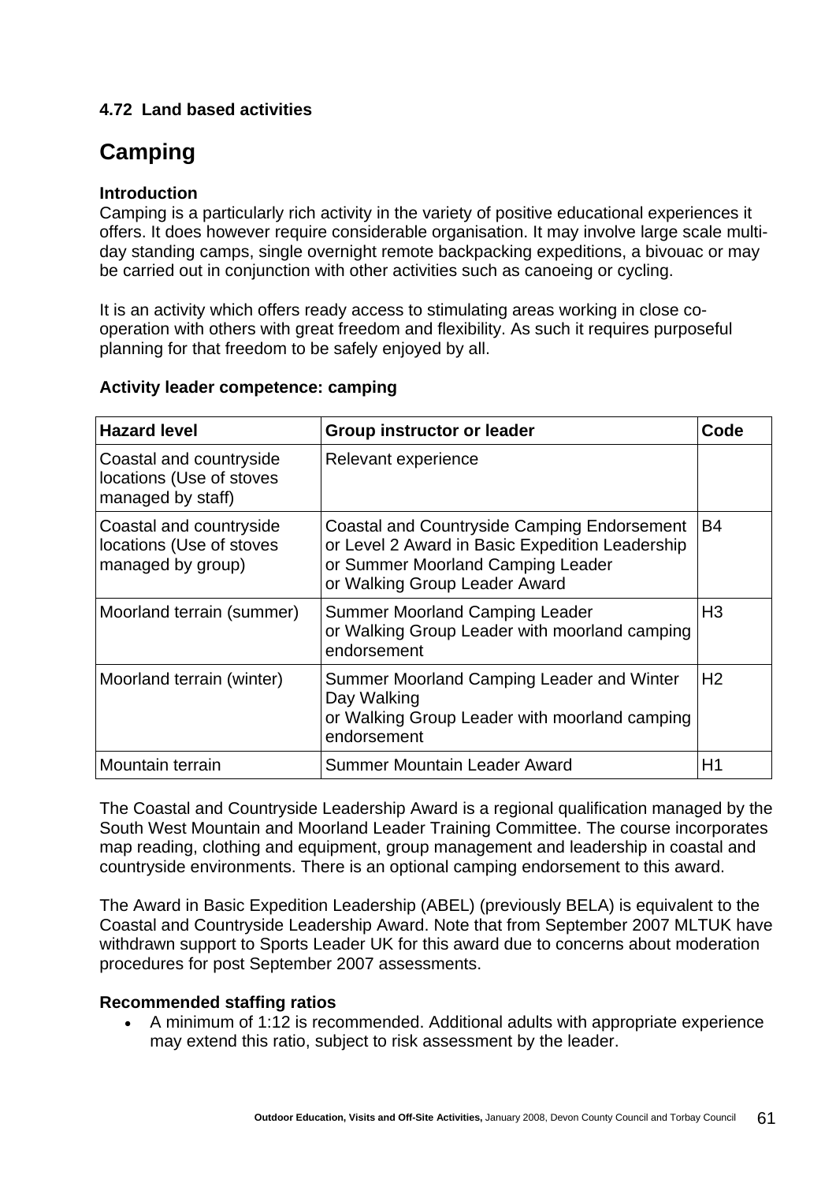**4.72 Land based activities**

# Camping

**Introduction**

Camping is a particularly rich activity in the variety of positive educational experiences it offers. It does however require considerable organisation. It may involve large scale multi-day standing camps, single overnight remote backpacking expeditions, a bivouac or may be carried out in conjunction with other activities such as canoeing or cycling.

It is an activity which offers ready access to stimulating areas working in close co-operation with others with great freedom and flexibility. As such it requires purposeful planning for that freedom to be safely enjoyed by all.

**Activity leader competence: camping**

| Hazard level | Group instructor or leader | Code |
|---|---|---|
| Coastal and countryside locations (Use of stoves managed by staff) | Relevant experience | |
| Coastal and countryside locations (Use of stoves managed by group) | Coastal and Countryside Camping Endorsement or Level 2 Award in Basic Expedition Leadership or Summer Moorland Camping Leader or Walking Group Leader Award | B4 |
| Moorland terrain (summer) | Summer Moorland Camping Leader or Walking Group Leader with moorland camping endorsement | H3 |
| Moorland terrain (winter) | Summer Moorland Camping Leader and Winter Day Walking or Walking Group Leader with moorland camping endorsement | H2 |
| Mountain terrain | Summer Mountain Leader Award | H1 |

The Coastal and Countryside Leadership Award is a regional qualification managed by the South West Mountain and Moorland Leader Training Committee. The course incorporates map reading, clothing and equipment, group management and leadership in coastal and countryside environments. There is an optional camping endorsement to this award.

The Award in Basic Expedition Leadership (ABEL) (previously BELA) is equivalent to the Coastal and Countryside Leadership Award. Note that from September 2007 MLTUK have withdrawn support to Sports Leader UK for this award due to concerns about moderation procedures for post September 2007 assessments.

**Recommended staffing ratios**

- A minimum of 1:12 is recommended. Additional adults with appropriate experience may extend this ratio, subject to risk assessment by the leader.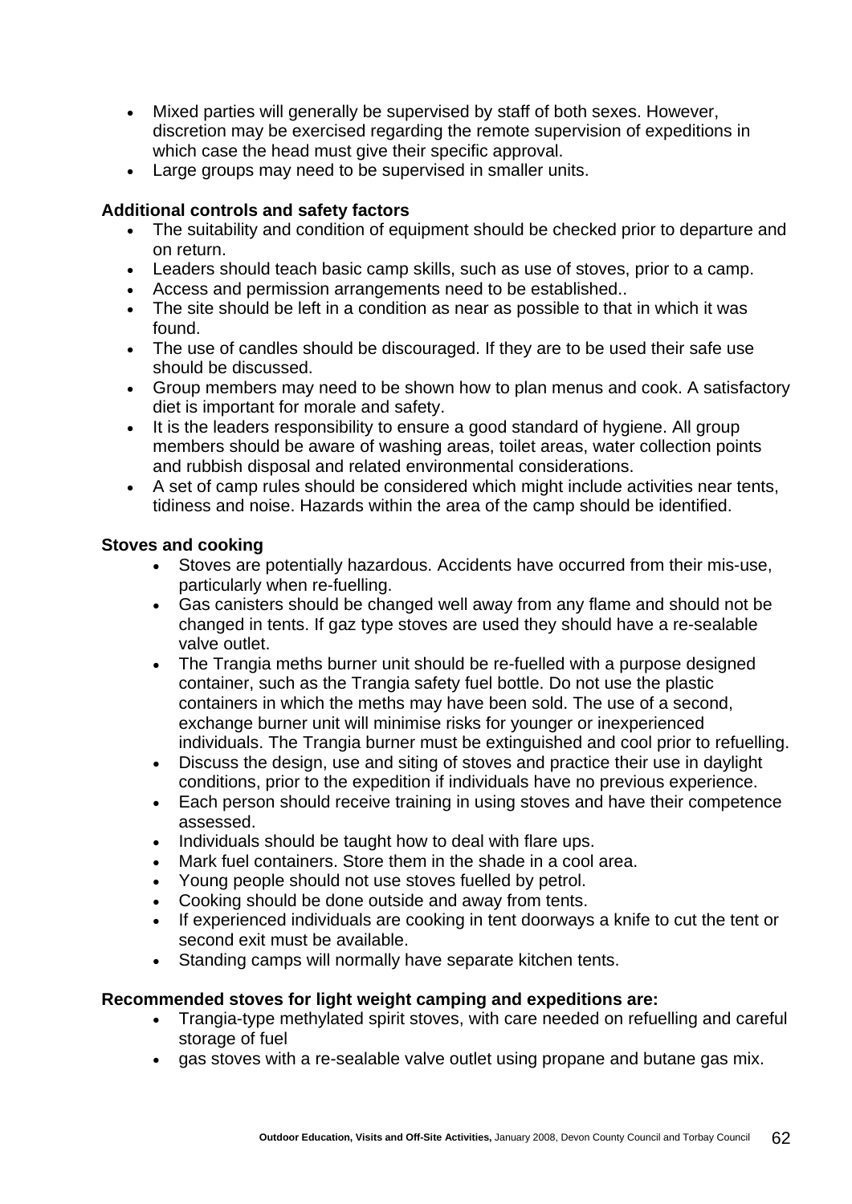- Mixed parties will generally be supervised by staff of both sexes. However, discretion may be exercised regarding the remote supervision of expeditions in which case the head must give their specific approval.
- Large groups may need to be supervised in smaller units.

**Additional controls and safety factors**

- The suitability and condition of equipment should be checked prior to departure and on return.
- Leaders should teach basic camp skills, such as use of stoves, prior to a camp.
- Access and permission arrangements need to be established..
- The site should be left in a condition as near as possible to that in which it was found.
- The use of candles should be discouraged. If they are to be used their safe use should be discussed.
- Group members may need to be shown how to plan menus and cook. A satisfactory diet is important for morale and safety.
- It is the leaders responsibility to ensure a good standard of hygiene. All group members should be aware of washing areas, toilet areas, water collection points and rubbish disposal and related environmental considerations.
- A set of camp rules should be considered which might include activities near tents, tidiness and noise. Hazards within the area of the camp should be identified.

**Stoves and cooking**

- Stoves are potentially hazardous. Accidents have occurred from their mis-use, particularly when re-fuelling.
- Gas canisters should be changed well away from any flame and should not be changed in tents. If gaz type stoves are used they should have a re-sealable valve outlet.
- The Trangia meths burner unit should be re-fuelled with a purpose designed container, such as the Trangia safety fuel bottle. Do not use the plastic containers in which the meths may have been sold. The use of a second, exchange burner unit will minimise risks for younger or inexperienced individuals. The Trangia burner must be extinguished and cool prior to refuelling.
- Discuss the design, use and siting of stoves and practice their use in daylight conditions, prior to the expedition if individuals have no previous experience.
- Each person should receive training in using stoves and have their competence assessed.
- Individuals should be taught how to deal with flare ups.
- Mark fuel containers. Store them in the shade in a cool area.
- Young people should not use stoves fuelled by petrol.
- Cooking should be done outside and away from tents.
- If experienced individuals are cooking in tent doorways a knife to cut the tent or second exit must be available.
- Standing camps will normally have separate kitchen tents.

**Recommended stoves for light weight camping and expeditions are:**

- Trangia-type methylated spirit stoves, with care needed on refuelling and careful storage of fuel
- gas stoves with a re-sealable valve outlet using propane and butane gas mix.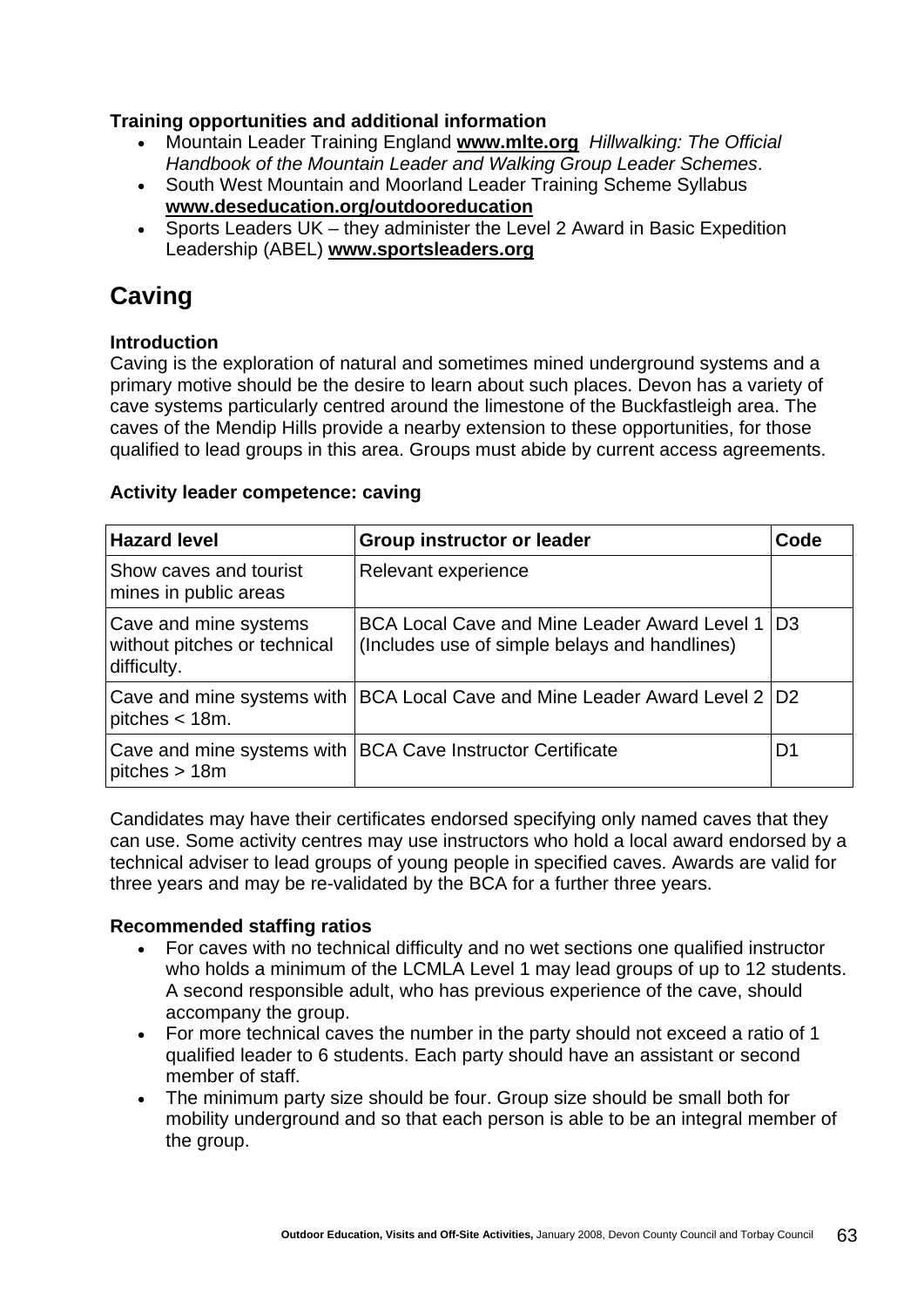**Training opportunities and additional information**

- Mountain Leader Training England **www.mlte.org** *Hillwalking: The Official Handbook of the Mountain Leader and Walking Group Leader Schemes*.
- South West Mountain and Moorland Leader Training Scheme Syllabus **www.deseducation.org/outdooreducation**
- Sports Leaders UK – they administer the Level 2 Award in Basic Expedition Leadership (ABEL) **www.sportsleaders.org**

## Caving

**Introduction**

Caving is the exploration of natural and sometimes mined underground systems and a primary motive should be the desire to learn about such places. Devon has a variety of cave systems particularly centred around the limestone of the Buckfastleigh area. The caves of the Mendip Hills provide a nearby extension to these opportunities, for those qualified to lead groups in this area. Groups must abide by current access agreements.

**Activity leader competence: caving**

| Hazard level | Group instructor or leader | Code |
|---|---|---|
| Show caves and tourist mines in public areas | Relevant experience | |
| Cave and mine systems without pitches or technical difficulty. | BCA Local Cave and Mine Leader Award Level 1 (Includes use of simple belays and handlines) | D3 |
| Cave and mine systems with pitches < 18m. | BCA Local Cave and Mine Leader Award Level 2 | D2 |
| Cave and mine systems with pitches > 18m | BCA Cave Instructor Certificate | D1 |

Candidates may have their certificates endorsed specifying only named caves that they can use. Some activity centres may use instructors who hold a local award endorsed by a technical adviser to lead groups of young people in specified caves. Awards are valid for three years and may be re-validated by the BCA for a further three years.

**Recommended staffing ratios**

- For caves with no technical difficulty and no wet sections one qualified instructor who holds a minimum of the LCMLA Level 1 may lead groups of up to 12 students. A second responsible adult, who has previous experience of the cave, should accompany the group.
- For more technical caves the number in the party should not exceed a ratio of 1 qualified leader to 6 students. Each party should have an assistant or second member of staff.
- The minimum party size should be four. Group size should be small both for mobility underground and so that each person is able to be an integral member of the group.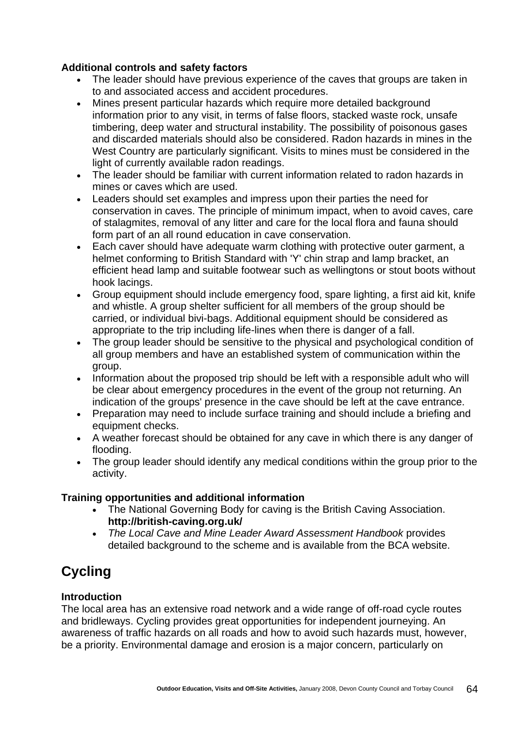**Additional controls and safety factors**

- The leader should have previous experience of the caves that groups are taken in to and associated access and accident procedures.
- Mines present particular hazards which require more detailed background information prior to any visit, in terms of false floors, stacked waste rock, unsafe timbering, deep water and structural instability. The possibility of poisonous gases and discarded materials should also be considered. Radon hazards in mines in the West Country are particularly significant. Visits to mines must be considered in the light of currently available radon readings.
- The leader should be familiar with current information related to radon hazards in mines or caves which are used.
- Leaders should set examples and impress upon their parties the need for conservation in caves. The principle of minimum impact, when to avoid caves, care of stalagmites, removal of any litter and care for the local flora and fauna should form part of an all round education in cave conservation.
- Each caver should have adequate warm clothing with protective outer garment, a helmet conforming to British Standard with 'Y' chin strap and lamp bracket, an efficient head lamp and suitable footwear such as wellingtons or stout boots without hook lacings.
- Group equipment should include emergency food, spare lighting, a first aid kit, knife and whistle. A group shelter sufficient for all members of the group should be carried, or individual bivi-bags. Additional equipment should be considered as appropriate to the trip including life-lines when there is danger of a fall.
- The group leader should be sensitive to the physical and psychological condition of all group members and have an established system of communication within the group.
- Information about the proposed trip should be left with a responsible adult who will be clear about emergency procedures in the event of the group not returning. An indication of the groups' presence in the cave should be left at the cave entrance.
- Preparation may need to include surface training and should include a briefing and equipment checks.
- A weather forecast should be obtained for any cave in which there is any danger of flooding.
- The group leader should identify any medical conditions within the group prior to the activity.

**Training opportunities and additional information**

- The National Governing Body for caving is the British Caving Association. **http://british-caving.org.uk/**
- *The Local Cave and Mine Leader Award Assessment Handbook* provides detailed background to the scheme and is available from the BCA website.

# Cycling

**Introduction**

The local area has an extensive road network and a wide range of off-road cycle routes and bridleways. Cycling provides great opportunities for independent journeying. An awareness of traffic hazards on all roads and how to avoid such hazards must, however, be a priority. Environmental damage and erosion is a major concern, particularly on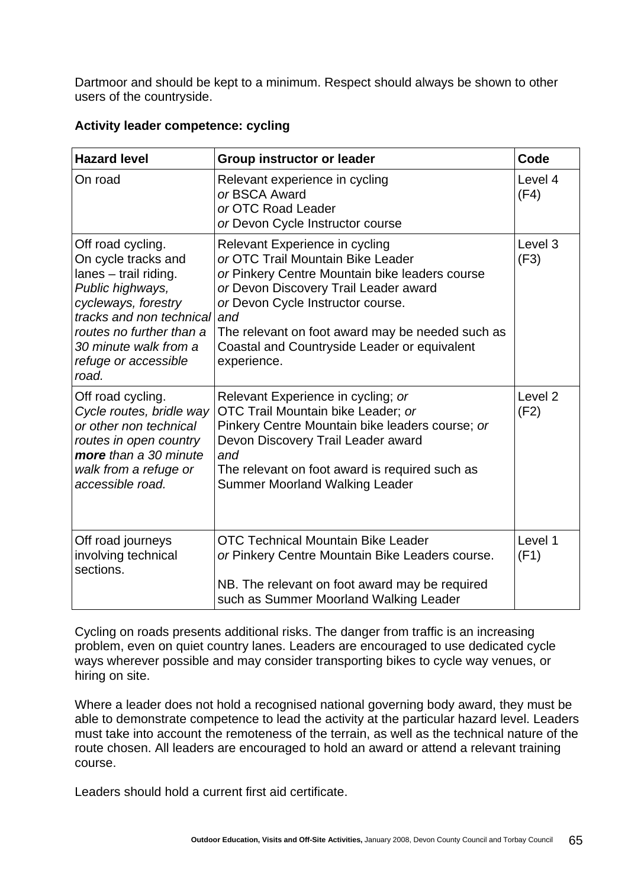Dartmoor and should be kept to a minimum. Respect should always be shown to other users of the countryside.

**Activity leader competence: cycling**

| **Hazard level** | **Group instructor or leader** | **Code** |
|---|---|---|
| On road | Relevant experience in cycling<br>*or* BSCA Award<br>*or* OTC Road Leader<br>*or* Devon Cycle Instructor course | Level 4 (F4) |
| Off road cycling.<br>On cycle tracks and lanes – trail riding.<br>*Public highways, cycleways, forestry tracks and non technical routes no further than a 30 minute walk from a refuge or accessible road.* | Relevant Experience in cycling<br>*or* OTC Trail Mountain Bike Leader<br>*or* Pinkery Centre Mountain bike leaders course<br>*or* Devon Discovery Trail Leader award<br>*or* Devon Cycle Instructor course.<br>*and*<br>The relevant on foot award may be needed such as Coastal and Countryside Leader or equivalent experience. | Level 3 (F3) |
| Off road cycling.<br>*Cycle routes, bridle way or other non technical routes in open country **more** than a 30 minute walk from a refuge or accessible road.* | Relevant Experience in cycling; *or*<br>OTC Trail Mountain bike Leader; *or*<br>Pinkery Centre Mountain bike leaders course; *or*<br>Devon Discovery Trail Leader award<br>*and*<br>The relevant on foot award is required such as Summer Moorland Walking Leader | Level 2 (F2) |
| Off road journeys involving technical sections. | OTC Technical Mountain Bike Leader<br>*or* Pinkery Centre Mountain Bike Leaders course.<br><br>NB. The relevant on foot award may be required such as Summer Moorland Walking Leader | Level 1 (F1) |

Cycling on roads presents additional risks. The danger from traffic is an increasing problem, even on quiet country lanes. Leaders are encouraged to use dedicated cycle ways wherever possible and may consider transporting bikes to cycle way venues, or hiring on site.

Where a leader does not hold a recognised national governing body award, they must be able to demonstrate competence to lead the activity at the particular hazard level. Leaders must take into account the remoteness of the terrain, as well as the technical nature of the route chosen. All leaders are encouraged to hold an award or attend a relevant training course.

Leaders should hold a current first aid certificate.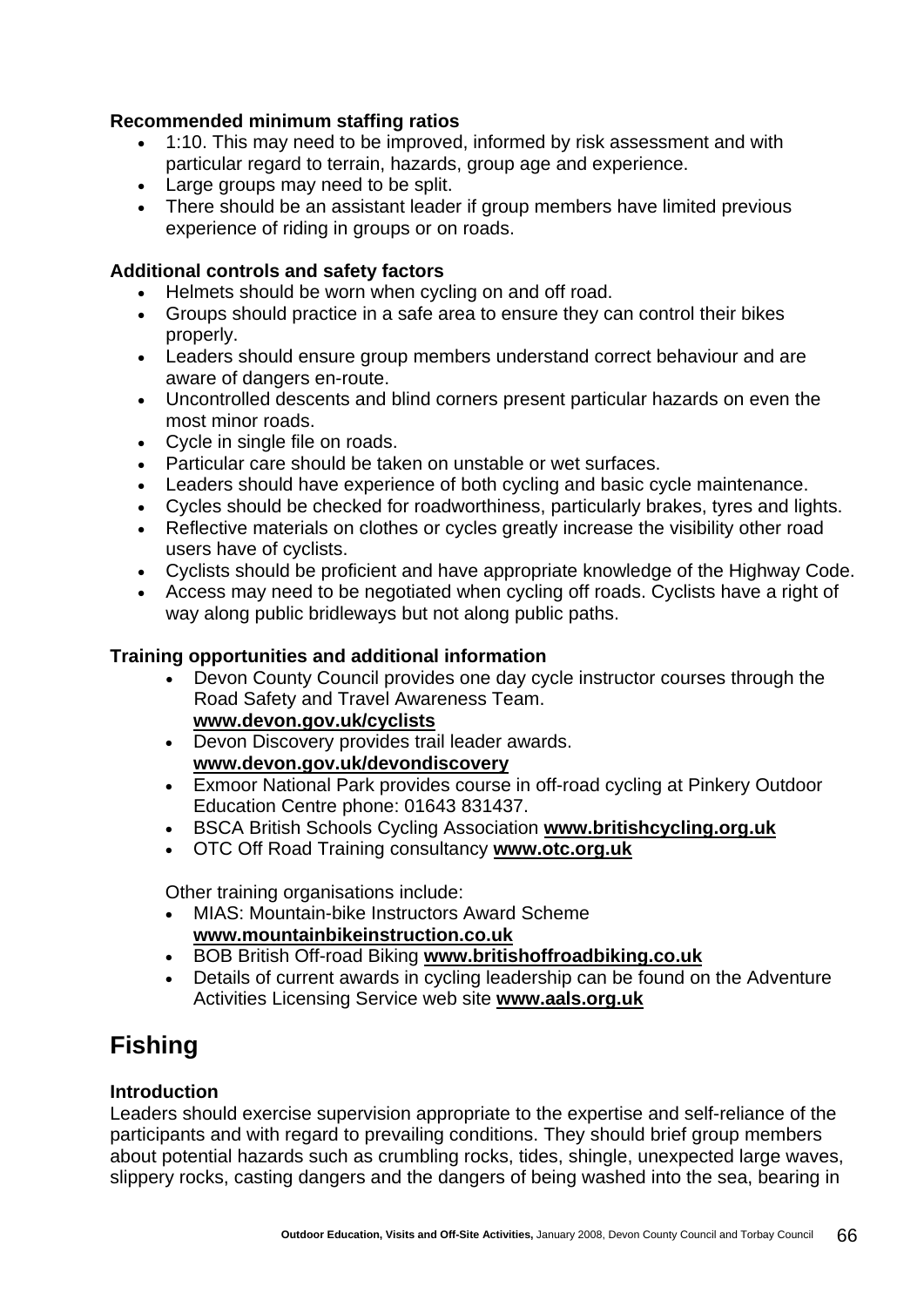**Recommended minimum staffing ratios**

- 1:10. This may need to be improved, informed by risk assessment and with particular regard to terrain, hazards, group age and experience.
- Large groups may need to be split.
- There should be an assistant leader if group members have limited previous experience of riding in groups or on roads.

**Additional controls and safety factors**

- Helmets should be worn when cycling on and off road.
- Groups should practice in a safe area to ensure they can control their bikes properly.
- Leaders should ensure group members understand correct behaviour and are aware of dangers en-route.
- Uncontrolled descents and blind corners present particular hazards on even the most minor roads.
- Cycle in single file on roads.
- Particular care should be taken on unstable or wet surfaces.
- Leaders should have experience of both cycling and basic cycle maintenance.
- Cycles should be checked for roadworthiness, particularly brakes, tyres and lights.
- Reflective materials on clothes or cycles greatly increase the visibility other road users have of cyclists.
- Cyclists should be proficient and have appropriate knowledge of the Highway Code.
- Access may need to be negotiated when cycling off roads. Cyclists have a right of way along public bridleways but not along public paths.

**Training opportunities and additional information**

- Devon County Council provides one day cycle instructor courses through the Road Safety and Travel Awareness Team. **www.devon.gov.uk/cyclists**
- Devon Discovery provides trail leader awards. **www.devon.gov.uk/devondiscovery**
- Exmoor National Park provides course in off-road cycling at Pinkery Outdoor Education Centre phone: 01643 831437.
- BSCA British Schools Cycling Association **www.britishcycling.org.uk**
- OTC Off Road Training consultancy **www.otc.org.uk**

Other training organisations include:

- MIAS: Mountain-bike Instructors Award Scheme **www.mountainbikeinstruction.co.uk**
- BOB British Off-road Biking **www.britishoffroadbiking.co.uk**
- Details of current awards in cycling leadership can be found on the Adventure Activities Licensing Service web site **www.aals.org.uk**

# Fishing

**Introduction**

Leaders should exercise supervision appropriate to the expertise and self-reliance of the participants and with regard to prevailing conditions. They should brief group members about potential hazards such as crumbling rocks, tides, shingle, unexpected large waves, slippery rocks, casting dangers and the dangers of being washed into the sea, bearing in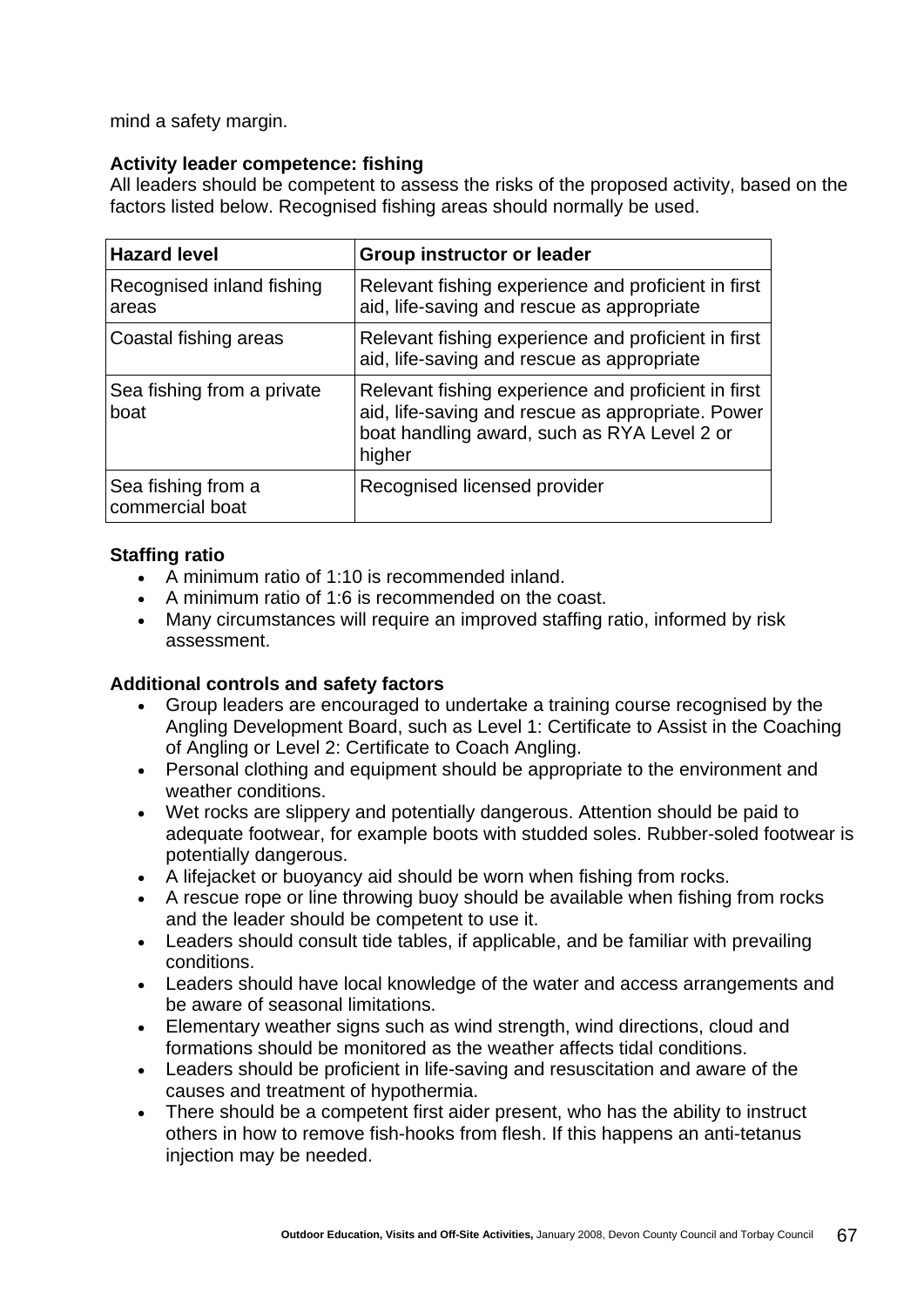mind a safety margin.

**Activity leader competence: fishing**

All leaders should be competent to assess the risks of the proposed activity, based on the factors listed below. Recognised fishing areas should normally be used.

| Hazard level | Group instructor or leader |
|---|---|
| Recognised inland fishing areas | Relevant fishing experience and proficient in first aid, life-saving and rescue as appropriate |
| Coastal fishing areas | Relevant fishing experience and proficient in first aid, life-saving and rescue as appropriate |
| Sea fishing from a private boat | Relevant fishing experience and proficient in first aid, life-saving and rescue as appropriate. Power boat handling award, such as RYA Level 2 or higher |
| Sea fishing from a commercial boat | Recognised licensed provider |

**Staffing ratio**

- A minimum ratio of 1:10 is recommended inland.
- A minimum ratio of 1:6 is recommended on the coast.
- Many circumstances will require an improved staffing ratio, informed by risk assessment.

**Additional controls and safety factors**

- Group leaders are encouraged to undertake a training course recognised by the Angling Development Board, such as Level 1: Certificate to Assist in the Coaching of Angling or Level 2: Certificate to Coach Angling.
- Personal clothing and equipment should be appropriate to the environment and weather conditions.
- Wet rocks are slippery and potentially dangerous. Attention should be paid to adequate footwear, for example boots with studded soles. Rubber-soled footwear is potentially dangerous.
- A lifejacket or buoyancy aid should be worn when fishing from rocks.
- A rescue rope or line throwing buoy should be available when fishing from rocks and the leader should be competent to use it.
- Leaders should consult tide tables, if applicable, and be familiar with prevailing conditions.
- Leaders should have local knowledge of the water and access arrangements and be aware of seasonal limitations.
- Elementary weather signs such as wind strength, wind directions, cloud and formations should be monitored as the weather affects tidal conditions.
- Leaders should be proficient in life-saving and resuscitation and aware of the causes and treatment of hypothermia.
- There should be a competent first aider present, who has the ability to instruct others in how to remove fish-hooks from flesh. If this happens an anti-tetanus injection may be needed.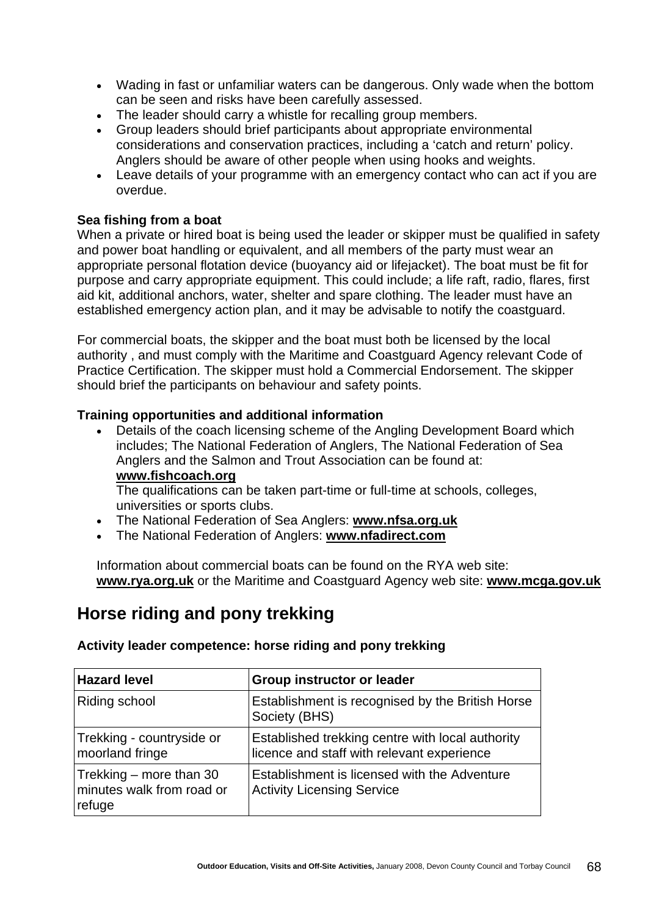- Wading in fast or unfamiliar waters can be dangerous. Only wade when the bottom can be seen and risks have been carefully assessed.
- The leader should carry a whistle for recalling group members.
- Group leaders should brief participants about appropriate environmental considerations and conservation practices, including a 'catch and return' policy. Anglers should be aware of other people when using hooks and weights.
- Leave details of your programme with an emergency contact who can act if you are overdue.

**Sea fishing from a boat**

When a private or hired boat is being used the leader or skipper must be qualified in safety and power boat handling or equivalent, and all members of the party must wear an appropriate personal flotation device (buoyancy aid or lifejacket). The boat must be fit for purpose and carry appropriate equipment. This could include; a life raft, radio, flares, first aid kit, additional anchors, water, shelter and spare clothing. The leader must have an established emergency action plan, and it may be advisable to notify the coastguard.

For commercial boats, the skipper and the boat must both be licensed by the local authority , and must comply with the Maritime and Coastguard Agency relevant Code of Practice Certification. The skipper must hold a Commercial Endorsement. The skipper should brief the participants on behaviour and safety points.

**Training opportunities and additional information**

- Details of the coach licensing scheme of the Angling Development Board which includes; The National Federation of Anglers, The National Federation of Sea Anglers and the Salmon and Trout Association can be found at: **www.fishcoach.org**
  The qualifications can be taken part-time or full-time at schools, colleges, universities or sports clubs.
- The National Federation of Sea Anglers: **www.nfsa.org.uk**
- The National Federation of Anglers: **www.nfadirect.com**

Information about commercial boats can be found on the RYA web site: **www.rya.org.uk** or the Maritime and Coastguard Agency web site: **www.mcga.gov.uk**

## Horse riding and pony trekking

**Activity leader competence: horse riding and pony trekking**

| Hazard level | Group instructor or leader |
|---|---|
| Riding school | Establishment is recognised by the British Horse Society (BHS) |
| Trekking - countryside or moorland fringe | Established trekking centre with local authority licence and staff with relevant experience |
| Trekking – more than 30 minutes walk from road or refuge | Establishment is licensed with the Adventure Activity Licensing Service |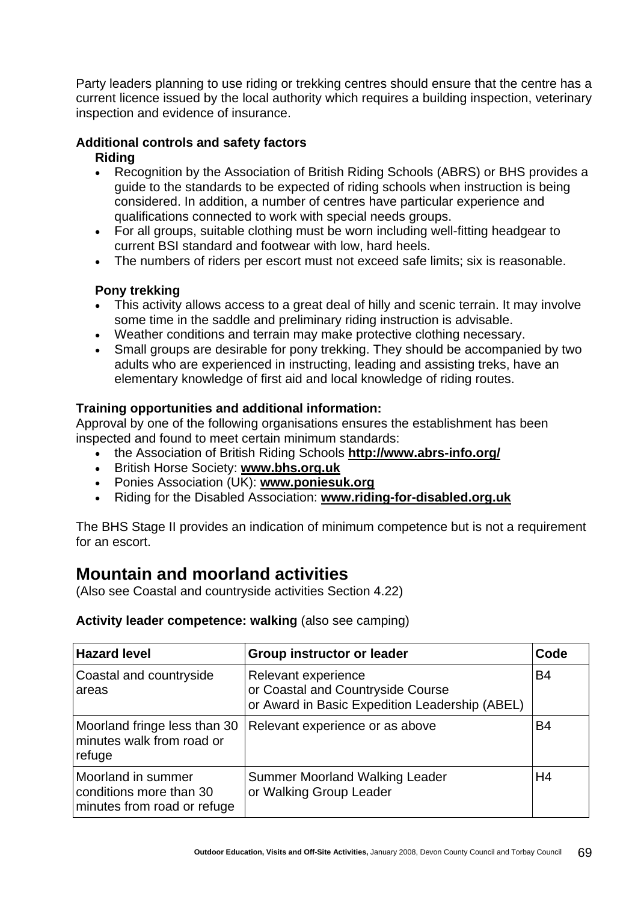Party leaders planning to use riding or trekking centres should ensure that the centre has a current licence issued by the local authority which requires a building inspection, veterinary inspection and evidence of insurance.

**Additional controls and safety factors**

**Riding**

- Recognition by the Association of British Riding Schools (ABRS) or BHS provides a guide to the standards to be expected of riding schools when instruction is being considered. In addition, a number of centres have particular experience and qualifications connected to work with special needs groups.
- For all groups, suitable clothing must be worn including well-fitting headgear to current BSI standard and footwear with low, hard heels.
- The numbers of riders per escort must not exceed safe limits; six is reasonable.

**Pony trekking**

- This activity allows access to a great deal of hilly and scenic terrain. It may involve some time in the saddle and preliminary riding instruction is advisable.
- Weather conditions and terrain may make protective clothing necessary.
- Small groups are desirable for pony trekking. They should be accompanied by two adults who are experienced in instructing, leading and assisting treks, have an elementary knowledge of first aid and local knowledge of riding routes.

**Training opportunities and additional information:**

Approval by one of the following organisations ensures the establishment has been inspected and found to meet certain minimum standards:

- the Association of British Riding Schools **http://www.abrs-info.org/**
- British Horse Society: **www.bhs.org.uk**
- Ponies Association (UK): **www.poniesuk.org**
- Riding for the Disabled Association: **www.riding-for-disabled.org.uk**

The BHS Stage II provides an indication of minimum competence but is not a requirement for an escort.

## Mountain and moorland activities

(Also see Coastal and countryside activities Section 4.22)

**Activity leader competence: walking** (also see camping)

| Hazard level | Group instructor or leader | Code |
|---|---|---|
| Coastal and countryside areas | Relevant experience or Coastal and Countryside Course or Award in Basic Expedition Leadership (ABEL) | B4 |
| Moorland fringe less than 30 minutes walk from road or refuge | Relevant experience or as above | B4 |
| Moorland in summer conditions more than 30 minutes from road or refuge | Summer Moorland Walking Leader or Walking Group Leader | H4 |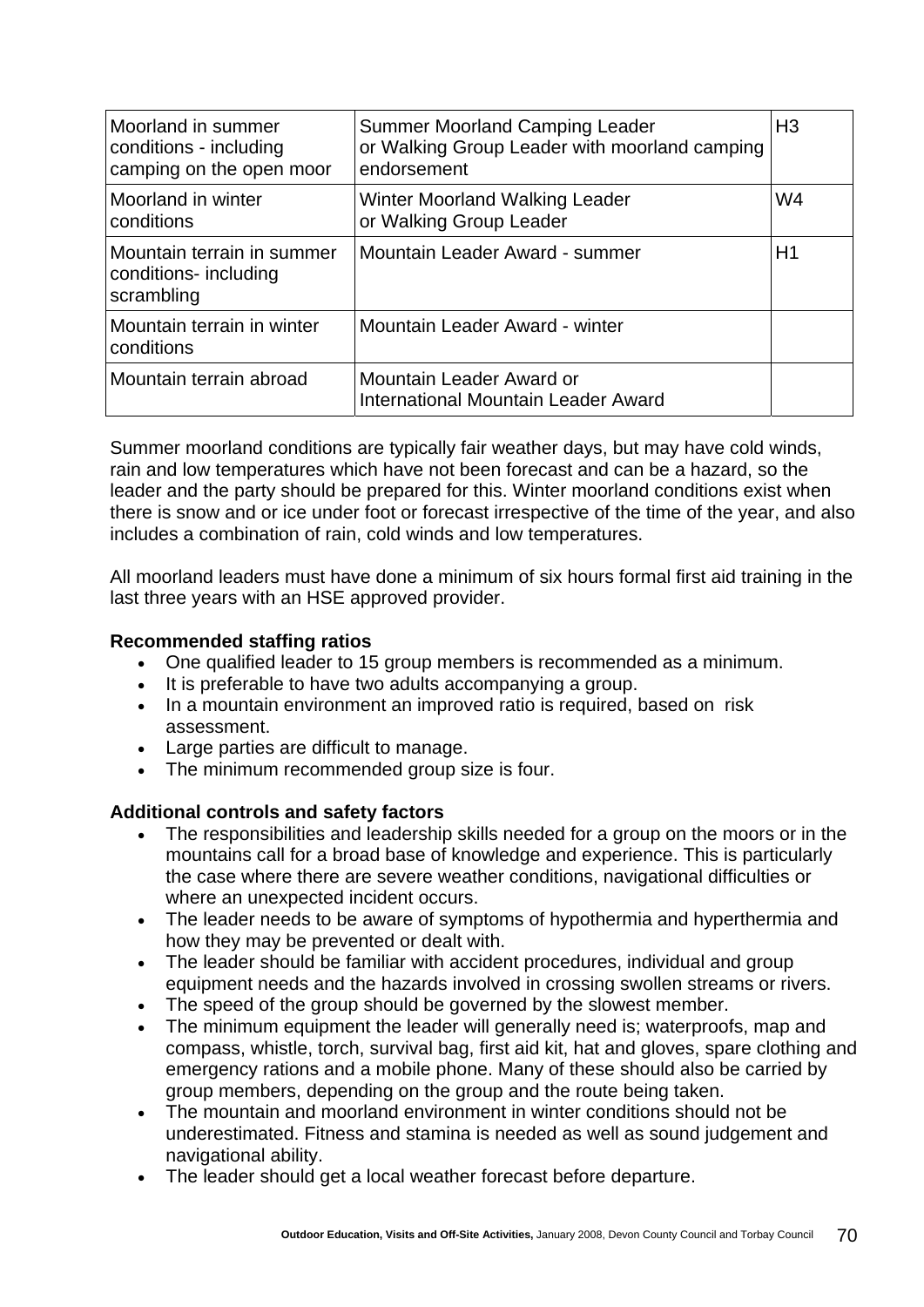| Moorland in summer conditions - including camping on the open moor | Summer Moorland Camping Leader or Walking Group Leader with moorland camping endorsement | H3 |
|---|---|---|
| Moorland in winter conditions | Winter Moorland Walking Leader or Walking Group Leader | W4 |
| Mountain terrain in summer conditions- including scrambling | Mountain Leader Award - summer | H1 |
| Mountain terrain in winter conditions | Mountain Leader Award - winter | |
| Mountain terrain abroad | Mountain Leader Award or International Mountain Leader Award | |

Summer moorland conditions are typically fair weather days, but may have cold winds, rain and low temperatures which have not been forecast and can be a hazard, so the leader and the party should be prepared for this. Winter moorland conditions exist when there is snow and or ice under foot or forecast irrespective of the time of the year, and also includes a combination of rain, cold winds and low temperatures.

All moorland leaders must have done a minimum of six hours formal first aid training in the last three years with an HSE approved provider.

**Recommended staffing ratios**

- One qualified leader to 15 group members is recommended as a minimum.
- It is preferable to have two adults accompanying a group.
- In a mountain environment an improved ratio is required, based on risk assessment.
- Large parties are difficult to manage.
- The minimum recommended group size is four.

**Additional controls and safety factors**

- The responsibilities and leadership skills needed for a group on the moors or in the mountains call for a broad base of knowledge and experience. This is particularly the case where there are severe weather conditions, navigational difficulties or where an unexpected incident occurs.
- The leader needs to be aware of symptoms of hypothermia and hyperthermia and how they may be prevented or dealt with.
- The leader should be familiar with accident procedures, individual and group equipment needs and the hazards involved in crossing swollen streams or rivers.
- The speed of the group should be governed by the slowest member.
- The minimum equipment the leader will generally need is; waterproofs, map and compass, whistle, torch, survival bag, first aid kit, hat and gloves, spare clothing and emergency rations and a mobile phone. Many of these should also be carried by group members, depending on the group and the route being taken.
- The mountain and moorland environment in winter conditions should not be underestimated. Fitness and stamina is needed as well as sound judgement and navigational ability.
- The leader should get a local weather forecast before departure.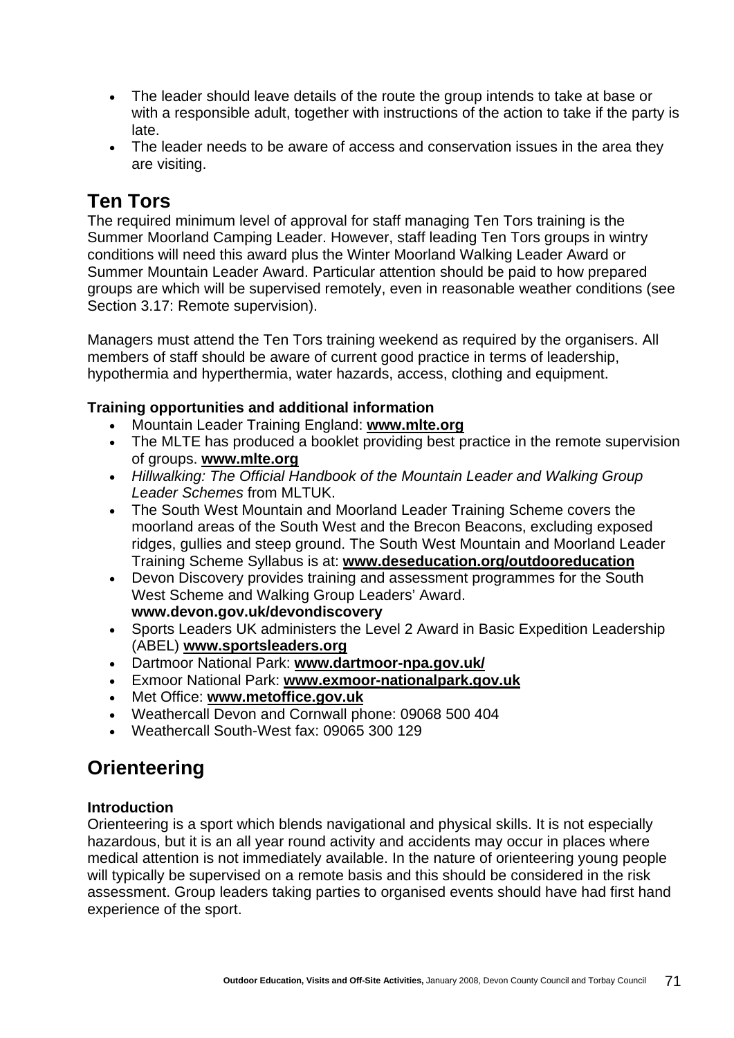- The leader should leave details of the route the group intends to take at base or with a responsible adult, together with instructions of the action to take if the party is late.
- The leader needs to be aware of access and conservation issues in the area they are visiting.

## Ten Tors

The required minimum level of approval for staff managing Ten Tors training is the Summer Moorland Camping Leader. However, staff leading Ten Tors groups in wintry conditions will need this award plus the Winter Moorland Walking Leader Award or Summer Mountain Leader Award. Particular attention should be paid to how prepared groups are which will be supervised remotely, even in reasonable weather conditions (see Section 3.17: Remote supervision).

Managers must attend the Ten Tors training weekend as required by the organisers. All members of staff should be aware of current good practice in terms of leadership, hypothermia and hyperthermia, water hazards, access, clothing and equipment.

**Training opportunities and additional information**

- Mountain Leader Training England: **www.mlte.org**
- The MLTE has produced a booklet providing best practice in the remote supervision of groups. **www.mlte.org**
- *Hillwalking: The Official Handbook of the Mountain Leader and Walking Group Leader Schemes* from MLTUK.
- The South West Mountain and Moorland Leader Training Scheme covers the moorland areas of the South West and the Brecon Beacons, excluding exposed ridges, gullies and steep ground. The South West Mountain and Moorland Leader Training Scheme Syllabus is at: **www.deseducation.org/outdooreducation**
- Devon Discovery provides training and assessment programmes for the South West Scheme and Walking Group Leaders' Award. **www.devon.gov.uk/devondiscovery**
- Sports Leaders UK administers the Level 2 Award in Basic Expedition Leadership (ABEL) **www.sportsleaders.org**
- Dartmoor National Park: **www.dartmoor-npa.gov.uk/**
- Exmoor National Park: **www.exmoor-nationalpark.gov.uk**
- Met Office: **www.metoffice.gov.uk**
- Weathercall Devon and Cornwall phone: 09068 500 404
- Weathercall South-West fax: 09065 300 129

## Orienteering

**Introduction**

Orienteering is a sport which blends navigational and physical skills. It is not especially hazardous, but it is an all year round activity and accidents may occur in places where medical attention is not immediately available. In the nature of orienteering young people will typically be supervised on a remote basis and this should be considered in the risk assessment. Group leaders taking parties to organised events should have had first hand experience of the sport.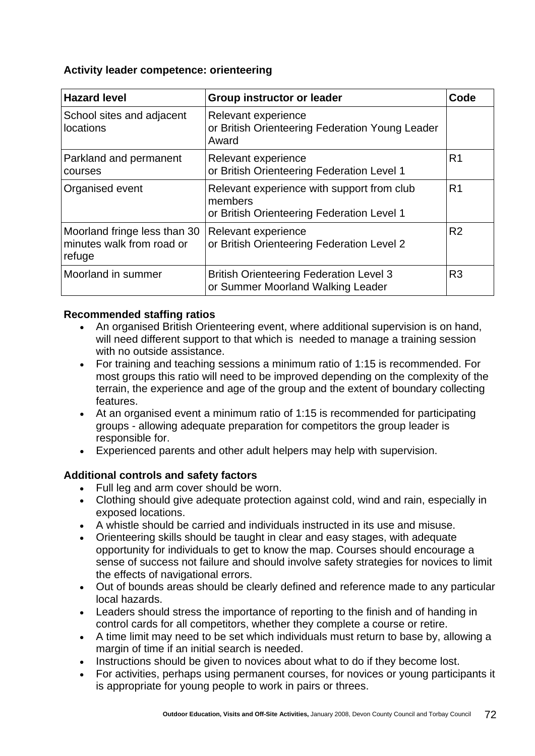**Activity leader competence: orienteering**

| Hazard level | Group instructor or leader | Code |
|---|---|---|
| School sites and adjacent locations | Relevant experience or British Orienteering Federation Young Leader Award | |
| Parkland and permanent courses | Relevant experience or British Orienteering Federation Level 1 | R1 |
| Organised event | Relevant experience with support from club members or British Orienteering Federation Level 1 | R1 |
| Moorland fringe less than 30 minutes walk from road or refuge | Relevant experience or British Orienteering Federation Level 2 | R2 |
| Moorland in summer | British Orienteering Federation Level 3 or Summer Moorland Walking Leader | R3 |

**Recommended staffing ratios**

- An organised British Orienteering event, where additional supervision is on hand, will need different support to that which is needed to manage a training session with no outside assistance.
- For training and teaching sessions a minimum ratio of 1:15 is recommended. For most groups this ratio will need to be improved depending on the complexity of the terrain, the experience and age of the group and the extent of boundary collecting features.
- At an organised event a minimum ratio of 1:15 is recommended for participating groups - allowing adequate preparation for competitors the group leader is responsible for.
- Experienced parents and other adult helpers may help with supervision.

**Additional controls and safety factors**

- Full leg and arm cover should be worn.
- Clothing should give adequate protection against cold, wind and rain, especially in exposed locations.
- A whistle should be carried and individuals instructed in its use and misuse.
- Orienteering skills should be taught in clear and easy stages, with adequate opportunity for individuals to get to know the map. Courses should encourage a sense of success not failure and should involve safety strategies for novices to limit the effects of navigational errors.
- Out of bounds areas should be clearly defined and reference made to any particular local hazards.
- Leaders should stress the importance of reporting to the finish and of handing in control cards for all competitors, whether they complete a course or retire.
- A time limit may need to be set which individuals must return to base by, allowing a margin of time if an initial search is needed.
- Instructions should be given to novices about what to do if they become lost.
- For activities, perhaps using permanent courses, for novices or young participants it is appropriate for young people to work in pairs or threes.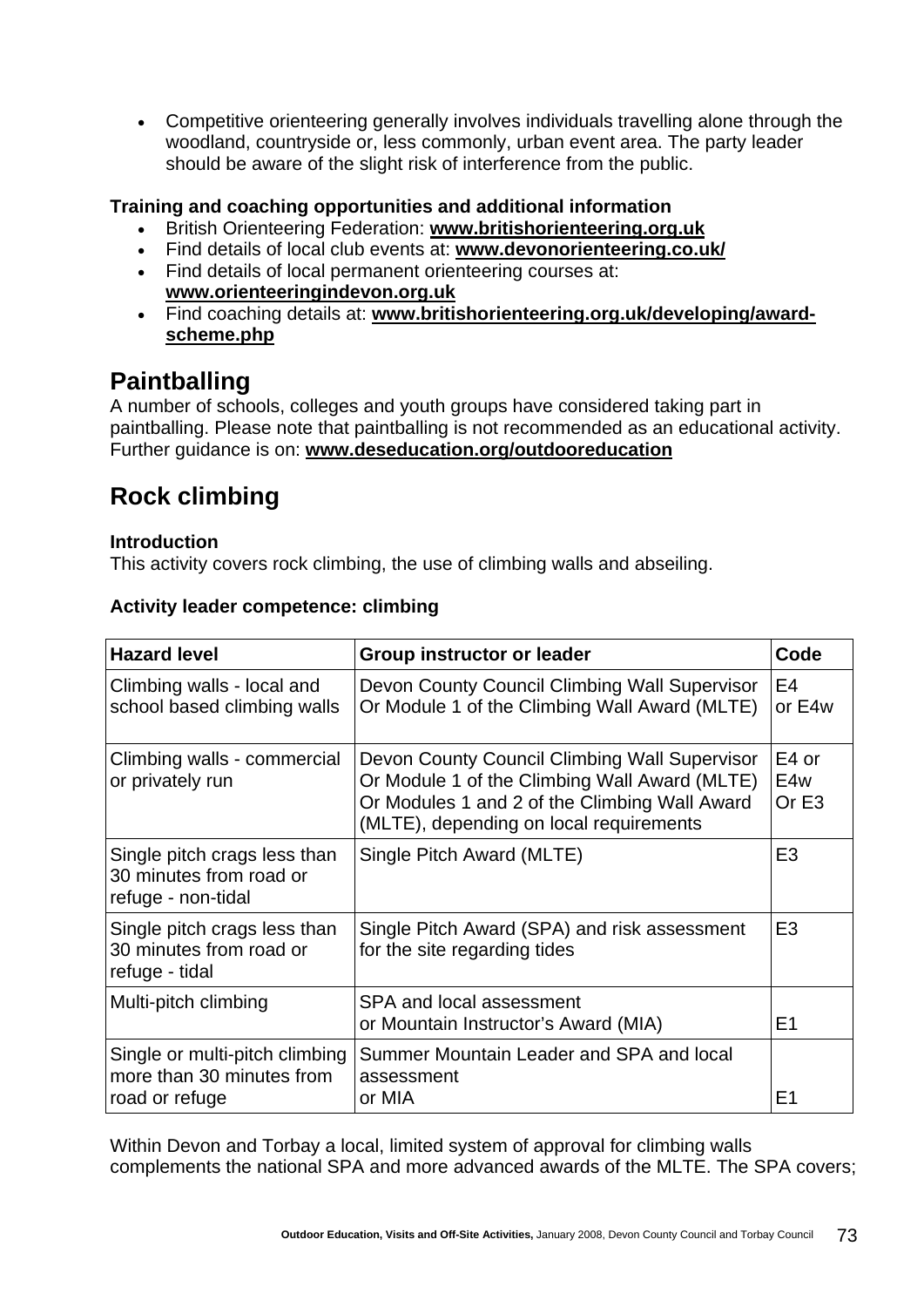- Competitive orienteering generally involves individuals travelling alone through the woodland, countryside or, less commonly, urban event area. The party leader should be aware of the slight risk of interference from the public.

**Training and coaching opportunities and additional information**

- British Orienteering Federation: **www.britishorienteering.org.uk**
- Find details of local club events at: **www.devonorienteering.co.uk/**
- Find details of local permanent orienteering courses at: **www.orienteeringindevon.org.uk**
- Find coaching details at: **www.britishorienteering.org.uk/developing/award-scheme.php**

## Paintballing

A number of schools, colleges and youth groups have considered taking part in paintballing. Please note that paintballing is not recommended as an educational activity. Further guidance is on: **www.deseducation.org/outdooreducation**

## Rock climbing

**Introduction**

This activity covers rock climbing, the use of climbing walls and abseiling.

**Activity leader competence: climbing**

| Hazard level | Group instructor or leader | Code |
|---|---|---|
| Climbing walls - local and school based climbing walls | Devon County Council Climbing Wall Supervisor Or Module 1 of the Climbing Wall Award (MLTE) | E4 or E4w |
| Climbing walls - commercial or privately run | Devon County Council Climbing Wall Supervisor Or Module 1 of the Climbing Wall Award (MLTE) Or Modules 1 and 2 of the Climbing Wall Award (MLTE), depending on local requirements | E4 or E4w Or E3 |
| Single pitch crags less than 30 minutes from road or refuge - non-tidal | Single Pitch Award (MLTE) | E3 |
| Single pitch crags less than 30 minutes from road or refuge - tidal | Single Pitch Award (SPA) and risk assessment for the site regarding tides | E3 |
| Multi-pitch climbing | SPA and local assessment or Mountain Instructor's Award (MIA) | E1 |
| Single or multi-pitch climbing more than 30 minutes from road or refuge | Summer Mountain Leader and SPA and local assessment or MIA | E1 |

Within Devon and Torbay a local, limited system of approval for climbing walls complements the national SPA and more advanced awards of the MLTE. The SPA covers;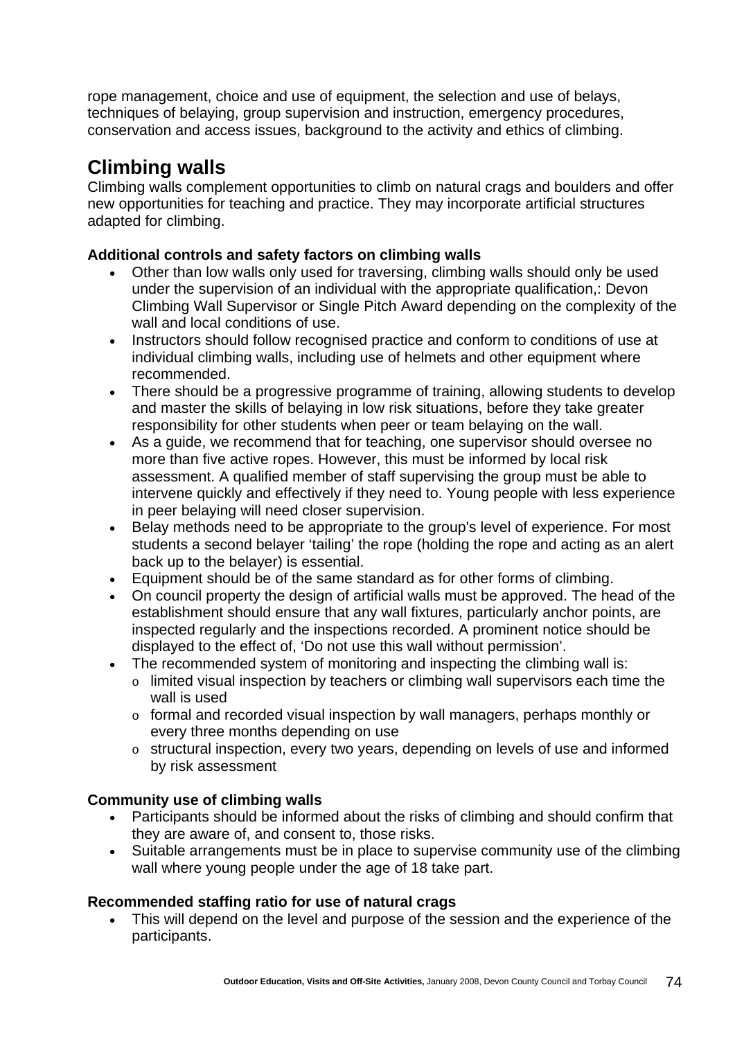rope management, choice and use of equipment, the selection and use of belays, techniques of belaying, group supervision and instruction, emergency procedures, conservation and access issues, background to the activity and ethics of climbing.

## Climbing walls

Climbing walls complement opportunities to climb on natural crags and boulders and offer new opportunities for teaching and practice. They may incorporate artificial structures adapted for climbing.

**Additional controls and safety factors on climbing walls**

- Other than low walls only used for traversing, climbing walls should only be used under the supervision of an individual with the appropriate qualification,: Devon Climbing Wall Supervisor or Single Pitch Award depending on the complexity of the wall and local conditions of use.
- Instructors should follow recognised practice and conform to conditions of use at individual climbing walls, including use of helmets and other equipment where recommended.
- There should be a progressive programme of training, allowing students to develop and master the skills of belaying in low risk situations, before they take greater responsibility for other students when peer or team belaying on the wall.
- As a guide, we recommend that for teaching, one supervisor should oversee no more than five active ropes. However, this must be informed by local risk assessment. A qualified member of staff supervising the group must be able to intervene quickly and effectively if they need to. Young people with less experience in peer belaying will need closer supervision.
- Belay methods need to be appropriate to the group's level of experience. For most students a second belayer 'tailing' the rope (holding the rope and acting as an alert back up to the belayer) is essential.
- Equipment should be of the same standard as for other forms of climbing.
- On council property the design of artificial walls must be approved. The head of the establishment should ensure that any wall fixtures, particularly anchor points, are inspected regularly and the inspections recorded. A prominent notice should be displayed to the effect of, 'Do not use this wall without permission'.
- The recommended system of monitoring and inspecting the climbing wall is:
  - limited visual inspection by teachers or climbing wall supervisors each time the wall is used
  - formal and recorded visual inspection by wall managers, perhaps monthly or every three months depending on use
  - structural inspection, every two years, depending on levels of use and informed by risk assessment

**Community use of climbing walls**

- Participants should be informed about the risks of climbing and should confirm that they are aware of, and consent to, those risks.
- Suitable arrangements must be in place to supervise community use of the climbing wall where young people under the age of 18 take part.

**Recommended staffing ratio for use of natural crags**

- This will depend on the level and purpose of the session and the experience of the participants.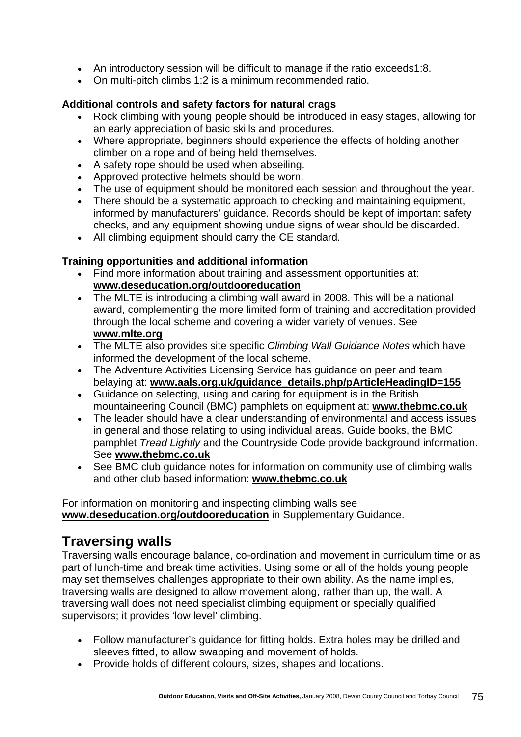- An introductory session will be difficult to manage if the ratio exceeds1:8.
- On multi-pitch climbs 1:2 is a minimum recommended ratio.

**Additional controls and safety factors for natural crags**

- Rock climbing with young people should be introduced in easy stages, allowing for an early appreciation of basic skills and procedures.
- Where appropriate, beginners should experience the effects of holding another climber on a rope and of being held themselves.
- A safety rope should be used when abseiling.
- Approved protective helmets should be worn.
- The use of equipment should be monitored each session and throughout the year.
- There should be a systematic approach to checking and maintaining equipment, informed by manufacturers' guidance. Records should be kept of important safety checks, and any equipment showing undue signs of wear should be discarded.
- All climbing equipment should carry the CE standard.

**Training opportunities and additional information**

- Find more information about training and assessment opportunities at: **www.deseducation.org/outdooreducation**
- The MLTE is introducing a climbing wall award in 2008. This will be a national award, complementing the more limited form of training and accreditation provided through the local scheme and covering a wider variety of venues. See **www.mlte.org**
- The MLTE also provides site specific *Climbing Wall Guidance Notes* which have informed the development of the local scheme.
- The Adventure Activities Licensing Service has guidance on peer and team belaying at: **www.aals.org.uk/guidance_details.php/pArticleHeadingID=155**
- Guidance on selecting, using and caring for equipment is in the British mountaineering Council (BMC) pamphlets on equipment at: **www.thebmc.co.uk**
- The leader should have a clear understanding of environmental and access issues in general and those relating to using individual areas. Guide books, the BMC pamphlet *Tread Lightly* and the Countryside Code provide background information. See **www.thebmc.co.uk**
- See BMC club guidance notes for information on community use of climbing walls and other club based information: **www.thebmc.co.uk**

For information on monitoring and inspecting climbing walls see **www.deseducation.org/outdooreducation** in Supplementary Guidance.

## Traversing walls

Traversing walls encourage balance, co-ordination and movement in curriculum time or as part of lunch-time and break time activities. Using some or all of the holds young people may set themselves challenges appropriate to their own ability. As the name implies, traversing walls are designed to allow movement along, rather than up, the wall. A traversing wall does not need specialist climbing equipment or specially qualified supervisors; it provides 'low level' climbing.

- Follow manufacturer's guidance for fitting holds. Extra holes may be drilled and sleeves fitted, to allow swapping and movement of holds.
- Provide holds of different colours, sizes, shapes and locations.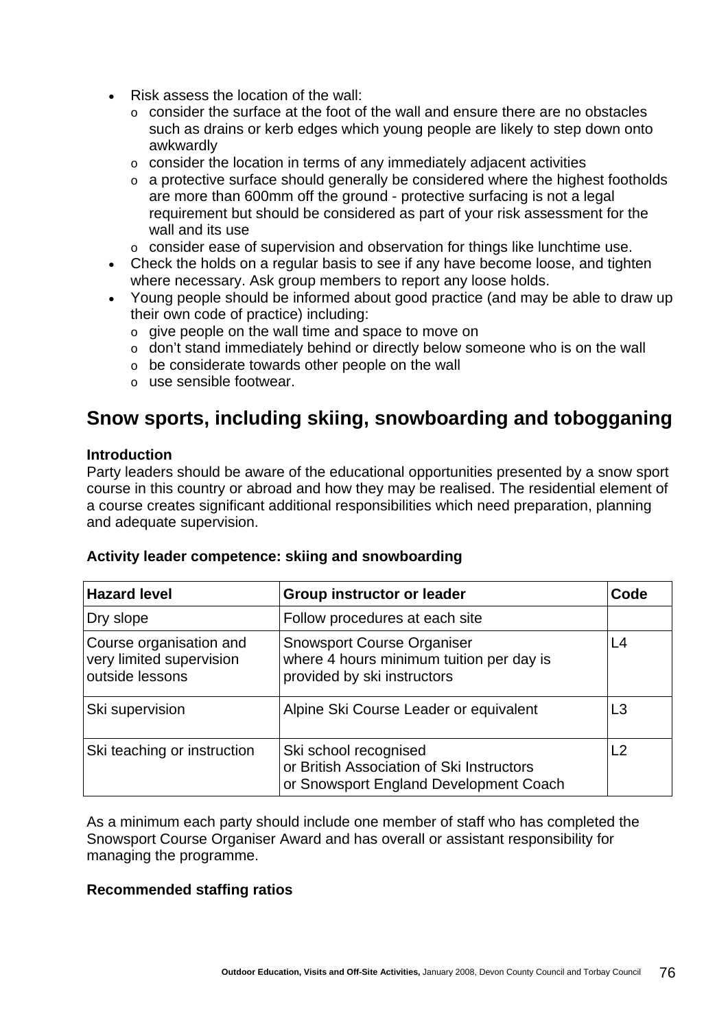- Risk assess the location of the wall:
    - consider the surface at the foot of the wall and ensure there are no obstacles such as drains or kerb edges which young people are likely to step down onto awkwardly
    - consider the location in terms of any immediately adjacent activities
    - a protective surface should generally be considered where the highest footholds are more than 600mm off the ground - protective surfacing is not a legal requirement but should be considered as part of your risk assessment for the wall and its use
    - consider ease of supervision and observation for things like lunchtime use.
- Check the holds on a regular basis to see if any have become loose, and tighten where necessary. Ask group members to report any loose holds.
- Young people should be informed about good practice (and may be able to draw up their own code of practice) including:
    - give people on the wall time and space to move on
    - don't stand immediately behind or directly below someone who is on the wall
    - be considerate towards other people on the wall
    - use sensible footwear.

## Snow sports, including skiing, snowboarding and tobogganing

**Introduction**

Party leaders should be aware of the educational opportunities presented by a snow sport course in this country or abroad and how they may be realised. The residential element of a course creates significant additional responsibilities which need preparation, planning and adequate supervision.

**Activity leader competence: skiing and snowboarding**

| Hazard level | Group instructor or leader | Code |
|---|---|---|
| Dry slope | Follow procedures at each site | |
| Course organisation and very limited supervision outside lessons | Snowsport Course Organiser where 4 hours minimum tuition per day is provided by ski instructors | L4 |
| Ski supervision | Alpine Ski Course Leader or equivalent | L3 |
| Ski teaching or instruction | Ski school recognised or British Association of Ski Instructors or Snowsport England Development Coach | L2 |

As a minimum each party should include one member of staff who has completed the Snowsport Course Organiser Award and has overall or assistant responsibility for managing the programme.

**Recommended staffing ratios**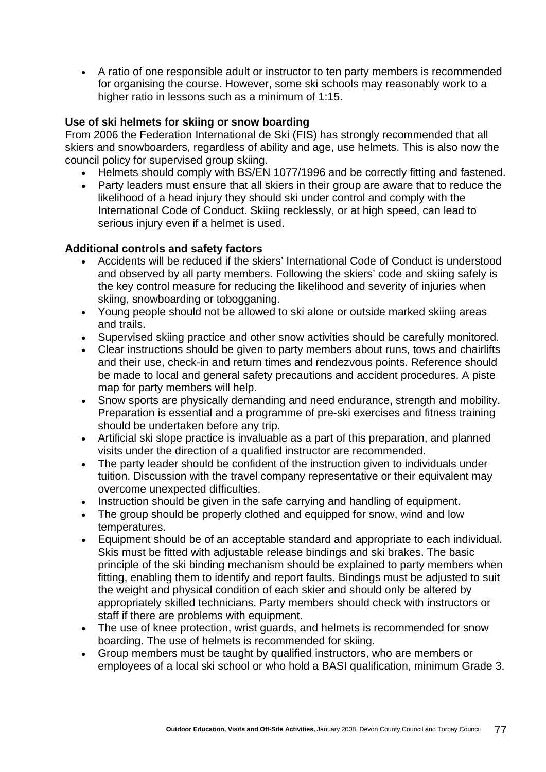- A ratio of one responsible adult or instructor to ten party members is recommended for organising the course. However, some ski schools may reasonably work to a higher ratio in lessons such as a minimum of 1:15.

**Use of ski helmets for skiing or snow boarding**

From 2006 the Federation International de Ski (FIS) has strongly recommended that all skiers and snowboarders, regardless of ability and age, use helmets. This is also now the council policy for supervised group skiing.

- Helmets should comply with BS/EN 1077/1996 and be correctly fitting and fastened.
- Party leaders must ensure that all skiers in their group are aware that to reduce the likelihood of a head injury they should ski under control and comply with the International Code of Conduct. Skiing recklessly, or at high speed, can lead to serious injury even if a helmet is used.

**Additional controls and safety factors**

- Accidents will be reduced if the skiers' International Code of Conduct is understood and observed by all party members. Following the skiers' code and skiing safely is the key control measure for reducing the likelihood and severity of injuries when skiing, snowboarding or tobogganing.
- Young people should not be allowed to ski alone or outside marked skiing areas and trails.
- Supervised skiing practice and other snow activities should be carefully monitored.
- Clear instructions should be given to party members about runs, tows and chairlifts and their use, check-in and return times and rendezvous points. Reference should be made to local and general safety precautions and accident procedures. A piste map for party members will help.
- Snow sports are physically demanding and need endurance, strength and mobility. Preparation is essential and a programme of pre-ski exercises and fitness training should be undertaken before any trip.
- Artificial ski slope practice is invaluable as a part of this preparation, and planned visits under the direction of a qualified instructor are recommended.
- The party leader should be confident of the instruction given to individuals under tuition. Discussion with the travel company representative or their equivalent may overcome unexpected difficulties.
- Instruction should be given in the safe carrying and handling of equipment.
- The group should be properly clothed and equipped for snow, wind and low temperatures.
- Equipment should be of an acceptable standard and appropriate to each individual. Skis must be fitted with adjustable release bindings and ski brakes. The basic principle of the ski binding mechanism should be explained to party members when fitting, enabling them to identify and report faults. Bindings must be adjusted to suit the weight and physical condition of each skier and should only be altered by appropriately skilled technicians. Party members should check with instructors or staff if there are problems with equipment.
- The use of knee protection, wrist guards, and helmets is recommended for snow boarding. The use of helmets is recommended for skiing.
- Group members must be taught by qualified instructors, who are members or employees of a local ski school or who hold a BASI qualification, minimum Grade 3.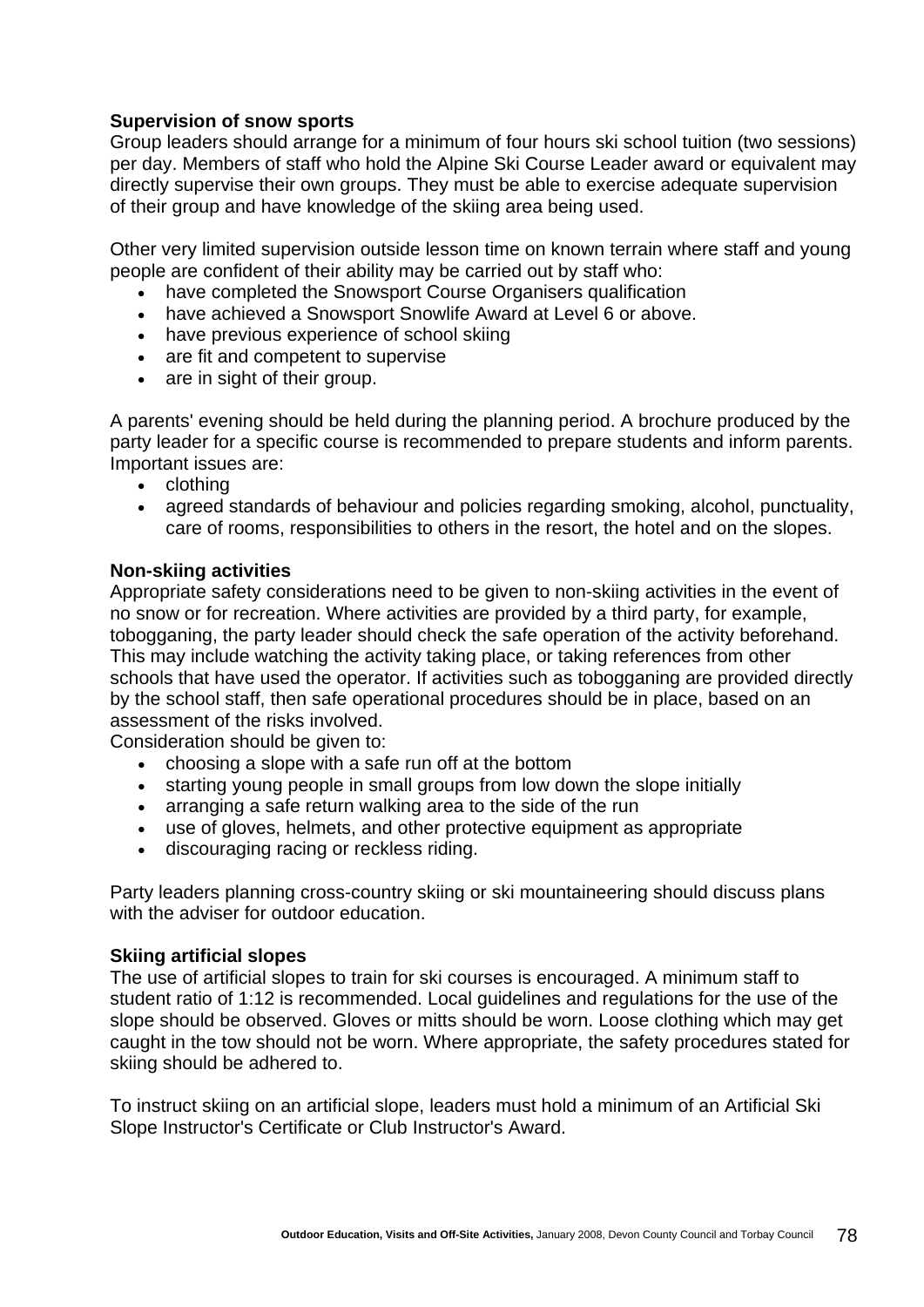**Supervision of snow sports**
Group leaders should arrange for a minimum of four hours ski school tuition (two sessions) per day. Members of staff who hold the Alpine Ski Course Leader award or equivalent may directly supervise their own groups. They must be able to exercise adequate supervision of their group and have knowledge of the skiing area being used.

Other very limited supervision outside lesson time on known terrain where staff and young people are confident of their ability may be carried out by staff who:

- have completed the Snowsport Course Organisers qualification
- have achieved a Snowsport Snowlife Award at Level 6 or above.
- have previous experience of school skiing
- are fit and competent to supervise
- are in sight of their group.

A parents' evening should be held during the planning period. A brochure produced by the party leader for a specific course is recommended to prepare students and inform parents. Important issues are:

- clothing
- agreed standards of behaviour and policies regarding smoking, alcohol, punctuality, care of rooms, responsibilities to others in the resort, the hotel and on the slopes.

**Non-skiing activities**
Appropriate safety considerations need to be given to non-skiing activities in the event of no snow or for recreation. Where activities are provided by a third party, for example, tobogganing, the party leader should check the safe operation of the activity beforehand. This may include watching the activity taking place, or taking references from other schools that have used the operator. If activities such as tobogganing are provided directly by the school staff, then safe operational procedures should be in place, based on an assessment of the risks involved.
Consideration should be given to:

- choosing a slope with a safe run off at the bottom
- starting young people in small groups from low down the slope initially
- arranging a safe return walking area to the side of the run
- use of gloves, helmets, and other protective equipment as appropriate
- discouraging racing or reckless riding.

Party leaders planning cross-country skiing or ski mountaineering should discuss plans with the adviser for outdoor education.

**Skiing artificial slopes**
The use of artificial slopes to train for ski courses is encouraged. A minimum staff to student ratio of 1:12 is recommended. Local guidelines and regulations for the use of the slope should be observed. Gloves or mitts should be worn. Loose clothing which may get caught in the tow should not be worn. Where appropriate, the safety procedures stated for skiing should be adhered to.

To instruct skiing on an artificial slope, leaders must hold a minimum of an Artificial Ski Slope Instructor's Certificate or Club Instructor's Award.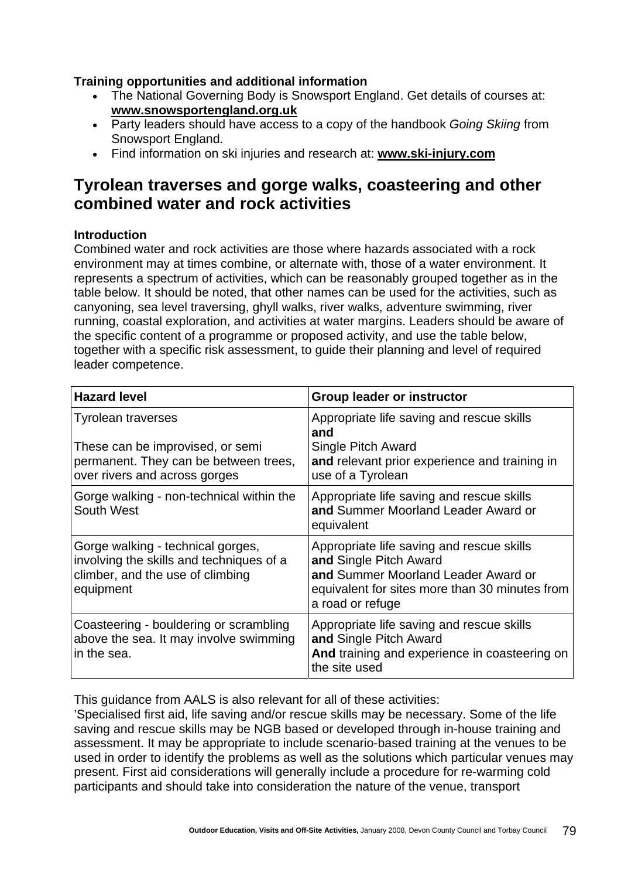**Training opportunities and additional information**

- The National Governing Body is Snowsport England. Get details of courses at: **www.snowsportengland.org.uk**
- Party leaders should have access to a copy of the handbook *Going Skiing* from Snowsport England.
- Find information on ski injuries and research at: **www.ski-injury.com**

## Tyrolean traverses and gorge walks, coasteering and other combined water and rock activities

**Introduction**

Combined water and rock activities are those where hazards associated with a rock environment may at times combine, or alternate with, those of a water environment. It represents a spectrum of activities, which can be reasonably grouped together as in the table below. It should be noted, that other names can be used for the activities, such as canyoning, sea level traversing, ghyll walks, river walks, adventure swimming, river running, coastal exploration, and activities at water margins. Leaders should be aware of the specific content of a programme or proposed activity, and use the table below, together with a specific risk assessment, to guide their planning and level of required leader competence.

| Hazard level | Group leader or instructor |
|---|---|
| Tyrolean traverses<br><br>These can be improvised, or semi permanent. They can be between trees, over rivers and across gorges | Appropriate life saving and rescue skills **and**<br>Single Pitch Award<br>**and** relevant prior experience and training in use of a Tyrolean |
| Gorge walking - non-technical within the South West | Appropriate life saving and rescue skills **and** Summer Moorland Leader Award or equivalent |
| Gorge walking - technical gorges, involving the skills and techniques of a climber, and the use of climbing equipment | Appropriate life saving and rescue skills **and** Single Pitch Award<br>**and** Summer Moorland Leader Award or equivalent for sites more than 30 minutes from a road or refuge |
| Coasteering - bouldering or scrambling above the sea. It may involve swimming in the sea. | Appropriate life saving and rescue skills **and** Single Pitch Award<br>**And** training and experience in coasteering on the site used |

This guidance from AALS is also relevant for all of these activities:

'Specialised first aid, life saving and/or rescue skills may be necessary. Some of the life saving and rescue skills may be NGB based or developed through in-house training and assessment. It may be appropriate to include scenario-based training at the venues to be used in order to identify the problems as well as the solutions which particular venues may present. First aid considerations will generally include a procedure for re-warming cold participants and should take into consideration the nature of the venue, transport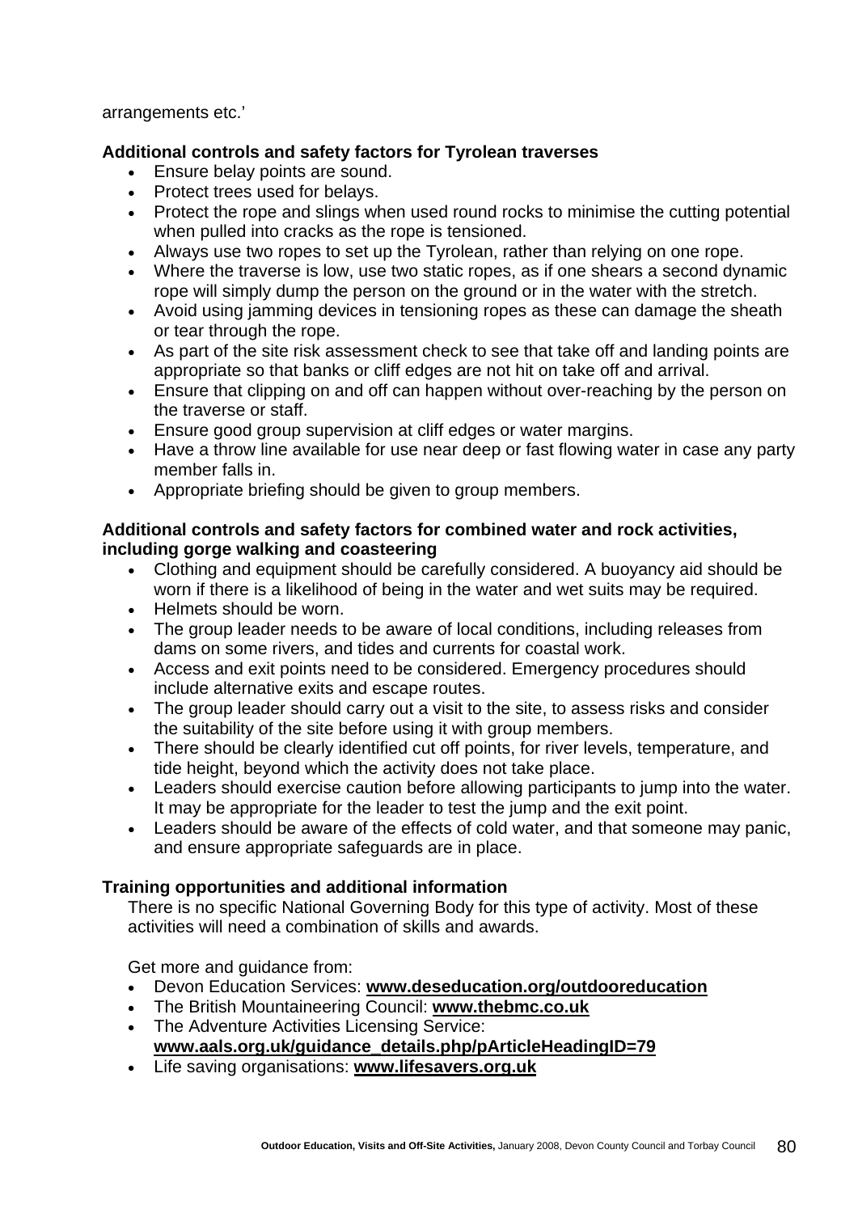arrangements etc.'

**Additional controls and safety factors for Tyrolean traverses**

- Ensure belay points are sound.
- Protect trees used for belays.
- Protect the rope and slings when used round rocks to minimise the cutting potential when pulled into cracks as the rope is tensioned.
- Always use two ropes to set up the Tyrolean, rather than relying on one rope.
- Where the traverse is low, use two static ropes, as if one shears a second dynamic rope will simply dump the person on the ground or in the water with the stretch.
- Avoid using jamming devices in tensioning ropes as these can damage the sheath or tear through the rope.
- As part of the site risk assessment check to see that take off and landing points are appropriate so that banks or cliff edges are not hit on take off and arrival.
- Ensure that clipping on and off can happen without over-reaching by the person on the traverse or staff.
- Ensure good group supervision at cliff edges or water margins.
- Have a throw line available for use near deep or fast flowing water in case any party member falls in.
- Appropriate briefing should be given to group members.

**Additional controls and safety factors for combined water and rock activities, including gorge walking and coasteering**

- Clothing and equipment should be carefully considered. A buoyancy aid should be worn if there is a likelihood of being in the water and wet suits may be required.
- Helmets should be worn.
- The group leader needs to be aware of local conditions, including releases from dams on some rivers, and tides and currents for coastal work.
- Access and exit points need to be considered. Emergency procedures should include alternative exits and escape routes.
- The group leader should carry out a visit to the site, to assess risks and consider the suitability of the site before using it with group members.
- There should be clearly identified cut off points, for river levels, temperature, and tide height, beyond which the activity does not take place.
- Leaders should exercise caution before allowing participants to jump into the water. It may be appropriate for the leader to test the jump and the exit point.
- Leaders should be aware of the effects of cold water, and that someone may panic, and ensure appropriate safeguards are in place.

**Training opportunities and additional information**

There is no specific National Governing Body for this type of activity. Most of these activities will need a combination of skills and awards.

Get more and guidance from:

- Devon Education Services: **www.deseducation.org/outdooreducation**
- The British Mountaineering Council: **www.thebmc.co.uk**
- The Adventure Activities Licensing Service: **www.aals.org.uk/guidance_details.php/pArticleHeadingID=79**
- Life saving organisations: **www.lifesavers.org.uk**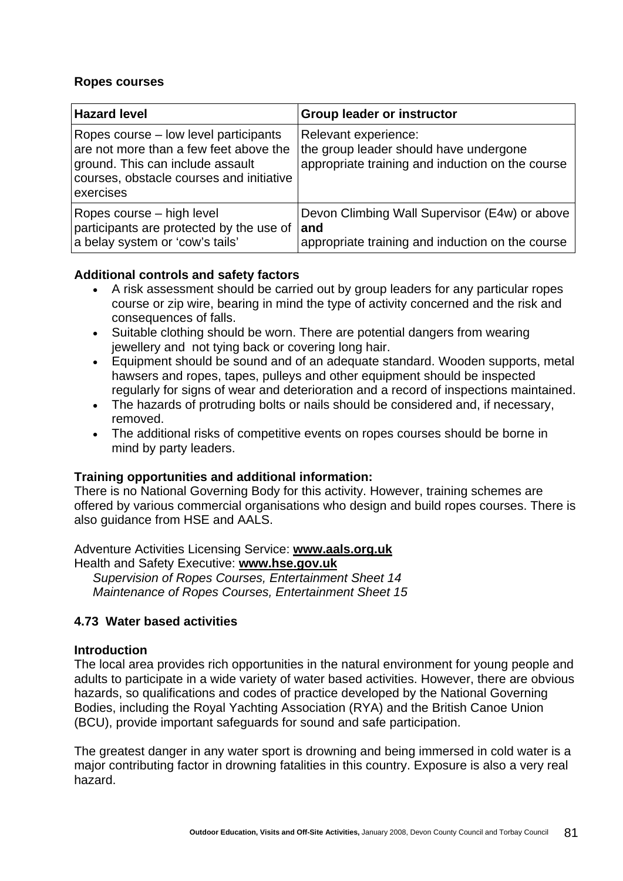**Ropes courses**

| Hazard level | Group leader or instructor |
|---|---|
| Ropes course – low level participants are not more than a few feet above the ground. This can include assault courses, obstacle courses and initiative exercises | Relevant experience: the group leader should have undergone appropriate training and induction on the course |
| Ropes course – high level participants are protected by the use of a belay system or 'cow's tails' | Devon Climbing Wall Supervisor (E4w) or above **and** appropriate training and induction on the course |

**Additional controls and safety factors**

- A risk assessment should be carried out by group leaders for any particular ropes course or zip wire, bearing in mind the type of activity concerned and the risk and consequences of falls.
- Suitable clothing should be worn. There are potential dangers from wearing jewellery and not tying back or covering long hair.
- Equipment should be sound and of an adequate standard. Wooden supports, metal hawsers and ropes, tapes, pulleys and other equipment should be inspected regularly for signs of wear and deterioration and a record of inspections maintained.
- The hazards of protruding bolts or nails should be considered and, if necessary, removed.
- The additional risks of competitive events on ropes courses should be borne in mind by party leaders.

**Training opportunities and additional information:**

There is no National Governing Body for this activity. However, training schemes are offered by various commercial organisations who design and build ropes courses. There is also guidance from HSE and AALS.

Adventure Activities Licensing Service: **www.aals.org.uk**
Health and Safety Executive: **www.hse.gov.uk**
*Supervision of Ropes Courses, Entertainment Sheet 14*
*Maintenance of Ropes Courses, Entertainment Sheet 15*

### 4.73 Water based activities

**Introduction**

The local area provides rich opportunities in the natural environment for young people and adults to participate in a wide variety of water based activities. However, there are obvious hazards, so qualifications and codes of practice developed by the National Governing Bodies, including the Royal Yachting Association (RYA) and the British Canoe Union (BCU), provide important safeguards for sound and safe participation.

The greatest danger in any water sport is drowning and being immersed in cold water is a major contributing factor in drowning fatalities in this country. Exposure is also a very real hazard.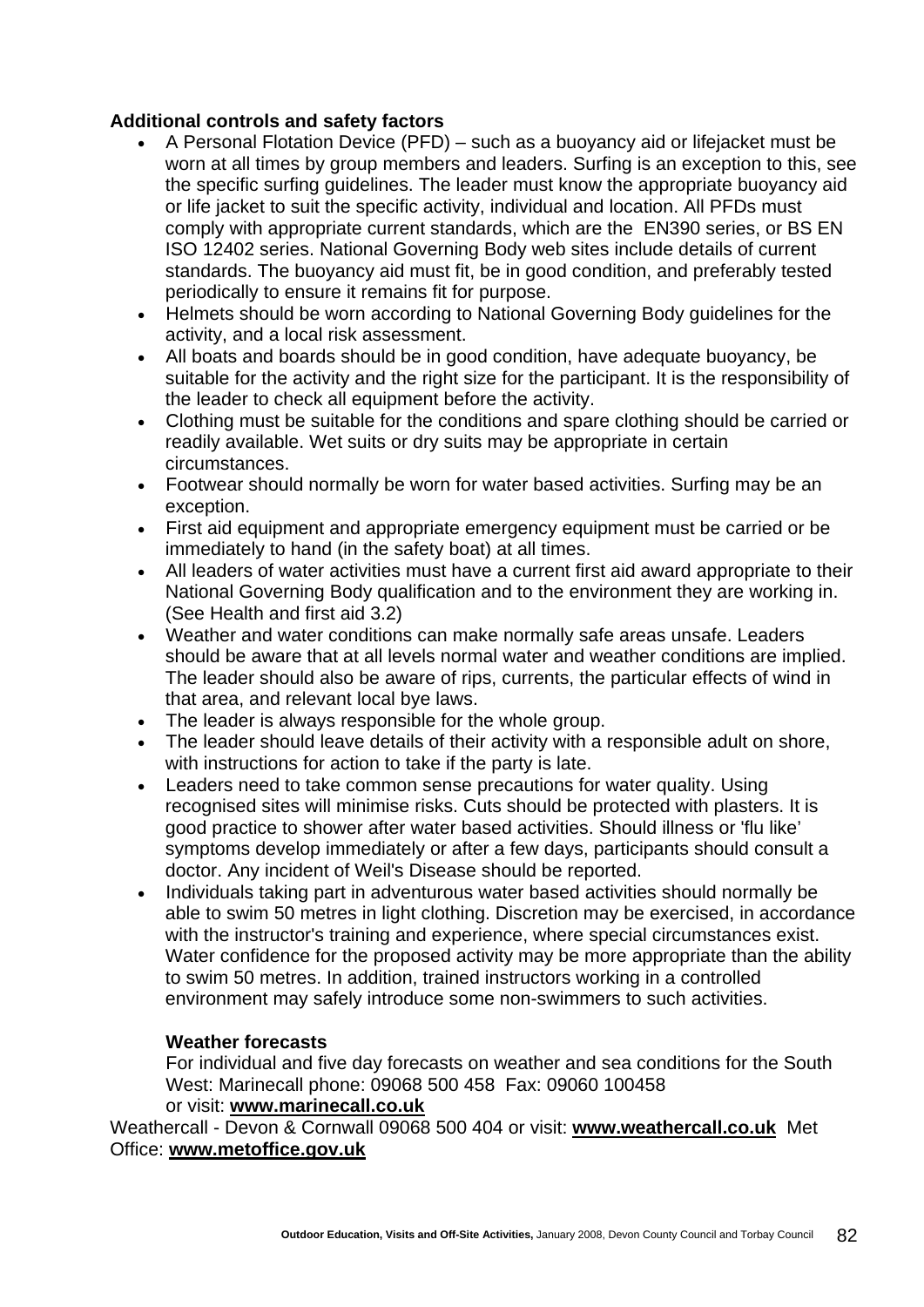**Additional controls and safety factors**

- A Personal Flotation Device (PFD) – such as a buoyancy aid or lifejacket must be worn at all times by group members and leaders. Surfing is an exception to this, see the specific surfing guidelines. The leader must know the appropriate buoyancy aid or life jacket to suit the specific activity, individual and location. All PFDs must comply with appropriate current standards, which are the EN390 series, or BS EN ISO 12402 series. National Governing Body web sites include details of current standards. The buoyancy aid must fit, be in good condition, and preferably tested periodically to ensure it remains fit for purpose.
- Helmets should be worn according to National Governing Body guidelines for the activity, and a local risk assessment.
- All boats and boards should be in good condition, have adequate buoyancy, be suitable for the activity and the right size for the participant. It is the responsibility of the leader to check all equipment before the activity.
- Clothing must be suitable for the conditions and spare clothing should be carried or readily available. Wet suits or dry suits may be appropriate in certain circumstances.
- Footwear should normally be worn for water based activities. Surfing may be an exception.
- First aid equipment and appropriate emergency equipment must be carried or be immediately to hand (in the safety boat) at all times.
- All leaders of water activities must have a current first aid award appropriate to their National Governing Body qualification and to the environment they are working in. (See Health and first aid 3.2)
- Weather and water conditions can make normally safe areas unsafe. Leaders should be aware that at all levels normal water and weather conditions are implied. The leader should also be aware of rips, currents, the particular effects of wind in that area, and relevant local bye laws.
- The leader is always responsible for the whole group.
- The leader should leave details of their activity with a responsible adult on shore, with instructions for action to take if the party is late.
- Leaders need to take common sense precautions for water quality. Using recognised sites will minimise risks. Cuts should be protected with plasters. It is good practice to shower after water based activities. Should illness or 'flu like' symptoms develop immediately or after a few days, participants should consult a doctor. Any incident of Weil's Disease should be reported.
- Individuals taking part in adventurous water based activities should normally be able to swim 50 metres in light clothing. Discretion may be exercised, in accordance with the instructor's training and experience, where special circumstances exist. Water confidence for the proposed activity may be more appropriate than the ability to swim 50 metres. In addition, trained instructors working in a controlled environment may safely introduce some non-swimmers to such activities.

**Weather forecasts**

For individual and five day forecasts on weather and sea conditions for the South West: Marinecall phone: 09068 500 458 Fax: 09060 100458
or visit: **www.marinecall.co.uk**

Weathercall - Devon & Cornwall 09068 500 404 or visit: **www.weathercall.co.uk** Met Office: **www.metoffice.gov.uk**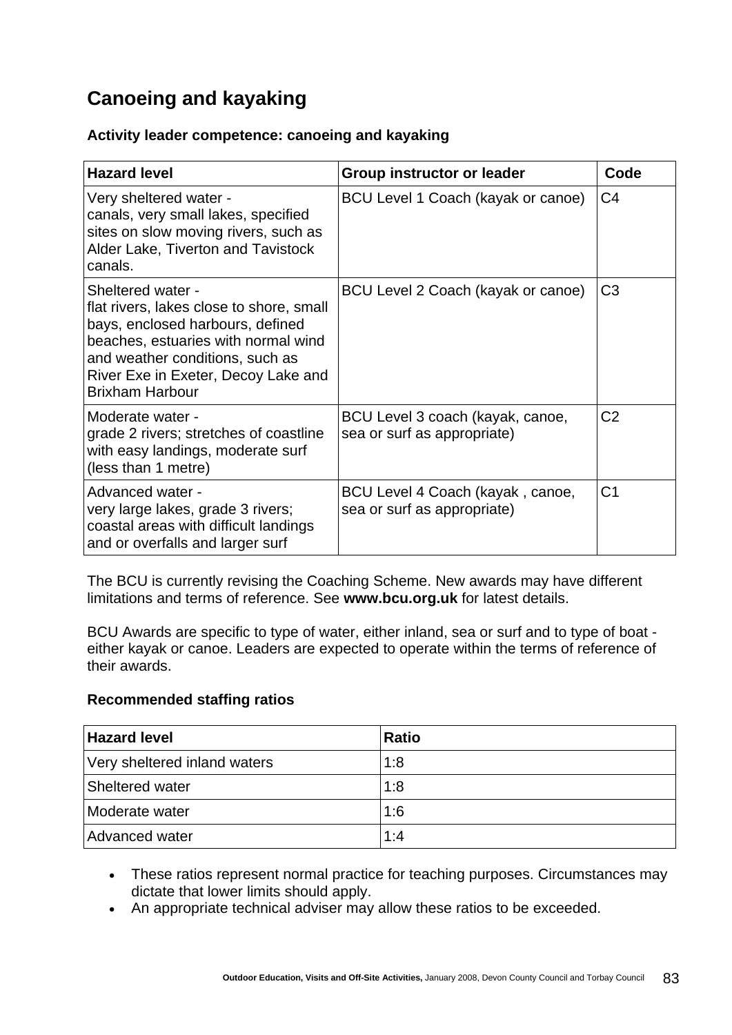# Canoeing and kayaking

**Activity leader competence: canoeing and kayaking**

| Hazard level | Group instructor or leader | Code |
|---|---|---|
| Very sheltered water - canals, very small lakes, specified sites on slow moving rivers, such as Alder Lake, Tiverton and Tavistock canals. | BCU Level 1 Coach (kayak or canoe) | C4 |
| Sheltered water - flat rivers, lakes close to shore, small bays, enclosed harbours, defined beaches, estuaries with normal wind and weather conditions, such as River Exe in Exeter, Decoy Lake and Brixham Harbour | BCU Level 2 Coach (kayak or canoe) | C3 |
| Moderate water - grade 2 rivers; stretches of coastline with easy landings, moderate surf (less than 1 metre) | BCU Level 3 coach (kayak, canoe, sea or surf as appropriate) | C2 |
| Advanced water - very large lakes, grade 3 rivers; coastal areas with difficult landings and or overfalls and larger surf | BCU Level 4 Coach (kayak , canoe, sea or surf as appropriate) | C1 |

The BCU is currently revising the Coaching Scheme. New awards may have different limitations and terms of reference. See **www.bcu.org.uk** for latest details.

BCU Awards are specific to type of water, either inland, sea or surf and to type of boat - either kayak or canoe. Leaders are expected to operate within the terms of reference of their awards.

**Recommended staffing ratios**

| Hazard level | Ratio |
|---|---|
| Very sheltered inland waters | 1:8 |
| Sheltered water | 1:8 |
| Moderate water | 1:6 |
| Advanced water | 1:4 |

- These ratios represent normal practice for teaching purposes. Circumstances may dictate that lower limits should apply.
- An appropriate technical adviser may allow these ratios to be exceeded.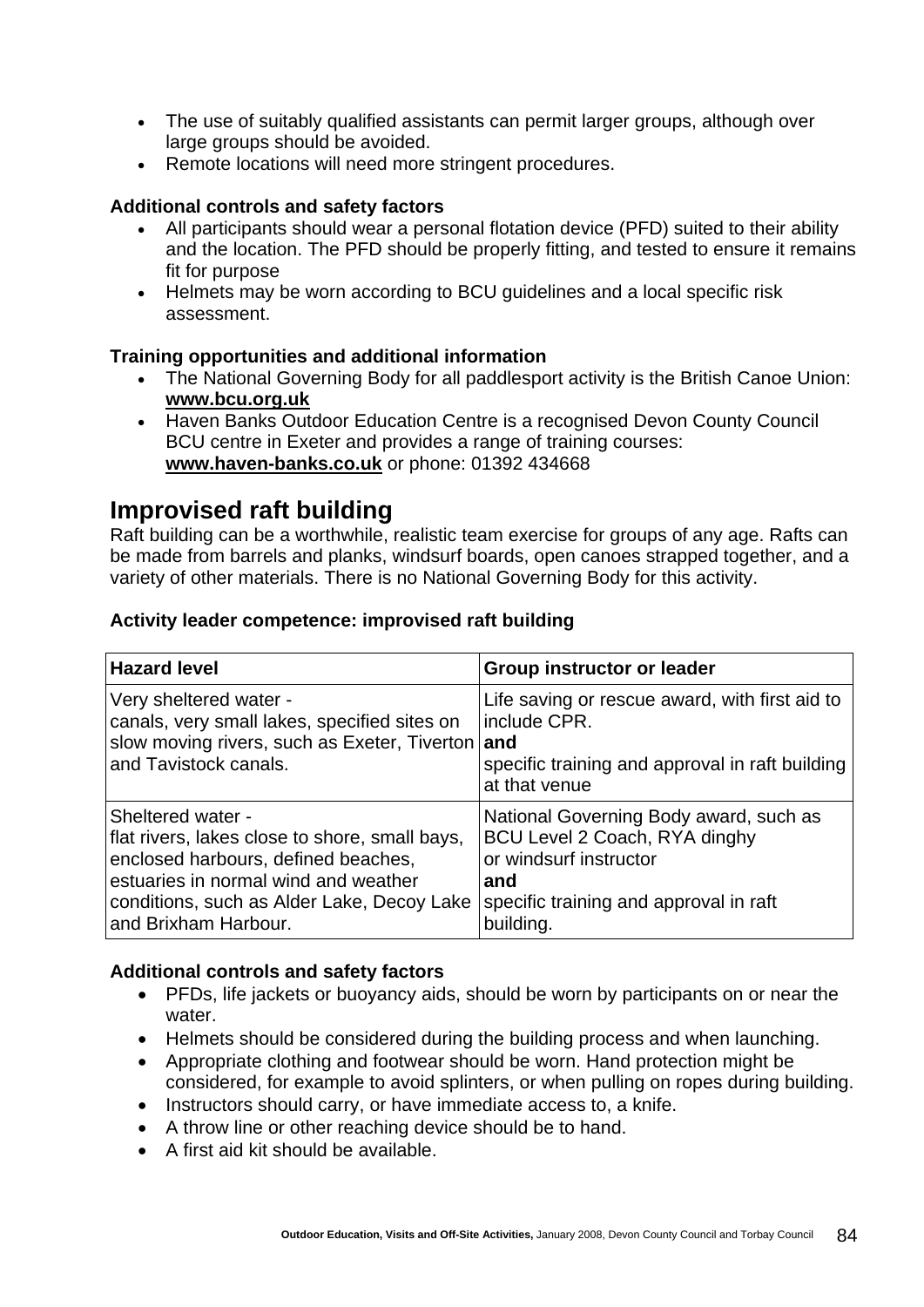- The use of suitably qualified assistants can permit larger groups, although over large groups should be avoided.
- Remote locations will need more stringent procedures.

**Additional controls and safety factors**

- All participants should wear a personal flotation device (PFD) suited to their ability and the location. The PFD should be properly fitting, and tested to ensure it remains fit for purpose
- Helmets may be worn according to BCU guidelines and a local specific risk assessment.

**Training opportunities and additional information**

- The National Governing Body for all paddlesport activity is the British Canoe Union: **www.bcu.org.uk**
- Haven Banks Outdoor Education Centre is a recognised Devon County Council BCU centre in Exeter and provides a range of training courses: **www.haven-banks.co.uk** or phone: 01392 434668

## Improvised raft building

Raft building can be a worthwhile, realistic team exercise for groups of any age. Rafts can be made from barrels and planks, windsurf boards, open canoes strapped together, and a variety of other materials. There is no National Governing Body for this activity.

**Activity leader competence: improvised raft building**

| **Hazard level** | **Group instructor or leader** |
|---|---|
| Very sheltered water - canals, very small lakes, specified sites on slow moving rivers, such as Exeter, Tiverton and Tavistock canals. | Life saving or rescue award, with first aid to include CPR. **and** specific training and approval in raft building at that venue |
| Sheltered water - flat rivers, lakes close to shore, small bays, enclosed harbours, defined beaches, estuaries in normal wind and weather conditions, such as Alder Lake, Decoy Lake and Brixham Harbour. | National Governing Body award, such as BCU Level 2 Coach, RYA dinghy or windsurf instructor **and** specific training and approval in raft building. |

**Additional controls and safety factors**

- PFDs, life jackets or buoyancy aids, should be worn by participants on or near the water.
- Helmets should be considered during the building process and when launching.
- Appropriate clothing and footwear should be worn. Hand protection might be considered, for example to avoid splinters, or when pulling on ropes during building.
- Instructors should carry, or have immediate access to, a knife.
- A throw line or other reaching device should be to hand.
- A first aid kit should be available.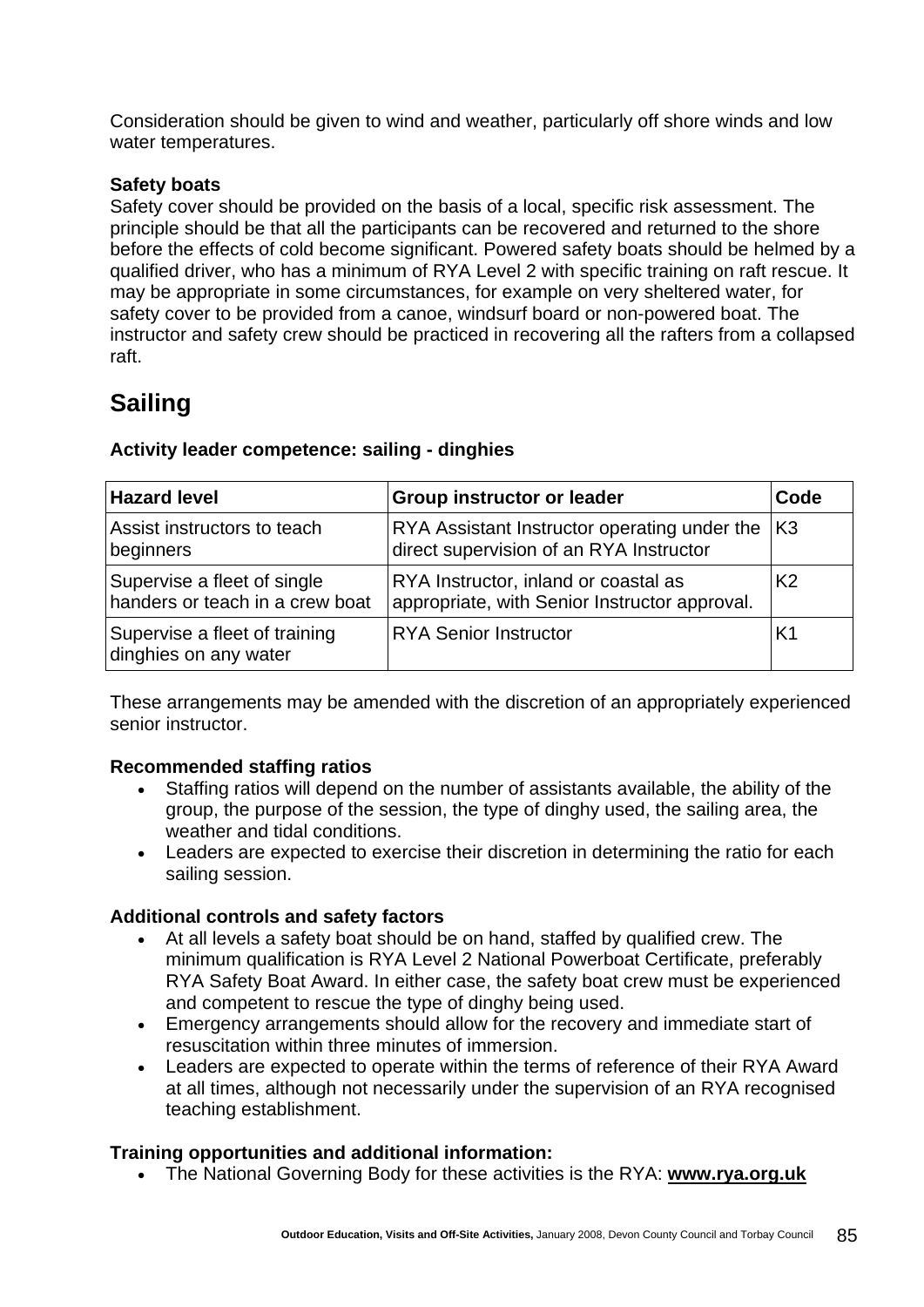Consideration should be given to wind and weather, particularly off shore winds and low water temperatures.

**Safety boats**

Safety cover should be provided on the basis of a local, specific risk assessment. The principle should be that all the participants can be recovered and returned to the shore before the effects of cold become significant. Powered safety boats should be helmed by a qualified driver, who has a minimum of RYA Level 2 with specific training on raft rescue. It may be appropriate in some circumstances, for example on very sheltered water, for safety cover to be provided from a canoe, windsurf board or non-powered boat. The instructor and safety crew should be practiced in recovering all the rafters from a collapsed raft.

## Sailing

**Activity leader competence: sailing - dinghies**

| Hazard level | Group instructor or leader | Code |
|---|---|---|
| Assist instructors to teach beginners | RYA Assistant Instructor operating under the direct supervision of an RYA Instructor | K3 |
| Supervise a fleet of single handers or teach in a crew boat | RYA Instructor, inland or coastal as appropriate, with Senior Instructor approval. | K2 |
| Supervise a fleet of training dinghies on any water | RYA Senior Instructor | K1 |

These arrangements may be amended with the discretion of an appropriately experienced senior instructor.

**Recommended staffing ratios**

- Staffing ratios will depend on the number of assistants available, the ability of the group, the purpose of the session, the type of dinghy used, the sailing area, the weather and tidal conditions.
- Leaders are expected to exercise their discretion in determining the ratio for each sailing session.

**Additional controls and safety factors**

- At all levels a safety boat should be on hand, staffed by qualified crew. The minimum qualification is RYA Level 2 National Powerboat Certificate, preferably RYA Safety Boat Award. In either case, the safety boat crew must be experienced and competent to rescue the type of dinghy being used.
- Emergency arrangements should allow for the recovery and immediate start of resuscitation within three minutes of immersion.
- Leaders are expected to operate within the terms of reference of their RYA Award at all times, although not necessarily under the supervision of an RYA recognised teaching establishment.

**Training opportunities and additional information:**

- The National Governing Body for these activities is the RYA: **www.rya.org.uk**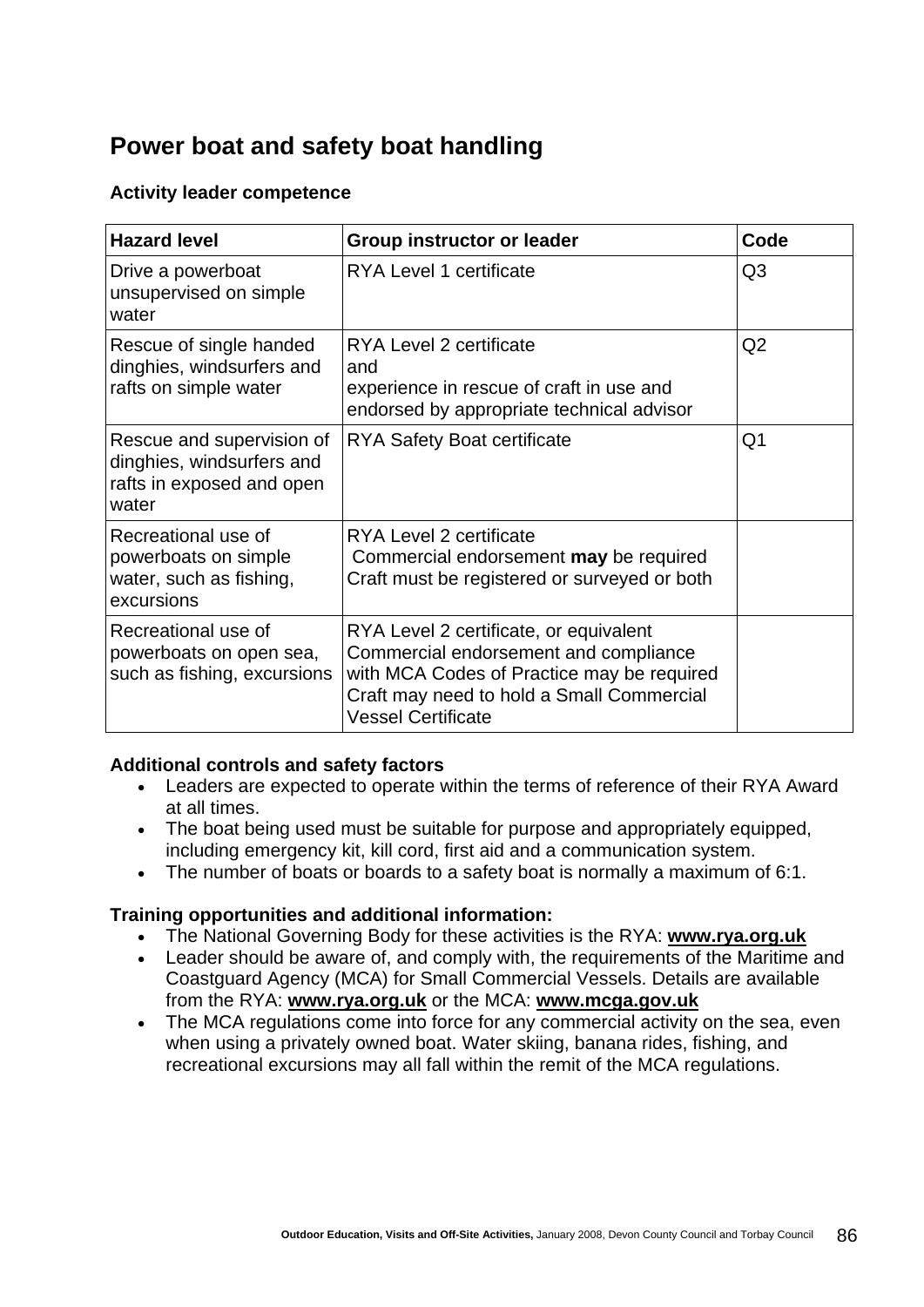# Power boat and safety boat handling

### Activity leader competence

| Hazard level | Group instructor or leader | Code |
|---|---|---|
| Drive a powerboat unsupervised on simple water | RYA Level 1 certificate | Q3 |
| Rescue of single handed dinghies, windsurfers and rafts on simple water | RYA Level 2 certificate<br>and<br>experience in rescue of craft in use and endorsed by appropriate technical advisor | Q2 |
| Rescue and supervision of dinghies, windsurfers and rafts in exposed and open water | RYA Safety Boat certificate | Q1 |
| Recreational use of powerboats on simple water, such as fishing, excursions | RYA Level 2 certificate<br>Commercial endorsement **may** be required<br>Craft must be registered or surveyed or both | |
| Recreational use of powerboats on open sea, such as fishing, excursions | RYA Level 2 certificate, or equivalent<br>Commercial endorsement and compliance with MCA Codes of Practice may be required<br>Craft may need to hold a Small Commercial Vessel Certificate | |

**Additional controls and safety factors**

- Leaders are expected to operate within the terms of reference of their RYA Award at all times.
- The boat being used must be suitable for purpose and appropriately equipped, including emergency kit, kill cord, first aid and a communication system.
- The number of boats or boards to a safety boat is normally a maximum of 6:1.

**Training opportunities and additional information:**

- The National Governing Body for these activities is the RYA: **www.rya.org.uk**
- Leader should be aware of, and comply with, the requirements of the Maritime and Coastguard Agency (MCA) for Small Commercial Vessels. Details are available from the RYA: **www.rya.org.uk** or the MCA: **www.mcga.gov.uk**
- The MCA regulations come into force for any commercial activity on the sea, even when using a privately owned boat. Water skiing, banana rides, fishing, and recreational excursions may all fall within the remit of the MCA regulations.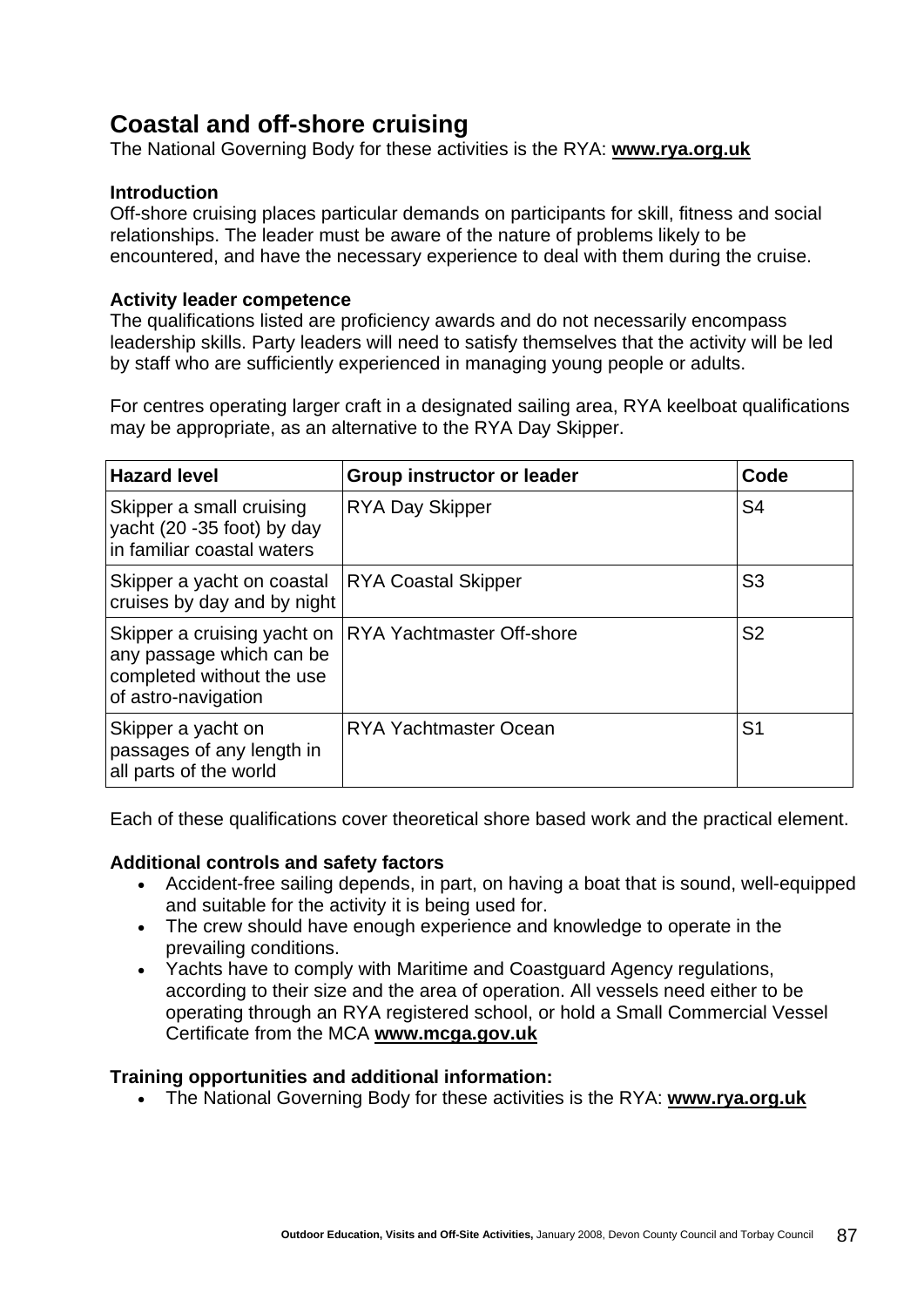## Coastal and off-shore cruising

The National Governing Body for these activities is the RYA: **www.rya.org.uk**

**Introduction**

Off-shore cruising places particular demands on participants for skill, fitness and social relationships. The leader must be aware of the nature of problems likely to be encountered, and have the necessary experience to deal with them during the cruise.

**Activity leader competence**

The qualifications listed are proficiency awards and do not necessarily encompass leadership skills. Party leaders will need to satisfy themselves that the activity will be led by staff who are sufficiently experienced in managing young people or adults.

For centres operating larger craft in a designated sailing area, RYA keelboat qualifications may be appropriate, as an alternative to the RYA Day Skipper.

| Hazard level | Group instructor or leader | Code |
|---|---|---|
| Skipper a small cruising yacht (20 -35 foot) by day in familiar coastal waters | RYA Day Skipper | S4 |
| Skipper a yacht on coastal cruises by day and by night | RYA Coastal Skipper | S3 |
| Skipper a cruising yacht on any passage which can be completed without the use of astro-navigation | RYA Yachtmaster Off-shore | S2 |
| Skipper a yacht on passages of any length in all parts of the world | RYA Yachtmaster Ocean | S1 |

Each of these qualifications cover theoretical shore based work and the practical element.

**Additional controls and safety factors**

- Accident-free sailing depends, in part, on having a boat that is sound, well-equipped and suitable for the activity it is being used for.
- The crew should have enough experience and knowledge to operate in the prevailing conditions.
- Yachts have to comply with Maritime and Coastguard Agency regulations, according to their size and the area of operation. All vessels need either to be operating through an RYA registered school, or hold a Small Commercial Vessel Certificate from the MCA **www.mcga.gov.uk**

**Training opportunities and additional information:**

- The National Governing Body for these activities is the RYA: **www.rya.org.uk**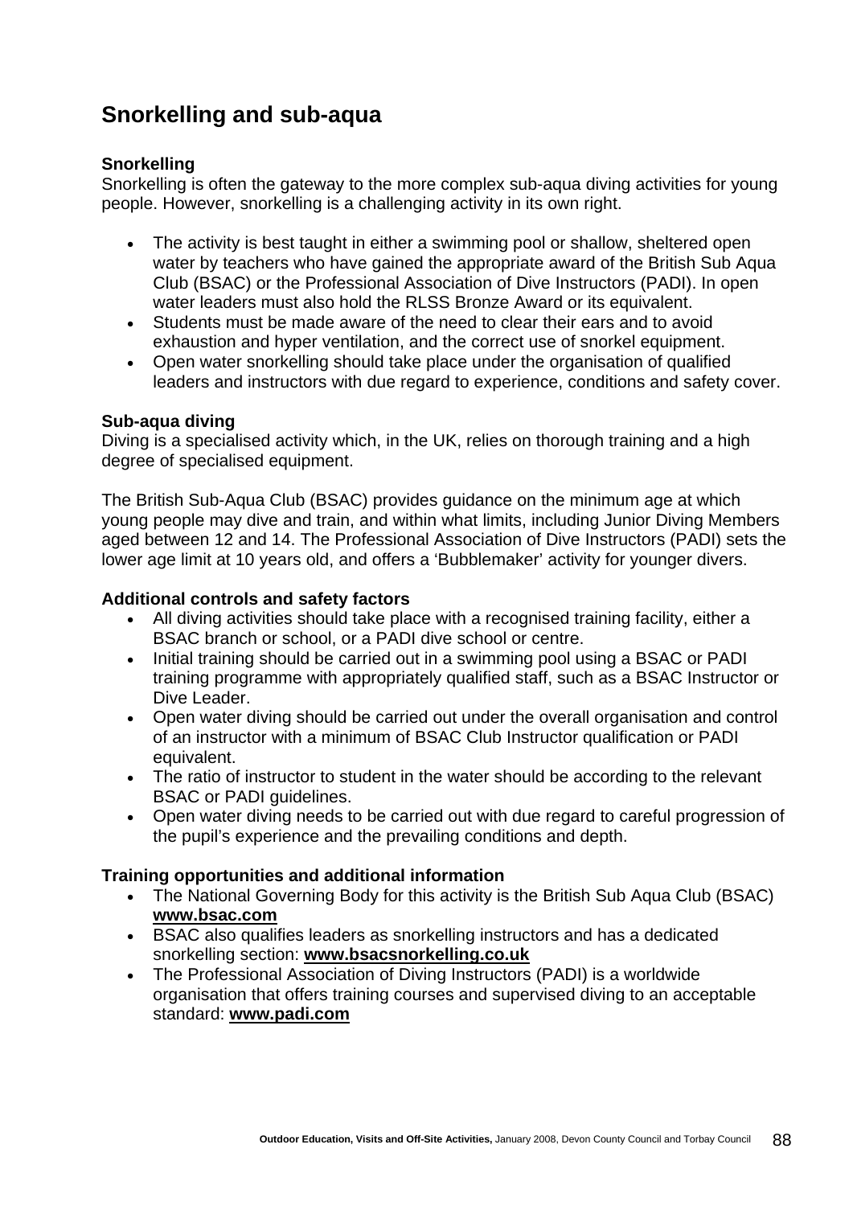# Snorkelling and sub-aqua

### Snorkelling

Snorkelling is often the gateway to the more complex sub-aqua diving activities for young people. However, snorkelling is a challenging activity in its own right.

- The activity is best taught in either a swimming pool or shallow, sheltered open water by teachers who have gained the appropriate award of the British Sub Aqua Club (BSAC) or the Professional Association of Dive Instructors (PADI). In open water leaders must also hold the RLSS Bronze Award or its equivalent.
- Students must be made aware of the need to clear their ears and to avoid exhaustion and hyper ventilation, and the correct use of snorkel equipment.
- Open water snorkelling should take place under the organisation of qualified leaders and instructors with due regard to experience, conditions and safety cover.

### Sub-aqua diving

Diving is a specialised activity which, in the UK, relies on thorough training and a high degree of specialised equipment.

The British Sub-Aqua Club (BSAC) provides guidance on the minimum age at which young people may dive and train, and within what limits, including Junior Diving Members aged between 12 and 14. The Professional Association of Dive Instructors (PADI) sets the lower age limit at 10 years old, and offers a 'Bubblemaker' activity for younger divers.

### Additional controls and safety factors

- All diving activities should take place with a recognised training facility, either a BSAC branch or school, or a PADI dive school or centre.
- Initial training should be carried out in a swimming pool using a BSAC or PADI training programme with appropriately qualified staff, such as a BSAC Instructor or Dive Leader.
- Open water diving should be carried out under the overall organisation and control of an instructor with a minimum of BSAC Club Instructor qualification or PADI equivalent.
- The ratio of instructor to student in the water should be according to the relevant BSAC or PADI guidelines.
- Open water diving needs to be carried out with due regard to careful progression of the pupil's experience and the prevailing conditions and depth.

### Training opportunities and additional information

- The National Governing Body for this activity is the British Sub Aqua Club (BSAC) **www.bsac.com**
- BSAC also qualifies leaders as snorkelling instructors and has a dedicated snorkelling section: **www.bsacsnorkelling.co.uk**
- The Professional Association of Diving Instructors (PADI) is a worldwide organisation that offers training courses and supervised diving to an acceptable standard: **www.padi.com**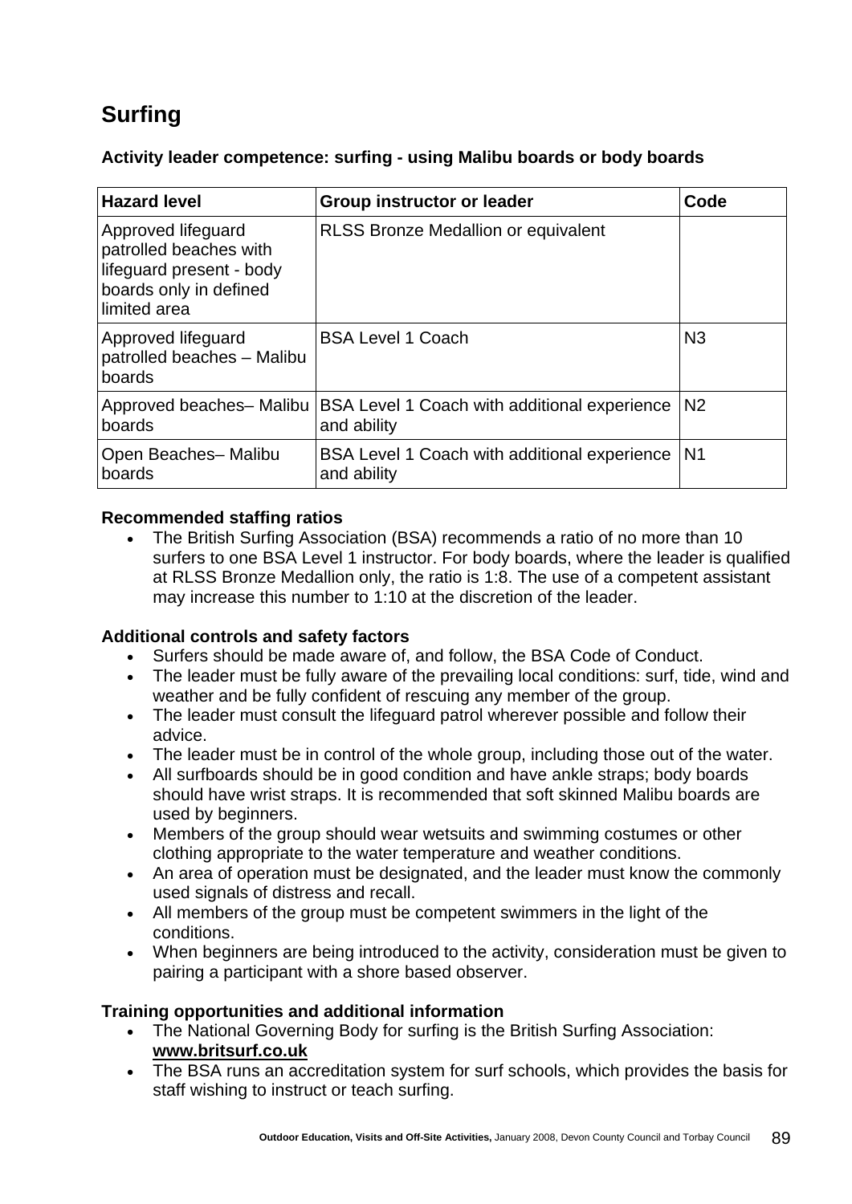# Surfing

**Activity leader competence: surfing - using Malibu boards or body boards**

| Hazard level | Group instructor or leader | Code |
|---|---|---|
| Approved lifeguard patrolled beaches with lifeguard present - body boards only in defined limited area | RLSS Bronze Medallion or equivalent | |
| Approved lifeguard patrolled beaches – Malibu boards | BSA Level 1 Coach | N3 |
| Approved beaches– Malibu boards | BSA Level 1 Coach with additional experience and ability | N2 |
| Open Beaches– Malibu boards | BSA Level 1 Coach with additional experience and ability | N1 |

**Recommended staffing ratios**

- The British Surfing Association (BSA) recommends a ratio of no more than 10 surfers to one BSA Level 1 instructor. For body boards, where the leader is qualified at RLSS Bronze Medallion only, the ratio is 1:8. The use of a competent assistant may increase this number to 1:10 at the discretion of the leader.

**Additional controls and safety factors**

- Surfers should be made aware of, and follow, the BSA Code of Conduct.
- The leader must be fully aware of the prevailing local conditions: surf, tide, wind and weather and be fully confident of rescuing any member of the group.
- The leader must consult the lifeguard patrol wherever possible and follow their advice.
- The leader must be in control of the whole group, including those out of the water.
- All surfboards should be in good condition and have ankle straps; body boards should have wrist straps. It is recommended that soft skinned Malibu boards are used by beginners.
- Members of the group should wear wetsuits and swimming costumes or other clothing appropriate to the water temperature and weather conditions.
- An area of operation must be designated, and the leader must know the commonly used signals of distress and recall.
- All members of the group must be competent swimmers in the light of the conditions.
- When beginners are being introduced to the activity, consideration must be given to pairing a participant with a shore based observer.

**Training opportunities and additional information**

- The National Governing Body for surfing is the British Surfing Association: **www.britsurf.co.uk**
- The BSA runs an accreditation system for surf schools, which provides the basis for staff wishing to instruct or teach surfing.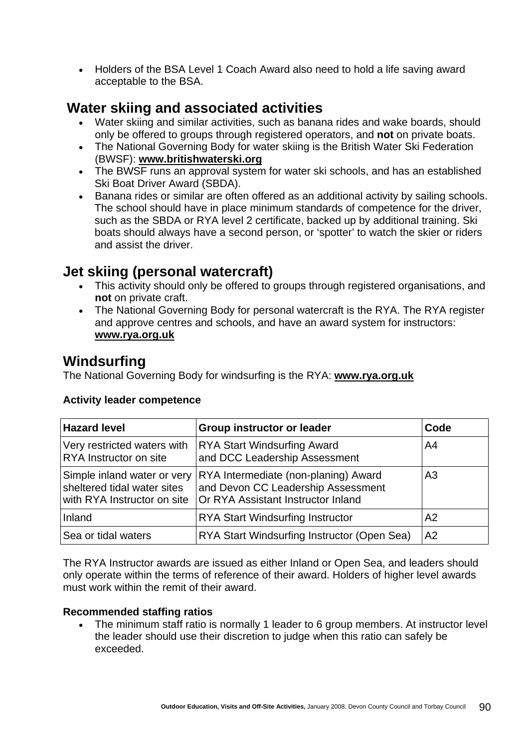- Holders of the BSA Level 1 Coach Award also need to hold a life saving award acceptable to the BSA.

## Water skiing and associated activities

- Water skiing and similar activities, such as banana rides and wake boards, should only be offered to groups through registered operators, and **not** on private boats.
- The National Governing Body for water skiing is the British Water Ski Federation (BWSF): **www.britishwaterski.org**
- The BWSF runs an approval system for water ski schools, and has an established Ski Boat Driver Award (SBDA).
- Banana rides or similar are often offered as an additional activity by sailing schools. The school should have in place minimum standards of competence for the driver, such as the SBDA or RYA level 2 certificate, backed up by additional training. Ski boats should always have a second person, or 'spotter' to watch the skier or riders and assist the driver.

## Jet skiing (personal watercraft)

- This activity should only be offered to groups through registered organisations, and **not** on private craft.
- The National Governing Body for personal watercraft is the RYA. The RYA register and approve centres and schools, and have an award system for instructors: **www.rya.org.uk**

## Windsurfing

The National Governing Body for windsurfing is the RYA: **www.rya.org.uk**

**Activity leader competence**

| Hazard level | Group instructor or leader | Code |
|---|---|---|
| Very restricted waters with RYA Instructor on site | RYA Start Windsurfing Award and DCC Leadership Assessment | A4 |
| Simple inland water or very sheltered tidal water sites with RYA Instructor on site | RYA Intermediate (non-planing) Award and Devon CC Leadership Assessment Or RYA Assistant Instructor Inland | A3 |
| Inland | RYA Start Windsurfing Instructor | A2 |
| Sea or tidal waters | RYA Start Windsurfing Instructor (Open Sea) | A2 |

The RYA Instructor awards are issued as either Inland or Open Sea, and leaders should only operate within the terms of reference of their award. Holders of higher level awards must work within the remit of their award.

**Recommended staffing ratios**

- The minimum staff ratio is normally 1 leader to 6 group members. At instructor level the leader should use their discretion to judge when this ratio can safely be exceeded.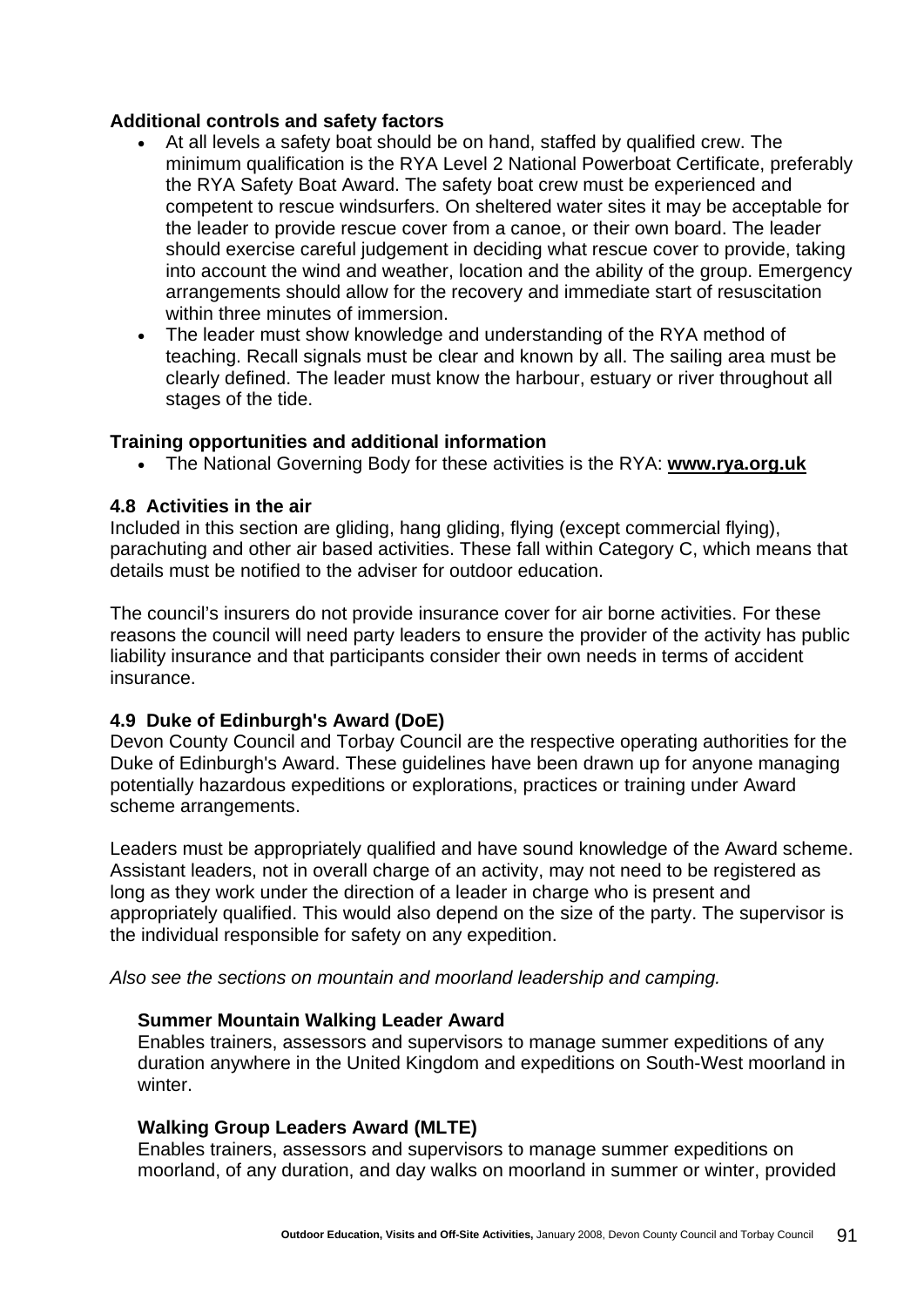### Additional controls and safety factors

- At all levels a safety boat should be on hand, staffed by qualified crew. The minimum qualification is the RYA Level 2 National Powerboat Certificate, preferably the RYA Safety Boat Award. The safety boat crew must be experienced and competent to rescue windsurfers. On sheltered water sites it may be acceptable for the leader to provide rescue cover from a canoe, or their own board. The leader should exercise careful judgement in deciding what rescue cover to provide, taking into account the wind and weather, location and the ability of the group. Emergency arrangements should allow for the recovery and immediate start of resuscitation within three minutes of immersion.
- The leader must show knowledge and understanding of the RYA method of teaching. Recall signals must be clear and known by all. The sailing area must be clearly defined. The leader must know the harbour, estuary or river throughout all stages of the tide.

### Training opportunities and additional information

- The National Governing Body for these activities is the RYA: **www.rya.org.uk**

### 4.8 Activities in the air

Included in this section are gliding, hang gliding, flying (except commercial flying), parachuting and other air based activities. These fall within Category C, which means that details must be notified to the adviser for outdoor education.

The council's insurers do not provide insurance cover for air borne activities. For these reasons the council will need party leaders to ensure the provider of the activity has public liability insurance and that participants consider their own needs in terms of accident insurance.

### 4.9 Duke of Edinburgh's Award (DoE)

Devon County Council and Torbay Council are the respective operating authorities for the Duke of Edinburgh's Award. These guidelines have been drawn up for anyone managing potentially hazardous expeditions or explorations, practices or training under Award scheme arrangements.

Leaders must be appropriately qualified and have sound knowledge of the Award scheme. Assistant leaders, not in overall charge of an activity, may not need to be registered as long as they work under the direction of a leader in charge who is present and appropriately qualified. This would also depend on the size of the party. The supervisor is the individual responsible for safety on any expedition.

*Also see the sections on mountain and moorland leadership and camping.*

#### Summer Mountain Walking Leader Award

Enables trainers, assessors and supervisors to manage summer expeditions of any duration anywhere in the United Kingdom and expeditions on South-West moorland in winter.

#### Walking Group Leaders Award (MLTE)

Enables trainers, assessors and supervisors to manage summer expeditions on moorland, of any duration, and day walks on moorland in summer or winter, provided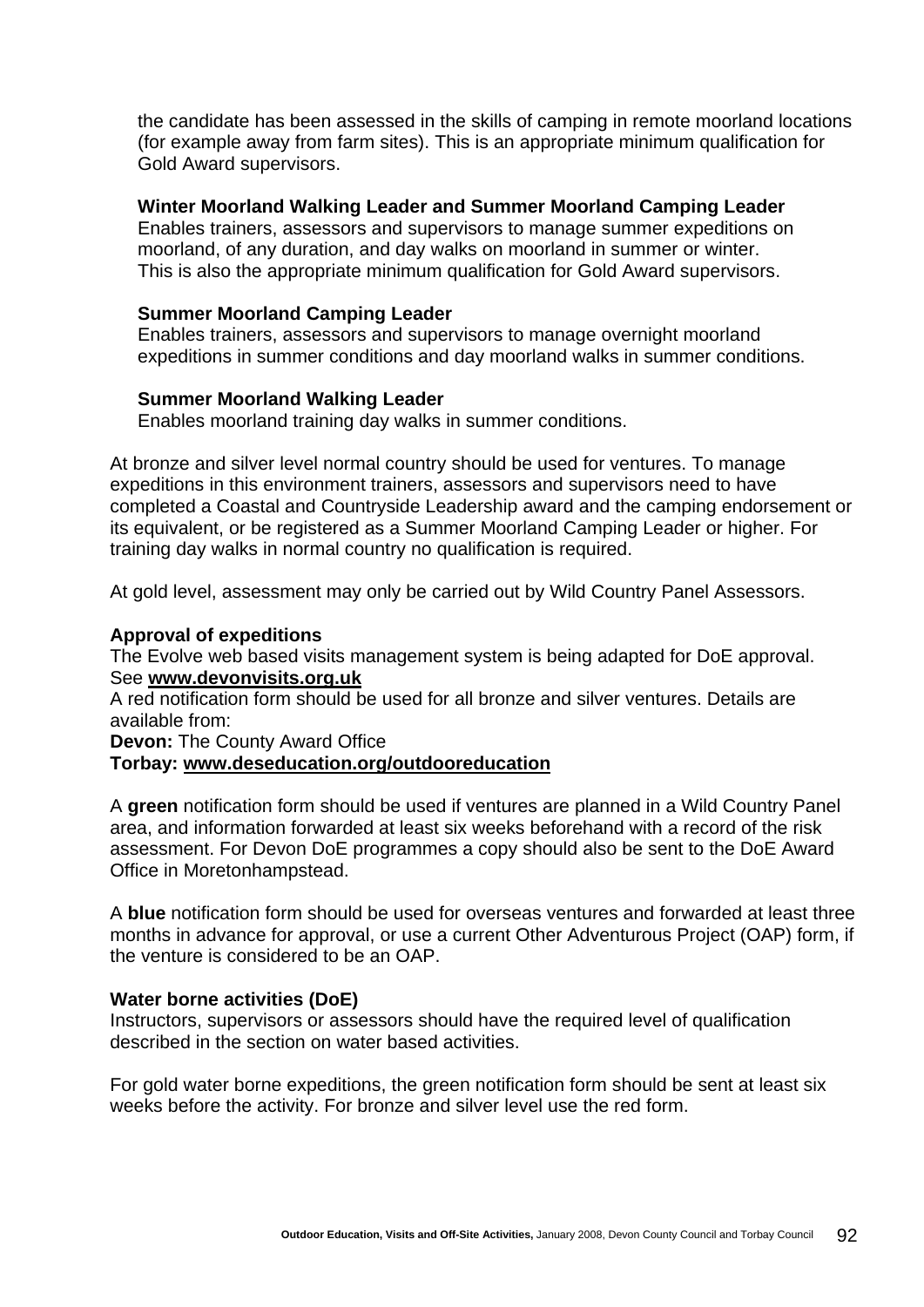the candidate has been assessed in the skills of camping in remote moorland locations (for example away from farm sites). This is an appropriate minimum qualification for Gold Award supervisors.

**Winter Moorland Walking Leader and Summer Moorland Camping Leader**
Enables trainers, assessors and supervisors to manage summer expeditions on moorland, of any duration, and day walks on moorland in summer or winter. This is also the appropriate minimum qualification for Gold Award supervisors.

**Summer Moorland Camping Leader**
Enables trainers, assessors and supervisors to manage overnight moorland expeditions in summer conditions and day moorland walks in summer conditions.

**Summer Moorland Walking Leader**
Enables moorland training day walks in summer conditions.

At bronze and silver level normal country should be used for ventures. To manage expeditions in this environment trainers, assessors and supervisors need to have completed a Coastal and Countryside Leadership award and the camping endorsement or its equivalent, or be registered as a Summer Moorland Camping Leader or higher. For training day walks in normal country no qualification is required.

At gold level, assessment may only be carried out by Wild Country Panel Assessors.

**Approval of expeditions**
The Evolve web based visits management system is being adapted for DoE approval. See **www.devonvisits.org.uk**
A red notification form should be used for all bronze and silver ventures. Details are available from:
**Devon:** The County Award Office
**Torbay: www.deseducation.org/outdooreducation**

A **green** notification form should be used if ventures are planned in a Wild Country Panel area, and information forwarded at least six weeks beforehand with a record of the risk assessment. For Devon DoE programmes a copy should also be sent to the DoE Award Office in Moretonhampstead.

A **blue** notification form should be used for overseas ventures and forwarded at least three months in advance for approval, or use a current Other Adventurous Project (OAP) form, if the venture is considered to be an OAP.

**Water borne activities (DoE)**
Instructors, supervisors or assessors should have the required level of qualification described in the section on water based activities.

For gold water borne expeditions, the green notification form should be sent at least six weeks before the activity. For bronze and silver level use the red form.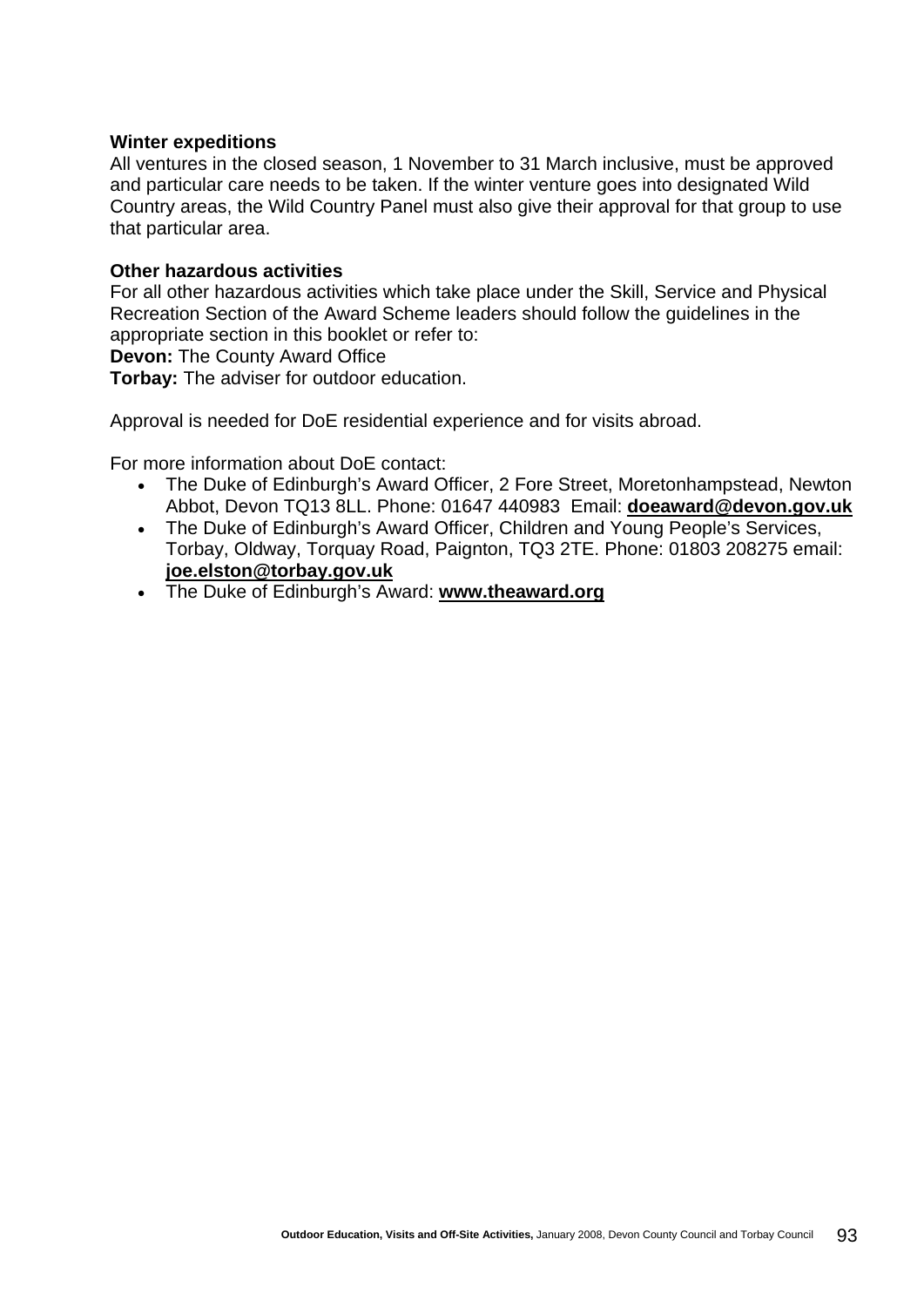**Winter expeditions**

All ventures in the closed season, 1 November to 31 March inclusive, must be approved and particular care needs to be taken. If the winter venture goes into designated Wild Country areas, the Wild Country Panel must also give their approval for that group to use that particular area.

**Other hazardous activities**

For all other hazardous activities which take place under the Skill, Service and Physical Recreation Section of the Award Scheme leaders should follow the guidelines in the appropriate section in this booklet or refer to:

**Devon:** The County Award Office

**Torbay:** The adviser for outdoor education.

Approval is needed for DoE residential experience and for visits abroad.

For more information about DoE contact:

- The Duke of Edinburgh's Award Officer, 2 Fore Street, Moretonhampstead, Newton Abbot, Devon TQ13 8LL. Phone: 01647 440983 Email: **doeaward@devon.gov.uk**
- The Duke of Edinburgh's Award Officer, Children and Young People's Services, Torbay, Oldway, Torquay Road, Paignton, TQ3 2TE. Phone: 01803 208275 email: **joe.elston@torbay.gov.uk**
- The Duke of Edinburgh's Award: **www.theaward.org**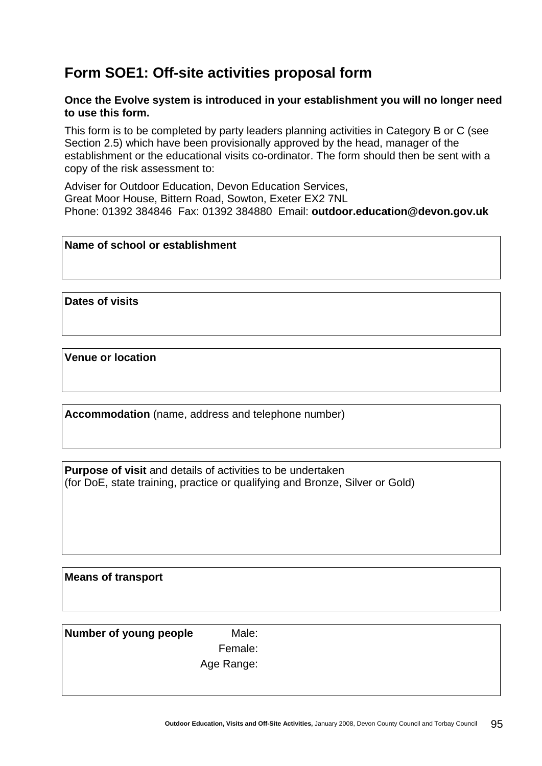## Form SOE1: Off-site activities proposal form

**Once the Evolve system is introduced in your establishment you will no longer need to use this form.**

This form is to be completed by party leaders planning activities in Category B or C (see Section 2.5) which have been provisionally approved by the head, manager of the establishment or the educational visits co-ordinator. The form should then be sent with a copy of the risk assessment to:

Adviser for Outdoor Education, Devon Education Services,
Great Moor House, Bittern Road, Sowton, Exeter EX2 7NL
Phone: 01392 384846 Fax: 01392 384880 Email: **outdoor.education@devon.gov.uk**

| **Name of school or establishment** |
|---|
| |

| **Dates of visits** |
|---|
| |

| **Venue or location** |
|---|
| |

| **Accommodation** (name, address and telephone number) |
|---|
| |

| **Purpose of visit** and details of activities to be undertaken (for DoE, state training, practice or qualifying and Bronze, Silver or Gold) |
|---|
| |

| **Means of transport** |
|---|
| |

| **Number of young people** | Male: | |
|---|---|---|
| | Female: | |
| | Age Range: | |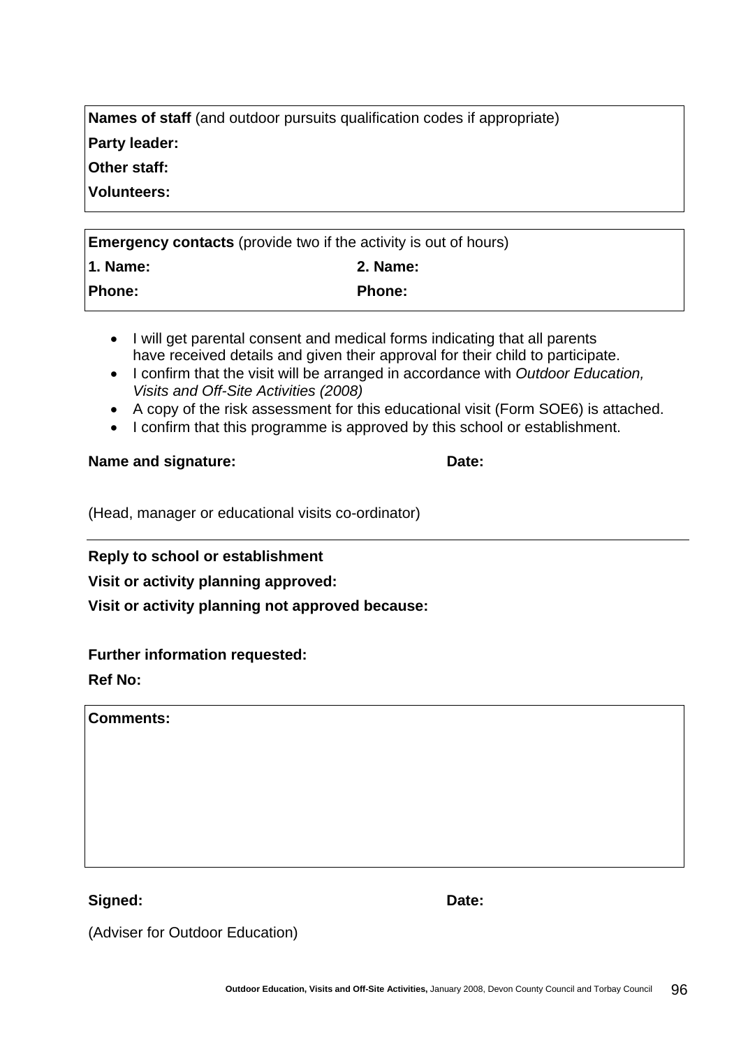**Names of staff** (and outdoor pursuits qualification codes if appropriate)

**Party leader:**

**Other staff:**

**Volunteers:**

**Emergency contacts** (provide two if the activity is out of hours)

| **1. Name:** | **2. Name:** |
|---|---|
| **Phone:** | **Phone:** |

- I will get parental consent and medical forms indicating that all parents have received details and given their approval for their child to participate.
- I confirm that the visit will be arranged in accordance with *Outdoor Education, Visits and Off-Site Activities (2008)*
- A copy of the risk assessment for this educational visit (Form SOE6) is attached.
- I confirm that this programme is approved by this school or establishment.

**Name and signature:** **Date:**

(Head, manager or educational visits co-ordinator)

---

**Reply to school or establishment**

**Visit or activity planning approved:**

**Visit or activity planning not approved because:**

**Further information requested:**

**Ref No:**

**Comments:**

**Signed:** **Date:**

(Adviser for Outdoor Education)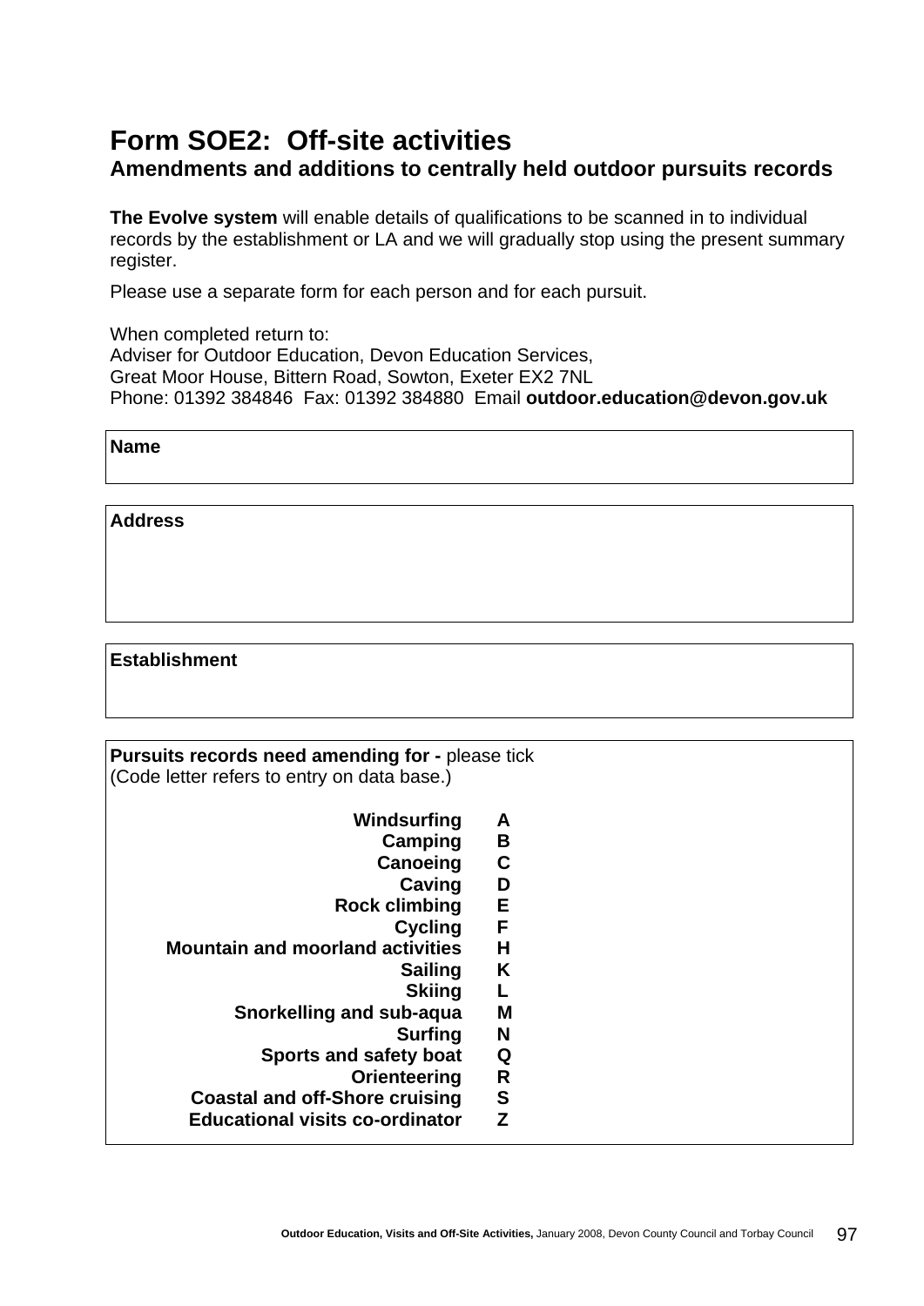# Form SOE2: Off-site activities

## Amendments and additions to centrally held outdoor pursuits records

**The Evolve system** will enable details of qualifications to be scanned in to individual records by the establishment or LA and we will gradually stop using the present summary register.

Please use a separate form for each person and for each pursuit.

When completed return to:
Adviser for Outdoor Education, Devon Education Services,
Great Moor House, Bittern Road, Sowton, Exeter EX2 7NL
Phone: 01392 384846 Fax: 01392 384880 Email **outdoor.education@devon.gov.uk**

**Name**

**Address**

**Establishment**

**Pursuits records need amending for -** please tick
(Code letter refers to entry on data base.)

| Pursuit | Code |
|---|---|
| **Windsurfing** | **A** |
| **Camping** | **B** |
| **Canoeing** | **C** |
| **Caving** | **D** |
| **Rock climbing** | **E** |
| **Cycling** | **F** |
| **Mountain and moorland activities** | **H** |
| **Sailing** | **K** |
| **Skiing** | **L** |
| **Snorkelling and sub-aqua** | **M** |
| **Surfing** | **N** |
| **Sports and safety boat** | **Q** |
| **Orienteering** | **R** |
| **Coastal and off-Shore cruising** | **S** |
| **Educational visits co-ordinator** | **Z** |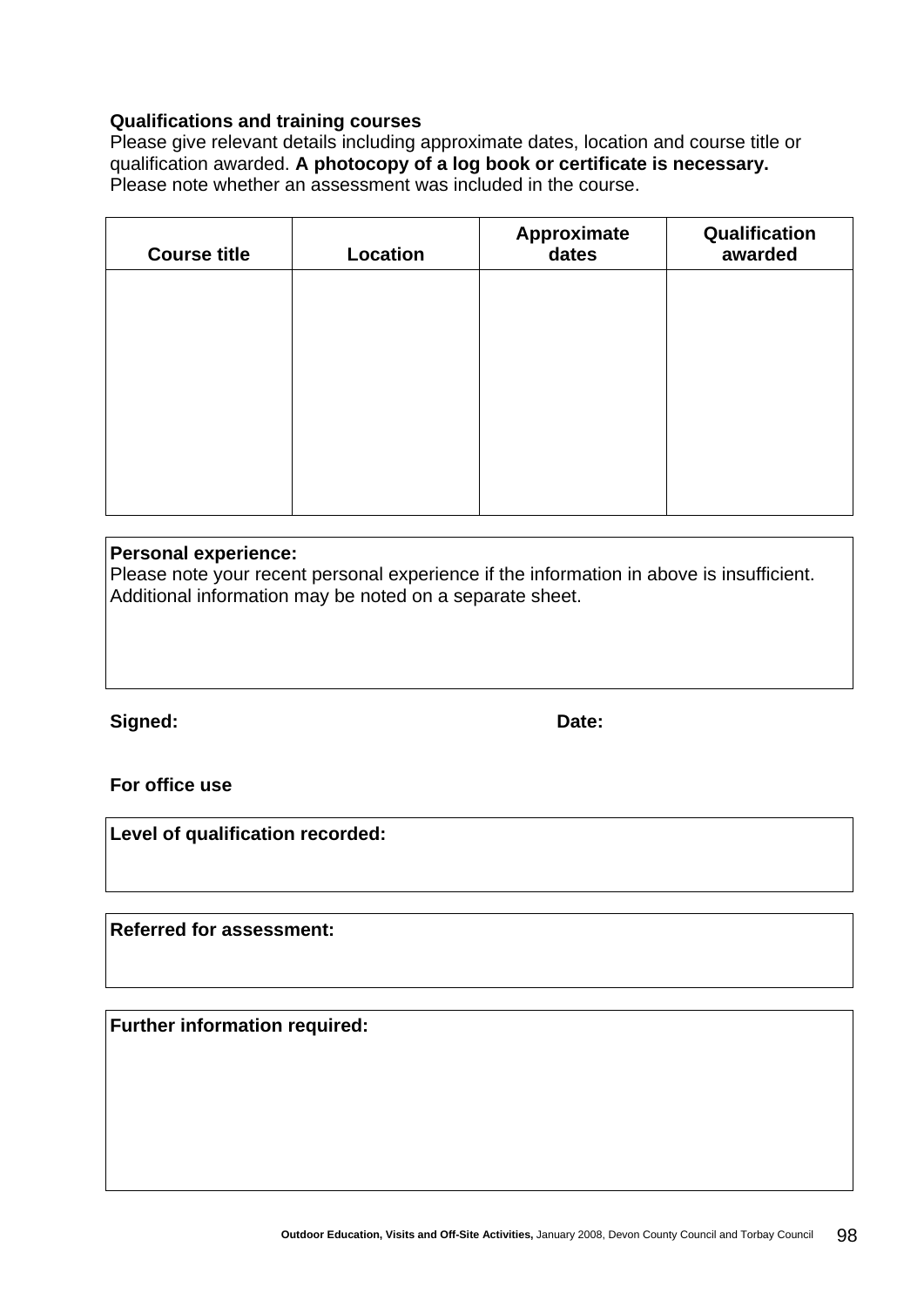**Qualifications and training courses**
Please give relevant details including approximate dates, location and course title or qualification awarded. **A photocopy of a log book or certificate is necessary.** Please note whether an assessment was included in the course.

| Course title | Location | Approximate dates | Qualification awarded |
|---|---|---|---|
| | | | |

**Personal experience:**
Please note your recent personal experience if the information in above is insufficient. Additional information may be noted on a separate sheet.

**Signed:** **Date:**

**For office use**

**Level of qualification recorded:**

**Referred for assessment:**

**Further information required:**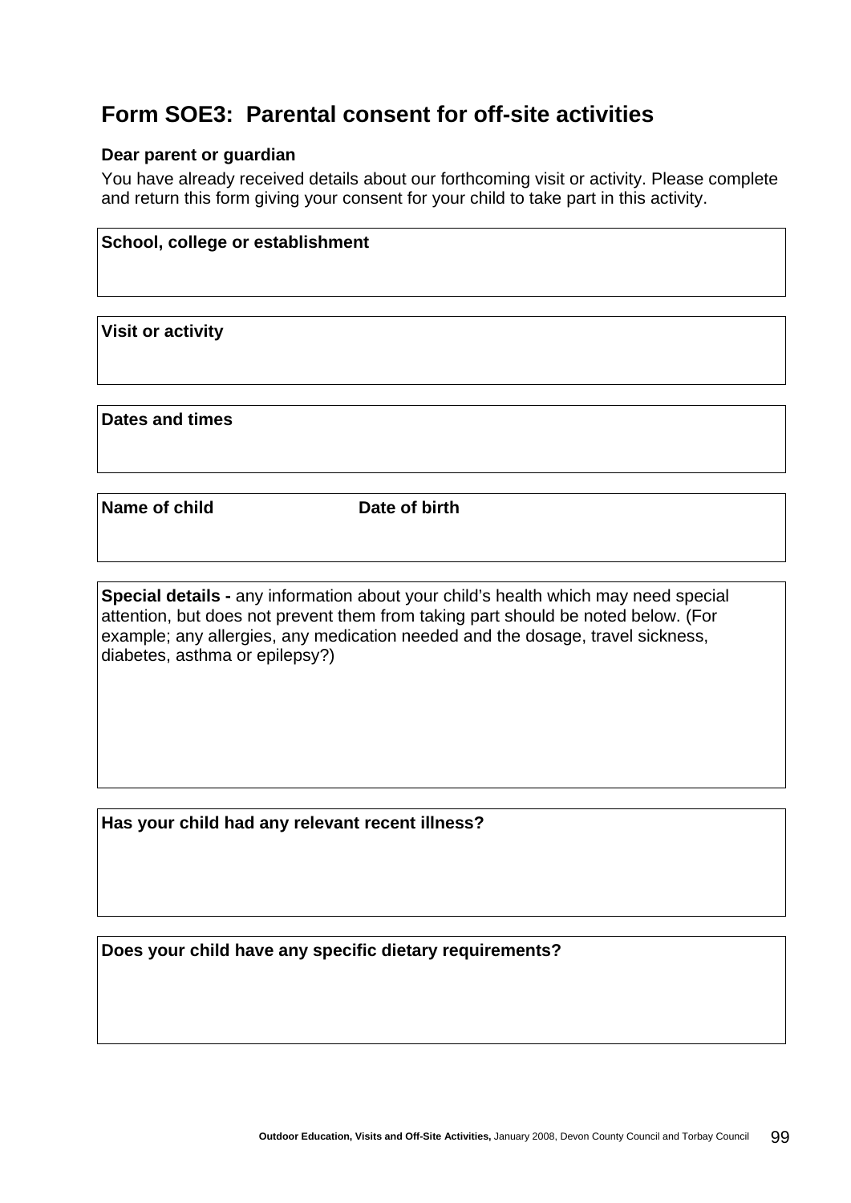## Form SOE3: Parental consent for off-site activities

**Dear parent or guardian**

You have already received details about our forthcoming visit or activity. Please complete and return this form giving your consent for your child to take part in this activity.

| **School, college or establishment** |
|---|
| |

| **Visit or activity** |
|---|
| |

| **Dates and times** |
|---|
| |

| **Name of child** | **Date of birth** |
|---|---|
| | |

| **Special details -** any information about your child's health which may need special attention, but does not prevent them from taking part should be noted below. (For example; any allergies, any medication needed and the dosage, travel sickness, diabetes, asthma or epilepsy?) |
|---|
| |

| **Has your child had any relevant recent illness?** |
|---|
| |

| **Does your child have any specific dietary requirements?** |
|---|
| |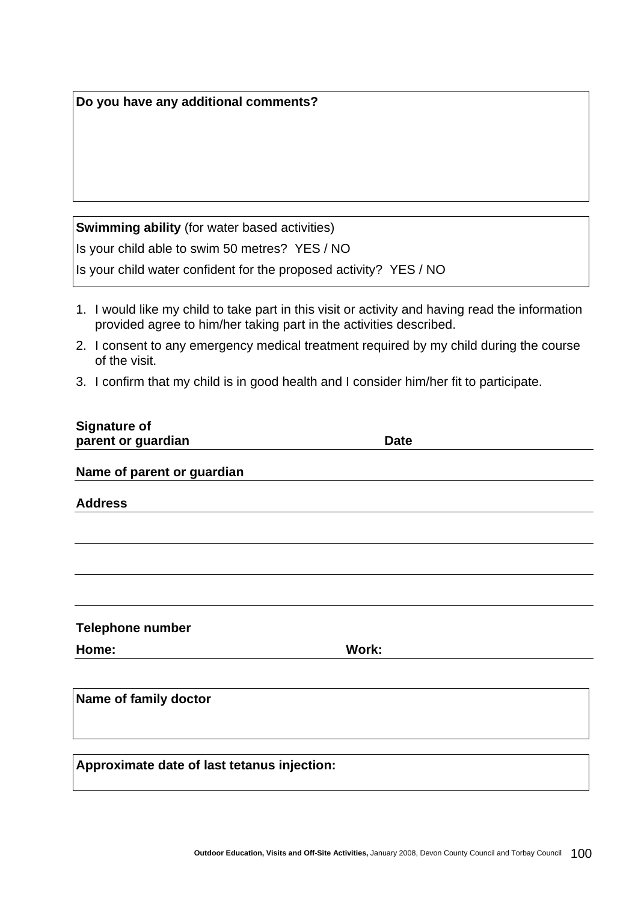**Do you have any additional comments?**

**Swimming ability** (for water based activities)

Is your child able to swim 50 metres? YES / NO

Is your child water confident for the proposed activity? YES / NO

1. I would like my child to take part in this visit or activity and having read the information provided agree to him/her taking part in the activities described.
2. I consent to any emergency medical treatment required by my child during the course of the visit.
3. I confirm that my child is in good health and I consider him/her fit to participate.

**Signature of parent or guardian** ______________________ **Date** ______________________

**Name of parent or guardian** ______________________

**Address** ______________________

______________________

______________________

______________________

**Telephone number**

**Home:** ______________________ **Work:** ______________________

**Name of family doctor**

**Approximate date of last tetanus injection:**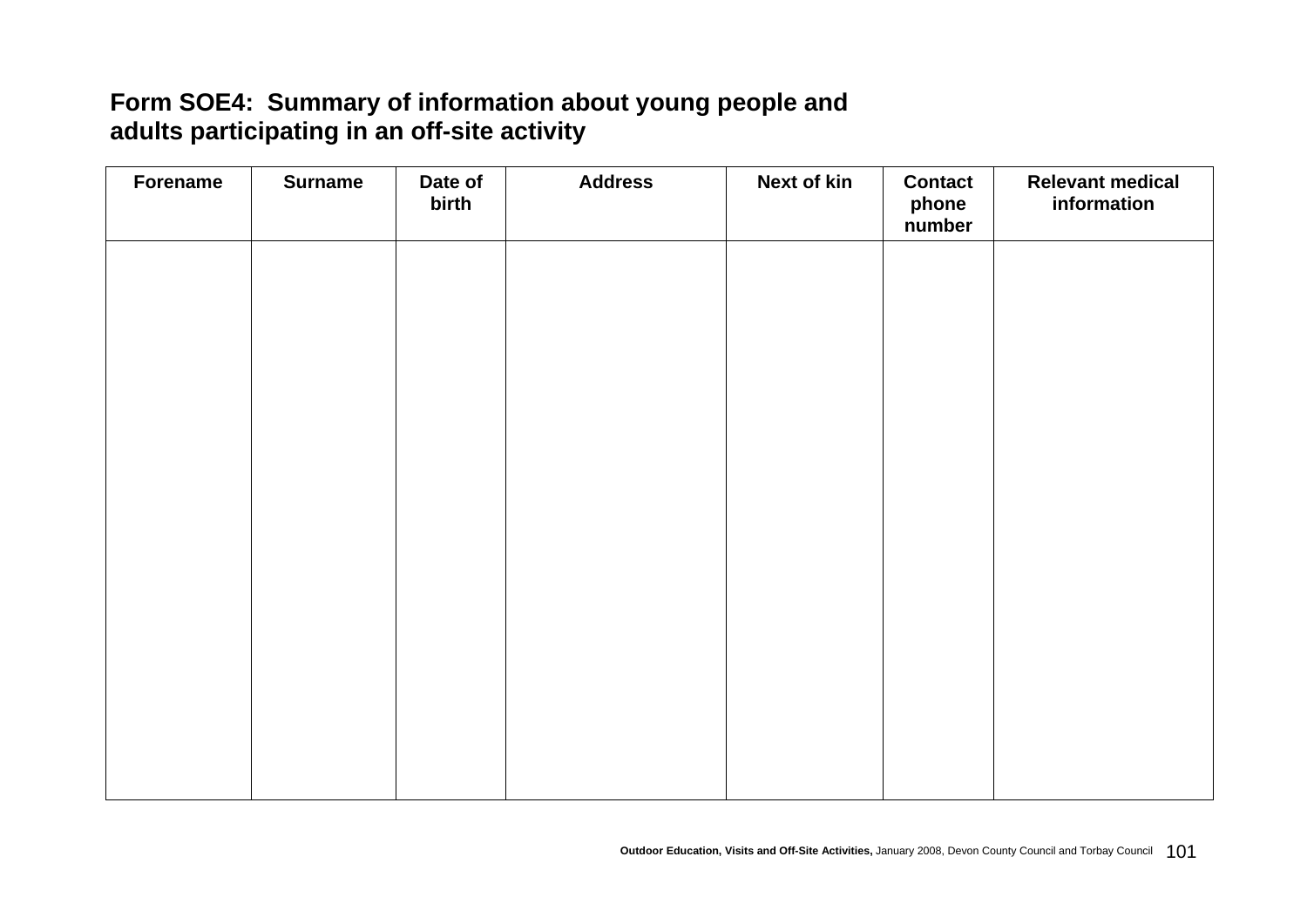# Form SOE4: Summary of information about young people and adults participating in an off-site activity

| Forename | Surname | Date of birth | Address | Next of kin | Contact phone number | Relevant medical information |
|---|---|---|---|---|---|---|
| | | | | | | |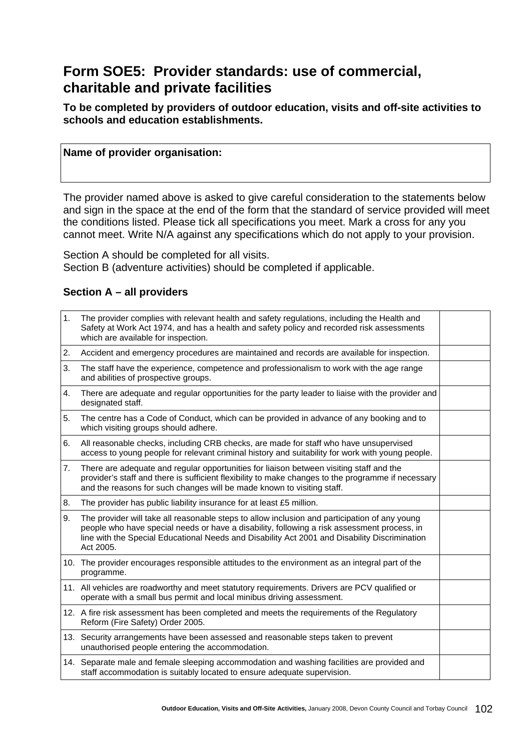# Form SOE5: Provider standards: use of commercial, charitable and private facilities

**To be completed by providers of outdoor education, visits and off-site activities to schools and education establishments.**

| **Name of provider organisation:** |
|---|
| |

The provider named above is asked to give careful consideration to the statements below and sign in the space at the end of the form that the standard of service provided will meet the conditions listed. Please tick all specifications you meet. Mark a cross for any you cannot meet. Write N/A against any specifications which do not apply to your provision.

Section A should be completed for all visits.
Section B (adventure activities) should be completed if applicable.

### Section A – all providers

| | | |
|---|---|---|
| 1. | The provider complies with relevant health and safety regulations, including the Health and Safety at Work Act 1974, and has a health and safety policy and recorded risk assessments which are available for inspection. | |
| 2. | Accident and emergency procedures are maintained and records are available for inspection. | |
| 3. | The staff have the experience, competence and professionalism to work with the age range and abilities of prospective groups. | |
| 4. | There are adequate and regular opportunities for the party leader to liaise with the provider and designated staff. | |
| 5. | The centre has a Code of Conduct, which can be provided in advance of any booking and to which visiting groups should adhere. | |
| 6. | All reasonable checks, including CRB checks, are made for staff who have unsupervised access to young people for relevant criminal history and suitability for work with young people. | |
| 7. | There are adequate and regular opportunities for liaison between visiting staff and the provider's staff and there is sufficient flexibility to make changes to the programme if necessary and the reasons for such changes will be made known to visiting staff. | |
| 8. | The provider has public liability insurance for at least £5 million. | |
| 9. | The provider will take all reasonable steps to allow inclusion and participation of any young people who have special needs or have a disability, following a risk assessment process, in line with the Special Educational Needs and Disability Act 2001 and Disability Discrimination Act 2005. | |
| 10. | The provider encourages responsible attitudes to the environment as an integral part of the programme. | |
| 11. | All vehicles are roadworthy and meet statutory requirements. Drivers are PCV qualified or operate with a small bus permit and local minibus driving assessment. | |
| 12. | A fire risk assessment has been completed and meets the requirements of the Regulatory Reform (Fire Safety) Order 2005. | |
| 13. | Security arrangements have been assessed and reasonable steps taken to prevent unauthorised people entering the accommodation. | |
| 14. | Separate male and female sleeping accommodation and washing facilities are provided and staff accommodation is suitably located to ensure adequate supervision. | |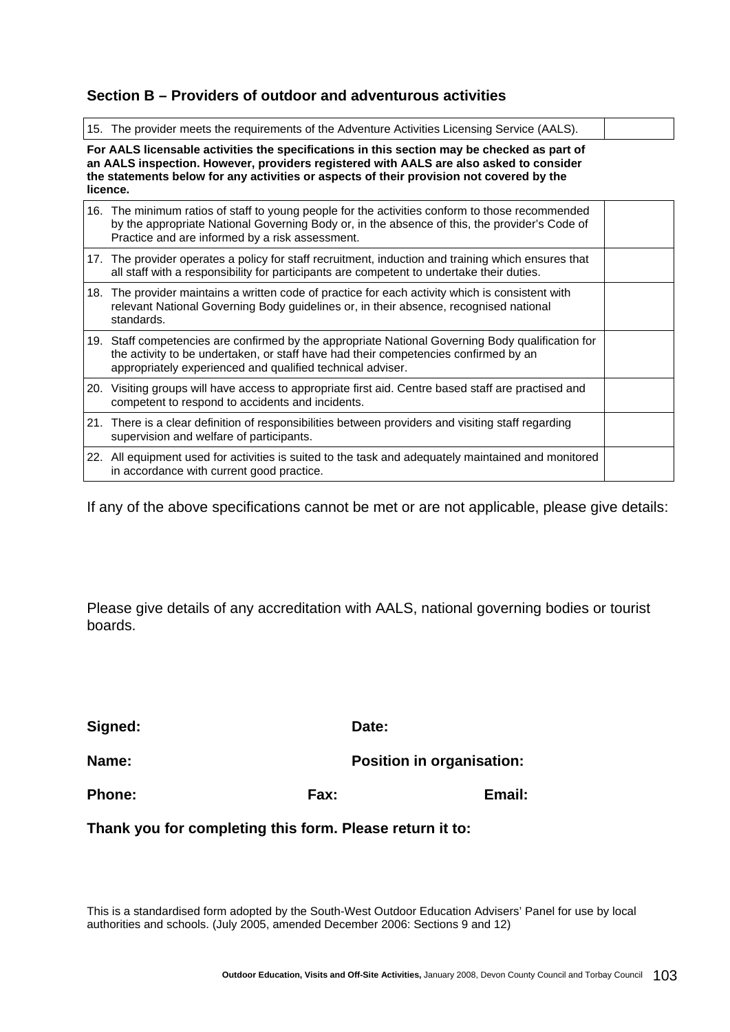## Section B – Providers of outdoor and adventurous activities

| | |
|---|---|
| 15. The provider meets the requirements of the Adventure Activities Licensing Service (AALS). | |

**For AALS licensable activities the specifications in this section may be checked as part of an AALS inspection. However, providers registered with AALS are also asked to consider the statements below for any activities or aspects of their provision not covered by the licence.**

| | |
|---|---|
| 16. The minimum ratios of staff to young people for the activities conform to those recommended by the appropriate National Governing Body or, in the absence of this, the provider's Code of Practice and are informed by a risk assessment. | |
| 17. The provider operates a policy for staff recruitment, induction and training which ensures that all staff with a responsibility for participants are competent to undertake their duties. | |
| 18. The provider maintains a written code of practice for each activity which is consistent with relevant National Governing Body guidelines or, in their absence, recognised national standards. | |
| 19. Staff competencies are confirmed by the appropriate National Governing Body qualification for the activity to be undertaken, or staff have had their competencies confirmed by an appropriately experienced and qualified technical adviser. | |
| 20. Visiting groups will have access to appropriate first aid. Centre based staff are practised and competent to respond to accidents and incidents. | |
| 21. There is a clear definition of responsibilities between providers and visiting staff regarding supervision and welfare of participants. | |
| 22. All equipment used for activities is suited to the task and adequately maintained and monitored in accordance with current good practice. | |

If any of the above specifications cannot be met or are not applicable, please give details:

Please give details of any accreditation with AALS, national governing bodies or tourist boards.

**Signed:** **Date:**

**Name:** **Position in organisation:**

**Phone:** **Fax:** **Email:**

**Thank you for completing this form. Please return it to:**

This is a standardised form adopted by the South-West Outdoor Education Advisers' Panel for use by local authorities and schools. (July 2005, amended December 2006: Sections 9 and 12)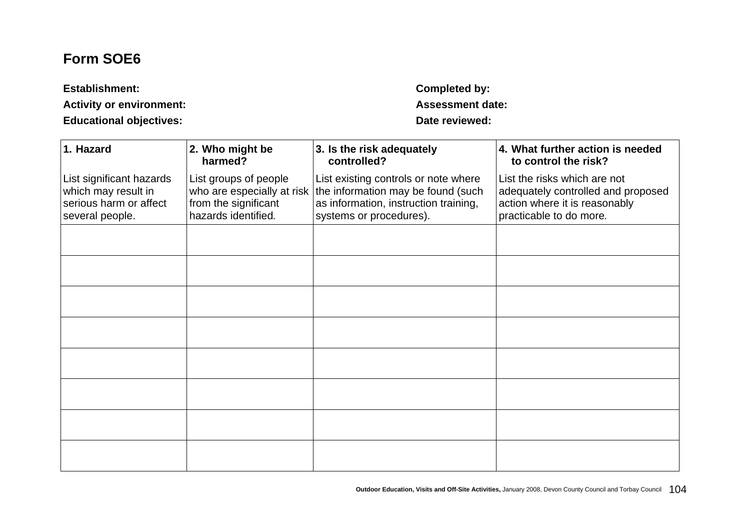## Form SOE6

**Establishment:**

**Activity or environment:**

**Educational objectives:**

**Completed by:**

**Assessment date:**

**Date reviewed:**

| **1. Hazard** | **2. Who might be harmed?** | **3. Is the risk adequately controlled?** | **4. What further action is needed to control the risk?** |
|---|---|---|---|
| List significant hazards which may result in serious harm or affect several people. | List groups of people who are especially at risk from the significant hazards identified. | List existing controls or note where the information may be found (such as information, instruction training, systems or procedures). | List the risks which are not adequately controlled and proposed action where it is reasonably practicable to do more. |
| | | | |
| | | | |
| | | | |
| | | | |
| | | | |
| | | | |
| | | | |
| | | | |

**Outdoor Education, Visits and Off-Site Activities,** January 2008, Devon County Council and Torbay Council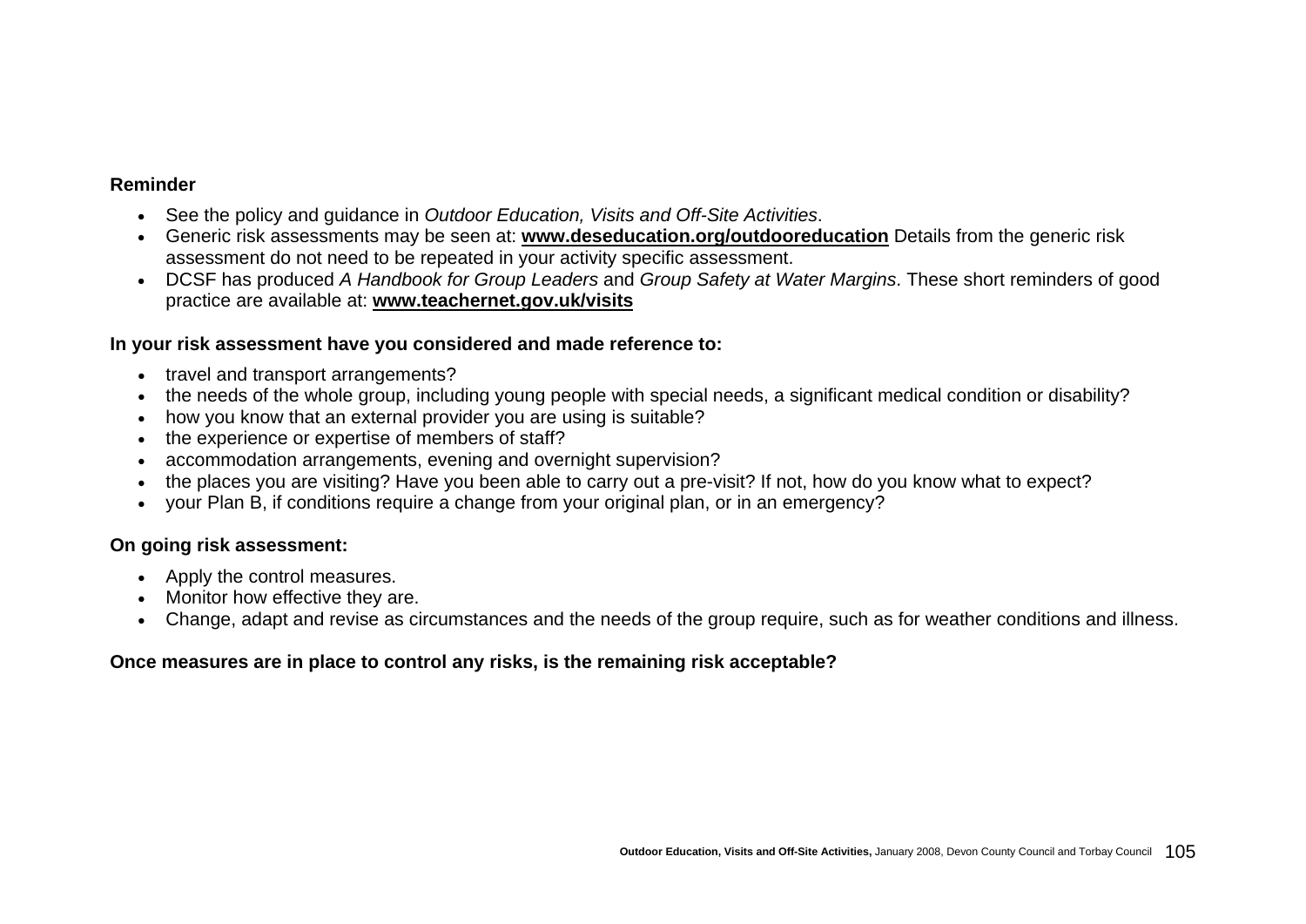**Reminder**

- See the policy and guidance in *Outdoor Education, Visits and Off-Site Activities*.
- Generic risk assessments may be seen at: **www.deseducation.org/outdooreducation** Details from the generic risk assessment do not need to be repeated in your activity specific assessment.
- DCSF has produced *A Handbook for Group Leaders* and *Group Safety at Water Margins*. These short reminders of good practice are available at: **www.teachernet.gov.uk/visits**

**In your risk assessment have you considered and made reference to:**

- travel and transport arrangements?
- the needs of the whole group, including young people with special needs, a significant medical condition or disability?
- how you know that an external provider you are using is suitable?
- the experience or expertise of members of staff?
- accommodation arrangements, evening and overnight supervision?
- the places you are visiting? Have you been able to carry out a pre-visit? If not, how do you know what to expect?
- your Plan B, if conditions require a change from your original plan, or in an emergency?

**On going risk assessment:**

- Apply the control measures.
- Monitor how effective they are.
- Change, adapt and revise as circumstances and the needs of the group require, such as for weather conditions and illness.

**Once measures are in place to control any risks, is the remaining risk acceptable?**